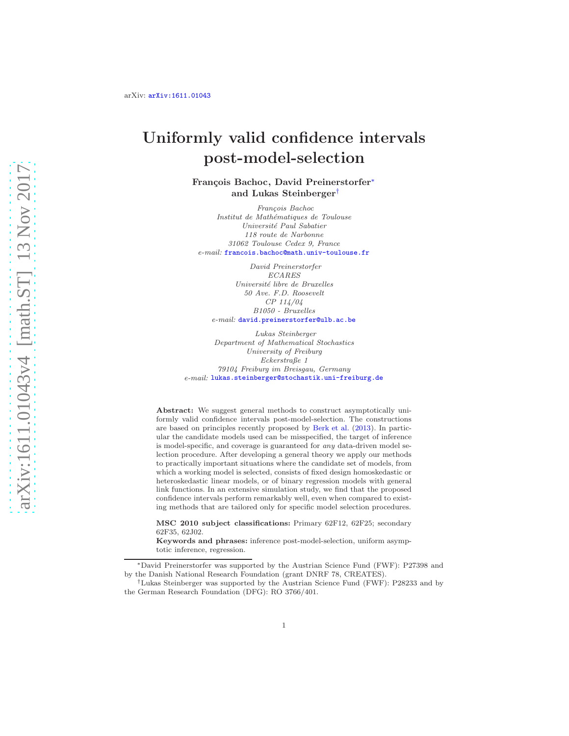arXiv: arXiv:1611.01043

# Uniformly valid confidence intervals post-model-selection

**François Bachoc, David Preinerstorfer[*] and Lukas Steinberger[†]**

*François Bachoc*
*Institut de Mathématiques de Toulouse*
*Université Paul Sabatier*
*118 route de Narbonne*
*31062 Toulouse Cedex 9, France*
*e-mail:* francois.bachoc@math.univ-toulouse.fr

*David Preinerstorfer*
*ECARES*
*Université libre de Bruxelles*
*50 Ave. F.D. Roosevelt*
*CP 114/04*
*B1050 - Bruxelles*
*e-mail:* david.preinerstorfer@ulb.ac.be

*Lukas Steinberger*
*Department of Mathematical Stochastics*
*University of Freiburg*
*Eckerstraße 1*
*79104 Freiburg im Breisgau, Germany*
*e-mail:* lukas.steinberger@stochastik.uni-freiburg.de

**Abstract:** We suggest general methods to construct asymptotically uniformly valid confidence intervals post-model-selection. The constructions are based on principles recently proposed by Berk et al. (2013). In particular the candidate models used can be misspecified, the target of inference is model-specific, and coverage is guaranteed for *any* data-driven model selection procedure. After developing a general theory we apply our methods to practically important situations where the candidate set of models, from which a working model is selected, consists of fixed design homoskedastic or heteroskedastic linear models, or of binary regression models with general link functions. In an extensive simulation study, we find that the proposed confidence intervals perform remarkably well, even when compared to existing methods that are tailored only for specific model selection procedures.

**MSC 2010 subject classifications:** Primary 62F12, 62F25; secondary 62F35, 62J02.

**Keywords and phrases:** inference post-model-selection, uniform asymptotic inference, regression.

---

[*] David Preinerstorfer was supported by the Austrian Science Fund (FWF): P27398 and by the Danish National Research Foundation (grant DNRF 78, CREATES).

[†] Lukas Steinberger was supported by the Austrian Science Fund (FWF): P28233 and by the German Research Foundation (DFG): RO 3766/401.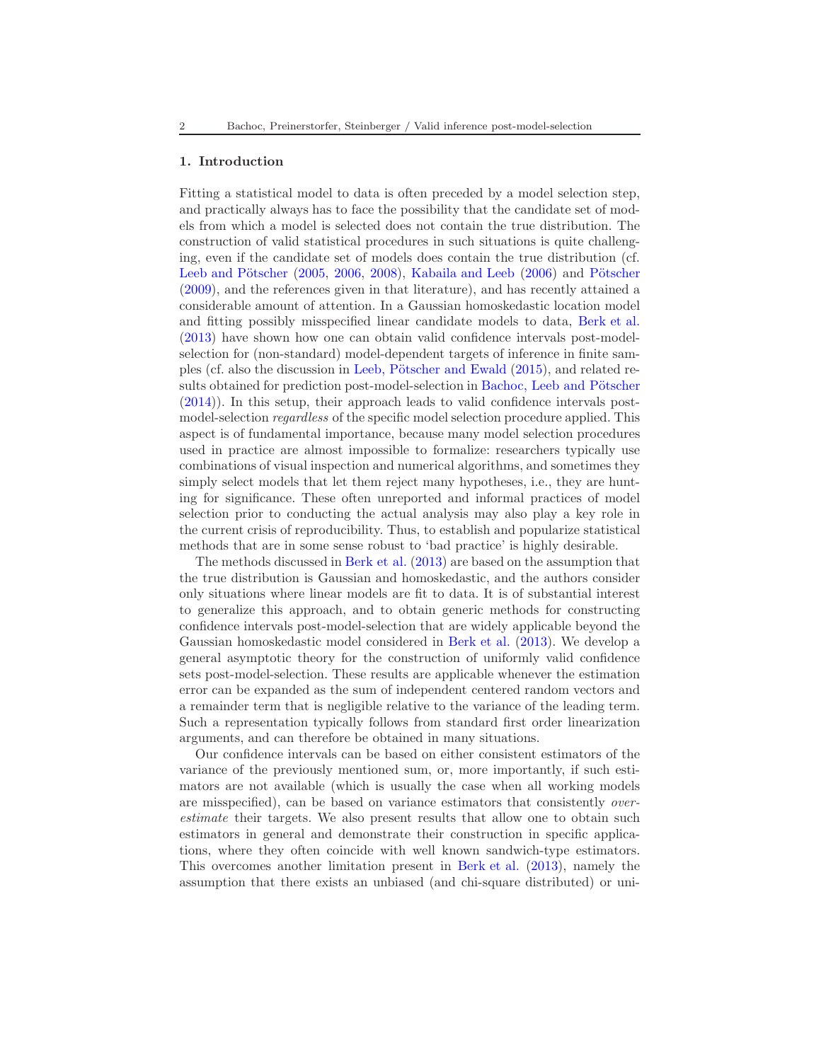## 1. Introduction

Fitting a statistical model to data is often preceded by a model selection step, and practically always has to face the possibility that the candidate set of models from which a model is selected does not contain the true distribution. The construction of valid statistical procedures in such situations is quite challenging, even if the candidate set of models does contain the true distribution (cf. Leeb and Pötscher (2005, 2006, 2008), Kabaila and Leeb (2006) and Pötscher (2009), and the references given in that literature), and has recently attained a considerable amount of attention. In a Gaussian homoskedastic location model and fitting possibly misspecified linear candidate models to data, Berk et al. (2013) have shown how one can obtain valid confidence intervals post-model-selection for (non-standard) model-dependent targets of inference in finite samples (cf. also the discussion in Leeb, Pötscher and Ewald (2015), and related results obtained for prediction post-model-selection in Bachoc, Leeb and Pötscher (2014)). In this setup, their approach leads to valid confidence intervals post-model-selection *regardless* of the specific model selection procedure applied. This aspect is of fundamental importance, because many model selection procedures used in practice are almost impossible to formalize: researchers typically use combinations of visual inspection and numerical algorithms, and sometimes they simply select models that let them reject many hypotheses, i.e., they are hunting for significance. These often unreported and informal practices of model selection prior to conducting the actual analysis may also play a key role in the current crisis of reproducibility. Thus, to establish and popularize statistical methods that are in some sense robust to 'bad practice' is highly desirable.

The methods discussed in Berk et al. (2013) are based on the assumption that the true distribution is Gaussian and homoskedastic, and the authors consider only situations where linear models are fit to data. It is of substantial interest to generalize this approach, and to obtain generic methods for constructing confidence intervals post-model-selection that are widely applicable beyond the Gaussian homoskedastic model considered in Berk et al. (2013). We develop a general asymptotic theory for the construction of uniformly valid confidence sets post-model-selection. These results are applicable whenever the estimation error can be expanded as the sum of independent centered random vectors and a remainder term that is negligible relative to the variance of the leading term. Such a representation typically follows from standard first order linearization arguments, and can therefore be obtained in many situations.

Our confidence intervals can be based on either consistent estimators of the variance of the previously mentioned sum, or, more importantly, if such estimators are not available (which is usually the case when all working models are misspecified), can be based on variance estimators that consistently *overestimate* their targets. We also present results that allow one to obtain such estimators in general and demonstrate their construction in specific applications, where they often coincide with well known sandwich-type estimators. This overcomes another limitation present in Berk et al. (2013), namely the assumption that there exists an unbiased (and chi-square distributed) or uni-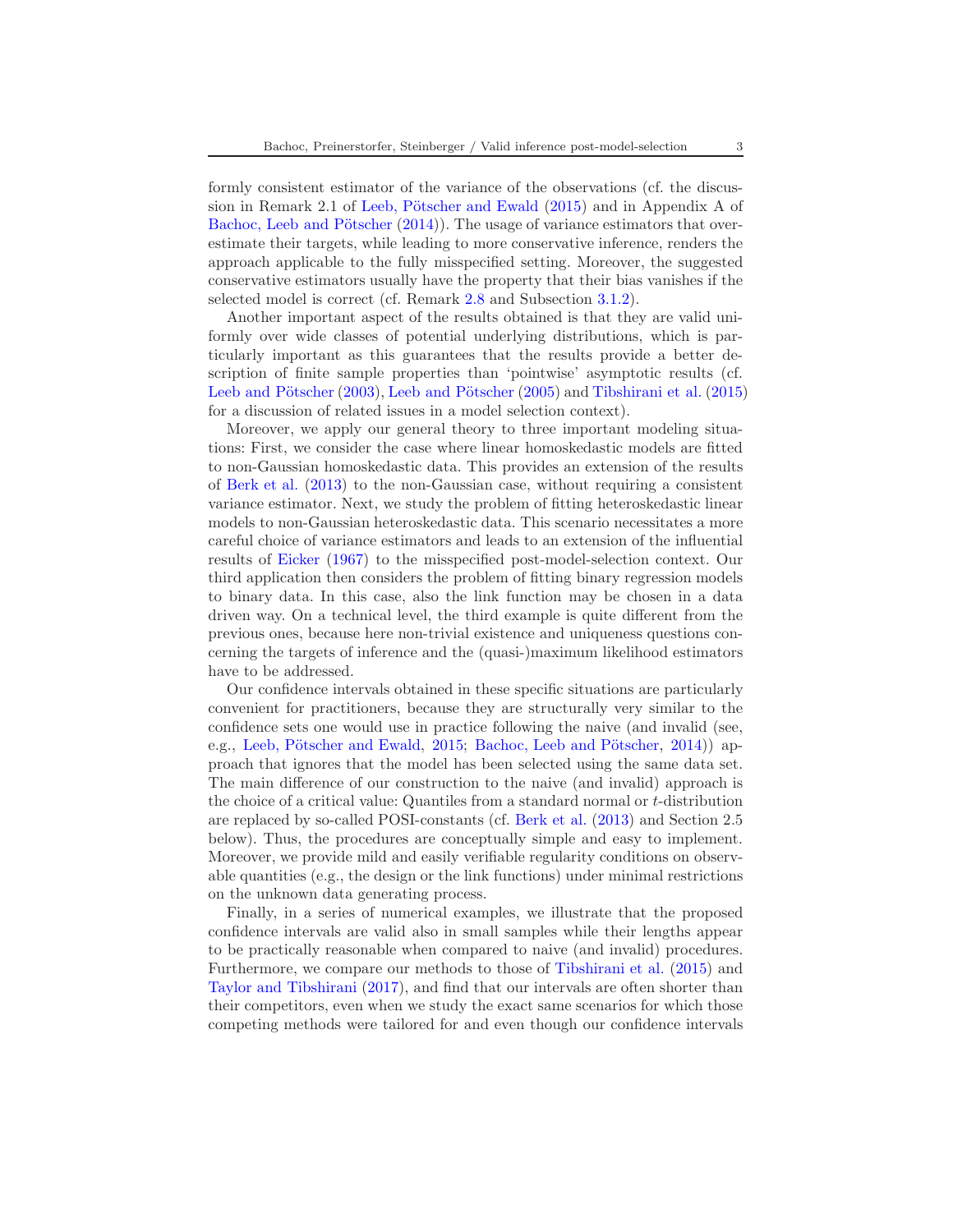formly consistent estimator of the variance of the observations (cf. the discussion in Remark 2.1 of Leeb, Pötscher and Ewald (2015) and in Appendix A of Bachoc, Leeb and Pötscher (2014)). The usage of variance estimators that overestimate their targets, while leading to more conservative inference, renders the approach applicable to the fully misspecified setting. Moreover, the suggested conservative estimators usually have the property that their bias vanishes if the selected model is correct (cf. Remark 2.8 and Subsection 3.1.2).

Another important aspect of the results obtained is that they are valid uniformly over wide classes of potential underlying distributions, which is particularly important as this guarantees that the results provide a better description of finite sample properties than 'pointwise' asymptotic results (cf. Leeb and Pötscher (2003), Leeb and Pötscher (2005) and Tibshirani et al. (2015) for a discussion of related issues in a model selection context).

Moreover, we apply our general theory to three important modeling situations: First, we consider the case where linear homoskedastic models are fitted to non-Gaussian homoskedastic data. This provides an extension of the results of Berk et al. (2013) to the non-Gaussian case, without requiring a consistent variance estimator. Next, we study the problem of fitting heteroskedastic linear models to non-Gaussian heteroskedastic data. This scenario necessitates a more careful choice of variance estimators and leads to an extension of the influential results of Eicker (1967) to the misspecified post-model-selection context. Our third application then considers the problem of fitting binary regression models to binary data. In this case, also the link function may be chosen in a data driven way. On a technical level, the third example is quite different from the previous ones, because here non-trivial existence and uniqueness questions concerning the targets of inference and the (quasi-)maximum likelihood estimators have to be addressed.

Our confidence intervals obtained in these specific situations are particularly convenient for practitioners, because they are structurally very similar to the confidence sets one would use in practice following the naive (and invalid (see, e.g., Leeb, Pötscher and Ewald, 2015; Bachoc, Leeb and Pötscher, 2014)) approach that ignores that the model has been selected using the same data set. The main difference of our construction to the naive (and invalid) approach is the choice of a critical value: Quantiles from a standard normal or $t$-distribution are replaced by so-called POSI-constants (cf. Berk et al. (2013) and Section 2.5 below). Thus, the procedures are conceptually simple and easy to implement. Moreover, we provide mild and easily verifiable regularity conditions on observable quantities (e.g., the design or the link functions) under minimal restrictions on the unknown data generating process.

Finally, in a series of numerical examples, we illustrate that the proposed confidence intervals are valid also in small samples while their lengths appear to be practically reasonable when compared to naive (and invalid) procedures. Furthermore, we compare our methods to those of Tibshirani et al. (2015) and Taylor and Tibshirani (2017), and find that our intervals are often shorter than their competitors, even when we study the exact same scenarios for which those competing methods were tailored for and even though our confidence intervals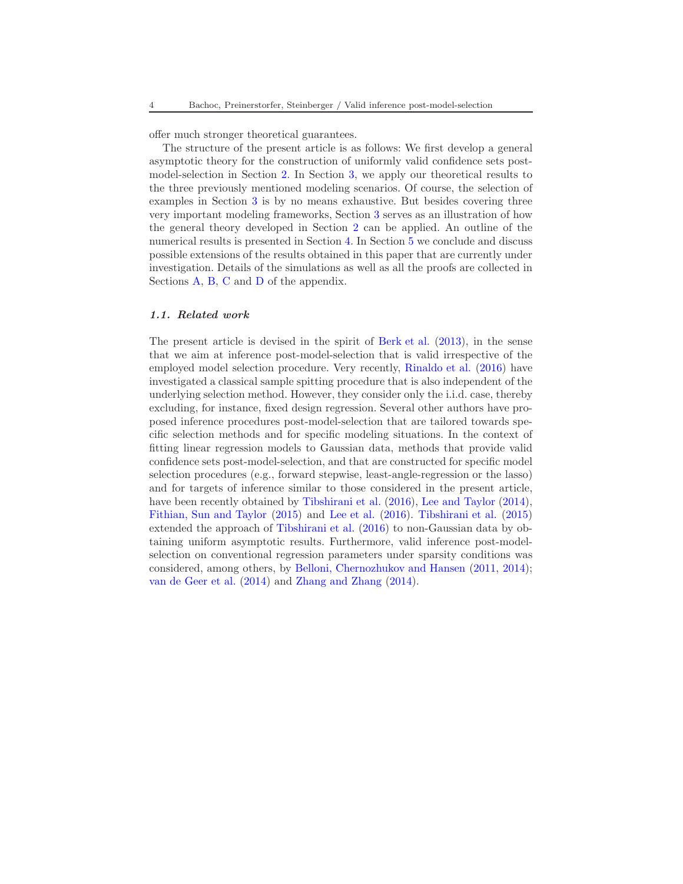offer much stronger theoretical guarantees.

The structure of the present article is as follows: We first develop a general asymptotic theory for the construction of uniformly valid confidence sets post-model-selection in Section 2. In Section 3, we apply our theoretical results to the three previously mentioned modeling scenarios. Of course, the selection of examples in Section 3 is by no means exhaustive. But besides covering three very important modeling frameworks, Section 3 serves as an illustration of how the general theory developed in Section 2 can be applied. An outline of the numerical results is presented in Section 4. In Section 5 we conclude and discuss possible extensions of the results obtained in this paper that are currently under investigation. Details of the simulations as well as all the proofs are collected in Sections A, B, C and D of the appendix.

### 1.1. Related work

The present article is devised in the spirit of Berk et al. (2013), in the sense that we aim at inference post-model-selection that is valid irrespective of the employed model selection procedure. Very recently, Rinaldo et al. (2016) have investigated a classical sample spitting procedure that is also independent of the underlying selection method. However, they consider only the i.i.d. case, thereby excluding, for instance, fixed design regression. Several other authors have proposed inference procedures post-model-selection that are tailored towards specific selection methods and for specific modeling situations. In the context of fitting linear regression models to Gaussian data, methods that provide valid confidence sets post-model-selection, and that are constructed for specific model selection procedures (e.g., forward stepwise, least-angle-regression or the lasso) and for targets of inference similar to those considered in the present article, have been recently obtained by Tibshirani et al. (2016), Lee and Taylor (2014), Fithian, Sun and Taylor (2015) and Lee et al. (2016). Tibshirani et al. (2015) extended the approach of Tibshirani et al. (2016) to non-Gaussian data by obtaining uniform asymptotic results. Furthermore, valid inference post-model-selection on conventional regression parameters under sparsity conditions was considered, among others, by Belloni, Chernozhukov and Hansen (2011, 2014); van de Geer et al. (2014) and Zhang and Zhang (2014).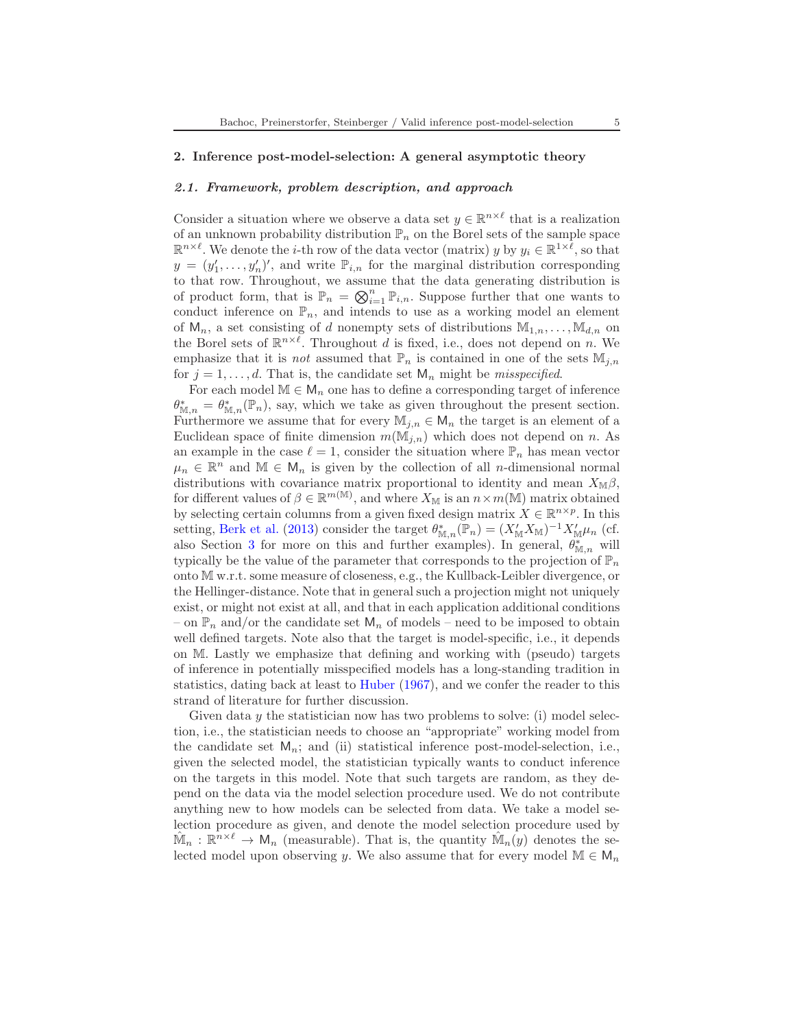## 2. Inference post-model-selection: A general asymptotic theory

### 2.1. Framework, problem description, and approach

Consider a situation where we observe a data set $y \in \mathbb{R}^{n\times\ell}$ that is a realization of an unknown probability distribution $\mathbb{P}_n$ on the Borel sets of the sample space $\mathbb{R}^{n\times\ell}$. We denote the $i$-th row of the data vector (matrix) $y$ by $y_i \in \mathbb{R}^{1\times\ell}$, so that $y = (y_1', \ldots, y_n')'$, and write $\mathbb{P}_{i,n}$ for the marginal distribution corresponding to that row. Throughout, we assume that the data generating distribution is of product form, that is $\mathbb{P}_n = \bigotimes_{i=1}^n \mathbb{P}_{i,n}$. Suppose further that one wants to conduct inference on $\mathbb{P}_n$, and intends to use as a working model an element of $\mathsf{M}_n$, a set consisting of $d$ nonempty sets of distributions $\mathbb{M}_{1,n}, \ldots, \mathbb{M}_{d,n}$ on the Borel sets of $\mathbb{R}^{n\times\ell}$. Throughout $d$ is fixed, i.e., does not depend on $n$. We emphasize that it is *not* assumed that $\mathbb{P}_n$ is contained in one of the sets $\mathbb{M}_{j,n}$ for $j = 1, \ldots, d$. That is, the candidate set $\mathsf{M}_n$ might be *misspecified*.

For each model $\mathbb{M} \in \mathsf{M}_n$ one has to define a corresponding target of inference $\theta^*_{\mathbb{M},n} = \theta^*_{\mathbb{M},n}(\mathbb{P}_n)$, say, which we take as given throughout the present section. Furthermore we assume that for every $\mathbb{M}_{j,n} \in \mathsf{M}_n$ the target is an element of a Euclidean space of finite dimension $m(\mathbb{M}_{j,n})$ which does not depend on $n$. As an example in the case $\ell = 1$, consider the situation where $\mathbb{P}_n$ has mean vector $\mu_n \in \mathbb{R}^n$ and $\mathbb{M} \in \mathsf{M}_n$ is given by the collection of all $n$-dimensional normal distributions with covariance matrix proportional to identity and mean $X_{\mathbb{M}}\beta$, for different values of $\beta \in \mathbb{R}^{m(\mathbb{M})}$, and where $X_{\mathbb{M}}$ is an $n \times m(\mathbb{M})$ matrix obtained by selecting certain columns from a given fixed design matrix $X \in \mathbb{R}^{n\times p}$. In this setting, Berk et al. (2013) consider the target $\theta^*_{\mathbb{M},n}(\mathbb{P}_n) = (X_{\mathbb{M}}'X_{\mathbb{M}})^{-1}X_{\mathbb{M}}'\mu_n$ (cf. also Section 3 for more on this and further examples). In general, $\theta^*_{\mathbb{M},n}$ will typically be the value of the parameter that corresponds to the projection of $\mathbb{P}_n$ onto $\mathbb{M}$ w.r.t. some measure of closeness, e.g., the Kullback-Leibler divergence, or the Hellinger-distance. Note that in general such a projection might not uniquely exist, or might not exist at all, and that in each application additional conditions – on $\mathbb{P}_n$ and/or the candidate set $\mathsf{M}_n$ of models – need to be imposed to obtain well defined targets. Note also that the target is model-specific, i.e., it depends on $\mathbb{M}$. Lastly we emphasize that defining and working with (pseudo) targets of inference in potentially misspecified models has a long-standing tradition in statistics, dating back at least to Huber (1967), and we confer the reader to this strand of literature for further discussion.

Given data $y$ the statistician now has two problems to solve: (i) model selection, i.e., the statistician needs to choose an "appropriate" working model from the candidate set $\mathsf{M}_n$; and (ii) statistical inference post-model-selection, i.e., given the selected model, the statistician typically wants to conduct inference on the targets in this model. Note that such targets are random, as they depend on the data via the model selection procedure used. We do not contribute anything new to how models can be selected from data. We take a model selection procedure as given, and denote the model selection procedure used by $\hat{\mathbb{M}}_n : \mathbb{R}^{n\times\ell} \to \mathsf{M}_n$ (measurable). That is, the quantity $\hat{\mathbb{M}}_n(y)$ denotes the selected model upon observing $y$. We also assume that for every model $\mathbb{M} \in \mathsf{M}_n$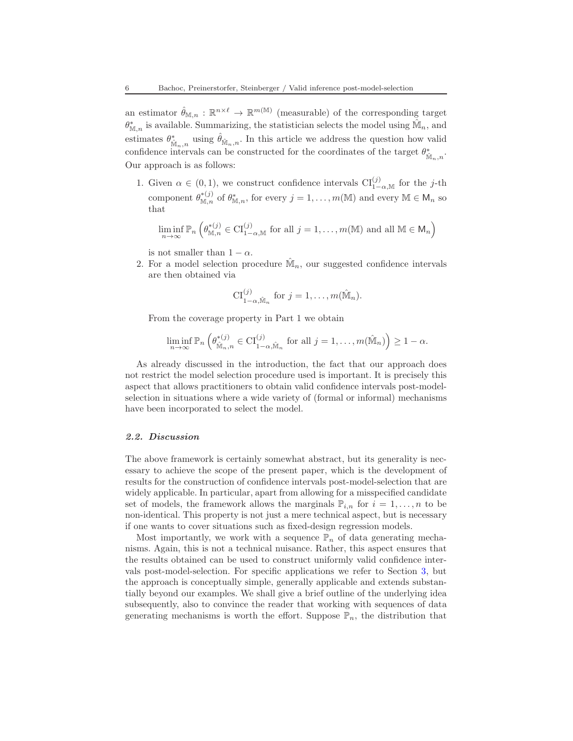an estimator $\hat{\theta}_{\mathbb{M},n} : \mathbb{R}^{n\times \ell} \to \mathbb{R}^{m(\mathbb{M})}$ (measurable) of the corresponding target $\theta^*_{\mathbb{M},n}$ is available. Summarizing, the statistician selects the model using $\hat{\mathbb{M}}_n$, and estimates $\theta^*_{\hat{\mathbb{M}}_n,n}$ using $\hat{\theta}_{\hat{\mathbb{M}}_n,n}$. In this article we address the question how valid confidence intervals can be constructed for the coordinates of the target $\theta^*_{\hat{\mathbb{M}}_n,n}$. Our approach is as follows:

1. Given $\alpha \in (0,1)$, we construct confidence intervals $\mathrm{CI}^{(j)}_{1-\alpha,\mathbb{M}}$ for the $j$-th component $\theta^{*(j)}_{\mathbb{M},n}$ of $\theta^*_{\mathbb{M},n}$, for every $j = 1,\ldots,m(\mathbb{M})$ and every $\mathbb{M} \in \mathsf{M}_n$ so that

$$\liminf_{n\to\infty} \mathbb{P}_n\left(\theta^{*(j)}_{\mathbb{M},n} \in \mathrm{CI}^{(j)}_{1-\alpha,\mathbb{M}} \text{ for all } j = 1,\ldots,m(\mathbb{M}) \text{ and all } \mathbb{M} \in \mathsf{M}_n\right)$$

   is not smaller than $1-\alpha$.
2. For a model selection procedure $\hat{\mathbb{M}}_n$, our suggested confidence intervals are then obtained via

$$\mathrm{CI}^{(j)}_{1-\alpha,\hat{\mathbb{M}}_n} \text{ for } j = 1,\ldots,m(\hat{\mathbb{M}}_n).$$

   From the coverage property in Part 1 we obtain

$$\liminf_{n\to\infty} \mathbb{P}_n\left(\theta^{*(j)}_{\hat{\mathbb{M}}_n,n} \in \mathrm{CI}^{(j)}_{1-\alpha,\hat{\mathbb{M}}_n} \text{ for all } j = 1,\ldots,m(\hat{\mathbb{M}}_n)\right) \geq 1-\alpha.$$

As already discussed in the introduction, the fact that our approach does not restrict the model selection procedure used is important. It is precisely this aspect that allows practitioners to obtain valid confidence intervals post-model-selection in situations where a wide variety of (formal or informal) mechanisms have been incorporated to select the model.

### *2.2. Discussion*

The above framework is certainly somewhat abstract, but its generality is necessary to achieve the scope of the present paper, which is the development of results for the construction of confidence intervals post-model-selection that are widely applicable. In particular, apart from allowing for a misspecified candidate set of models, the framework allows the marginals $\mathbb{P}_{i,n}$ for $i = 1,\ldots,n$ to be non-identical. This property is not just a mere technical aspect, but is necessary if one wants to cover situations such as fixed-design regression models.

Most importantly, we work with a sequence $\mathbb{P}_n$ of data generating mechanisms. Again, this is not a technical nuisance. Rather, this aspect ensures that the results obtained can be used to construct uniformly valid confidence intervals post-model-selection. For specific applications we refer to Section 3, but the approach is conceptually simple, generally applicable and extends substantially beyond our examples. We shall give a brief outline of the underlying idea subsequently, also to convince the reader that working with sequences of data generating mechanisms is worth the effort. Suppose $\mathbb{P}_n$, the distribution that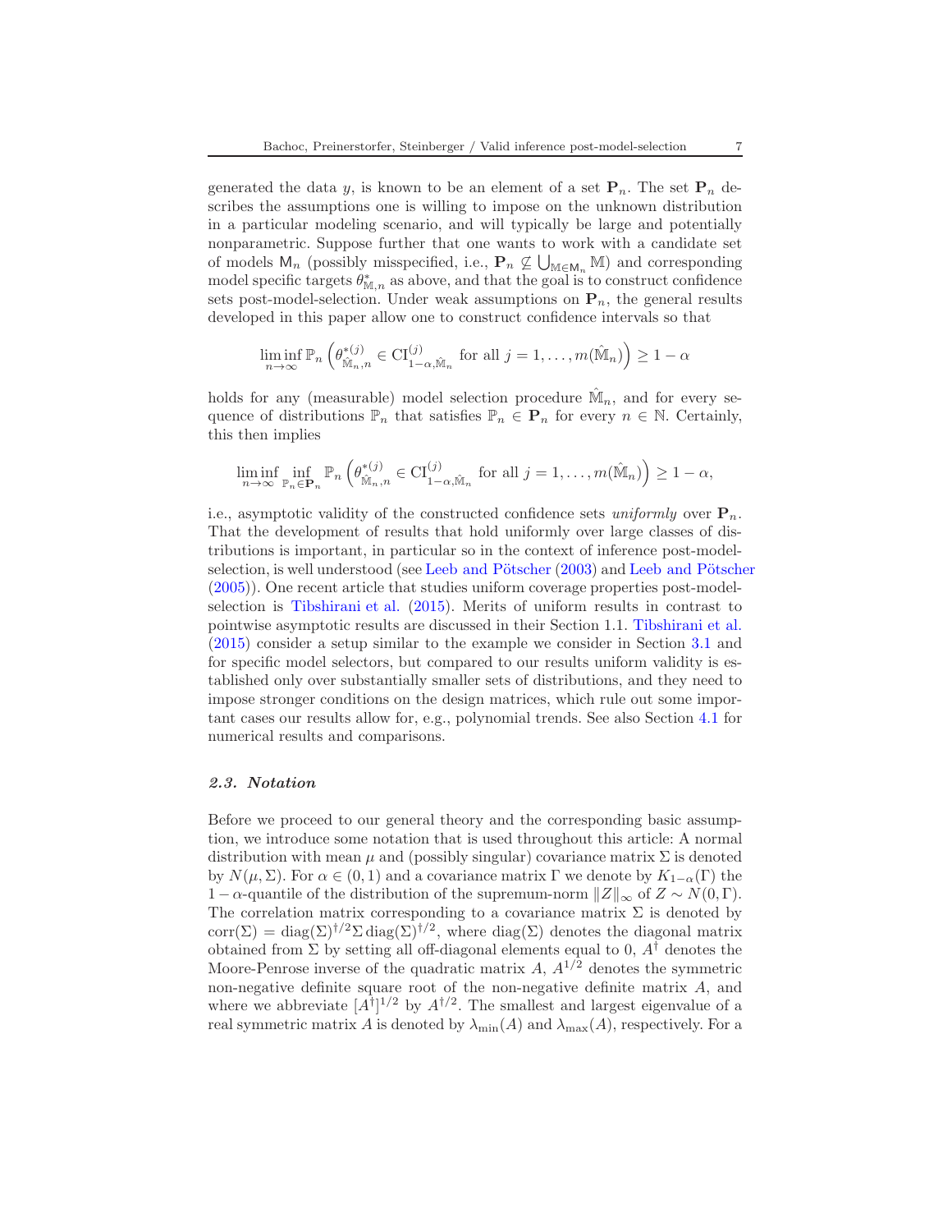generated the data $y$, is known to be an element of a set $\mathbf{P}_n$. The set $\mathbf{P}_n$ describes the assumptions one is willing to impose on the unknown distribution in a particular modeling scenario, and will typically be large and potentially nonparametric. Suppose further that one wants to work with a candidate set of models $\mathsf{M}_n$ (possibly misspecified, i.e., $\mathbf{P}_n \not\subseteq \bigcup_{\mathbb{M} \in \mathsf{M}_n} \mathbb{M}$) and corresponding model specific targets $\theta^*_{\mathbb{M},n}$ as above, and that the goal is to construct confidence sets post-model-selection. Under weak assumptions on $\mathbf{P}_n$, the general results developed in this paper allow one to construct confidence intervals so that

$$\liminf_{n\to\infty} \mathbb{P}_n \left( \theta^{*(j)}_{\hat{\mathbb{M}}_n,n} \in \mathrm{CI}^{(j)}_{1-\alpha,\hat{\mathbb{M}}_n} \text{ for all } j = 1, \dots, m(\hat{\mathbb{M}}_n) \right) \geq 1 - \alpha$$

holds for any (measurable) model selection procedure $\hat{\mathbb{M}}_n$, and for every sequence of distributions $\mathbb{P}_n$ that satisfies $\mathbb{P}_n \in \mathbf{P}_n$ for every $n \in \mathbb{N}$. Certainly, this then implies

$$\liminf_{n\to\infty} \inf_{\mathbb{P}_n \in \mathbf{P}_n} \mathbb{P}_n \left( \theta^{*(j)}_{\hat{\mathbb{M}}_n,n} \in \mathrm{CI}^{(j)}_{1-\alpha,\hat{\mathbb{M}}_n} \text{ for all } j = 1, \dots, m(\hat{\mathbb{M}}_n) \right) \geq 1 - \alpha,$$

i.e., asymptotic validity of the constructed confidence sets *uniformly* over $\mathbf{P}_n$. That the development of results that hold uniformly over large classes of distributions is important, in particular so in the context of inference post-model-selection, is well understood (see Leeb and Pötscher (2003) and Leeb and Pötscher (2005)). One recent article that studies uniform coverage properties post-model-selection is Tibshirani et al. (2015). Merits of uniform results in contrast to pointwise asymptotic results are discussed in their Section 1.1. Tibshirani et al. (2015) consider a setup similar to the example we consider in Section 3.1 and for specific model selectors, but compared to our results uniform validity is established only over substantially smaller sets of distributions, and they need to impose stronger conditions on the design matrices, which rule out some important cases our results allow for, e.g., polynomial trends. See also Section 4.1 for numerical results and comparisons.

### *2.3. Notation*

Before we proceed to our general theory and the corresponding basic assumption, we introduce some notation that is used throughout this article: A normal distribution with mean $\mu$ and (possibly singular) covariance matrix $\Sigma$ is denoted by $N(\mu, \Sigma)$. For $\alpha \in (0, 1)$ and a covariance matrix $\Gamma$ we denote by $K_{1-\alpha}(\Gamma)$ the $1 - \alpha$-quantile of the distribution of the supremum-norm $\|Z\|_\infty$ of $Z \sim N(0, \Gamma)$. The correlation matrix corresponding to a covariance matrix $\Sigma$ is denoted by $\mathrm{corr}(\Sigma) = \mathrm{diag}(\Sigma)^{\dagger/2} \Sigma \, \mathrm{diag}(\Sigma)^{\dagger/2}$, where $\mathrm{diag}(\Sigma)$ denotes the diagonal matrix obtained from $\Sigma$ by setting all off-diagonal elements equal to 0, $A^\dagger$ denotes the Moore-Penrose inverse of the quadratic matrix $A$, $A^{1/2}$ denotes the symmetric non-negative definite square root of the non-negative definite matrix $A$, and where we abbreviate $[A^\dagger]^{1/2}$ by $A^{\dagger/2}$. The smallest and largest eigenvalue of a real symmetric matrix $A$ is denoted by $\lambda_{\min}(A)$ and $\lambda_{\max}(A)$, respectively. For a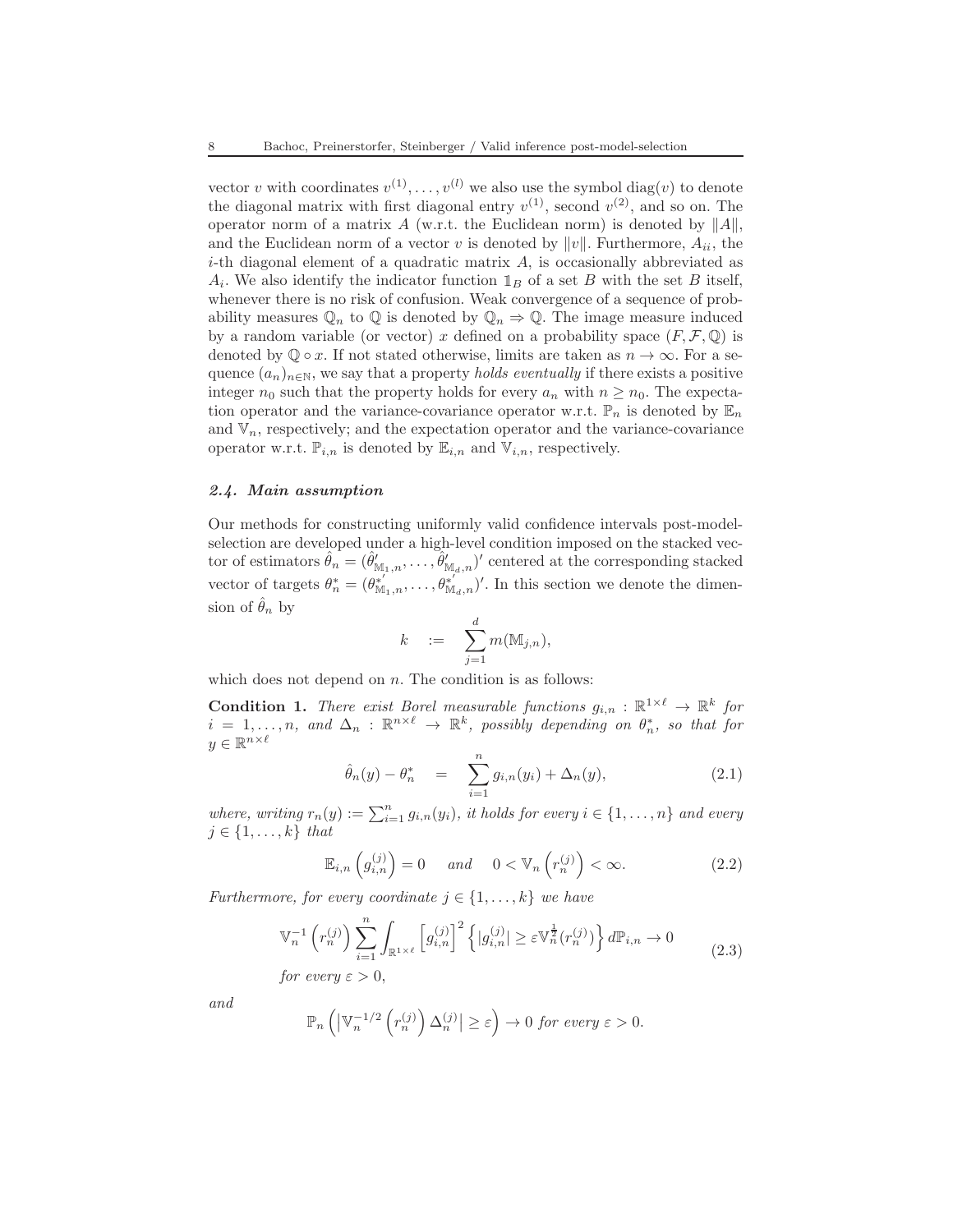vector $v$ with coordinates $v^{(1)}, \ldots, v^{(l)}$ we also use the symbol $\operatorname{diag}(v)$ to denote the diagonal matrix with first diagonal entry $v^{(1)}$, second $v^{(2)}$, and so on. The operator norm of a matrix $A$ (w.r.t. the Euclidean norm) is denoted by $\|A\|$, and the Euclidean norm of a vector $v$ is denoted by $\|v\|$. Furthermore, $A_{ii}$, the $i$-th diagonal element of a quadratic matrix $A$, is occasionally abbreviated as $A_i$. We also identify the indicator function $\mathbb{1}_B$ of a set $B$ with the set $B$ itself, whenever there is no risk of confusion. Weak convergence of a sequence of probability measures $\mathbb{Q}_n$ to $\mathbb{Q}$ is denoted by $\mathbb{Q}_n \Rightarrow \mathbb{Q}$. The image measure induced by a random variable (or vector) $x$ defined on a probability space $(F, \mathcal{F}, \mathbb{Q})$ is denoted by $\mathbb{Q} \circ x$. If not stated otherwise, limits are taken as $n \to \infty$. For a sequence $(a_n)_{n \in \mathbb{N}}$, we say that a property *holds eventually* if there exists a positive integer $n_0$ such that the property holds for every $a_n$ with $n \geq n_0$. The expectation operator and the variance-covariance operator w.r.t. $\mathbb{P}_n$ is denoted by $\mathbb{E}_n$ and $\mathbb{V}_n$, respectively; and the expectation operator and the variance-covariance operator w.r.t. $\mathbb{P}_{i,n}$ is denoted by $\mathbb{E}_{i,n}$ and $\mathbb{V}_{i,n}$, respectively.

### 2.4. Main assumption

Our methods for constructing uniformly valid confidence intervals post-model-selection are developed under a high-level condition imposed on the stacked vector of estimators $\hat{\theta}_n = (\hat{\theta}'_{\mathbb{M}_1,n}, \ldots, \hat{\theta}'_{\mathbb{M}_d,n})'$ centered at the corresponding stacked vector of targets $\theta^*_n = (\theta^{*'}_{\mathbb{M}_1,n}, \ldots, \theta^{*'}_{\mathbb{M}_d,n})'$. In this section we denote the dimension of $\hat{\theta}_n$ by

$$k \quad := \quad \sum_{j=1}^{d} m(\mathbb{M}_{j,n}),$$

which does not depend on $n$. The condition is as follows:

**Condition 1.** *There exist Borel measurable functions $g_{i,n} : \mathbb{R}^{1\times\ell} \to \mathbb{R}^k$ for $i = 1, \ldots, n$, and $\Delta_n : \mathbb{R}^{n\times\ell} \to \mathbb{R}^k$, possibly depending on $\theta^*_n$, so that for $y \in \mathbb{R}^{n\times\ell}$*

$$\hat{\theta}_n(y) - \theta^*_n \quad = \quad \sum_{i=1}^{n} g_{i,n}(y_i) + \Delta_n(y), \tag{2.1}$$

*where, writing $r_n(y) := \sum_{i=1}^n g_{i,n}(y_i)$, it holds for every $i \in \{1, \ldots, n\}$ and every $j \in \{1, \ldots, k\}$ that*

$$\mathbb{E}_{i,n}\left(g^{(j)}_{i,n}\right) = 0 \quad \text{and} \quad 0 < \mathbb{V}_n\left(r^{(j)}_n\right) < \infty. \tag{2.2}$$

*Furthermore, for every coordinate $j \in \{1, \ldots, k\}$ we have*

$$\mathbb{V}^{-1}_n\left(r^{(j)}_n\right) \sum_{i=1}^{n} \int_{\mathbb{R}^{1\times\ell}} \left[g^{(j)}_{i,n}\right]^2 \left\{|g^{(j)}_{i,n}| \geq \varepsilon \mathbb{V}^{\frac{1}{2}}_n(r^{(j)}_n)\right\} d\mathbb{P}_{i,n} \to 0 \tag{2.3}$$

*for every $\varepsilon > 0$,*

*and*

$$\mathbb{P}_n\left(\left|\mathbb{V}^{-1/2}_n\left(r^{(j)}_n\right)\Delta^{(j)}_n\right| \geq \varepsilon\right) \to 0 \text{ for every } \varepsilon > 0.$$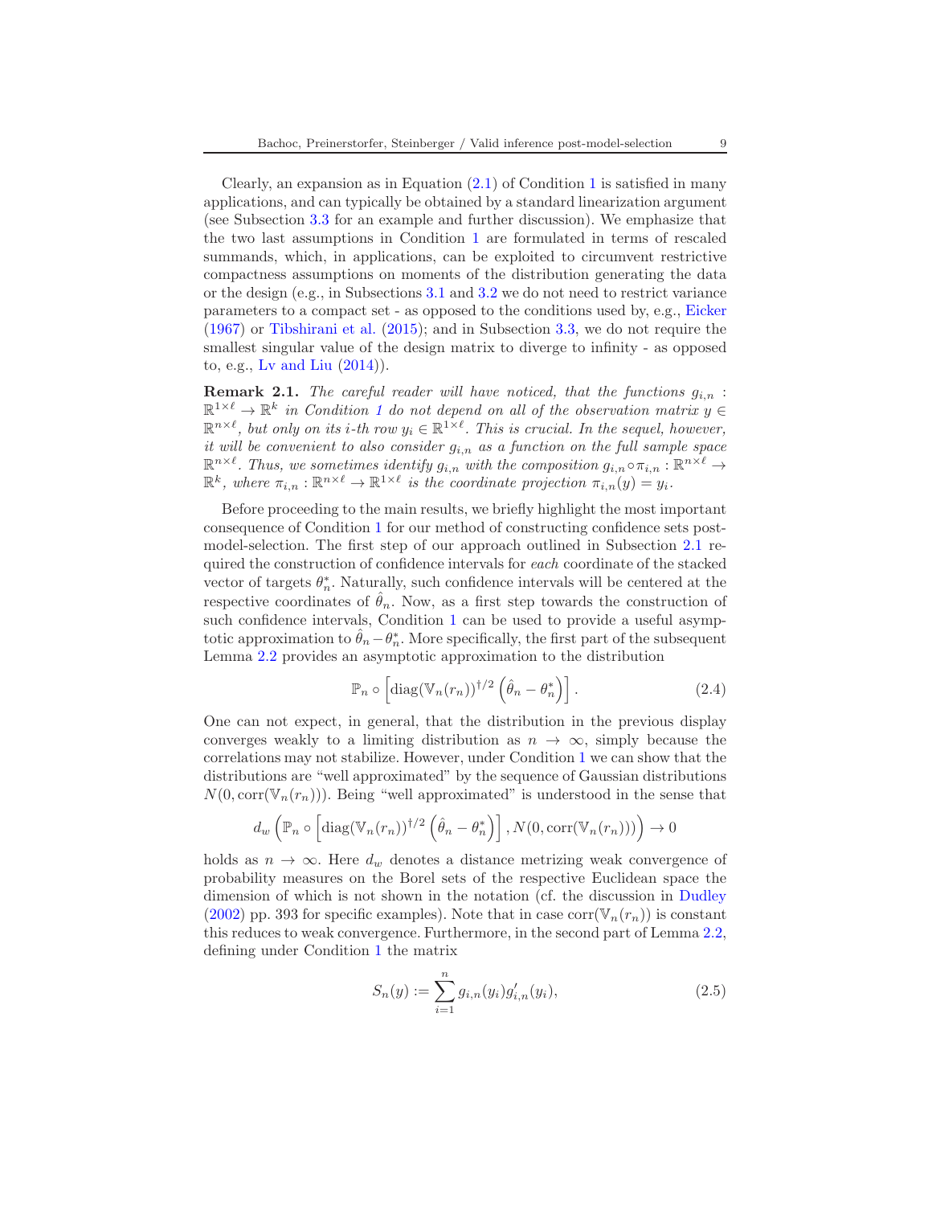Clearly, an expansion as in Equation (2.1) of Condition 1 is satisfied in many applications, and can typically be obtained by a standard linearization argument (see Subsection 3.3 for an example and further discussion). We emphasize that the two last assumptions in Condition 1 are formulated in terms of rescaled summands, which, in applications, can be exploited to circumvent restrictive compactness assumptions on moments of the distribution generating the data or the design (e.g., in Subsections 3.1 and 3.2 we do not need to restrict variance parameters to a compact set - as opposed to the conditions used by, e.g., Eicker (1967) or Tibshirani et al. (2015); and in Subsection 3.3, we do not require the smallest singular value of the design matrix to diverge to infinity - as opposed to, e.g., Lv and Liu (2014)).

**Remark 2.1.** *The careful reader will have noticed, that the functions $g_{i,n} : \mathbb{R}^{1\times\ell} \to \mathbb{R}^k$ in Condition 1 do not depend on all of the observation matrix $y \in \mathbb{R}^{n\times\ell}$, but only on its $i$-th row $y_i \in \mathbb{R}^{1\times\ell}$. This is crucial. In the sequel, however, it will be convenient to also consider $g_{i,n}$ as a function on the full sample space $\mathbb{R}^{n\times\ell}$. Thus, we sometimes identify $g_{i,n}$ with the composition $g_{i,n}\circ\pi_{i,n} : \mathbb{R}^{n\times\ell} \to \mathbb{R}^k$, where $\pi_{i,n} : \mathbb{R}^{n\times\ell} \to \mathbb{R}^{1\times\ell}$ is the coordinate projection $\pi_{i,n}(y) = y_i$.*

Before proceeding to the main results, we briefly highlight the most important consequence of Condition 1 for our method of constructing confidence sets post-model-selection. The first step of our approach outlined in Subsection 2.1 required the construction of confidence intervals for *each* coordinate of the stacked vector of targets $\theta_n^*$. Naturally, such confidence intervals will be centered at the respective coordinates of $\hat{\theta}_n$. Now, as a first step towards the construction of such confidence intervals, Condition 1 can be used to provide a useful asymptotic approximation to $\hat{\theta}_n - \theta_n^*$. More specifically, the first part of the subsequent Lemma 2.2 provides an asymptotic approximation to the distribution

$$\mathbb{P}_n \circ \left[\operatorname{diag}(\mathbb{V}_n(r_n))^{\dagger/2}\left(\hat{\theta}_n - \theta_n^*\right)\right]. \tag{2.4}$$

One can not expect, in general, that the distribution in the previous display converges weakly to a limiting distribution as $n \to \infty$, simply because the correlations may not stabilize. However, under Condition 1 we can show that the distributions are "well approximated" by the sequence of Gaussian distributions $N(0, \operatorname{corr}(\mathbb{V}_n(r_n)))$. Being "well approximated" is understood in the sense that

$$d_w\left(\mathbb{P}_n \circ \left[\operatorname{diag}(\mathbb{V}_n(r_n))^{\dagger/2}\left(\hat{\theta}_n - \theta_n^*\right)\right], N(0, \operatorname{corr}(\mathbb{V}_n(r_n)))\right) \to 0$$

holds as $n \to \infty$. Here $d_w$ denotes a distance metrizing weak convergence of probability measures on the Borel sets of the respective Euclidean space the dimension of which is not shown in the notation (cf. the discussion in Dudley (2002) pp. 393 for specific examples). Note that in case $\operatorname{corr}(\mathbb{V}_n(r_n))$ is constant this reduces to weak convergence. Furthermore, in the second part of Lemma 2.2, defining under Condition 1 the matrix

$$S_n(y) := \sum_{i=1}^{n} g_{i,n}(y_i)g'_{i,n}(y_i), \tag{2.5}$$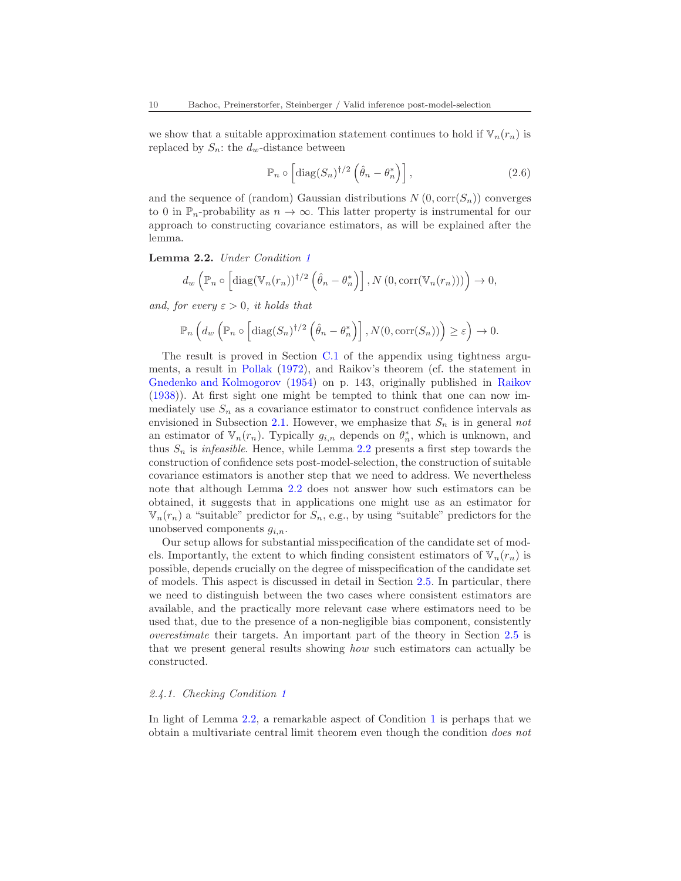we show that a suitable approximation statement continues to hold if $\mathbb{V}_n(r_n)$ is replaced by $S_n$: the $d_w$-distance between

$$\mathbb{P}_n \circ \left[\operatorname{diag}(S_n)^{\dagger/2}\left(\hat{\theta}_n - \theta_n^*\right)\right], \tag{2.6}$$

and the sequence of (random) Gaussian distributions $N(0, \operatorname{corr}(S_n))$ converges to 0 in $\mathbb{P}_n$-probability as $n \to \infty$. This latter property is instrumental for our approach to constructing covariance estimators, as will be explained after the lemma.

**Lemma 2.2.** *Under Condition 1*

$$d_w\left(\mathbb{P}_n \circ \left[\operatorname{diag}(\mathbb{V}_n(r_n))^{\dagger/2}\left(\hat{\theta}_n - \theta_n^*\right)\right], N\left(0, \operatorname{corr}(\mathbb{V}_n(r_n))\right)\right) \to 0,$$

*and, for every $\varepsilon > 0$, it holds that*

$$\mathbb{P}_n\left(d_w\left(\mathbb{P}_n \circ \left[\operatorname{diag}(S_n)^{\dagger/2}\left(\hat{\theta}_n - \theta_n^*\right)\right], N(0, \operatorname{corr}(S_n))\right) \geq \varepsilon\right) \to 0.$$

The result is proved in Section C.1 of the appendix using tightness arguments, a result in Pollak (1972), and Raikov's theorem (cf. the statement in Gnedenko and Kolmogorov (1954) on p. 143, originally published in Raikov (1938)). At first sight one might be tempted to think that one can now immediately use $S_n$ as a covariance estimator to construct confidence intervals as envisioned in Subsection 2.1. However, we emphasize that $S_n$ is in general *not* an estimator of $\mathbb{V}_n(r_n)$. Typically $g_{i,n}$ depends on $\theta_n^*$, which is unknown, and thus $S_n$ is *infeasible*. Hence, while Lemma 2.2 presents a first step towards the construction of confidence sets post-model-selection, the construction of suitable covariance estimators is another step that we need to address. We nevertheless note that although Lemma 2.2 does not answer how such estimators can be obtained, it suggests that in applications one might use as an estimator for $\mathbb{V}_n(r_n)$ a "suitable" predictor for $S_n$, e.g., by using "suitable" predictors for the unobserved components $g_{i,n}$.

Our setup allows for substantial misspecification of the candidate set of models. Importantly, the extent to which finding consistent estimators of $\mathbb{V}_n(r_n)$ is possible, depends crucially on the degree of misspecification of the candidate set of models. This aspect is discussed in detail in Section 2.5. In particular, there we need to distinguish between the two cases where consistent estimators are available, and the practically more relevant case where estimators need to be used that, due to the presence of a non-negligible bias component, consistently *overestimate* their targets. An important part of the theory in Section 2.5 is that we present general results showing *how* such estimators can actually be constructed.

#### *2.4.1. Checking Condition 1*

In light of Lemma 2.2, a remarkable aspect of Condition 1 is perhaps that we obtain a multivariate central limit theorem even though the condition *does not*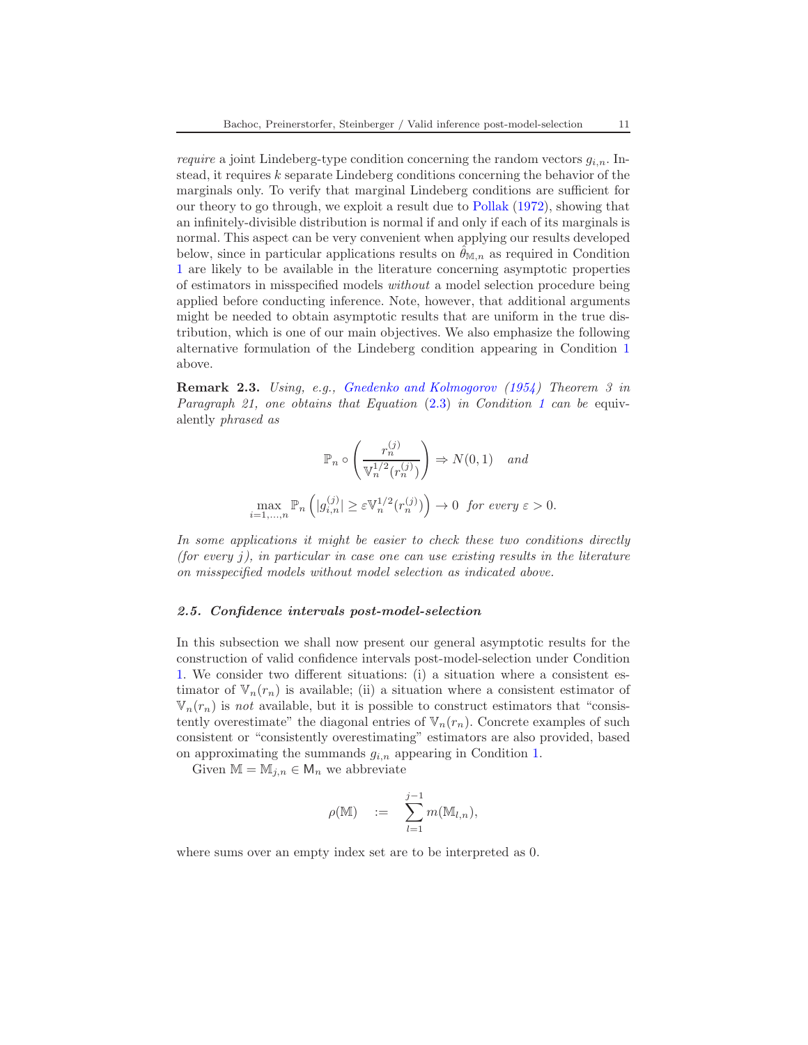*require* a joint Lindeberg-type condition concerning the random vectors $g_{i,n}$. Instead, it requires $k$ separate Lindeberg conditions concerning the behavior of the marginals only. To verify that marginal Lindeberg conditions are sufficient for our theory to go through, we exploit a result due to Pollak (1972), showing that an infinitely-divisible distribution is normal if and only if each of its marginals is normal. This aspect can be very convenient when applying our results developed below, since in particular applications results on $\hat{\theta}_{\mathbb{M},n}$ as required in Condition 1 are likely to be available in the literature concerning asymptotic properties of estimators in misspecified models *without* a model selection procedure being applied before conducting inference. Note, however, that additional arguments might be needed to obtain asymptotic results that are uniform in the true distribution, which is one of our main objectives. We also emphasize the following alternative formulation of the Lindeberg condition appearing in Condition 1 above.

**Remark 2.3.** *Using, e.g., Gnedenko and Kolmogorov (1954) Theorem 3 in Paragraph 21, one obtains that Equation* (2.3) *in Condition 1 can be* equivalently *phrased as*

$$\mathbb{P}_n \circ \left( \frac{r_n^{(j)}}{\mathbb{V}_n^{1/2}(r_n^{(j)})} \right) \Rightarrow N(0,1) \quad \textit{and}$$

$$\max_{i=1,\ldots,n} \mathbb{P}_n \left( |g_{i,n}^{(j)}| \geq \varepsilon \mathbb{V}_n^{1/2}(r_n^{(j)}) \right) \to 0 \;\; \textit{for every } \varepsilon > 0.$$

*In some applications it might be easier to check these two conditions directly (for every $j$), in particular in case one can use existing results in the literature on misspecified models without model selection as indicated above.*

### *2.5. Confidence intervals post-model-selection*

In this subsection we shall now present our general asymptotic results for the construction of valid confidence intervals post-model-selection under Condition 1. We consider two different situations: (i) a situation where a consistent estimator of $\mathbb{V}_n(r_n)$ is available; (ii) a situation where a consistent estimator of $\mathbb{V}_n(r_n)$ is *not* available, but it is possible to construct estimators that "consistently overestimate" the diagonal entries of $\mathbb{V}_n(r_n)$. Concrete examples of such consistent or "consistently overestimating" estimators are also provided, based on approximating the summands $g_{i,n}$ appearing in Condition 1.

Given $\mathbb{M} = \mathbb{M}_{j,n} \in \mathsf{M}_n$ we abbreviate

$$\rho(\mathbb{M}) \quad := \quad \sum_{l=1}^{j-1} m(\mathbb{M}_{l,n}),$$

where sums over an empty index set are to be interpreted as 0.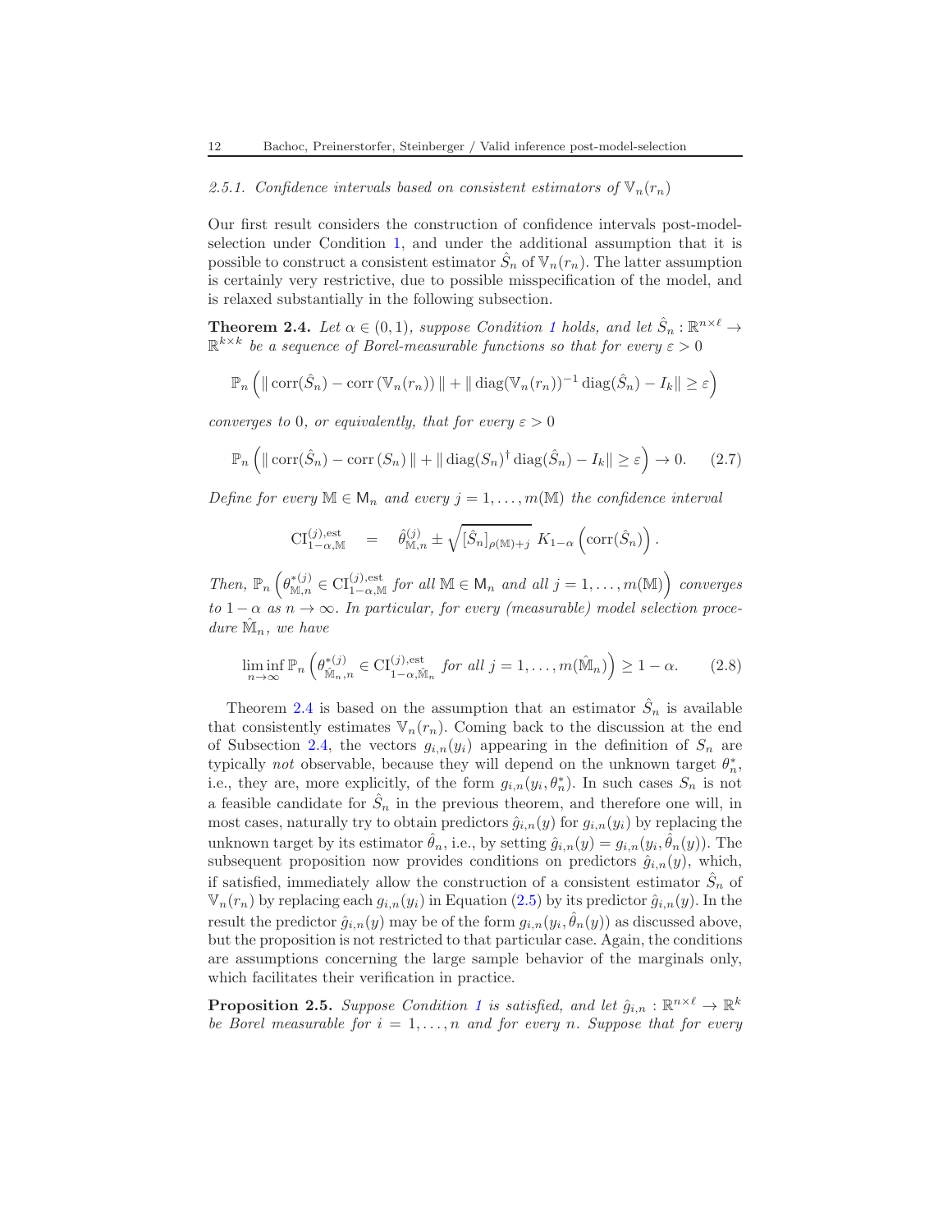### 2.5.1. Confidence intervals based on consistent estimators of $\mathbb{V}_n(r_n)$

Our first result considers the construction of confidence intervals post-model-selection under Condition 1, and under the additional assumption that it is possible to construct a consistent estimator $\hat{S}_n$ of $\mathbb{V}_n(r_n)$. The latter assumption is certainly very restrictive, due to possible misspecification of the model, and is relaxed substantially in the following subsection.

**Theorem 2.4.** *Let $\alpha \in (0,1)$, suppose Condition 1 holds, and let $\hat{S}_n : \mathbb{R}^{n\times \ell} \to \mathbb{R}^{k\times k}$ be a sequence of Borel-measurable functions so that for every $\varepsilon > 0$*

$$\mathbb{P}_n\left( \| \operatorname{corr}(\hat{S}_n) - \operatorname{corr}\left(\mathbb{V}_n(r_n)\right) \| + \| \operatorname{diag}(\mathbb{V}_n(r_n))^{-1} \operatorname{diag}(\hat{S}_n) - I_k \| \geq \varepsilon \right)$$

*converges to 0, or equivalently, that for every $\varepsilon > 0$*

$$\mathbb{P}_n\left( \| \operatorname{corr}(\hat{S}_n) - \operatorname{corr}\left(S_n\right) \| + \| \operatorname{diag}(S_n)^{\dagger} \operatorname{diag}(\hat{S}_n) - I_k \| \geq \varepsilon \right) \to 0. \tag{2.7}$$

*Define for every $\mathbb{M} \in \mathsf{M}_n$ and every $j = 1, \ldots, m(\mathbb{M})$ the confidence interval*

$$\mathrm{CI}^{(j),\mathrm{est}}_{1-\alpha,\mathbb{M}} \quad = \quad \hat{\theta}^{(j)}_{\mathbb{M},n} \pm \sqrt{[\hat{S}_n]_{\rho(\mathbb{M})+j}}\; K_{1-\alpha}\left(\operatorname{corr}(\hat{S}_n)\right).$$

*Then, $\mathbb{P}_n\left(\theta^{*(j)}_{\mathbb{M},n} \in \mathrm{CI}^{(j),\mathrm{est}}_{1-\alpha,\mathbb{M}} \text{ for all } \mathbb{M} \in \mathsf{M}_n \text{ and all } j = 1,\ldots,m(\mathbb{M})\right)$ converges to $1-\alpha$ as $n \to \infty$. In particular, for every (measurable) model selection procedure $\hat{\mathbb{M}}_n$, we have*

$$\liminf_{n\to\infty} \mathbb{P}_n\left(\theta^{*(j)}_{\hat{\mathbb{M}}_n,n} \in \mathrm{CI}^{(j),\mathrm{est}}_{1-\alpha,\hat{\mathbb{M}}_n} \text{ for all } j = 1,\ldots,m(\hat{\mathbb{M}}_n)\right) \geq 1-\alpha. \tag{2.8}$$

Theorem 2.4 is based on the assumption that an estimator $\hat{S}_n$ is available that consistently estimates $\mathbb{V}_n(r_n)$. Coming back to the discussion at the end of Subsection 2.4, the vectors $g_{i,n}(y_i)$ appearing in the definition of $S_n$ are typically *not* observable, because they will depend on the unknown target $\theta^*_n$, i.e., they are, more explicitly, of the form $g_{i,n}(y_i, \theta^*_n)$. In such cases $S_n$ is not a feasible candidate for $\hat{S}_n$ in the previous theorem, and therefore one will, in most cases, naturally try to obtain predictors $\hat{g}_{i,n}(y)$ for $g_{i,n}(y_i)$ by replacing the unknown target by its estimator $\hat{\theta}_n$, i.e., by setting $\hat{g}_{i,n}(y) = g_{i,n}(y_i, \hat{\theta}_n(y))$. The subsequent proposition now provides conditions on predictors $\hat{g}_{i,n}(y)$, which, if satisfied, immediately allow the construction of a consistent estimator $\hat{S}_n$ of $\mathbb{V}_n(r_n)$ by replacing each $g_{i,n}(y_i)$ in Equation (2.5) by its predictor $\hat{g}_{i,n}(y)$. In the result the predictor $\hat{g}_{i,n}(y)$ may be of the form $g_{i,n}(y_i, \hat{\theta}_n(y))$ as discussed above, but the proposition is not restricted to that particular case. Again, the conditions are assumptions concerning the large sample behavior of the marginals only, which facilitates their verification in practice.

**Proposition 2.5.** *Suppose Condition 1 is satisfied, and let $\hat{g}_{i,n} : \mathbb{R}^{n\times \ell} \to \mathbb{R}^k$ be Borel measurable for $i = 1, \ldots, n$ and for every $n$. Suppose that for every*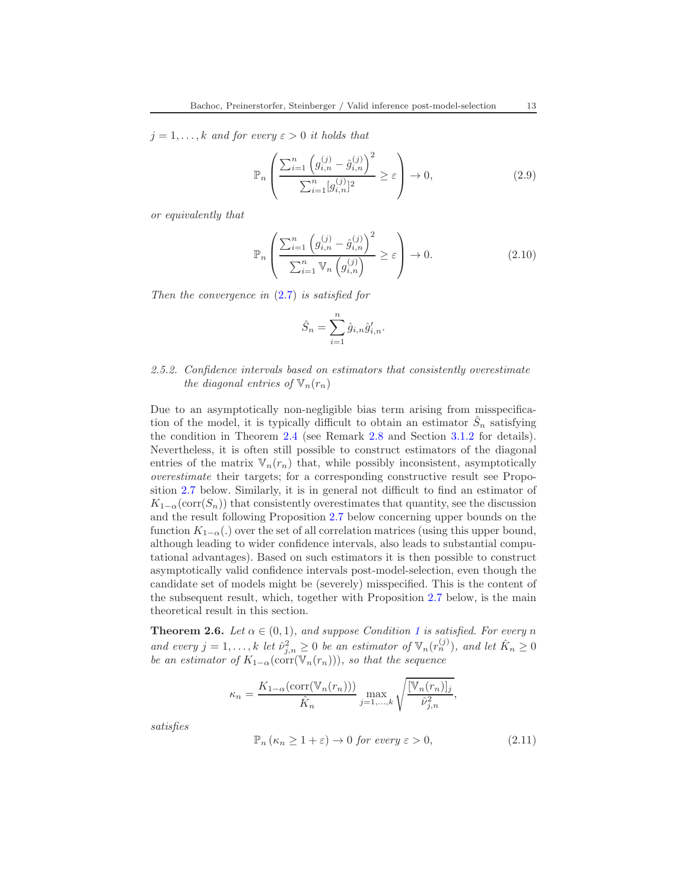$j = 1, \ldots, k$ *and for every* $\varepsilon > 0$ *it holds that*

$$\mathbb{P}_n \left( \frac{\sum_{i=1}^n \left( g_{i,n}^{(j)} - \hat{g}_{i,n}^{(j)} \right)^2}{\sum_{i=1}^n [g_{i,n}^{(j)}]^2} \geq \varepsilon \right) \to 0, \tag{2.9}$$

*or equivalently that*

$$\mathbb{P}_n \left( \frac{\sum_{i=1}^n \left( g_{i,n}^{(j)} - \hat{g}_{i,n}^{(j)} \right)^2}{\sum_{i=1}^n \mathbb{V}_n \left( g_{i,n}^{(j)} \right)} \geq \varepsilon \right) \to 0. \tag{2.10}$$

*Then the convergence in* (2.7) *is satisfied for*

$$\hat{S}_n = \sum_{i=1}^n \hat{g}_{i,n} \hat{g}_{i,n}'.$$

### 2.5.2. Confidence intervals based on estimators that consistently overestimate the diagonal entries of $\mathbb{V}_n(r_n)$

Due to an asymptotically non-negligible bias term arising from misspecification of the model, it is typically difficult to obtain an estimator $\hat{S}_n$ satisfying the condition in Theorem 2.4 (see Remark 2.8 and Section 3.1.2 for details). Nevertheless, it is often still possible to construct estimators of the diagonal entries of the matrix $\mathbb{V}_n(r_n)$ that, while possibly inconsistent, asymptotically *overestimate* their targets; for a corresponding constructive result see Proposition 2.7 below. Similarly, it is in general not difficult to find an estimator of $K_{1-\alpha}(\text{corr}(S_n))$ that consistently overestimates that quantity, see the discussion and the result following Proposition 2.7 below concerning upper bounds on the function $K_{1-\alpha}(.)$ over the set of all correlation matrices (using this upper bound, although leading to wider confidence intervals, also leads to substantial computational advantages). Based on such estimators it is then possible to construct asymptotically valid confidence intervals post-model-selection, even though the candidate set of models might be (severely) misspecified. This is the content of the subsequent result, which, together with Proposition 2.7 below, is the main theoretical result in this section.

**Theorem 2.6.** *Let* $\alpha \in (0, 1)$*, and suppose Condition 1 is satisfied. For every* $n$ *and every* $j = 1, \ldots, k$ *let* $\hat{\nu}_{j,n}^2 \geq 0$ *be an estimator of* $\mathbb{V}_n(r_n^{(j)})$*, and let* $\hat{K}_n \geq 0$ *be an estimator of* $K_{1-\alpha}(\text{corr}(\mathbb{V}_n(r_n)))$*, so that the sequence*

$$\kappa_n = \frac{K_{1-\alpha}(\text{corr}(\mathbb{V}_n(r_n)))}{\hat{K}_n} \max_{j=1,\ldots,k} \sqrt{\frac{[\mathbb{V}_n(r_n)]_j}{\hat{\nu}_{j,n}^2}},$$

*satisfies*

$$\mathbb{P}_n \left( \kappa_n \geq 1 + \varepsilon \right) \to 0 \text{ for every } \varepsilon > 0, \tag{2.11}$$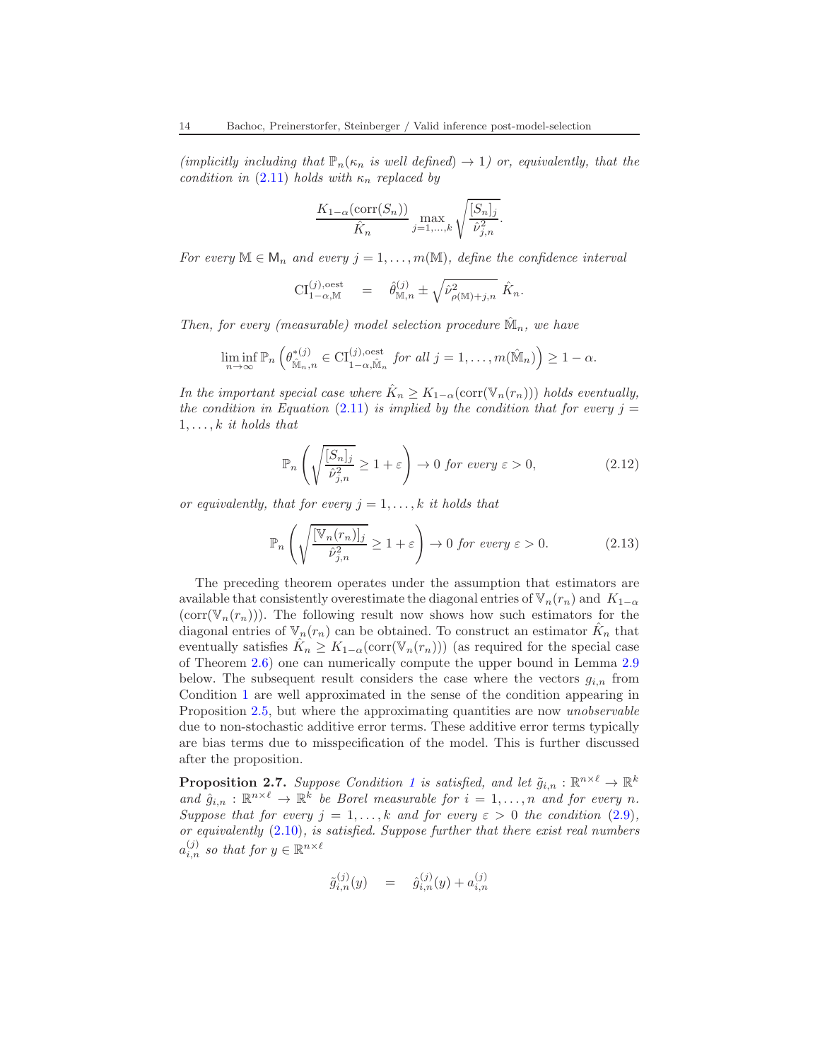*(implicitly including that $\mathbb{P}_n(\kappa_n$ is well defined$) \to 1$) or, equivalently, that the condition in (2.11) holds with $\kappa_n$ replaced by*

$$
\frac{K_{1-\alpha}(\operatorname{corr}(S_n))}{\hat{K}_n} \max_{j=1,\ldots,k} \sqrt{\frac{[S_n]_j}{\hat{\nu}_{j,n}^2}}.
$$

*For every $\mathbb{M} \in \mathsf{M}_n$ and every $j = 1, \ldots, m(\mathbb{M})$, define the confidence interval*

$$
\mathrm{CI}_{1-\alpha,\mathbb{M}}^{(j),\mathrm{oest}} \quad = \quad \hat{\theta}_{\mathbb{M},n}^{(j)} \pm \sqrt{\hat{\nu}_{\rho(\mathbb{M})+j,n}^2}\ \hat{K}_n.
$$

*Then, for every (measurable) model selection procedure $\hat{\mathbb{M}}_n$, we have*

$$
\liminf_{n\to\infty} \mathbb{P}_n\left(\theta_{\hat{\mathbb{M}}_n,n}^{*(j)} \in \mathrm{CI}_{1-\alpha,\hat{\mathbb{M}}_n}^{(j),\mathrm{oest}} \text{ for all } j = 1, \ldots, m(\hat{\mathbb{M}}_n)\right) \geq 1-\alpha.
$$

*In the important special case where $\hat{K}_n \geq K_{1-\alpha}(\operatorname{corr}(\mathbb{V}_n(r_n)))$ holds eventually, the condition in Equation (2.11) is implied by the condition that for every $j = 1, \ldots, k$ it holds that*

$$
\mathbb{P}_n\left(\sqrt{\frac{[S_n]_j}{\hat{\nu}_{j,n}^2}} \geq 1+\varepsilon\right) \to 0 \text{ for every } \varepsilon > 0, \tag{2.12}
$$

*or equivalently, that for every $j = 1, \ldots, k$ it holds that*

$$
\mathbb{P}_n\left(\sqrt{\frac{[\mathbb{V}_n(r_n)]_j}{\hat{\nu}_{j,n}^2}} \geq 1+\varepsilon\right) \to 0 \text{ for every } \varepsilon > 0. \tag{2.13}
$$

The preceding theorem operates under the assumption that estimators are available that consistently overestimate the diagonal entries of $\mathbb{V}_n(r_n)$ and $K_{1-\alpha}$ $(\operatorname{corr}(\mathbb{V}_n(r_n)))$. The following result now shows how such estimators for the diagonal entries of $\mathbb{V}_n(r_n)$ can be obtained. To construct an estimator $\hat{K}_n$ that eventually satisfies $\hat{K}_n \geq K_{1-\alpha}(\operatorname{corr}(\mathbb{V}_n(r_n)))$ (as required for the special case of Theorem 2.6) one can numerically compute the upper bound in Lemma 2.9 below. The subsequent result considers the case where the vectors $g_{i,n}$ from Condition 1 are well approximated in the sense of the condition appearing in Proposition 2.5, but where the approximating quantities are now *unobservable* due to non-stochastic additive error terms. These additive error terms typically are bias terms due to misspecification of the model. This is further discussed after the proposition.

**Proposition 2.7.** *Suppose Condition 1 is satisfied, and let $\tilde{g}_{i,n} : \mathbb{R}^{n\times\ell} \to \mathbb{R}^k$ and $\hat{g}_{i,n} : \mathbb{R}^{n\times\ell} \to \mathbb{R}^k$ be Borel measurable for $i = 1, \ldots, n$ and for every $n$. Suppose that for every $j = 1, \ldots, k$ and for every $\varepsilon > 0$ the condition (2.9), or equivalently (2.10), is satisfied. Suppose further that there exist real numbers $a_{i,n}^{(j)}$ so that for $y \in \mathbb{R}^{n\times\ell}$*

$$
\tilde{g}_{i,n}^{(j)}(y) \quad = \quad \hat{g}_{i,n}^{(j)}(y) + a_{i,n}^{(j)}
$$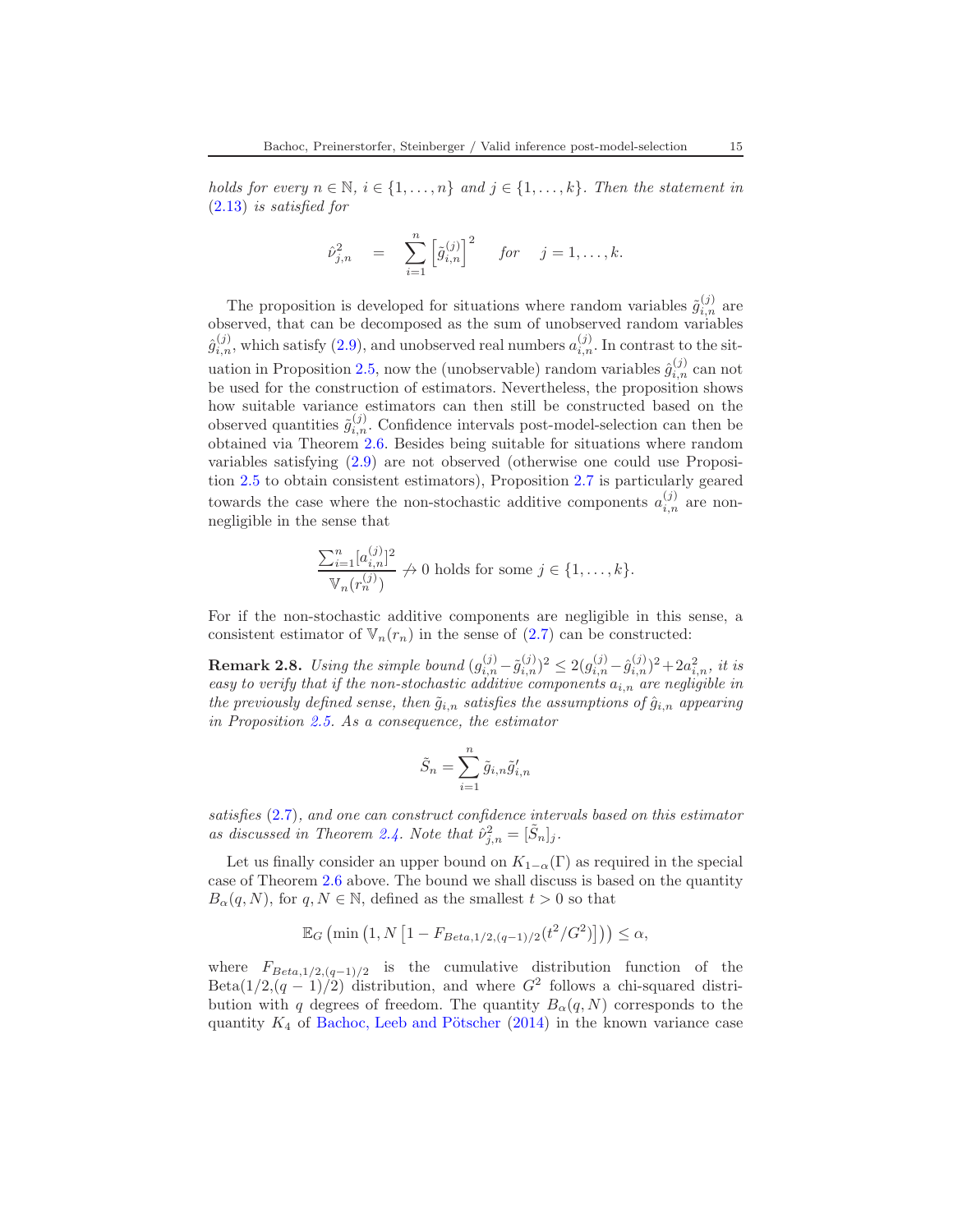*holds for every $n \in \mathbb{N}$, $i \in \{1, \ldots, n\}$ and $j \in \{1, \ldots, k\}$. Then the statement in (2.13) is satisfied for*

$$\hat{\nu}_{j,n}^2 \quad = \quad \sum_{i=1}^{n} \left[\tilde{g}_{i,n}^{(j)}\right]^2 \qquad \textit{for} \qquad j = 1, \ldots, k.$$

The proposition is developed for situations where random variables $\tilde{g}_{i,n}^{(j)}$ are observed, that can be decomposed as the sum of unobserved random variables $\hat{g}_{i,n}^{(j)}$, which satisfy (2.9), and unobserved real numbers $a_{i,n}^{(j)}$. In contrast to the situation in Proposition 2.5, now the (unobservable) random variables $\hat{g}_{i,n}^{(j)}$ can not be used for the construction of estimators. Nevertheless, the proposition shows how suitable variance estimators can then still be constructed based on the observed quantities $\tilde{g}_{i,n}^{(j)}$. Confidence intervals post-model-selection can then be obtained via Theorem 2.6. Besides being suitable for situations where random variables satisfying (2.9) are not observed (otherwise one could use Proposition 2.5 to obtain consistent estimators), Proposition 2.7 is particularly geared towards the case where the non-stochastic additive components $a_{i,n}^{(j)}$ are non-negligible in the sense that

$$\frac{\sum_{i=1}^{n}[a_{i,n}^{(j)}]^2}{\mathbb{V}_n(r_n^{(j)})} \not\to 0 \text{ holds for some } j \in \{1, \ldots, k\}.$$

For if the non-stochastic additive components are negligible in this sense, a consistent estimator of $\mathbb{V}_n(r_n)$ in the sense of (2.7) can be constructed:

**Remark 2.8.** *Using the simple bound $(g_{i,n}^{(j)} - \tilde{g}_{i,n}^{(j)})^2 \leq 2(g_{i,n}^{(j)} - \hat{g}_{i,n}^{(j)})^2 + 2a_{i,n}^2$, it is easy to verify that if the non-stochastic additive components $a_{i,n}$ are negligible in the previously defined sense, then $\tilde{g}_{i,n}$ satisfies the assumptions of $\hat{g}_{i,n}$ appearing in Proposition 2.5. As a consequence, the estimator*

$$\tilde{S}_n = \sum_{i=1}^{n} \tilde{g}_{i,n} \tilde{g}_{i,n}'$$

*satisfies (2.7), and one can construct confidence intervals based on this estimator as discussed in Theorem 2.4. Note that $\hat{\nu}_{j,n}^2 = [\tilde{S}_n]_j$.*

Let us finally consider an upper bound on $K_{1-\alpha}(\Gamma)$ as required in the special case of Theorem 2.6 above. The bound we shall discuss is based on the quantity $B_\alpha(q, N)$, for $q, N \in \mathbb{N}$, defined as the smallest $t > 0$ so that

$$\mathbb{E}_G \left(\min\left(1, N\left[1 - F_{Beta,1/2,(q-1)/2}(t^2/G^2)\right]\right)\right) \leq \alpha,$$

where $F_{Beta,1/2,(q-1)/2}$ is the cumulative distribution function of the Beta(1/2,$(q-1)/2$) distribution, and where $G^2$ follows a chi-squared distribution with $q$ degrees of freedom. The quantity $B_\alpha(q, N)$ corresponds to the quantity $K_4$ of Bachoc, Leeb and Pötscher (2014) in the known variance case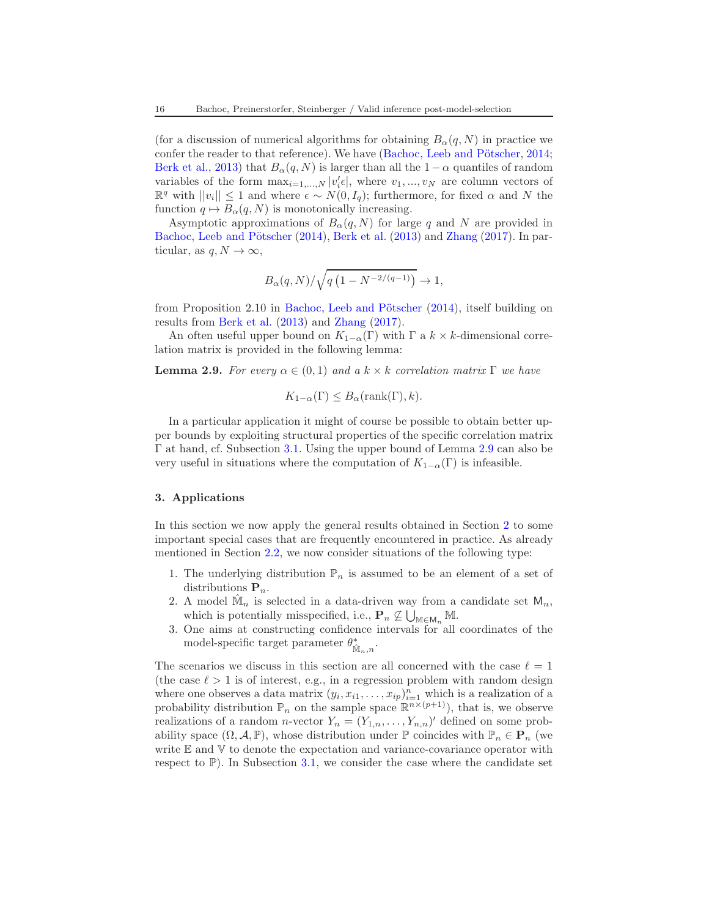(for a discussion of numerical algorithms for obtaining $B_\alpha(q,N)$ in practice we confer the reader to that reference). We have (Bachoc, Leeb and Pötscher, 2014; Berk et al., 2013) that $B_\alpha(q,N)$ is larger than all the $1-\alpha$ quantiles of random variables of the form $\max_{i=1,\dots,N} |v_i'\epsilon|$, where $v_1,\dots,v_N$ are column vectors of $\mathbb{R}^q$ with $||v_i|| \leq 1$ and where $\epsilon \sim N(0, I_q)$; furthermore, for fixed $\alpha$ and $N$ the function $q \mapsto B_\alpha(q,N)$ is monotonically increasing.

Asymptotic approximations of $B_\alpha(q,N)$ for large $q$ and $N$ are provided in Bachoc, Leeb and Pötscher (2014), Berk et al. (2013) and Zhang (2017). In particular, as $q, N \to \infty$,

$$B_\alpha(q,N)/\sqrt{q\left(1 - N^{-2/(q-1)}\right)} \to 1,$$

from Proposition 2.10 in Bachoc, Leeb and Pötscher (2014), itself building on results from Berk et al. (2013) and Zhang (2017).

An often useful upper bound on $K_{1-\alpha}(\Gamma)$ with $\Gamma$ a $k \times k$-dimensional correlation matrix is provided in the following lemma:

**Lemma 2.9.** *For every $\alpha \in (0,1)$ and a $k \times k$ correlation matrix $\Gamma$ we have*

$$K_{1-\alpha}(\Gamma) \leq B_\alpha(\text{rank}(\Gamma), k).$$

In a particular application it might of course be possible to obtain better upper bounds by exploiting structural properties of the specific correlation matrix $\Gamma$ at hand, cf. Subsection 3.1. Using the upper bound of Lemma 2.9 can also be very useful in situations where the computation of $K_{1-\alpha}(\Gamma)$ is infeasible.

## 3. Applications

In this section we now apply the general results obtained in Section 2 to some important special cases that are frequently encountered in practice. As already mentioned in Section 2.2, we now consider situations of the following type:

1. The underlying distribution $\mathbb{P}_n$ is assumed to be an element of a set of distributions $\mathbf{P}_n$.
2. A model $\hat{\mathbb{M}}_n$ is selected in a data-driven way from a candidate set $\mathsf{M}_n$, which is potentially misspecified, i.e., $\mathbf{P}_n \not\subseteq \bigcup_{\mathbb{M} \in \mathsf{M}_n} \mathbb{M}$.
3. One aims at constructing confidence intervals for all coordinates of the model-specific target parameter $\theta^*_{\hat{\mathbb{M}}_n, n}$.

The scenarios we discuss in this section are all concerned with the case $\ell = 1$ (the case $\ell > 1$ is of interest, e.g., in a regression problem with random design where one observes a data matrix $(y_i, x_{i1}, \dots, x_{ip})_{i=1}^n$ which is a realization of a probability distribution $\mathbb{P}_n$ on the sample space $\mathbb{R}^{n \times (p+1)}$), that is, we observe realizations of a random $n$-vector $Y_n = (Y_{1,n}, \dots, Y_{n,n})'$ defined on some probability space $(\Omega, \mathcal{A}, \mathbb{P})$, whose distribution under $\mathbb{P}$ coincides with $\mathbb{P}_n \in \mathbf{P}_n$ (we write $\mathbb{E}$ and $\mathbb{V}$ to denote the expectation and variance-covariance operator with respect to $\mathbb{P}$). In Subsection 3.1, we consider the case where the candidate set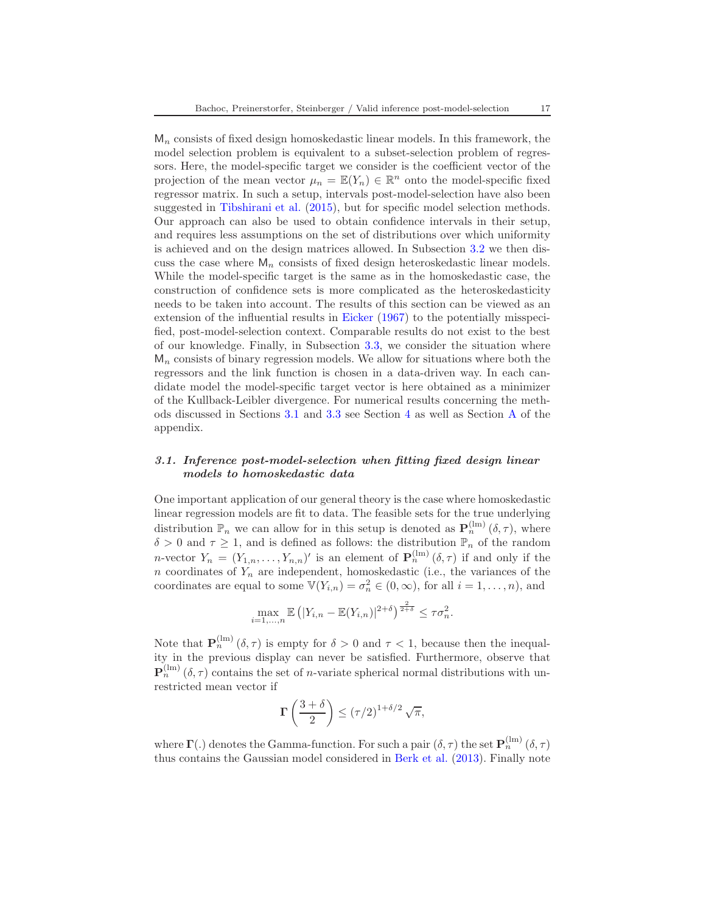$\mathsf{M}_n$ consists of fixed design homoskedastic linear models. In this framework, the model selection problem is equivalent to a subset-selection problem of regressors. Here, the model-specific target we consider is the coefficient vector of the projection of the mean vector $\mu_n = \mathbb{E}(Y_n) \in \mathbb{R}^n$ onto the model-specific fixed regressor matrix. In such a setup, intervals post-model-selection have also been suggested in Tibshirani et al. (2015), but for specific model selection methods. Our approach can also be used to obtain confidence intervals in their setup, and requires less assumptions on the set of distributions over which uniformity is achieved and on the design matrices allowed. In Subsection 3.2 we then discuss the case where $\mathsf{M}_n$ consists of fixed design heteroskedastic linear models. While the model-specific target is the same as in the homoskedastic case, the construction of confidence sets is more complicated as the heteroskedasticity needs to be taken into account. The results of this section can be viewed as an extension of the influential results in Eicker (1967) to the potentially misspecified, post-model-selection context. Comparable results do not exist to the best of our knowledge. Finally, in Subsection 3.3, we consider the situation where $\mathsf{M}_n$ consists of binary regression models. We allow for situations where both the regressors and the link function is chosen in a data-driven way. In each candidate model the model-specific target vector is here obtained as a minimizer of the Kullback-Leibler divergence. For numerical results concerning the methods discussed in Sections 3.1 and 3.3 see Section 4 as well as Section A of the appendix.

### *3.1. Inference post-model-selection when fitting fixed design linear models to homoskedastic data*

One important application of our general theory is the case where homoskedastic linear regression models are fit to data. The feasible sets for the true underlying distribution $\mathbb{P}_n$ we can allow for in this setup is denoted as $\mathbf{P}_n^{(\mathrm{lm})}(\delta, \tau)$, where $\delta > 0$ and $\tau \geq 1$, and is defined as follows: the distribution $\mathbb{P}_n$ of the random $n$-vector $Y_n = (Y_{1,n}, \ldots, Y_{n,n})'$ is an element of $\mathbf{P}_n^{(\mathrm{lm})}(\delta, \tau)$ if and only if the $n$ coordinates of $Y_n$ are independent, homoskedastic (i.e., the variances of the coordinates are equal to some $\mathbb{V}(Y_{i,n}) = \sigma_n^2 \in (0, \infty)$, for all $i = 1, \ldots, n$), and

$$\max_{i=1,\ldots,n} \mathbb{E}\left(|Y_{i,n} - \mathbb{E}(Y_{i,n})|^{2+\delta}\right)^{\frac{2}{2+\delta}} \leq \tau \sigma_n^2.$$

Note that $\mathbf{P}_n^{(\mathrm{lm})}(\delta, \tau)$ is empty for $\delta > 0$ and $\tau < 1$, because then the inequality in the previous display can never be satisfied. Furthermore, observe that $\mathbf{P}_n^{(\mathrm{lm})}(\delta, \tau)$ contains the set of $n$-variate spherical normal distributions with unrestricted mean vector if

$$\mathbf{\Gamma}\left(\frac{3+\delta}{2}\right) \leq (\tau/2)^{1+\delta/2}\sqrt{\pi},$$

where $\mathbf{\Gamma}(.)$ denotes the Gamma-function. For such a pair $(\delta, \tau)$ the set $\mathbf{P}_n^{(\mathrm{lm})}(\delta, \tau)$ thus contains the Gaussian model considered in Berk et al. (2013). Finally note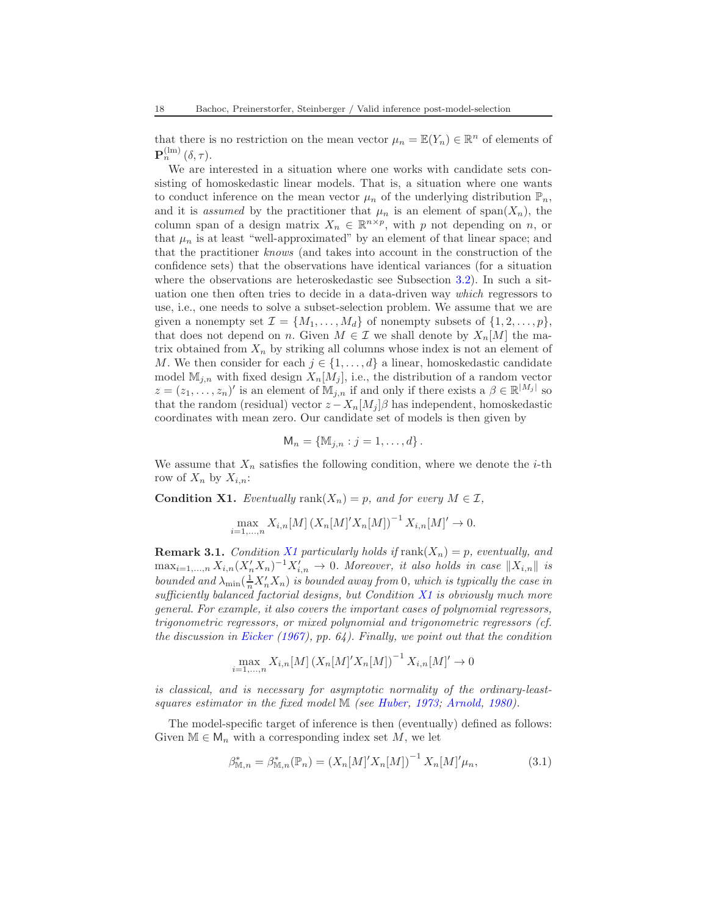that there is no restriction on the mean vector $\mu_n = \mathbb{E}(Y_n) \in \mathbb{R}^n$ of elements of $\mathbf{P}_n^{(\mathrm{lm})}(\delta, \tau)$.

We are interested in a situation where one works with candidate sets consisting of homoskedastic linear models. That is, a situation where one wants to conduct inference on the mean vector $\mu_n$ of the underlying distribution $\mathbb{P}_n$, and it is *assumed* by the practitioner that $\mu_n$ is an element of $\mathrm{span}(X_n)$, the column span of a design matrix $X_n \in \mathbb{R}^{n \times p}$, with $p$ not depending on $n$, or that $\mu_n$ is at least "well-approximated" by an element of that linear space; and that the practitioner *knows* (and takes into account in the construction of the confidence sets) that the observations have identical variances (for a situation where the observations are heteroskedastic see Subsection 3.2). In such a situation one then often tries to decide in a data-driven way *which* regressors to use, i.e., one needs to solve a subset-selection problem. We assume that we are given a nonempty set $\mathcal{I} = \{M_1, \ldots, M_d\}$ of nonempty subsets of $\{1, 2, \ldots, p\}$, that does not depend on $n$. Given $M \in \mathcal{I}$ we shall denote by $X_n[M]$ the matrix obtained from $X_n$ by striking all columns whose index is not an element of $M$. We then consider for each $j \in \{1, \ldots, d\}$ a linear, homoskedastic candidate model $\mathbb{M}_{j,n}$ with fixed design $X_n[M_j]$, i.e., the distribution of a random vector $z = (z_1, \ldots, z_n)'$ is an element of $\mathbb{M}_{j,n}$ if and only if there exists a $\beta \in \mathbb{R}^{|M_j|}$ so that the random (residual) vector $z - X_n[M_j]\beta$ has independent, homoskedastic coordinates with mean zero. Our candidate set of models is then given by

$$\mathsf{M}_n = \{\mathbb{M}_{j,n} : j = 1, \ldots, d\}.$$

We assume that $X_n$ satisfies the following condition, where we denote the $i$-th row of $X_n$ by $X_{i,n}$:

**Condition X1.** *Eventually* $\mathrm{rank}(X_n) = p$, *and for every* $M \in \mathcal{I}$,

$$\max_{i=1,\ldots,n} X_{i,n}[M] \left(X_n[M]'X_n[M]\right)^{-1} X_{i,n}[M]' \to 0.$$

**Remark 3.1.** *Condition X1 particularly holds if* $\mathrm{rank}(X_n) = p$*, eventually, and* $\max_{i=1,\ldots,n} X_{i,n}(X_n'X_n)^{-1}X_{i,n}' \to 0$*. Moreover, it also holds in case* $\|X_{i,n}\|$ *is bounded and* $\lambda_{\min}(\frac{1}{n}X_n'X_n)$ *is bounded away from* 0*, which is typically the case in sufficiently balanced factorial designs, but Condition X1 is obviously much more general. For example, it also covers the important cases of polynomial regressors, trigonometric regressors, or mixed polynomial and trigonometric regressors (cf. the discussion in Eicker (1967), pp. 64). Finally, we point out that the condition*

$$\max_{i=1,\ldots,n} X_{i,n}[M] \left(X_n[M]'X_n[M]\right)^{-1} X_{i,n}[M]' \to 0$$

*is classical, and is necessary for asymptotic normality of the ordinary-least-squares estimator in the fixed model* $\mathbb{M}$ *(see Huber, 1973; Arnold, 1980).*

The model-specific target of inference is then (eventually) defined as follows: Given $\mathbb{M} \in \mathsf{M}_n$ with a corresponding index set $M$, we let

$$\beta^*_{\mathbb{M},n} = \beta^*_{\mathbb{M},n}(\mathbb{P}_n) = \left(X_n[M]'X_n[M]\right)^{-1} X_n[M]'\mu_n, \tag{3.1}$$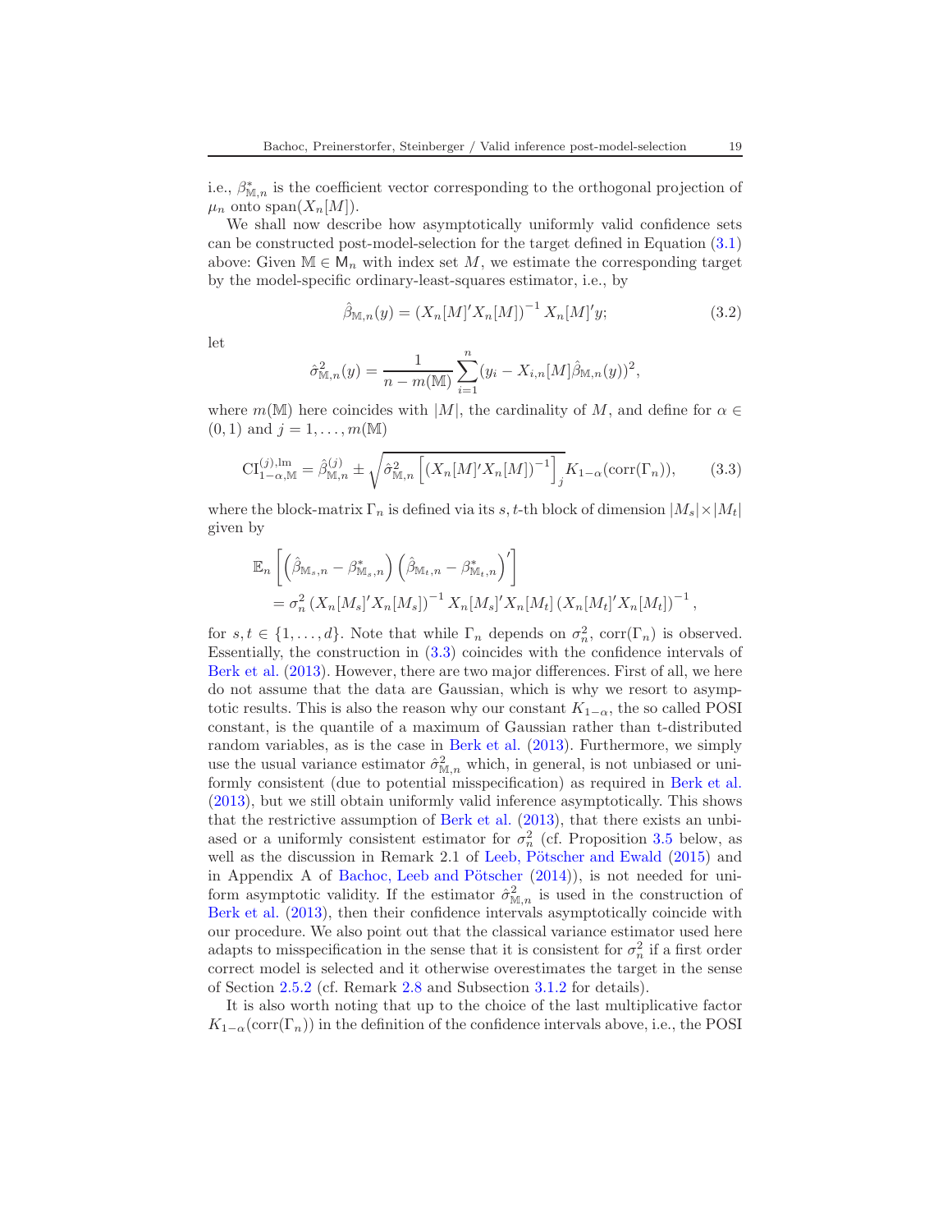i.e., $\beta^*_{\mathbb{M},n}$ is the coefficient vector corresponding to the orthogonal projection of $\mu_n$ onto $\operatorname{span}(X_n[M])$.

We shall now describe how asymptotically uniformly valid confidence sets can be constructed post-model-selection for the target defined in Equation (3.1) above: Given $\mathbb{M} \in \mathsf{M}_n$ with index set $M$, we estimate the corresponding target by the model-specific ordinary-least-squares estimator, i.e., by

$$\hat{\beta}_{\mathbb{M},n}(y) = \left(X_n[M]'X_n[M]\right)^{-1} X_n[M]'y; \tag{3.2}$$

let

$$\hat{\sigma}^2_{\mathbb{M},n}(y) = \frac{1}{n - m(\mathbb{M})} \sum_{i=1}^{n} (y_i - X_{i,n}[M]\hat{\beta}_{\mathbb{M},n}(y))^2,$$

where $m(\mathbb{M})$ here coincides with $|M|$, the cardinality of $M$, and define for $\alpha \in (0,1)$ and $j = 1, \ldots, m(\mathbb{M})$

$$\mathrm{CI}^{(j),\mathrm{lm}}_{1-\alpha,\mathbb{M}} = \hat{\beta}^{(j)}_{\mathbb{M},n} \pm \sqrt{\hat{\sigma}^2_{\mathbb{M},n}\left[\left(X_n[M]'X_n[M]\right)^{-1}\right]_j} K_{1-\alpha}(\operatorname{corr}(\Gamma_n)), \tag{3.3}$$

where the block-matrix $\Gamma_n$ is defined via its $s,t$-th block of dimension $|M_s| \times |M_t|$ given by

$$\begin{aligned}
&\mathbb{E}_n\left[\left(\hat{\beta}_{\mathbb{M}_s,n} - \beta^*_{\mathbb{M}_s,n}\right)\left(\hat{\beta}_{\mathbb{M}_t,n} - \beta^*_{\mathbb{M}_t,n}\right)'\right] \\
&\quad = \sigma_n^2 \left(X_n[M_s]'X_n[M_s]\right)^{-1} X_n[M_s]'X_n[M_t]\left(X_n[M_t]'X_n[M_t]\right)^{-1},
\end{aligned}$$

for $s, t \in \{1, \ldots, d\}$. Note that while $\Gamma_n$ depends on $\sigma_n^2$, $\operatorname{corr}(\Gamma_n)$ is observed. Essentially, the construction in (3.3) coincides with the confidence intervals of Berk et al. (2013). However, there are two major differences. First of all, we here do not assume that the data are Gaussian, which is why we resort to asymptotic results. This is also the reason why our constant $K_{1-\alpha}$, the so called POSI constant, is the quantile of a maximum of Gaussian rather than t-distributed random variables, as is the case in Berk et al. (2013). Furthermore, we simply use the usual variance estimator $\hat{\sigma}^2_{\mathbb{M},n}$ which, in general, is not unbiased or uniformly consistent (due to potential misspecification) as required in Berk et al. (2013), but we still obtain uniformly valid inference asymptotically. This shows that the restrictive assumption of Berk et al. (2013), that there exists an unbiased or a uniformly consistent estimator for $\sigma_n^2$ (cf. Proposition 3.5 below, as well as the discussion in Remark 2.1 of Leeb, Pötscher and Ewald (2015) and in Appendix A of Bachoc, Leeb and Pötscher (2014)), is not needed for uniform asymptotic validity. If the estimator $\hat{\sigma}^2_{\mathbb{M},n}$ is used in the construction of Berk et al. (2013), then their confidence intervals asymptotically coincide with our procedure. We also point out that the classical variance estimator used here adapts to misspecification in the sense that it is consistent for $\sigma_n^2$ if a first order correct model is selected and it otherwise overestimates the target in the sense of Section 2.5.2 (cf. Remark 2.8 and Subsection 3.1.2 for details).

It is also worth noting that up to the choice of the last multiplicative factor $K_{1-\alpha}(\operatorname{corr}(\Gamma_n))$ in the definition of the confidence intervals above, i.e., the POSI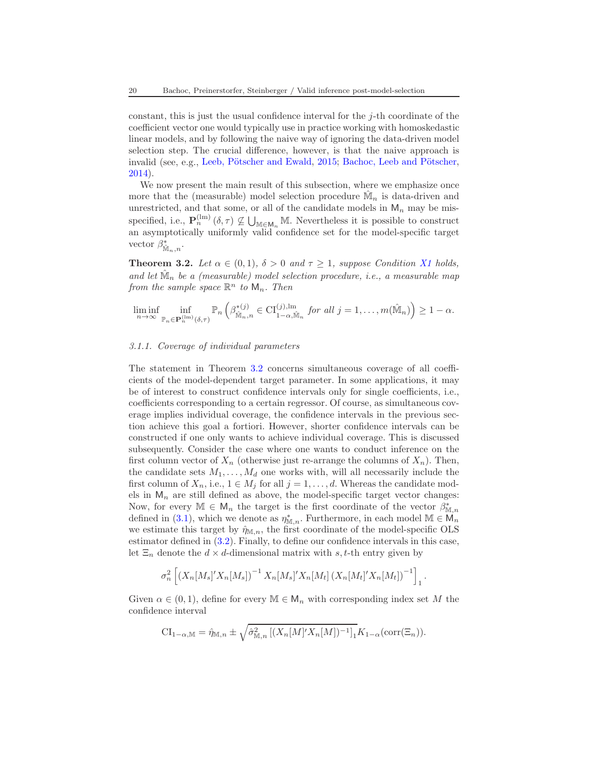constant, this is just the usual confidence interval for the $j$-th coordinate of the coefficient vector one would typically use in practice working with homoskedastic linear models, and by following the naive way of ignoring the data-driven model selection step. The crucial difference, however, is that the naive approach is invalid (see, e.g., Leeb, Pötscher and Ewald, 2015; Bachoc, Leeb and Pötscher, 2014).

We now present the main result of this subsection, where we emphasize once more that the (measurable) model selection procedure $\hat{\mathbb{M}}_n$ is data-driven and unrestricted, and that some, or all of the candidate models in $\mathsf{M}_n$ may be misspecified, i.e., $\mathbf{P}_n^{(\mathrm{lm})}(\delta, \tau) \not\subseteq \bigcup_{\mathbb{M} \in \mathsf{M}_n} \mathbb{M}$. Nevertheless it is possible to construct an asymptotically uniformly valid confidence set for the model-specific target vector $\beta^*_{\hat{\mathbb{M}}_n, n}$.

**Theorem 3.2.** *Let $\alpha \in (0,1)$, $\delta > 0$ and $\tau \geq 1$, suppose Condition X1 holds, and let $\hat{\mathbb{M}}_n$ be a (measurable) model selection procedure, i.e., a measurable map from the sample space $\mathbb{R}^n$ to $\mathsf{M}_n$. Then*

$$\liminf_{n \to \infty} \inf_{\mathbb{P}_n \in \mathbf{P}_n^{(\mathrm{lm})}(\delta, \tau)} \mathbb{P}_n \left( \beta^{*(j)}_{\hat{\mathbb{M}}_n, n} \in \mathrm{CI}^{(j), \mathrm{lm}}_{1-\alpha, \hat{\mathbb{M}}_n} \text{ for all } j = 1, \ldots, m(\hat{\mathbb{M}}_n) \right) \geq 1 - \alpha.$$

#### 3.1.1. Coverage of individual parameters

The statement in Theorem 3.2 concerns simultaneous coverage of all coefficients of the model-dependent target parameter. In some applications, it may be of interest to construct confidence intervals only for single coefficients, i.e., coefficients corresponding to a certain regressor. Of course, as simultaneous coverage implies individual coverage, the confidence intervals in the previous section achieve this goal a fortiori. However, shorter confidence intervals can be constructed if one only wants to achieve individual coverage. This is discussed subsequently. Consider the case where one wants to conduct inference on the first column vector of $X_n$ (otherwise just re-arrange the columns of $X_n$). Then, the candidate sets $M_1, \ldots, M_d$ one works with, will all necessarily include the first column of $X_n$, i.e., $1 \in M_j$ for all $j = 1, \ldots, d$. Whereas the candidate models in $\mathsf{M}_n$ are still defined as above, the model-specific target vector changes: Now, for every $\mathbb{M} \in \mathsf{M}_n$ the target is the first coordinate of the vector $\beta^*_{\mathbb{M},n}$ defined in (3.1), which we denote as $\eta^*_{\mathbb{M},n}$. Furthermore, in each model $\mathbb{M} \in \mathsf{M}_n$ we estimate this target by $\hat{\eta}_{\mathbb{M},n}$, the first coordinate of the model-specific OLS estimator defined in (3.2). Finally, to define our confidence intervals in this case, let $\Xi_n$ denote the $d \times d$-dimensional matrix with $s,t$-th entry given by

$$\sigma_n^2 \left[ \left( X_n[M_s]' X_n[M_s] \right)^{-1} X_n[M_s]' X_n[M_t] \left( X_n[M_t]' X_n[M_t] \right)^{-1} \right]_1.$$

Given $\alpha \in (0,1)$, define for every $\mathbb{M} \in \mathsf{M}_n$ with corresponding index set $M$ the confidence interval

$$\mathrm{CI}_{1-\alpha, \mathbb{M}} = \hat{\eta}_{\mathbb{M},n} \pm \sqrt{\hat{\sigma}^2_{\mathbb{M},n} \left[ (X_n[M]' X_n[M])^{-1} \right]_1} K_{1-\alpha}(\mathrm{corr}(\Xi_n)).$$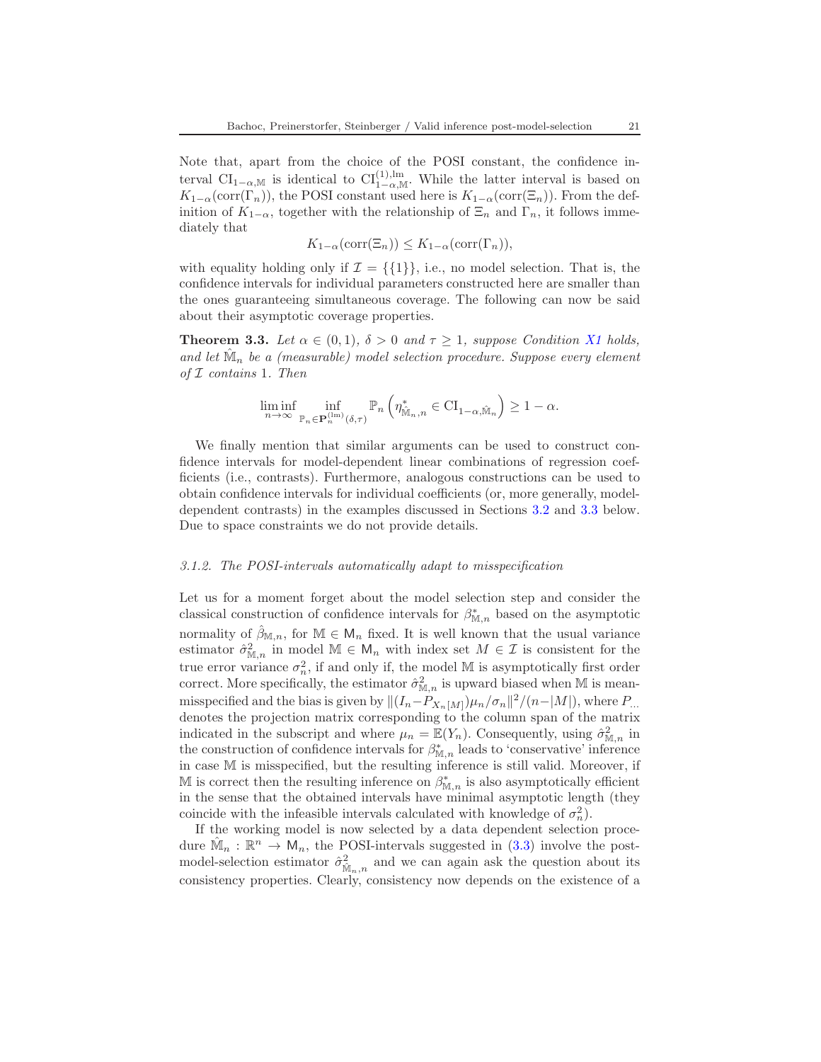Note that, apart from the choice of the POSI constant, the confidence interval $\mathrm{CI}_{1-\alpha,\mathbb{M}}$ is identical to $\mathrm{CI}^{(1),\mathrm{lm}}_{1-\alpha,\mathbb{M}}$. While the latter interval is based on $K_{1-\alpha}(\mathrm{corr}(\Gamma_n))$, the POSI constant used here is $K_{1-\alpha}(\mathrm{corr}(\Xi_n))$. From the definition of $K_{1-\alpha}$, together with the relationship of $\Xi_n$ and $\Gamma_n$, it follows immediately that

$$K_{1-\alpha}(\mathrm{corr}(\Xi_n)) \leq K_{1-\alpha}(\mathrm{corr}(\Gamma_n)),$$

with equality holding only if $\mathcal{I} = \{\{1\}\}$, i.e., no model selection. That is, the confidence intervals for individual parameters constructed here are smaller than the ones guaranteeing simultaneous coverage. The following can now be said about their asymptotic coverage properties.

**Theorem 3.3.** *Let $\alpha \in (0,1)$, $\delta > 0$ and $\tau \geq 1$, suppose Condition X1 holds, and let $\hat{\mathbb{M}}_n$ be a (measurable) model selection procedure. Suppose every element of $\mathcal{I}$ contains $1$. Then*

$$\liminf_{n\to\infty} \inf_{\mathbb{P}_n \in \mathbf{P}_n^{(\mathrm{lm})}(\delta,\tau)} \mathbb{P}_n\left(\eta^*_{\hat{\mathbb{M}}_n,n} \in \mathrm{CI}_{1-\alpha,\hat{\mathbb{M}}_n}\right) \geq 1-\alpha.$$

We finally mention that similar arguments can be used to construct confidence intervals for model-dependent linear combinations of regression coefficients (i.e., contrasts). Furthermore, analogous constructions can be used to obtain confidence intervals for individual coefficients (or, more generally, model-dependent contrasts) in the examples discussed in Sections 3.2 and 3.3 below. Due to space constraints we do not provide details.

#### *3.1.2. The POSI-intervals automatically adapt to misspecification*

Let us for a moment forget about the model selection step and consider the classical construction of confidence intervals for $\beta^*_{\mathbb{M},n}$ based on the asymptotic normality of $\hat{\beta}_{\mathbb{M},n}$, for $\mathbb{M} \in \mathsf{M}_n$ fixed. It is well known that the usual variance estimator $\hat{\sigma}^2_{\mathbb{M},n}$ in model $\mathbb{M} \in \mathsf{M}_n$ with index set $M \in \mathcal{I}$ is consistent for the true error variance $\sigma_n^2$, if and only if, the model $\mathbb{M}$ is asymptotically first order correct. More specifically, the estimator $\hat{\sigma}^2_{\mathbb{M},n}$ is upward biased when $\mathbb{M}$ is mean-misspecified and the bias is given by $\|(I_n - P_{X_n[M]})\mu_n/\sigma_n\|^2/(n-|M|)$, where $P_{\dots}$ denotes the projection matrix corresponding to the column span of the matrix indicated in the subscript and where $\mu_n = \mathbb{E}(Y_n)$. Consequently, using $\hat{\sigma}^2_{\mathbb{M},n}$ in the construction of confidence intervals for $\beta^*_{\mathbb{M},n}$ leads to 'conservative' inference in case $\mathbb{M}$ is misspecified, but the resulting inference is still valid. Moreover, if $\mathbb{M}$ is correct then the resulting inference on $\beta^*_{\mathbb{M},n}$ is also asymptotically efficient in the sense that the obtained intervals have minimal asymptotic length (they coincide with the infeasible intervals calculated with knowledge of $\sigma_n^2$).

If the working model is now selected by a data dependent selection procedure $\hat{\mathbb{M}}_n : \mathbb{R}^n \to \mathsf{M}_n$, the POSI-intervals suggested in (3.3) involve the post-model-selection estimator $\hat{\sigma}^2_{\hat{\mathbb{M}}_n,n}$ and we can again ask the question about its consistency properties. Clearly, consistency now depends on the existence of a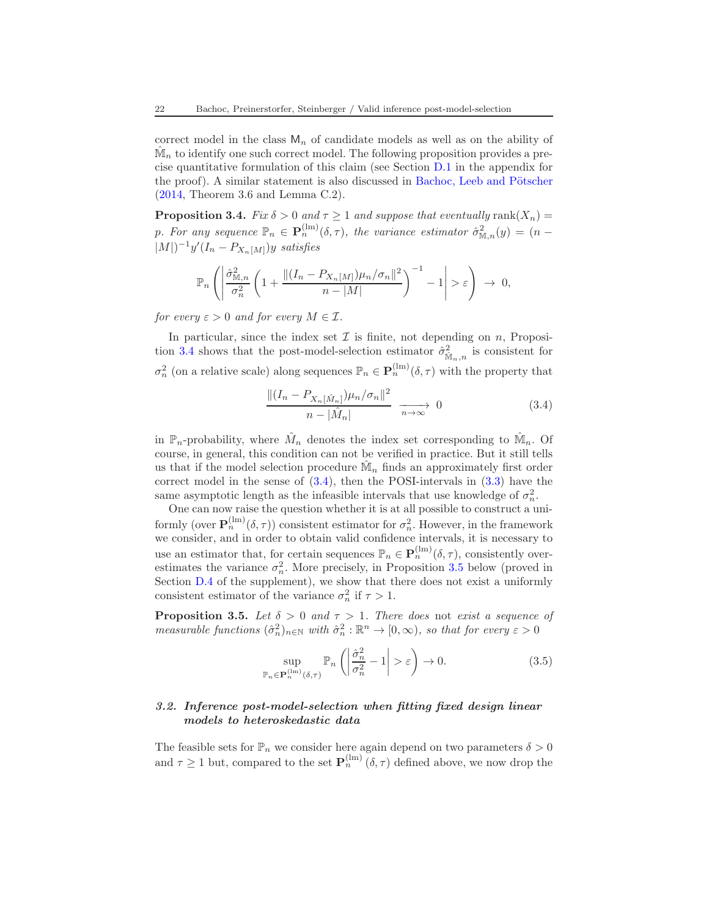correct model in the class $\mathsf{M}_n$ of candidate models as well as on the ability of $\hat{\mathbb{M}}_n$ to identify one such correct model. The following proposition provides a precise quantitative formulation of this claim (see Section D.1 in the appendix for the proof). A similar statement is also discussed in Bachoc, Leeb and Pötscher (2014, Theorem 3.6 and Lemma C.2).

**Proposition 3.4.** *Fix $\delta > 0$ and $\tau \geq 1$ and suppose that eventually* $\operatorname{rank}(X_n) = p$*. For any sequence $\mathbb{P}_n \in \mathbf{P}_n^{(\mathrm{lm})}(\delta, \tau)$, the variance estimator $\hat{\sigma}^2_{\mathbb{M},n}(y) = (n - |M|)^{-1} y'(I_n - P_{X_n[M]})y$ satisfies*

$$\mathbb{P}_n\left( \left| \frac{\hat{\sigma}^2_{\mathbb{M},n}}{\sigma_n^2} \left( 1 + \frac{\|(I_n - P_{X_n[M]})\mu_n/\sigma_n\|^2}{n - |M|} \right)^{-1} - 1 \right| > \varepsilon \right) \to 0,$$

*for every $\varepsilon > 0$ and for every $M \in \mathcal{I}$.*

In particular, since the index set $\mathcal{I}$ is finite, not depending on $n$, Proposition 3.4 shows that the post-model-selection estimator $\hat{\sigma}^2_{\hat{\mathbb{M}}_n,n}$ is consistent for $\sigma_n^2$ (on a relative scale) along sequences $\mathbb{P}_n \in \mathbf{P}_n^{(\mathrm{lm})}(\delta, \tau)$ with the property that

$$\frac{\|(I_n - P_{X_n[\hat{M}_n]})\mu_n/\sigma_n\|^2}{n - |\hat{M}_n|} \xrightarrow[n\to\infty]{} 0 \tag{3.4}$$

in $\mathbb{P}_n$-probability, where $\hat{M}_n$ denotes the index set corresponding to $\hat{\mathbb{M}}_n$. Of course, in general, this condition can not be verified in practice. But it still tells us that if the model selection procedure $\hat{\mathbb{M}}_n$ finds an approximately first order correct model in the sense of (3.4), then the POSI-intervals in (3.3) have the same asymptotic length as the infeasible intervals that use knowledge of $\sigma_n^2$.

One can now raise the question whether it is at all possible to construct a uniformly (over $\mathbf{P}_n^{(\mathrm{lm})}(\delta, \tau)$) consistent estimator for $\sigma_n^2$. However, in the framework we consider, and in order to obtain valid confidence intervals, it is necessary to use an estimator that, for certain sequences $\mathbb{P}_n \in \mathbf{P}_n^{(\mathrm{lm})}(\delta, \tau)$, consistently overestimates the variance $\sigma_n^2$. More precisely, in Proposition 3.5 below (proved in Section D.4 of the supplement), we show that there does not exist a uniformly consistent estimator of the variance $\sigma_n^2$ if $\tau > 1$.

**Proposition 3.5.** *Let $\delta > 0$ and $\tau > 1$. There does* not *exist a sequence of measurable functions $(\hat{\sigma}_n^2)_{n\in\mathbb{N}}$ with $\hat{\sigma}_n^2 : \mathbb{R}^n \to [0, \infty)$, so that for every $\varepsilon > 0$*

$$\sup_{\mathbb{P}_n \in \mathbf{P}_n^{(\mathrm{lm})}(\delta,\tau)} \mathbb{P}_n\left( \left| \frac{\hat{\sigma}_n^2}{\sigma_n^2} - 1 \right| > \varepsilon \right) \to 0. \tag{3.5}$$

### *3.2. Inference post-model-selection when fitting fixed design linear models to heteroskedastic data*

The feasible sets for $\mathbb{P}_n$ we consider here again depend on two parameters $\delta > 0$ and $\tau \geq 1$ but, compared to the set $\mathbf{P}_n^{(\mathrm{lm})}(\delta, \tau)$ defined above, we now drop the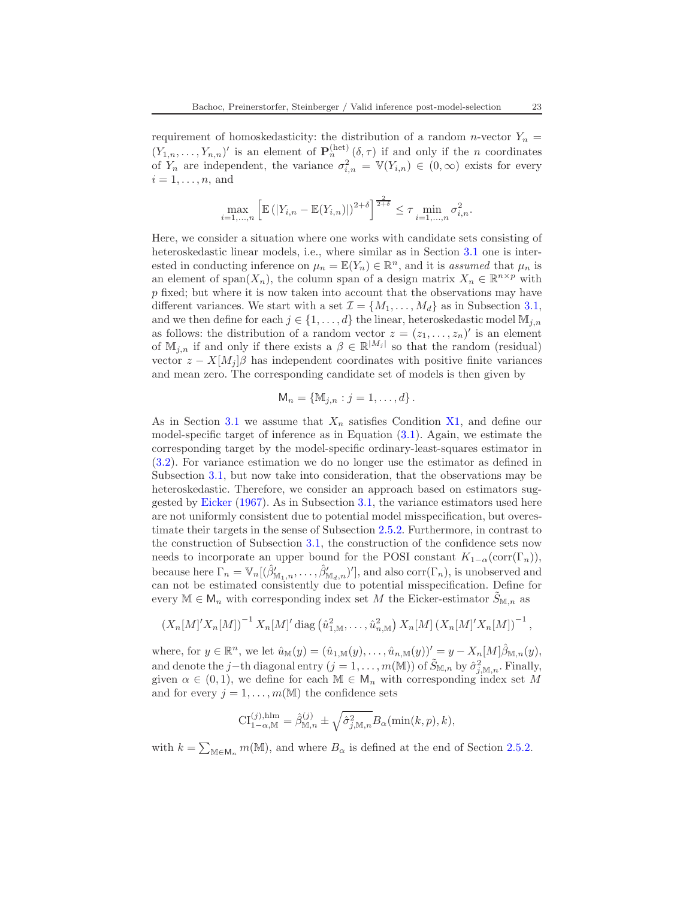requirement of homoskedasticity: the distribution of a random $n$-vector $Y_n = (Y_{1,n}, \ldots, Y_{n,n})'$ is an element of $\mathbf{P}_n^{(\mathrm{het})}(\delta, \tau)$ if and only if the $n$ coordinates of $Y_n$ are independent, the variance $\sigma_{i,n}^2 = \mathbb{V}(Y_{i,n}) \in (0, \infty)$ exists for every $i = 1, \ldots, n$, and

$$\max_{i=1,\ldots,n} \left[ \mathbb{E}\left(|Y_{i,n} - \mathbb{E}(Y_{i,n})|\right)^{2+\delta} \right]^{\frac{2}{2+\delta}} \leq \tau \min_{i=1,\ldots,n} \sigma_{i,n}^2.$$

Here, we consider a situation where one works with candidate sets consisting of heteroskedastic linear models, i.e., where similar as in Section 3.1 one is interested in conducting inference on $\mu_n = \mathbb{E}(Y_n) \in \mathbb{R}^n$, and it is *assumed* that $\mu_n$ is an element of $\mathrm{span}(X_n)$, the column span of a design matrix $X_n \in \mathbb{R}^{n \times p}$ with $p$ fixed; but where it is now taken into account that the observations may have different variances. We start with a set $\mathcal{I} = \{M_1, \ldots, M_d\}$ as in Subsection 3.1, and we then define for each $j \in \{1, \ldots, d\}$ the linear, heteroskedastic model $\mathbb{M}_{j,n}$ as follows: the distribution of a random vector $z = (z_1, \ldots, z_n)'$ is an element of $\mathbb{M}_{j,n}$ if and only if there exists a $\beta \in \mathbb{R}^{|M_j|}$ so that the random (residual) vector $z - X[M_j]\beta$ has independent coordinates with positive finite variances and mean zero. The corresponding candidate set of models is then given by

$$\mathsf{M}_n = \{\mathbb{M}_{j,n} : j = 1, \ldots, d\}.$$

As in Section 3.1 we assume that $X_n$ satisfies Condition X1, and define our model-specific target of inference as in Equation (3.1). Again, we estimate the corresponding target by the model-specific ordinary-least-squares estimator in (3.2). For variance estimation we do no longer use the estimator as defined in Subsection 3.1, but now take into consideration, that the observations may be heteroskedastic. Therefore, we consider an approach based on estimators suggested by Eicker (1967). As in Subsection 3.1, the variance estimators used here are not uniformly consistent due to potential model misspecification, but overestimate their targets in the sense of Subsection 2.5.2. Furthermore, in contrast to the construction of Subsection 3.1, the construction of the confidence sets now needs to incorporate an upper bound for the POSI constant $K_{1-\alpha}(\mathrm{corr}(\Gamma_n))$, because here $\Gamma_n = \mathbb{V}_n[(\hat{\beta}'_{\mathbb{M}_1,n}, \ldots, \hat{\beta}'_{\mathbb{M}_d,n})']$, and also $\mathrm{corr}(\Gamma_n)$, is unobserved and can not be estimated consistently due to potential misspecification. Define for every $\mathbb{M} \in \mathsf{M}_n$ with corresponding index set $M$ the Eicker-estimator $\tilde{S}_{\mathbb{M},n}$ as

$$\left(X_n[M]'X_n[M]\right)^{-1} X_n[M]' \,\mathrm{diag}\left(\hat{u}_{1,\mathbb{M}}^2, \ldots, \hat{u}_{n,\mathbb{M}}^2\right) X_n[M] \left(X_n[M]'X_n[M]\right)^{-1},$$

where, for $y \in \mathbb{R}^n$, we let $\hat{u}_{\mathbb{M}}(y) = (\hat{u}_{1,\mathbb{M}}(y), \ldots, \hat{u}_{n,\mathbb{M}}(y))' = y - X_n[M]\hat{\beta}_{\mathbb{M},n}(y)$, and denote the $j$−th diagonal entry ($j = 1, \ldots, m(\mathbb{M})$) of $\tilde{S}_{\mathbb{M},n}$ by $\hat{\sigma}_{j,\mathbb{M},n}^2$. Finally, given $\alpha \in (0, 1)$, we define for each $\mathbb{M} \in \mathsf{M}_n$ with corresponding index set $M$ and for every $j = 1, \ldots, m(\mathbb{M})$ the confidence sets

$$\mathrm{CI}_{1-\alpha,\mathbb{M}}^{(j),\mathrm{hlm}} = \hat{\beta}_{\mathbb{M},n}^{(j)} \pm \sqrt{\hat{\sigma}_{j,\mathbb{M},n}^2} B_\alpha(\min(k, p), k),$$

with $k = \sum_{\mathbb{M} \in \mathsf{M}_n} m(\mathbb{M})$, and where $B_\alpha$ is defined at the end of Section 2.5.2.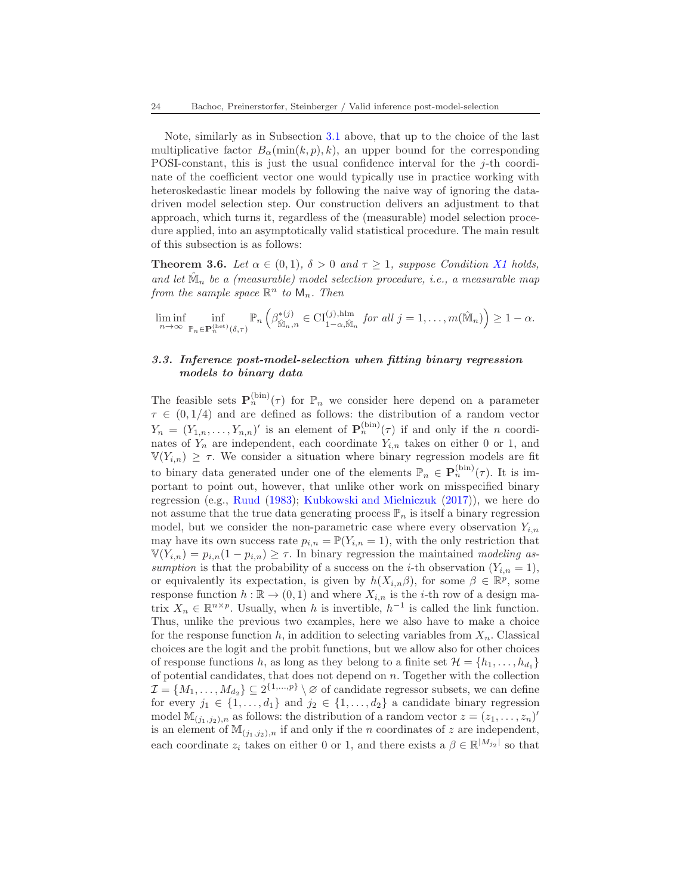Note, similarly as in Subsection 3.1 above, that up to the choice of the last multiplicative factor $B_\alpha(\min(k,p),k)$, an upper bound for the corresponding POSI-constant, this is just the usual confidence interval for the $j$-th coordinate of the coefficient vector one would typically use in practice working with heteroskedastic linear models by following the naive way of ignoring the data-driven model selection step. Our construction delivers an adjustment to that approach, which turns it, regardless of the (measurable) model selection procedure applied, into an asymptotically valid statistical procedure. The main result of this subsection is as follows:

**Theorem 3.6.** *Let $\alpha \in (0,1)$, $\delta > 0$ and $\tau \geq 1$, suppose Condition X1 holds, and let $\hat{\mathbb{M}}_n$ be a (measurable) model selection procedure, i.e., a measurable map from the sample space $\mathbb{R}^n$ to $\mathsf{M}_n$. Then*

$$\liminf_{n\to\infty} \inf_{\mathbb{P}_n \in \mathbf{P}_n^{(\mathrm{het})}(\delta,\tau)} \mathbb{P}_n\left(\beta^{*(j)}_{\hat{\mathbb{M}}_n,n} \in \mathrm{CI}^{(j),\mathrm{hlm}}_{1-\alpha,\hat{\mathbb{M}}_n} \text{ for all } j=1,\ldots,m(\hat{\mathbb{M}}_n)\right) \geq 1-\alpha.$$

### 3.3. Inference post-model-selection when fitting binary regression models to binary data

The feasible sets $\mathbf{P}_n^{(\mathrm{bin})}(\tau)$ for $\mathbb{P}_n$ we consider here depend on a parameter $\tau \in (0, 1/4)$ and are defined as follows: the distribution of a random vector $Y_n = (Y_{1,n},\ldots,Y_{n,n})'$ is an element of $\mathbf{P}_n^{(\mathrm{bin})}(\tau)$ if and only if the $n$ coordinates of $Y_n$ are independent, each coordinate $Y_{i,n}$ takes on either 0 or 1, and $\mathbb{V}(Y_{i,n}) \geq \tau$. We consider a situation where binary regression models are fit to binary data generated under one of the elements $\mathbb{P}_n \in \mathbf{P}_n^{(\mathrm{bin})}(\tau)$. It is important to point out, however, that unlike other work on misspecified binary regression (e.g., Ruud (1983); Kubkowski and Mielniczuk (2017)), we here do not assume that the true data generating process $\mathbb{P}_n$ is itself a binary regression model, but we consider the non-parametric case where every observation $Y_{i,n}$ may have its own success rate $p_{i,n} = \mathbb{P}(Y_{i,n} = 1)$, with the only restriction that $\mathbb{V}(Y_{i,n}) = p_{i,n}(1-p_{i,n}) \geq \tau$. In binary regression the maintained *modeling assumption* is that the probability of a success on the $i$-th observation ($Y_{i,n} = 1$), or equivalently its expectation, is given by $h(X_{i,n}\beta)$, for some $\beta \in \mathbb{R}^p$, some response function $h : \mathbb{R} \to (0,1)$ and where $X_{i,n}$ is the $i$-th row of a design matrix $X_n \in \mathbb{R}^{n\times p}$. Usually, when $h$ is invertible, $h^{-1}$ is called the link function. Thus, unlike the previous two examples, here we also have to make a choice for the response function $h$, in addition to selecting variables from $X_n$. Classical choices are the logit and the probit functions, but we allow also for other choices of response functions $h$, as long as they belong to a finite set $\mathcal{H} = \{h_1,\ldots,h_{d_1}\}$ of potential candidates, that does not depend on $n$. Together with the collection $\mathcal{I} = \{M_1,\ldots,M_{d_2}\} \subseteq 2^{\{1,\ldots,p\}} \setminus \varnothing$ of candidate regressor subsets, we can define for every $j_1 \in \{1,\ldots,d_1\}$ and $j_2 \in \{1,\ldots,d_2\}$ a candidate binary regression model $\mathbb{M}_{(j_1,j_2),n}$ as follows: the distribution of a random vector $z = (z_1,\ldots,z_n)'$ is an element of $\mathbb{M}_{(j_1,j_2),n}$ if and only if the $n$ coordinates of $z$ are independent, each coordinate $z_i$ takes on either 0 or 1, and there exists a $\beta \in \mathbb{R}^{|M_{j_2}|}$ so that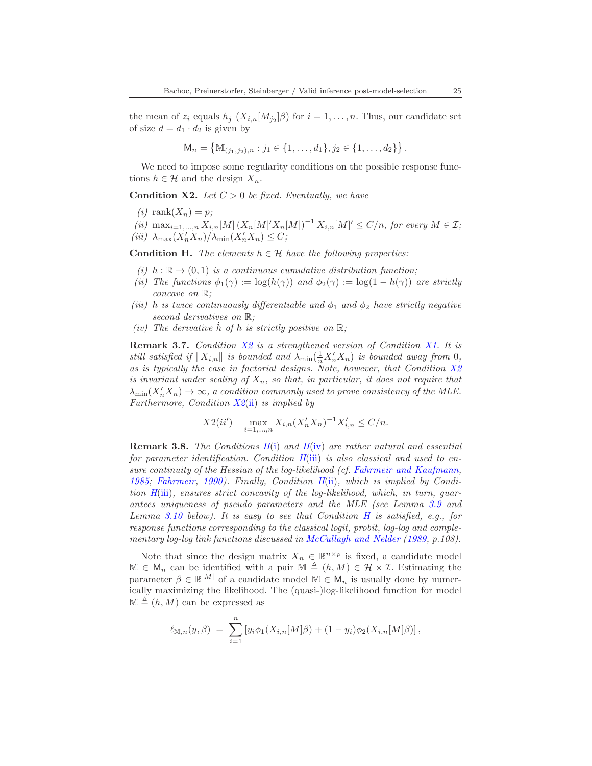the mean of $z_i$ equals $h_{j_1}(X_{i,n}[M_{j_2}]\beta)$ for $i = 1, \ldots, n$. Thus, our candidate set of size $d = d_1 \cdot d_2$ is given by

$$\mathsf{M}_n = \left\{ \mathbb{M}_{(j_1,j_2),n} : j_1 \in \{1, \ldots, d_1\}, j_2 \in \{1, \ldots, d_2\} \right\}.$$

We need to impose some regularity conditions on the possible response functions $h \in \mathcal{H}$ and the design $X_n$.

**Condition X2.** *Let $C > 0$ be fixed. Eventually, we have*

*(i)* $\operatorname{rank}(X_n) = p$;
*(ii)* $\max_{i=1,\ldots,n} X_{i,n}[M] \left(X_n[M]'X_n[M]\right)^{-1} X_{i,n}[M]' \leq C/n$, *for every $M \in \mathcal{I}$;*
*(iii)* $\lambda_{\max}(X_n'X_n)/\lambda_{\min}(X_n'X_n) \leq C$;

**Condition H.** *The elements $h \in \mathcal{H}$ have the following properties:*

*(i)* $h : \mathbb{R} \to (0, 1)$ *is a continuous cumulative distribution function;*
*(ii)* *The functions $\phi_1(\gamma) := \log(h(\gamma))$ and $\phi_2(\gamma) := \log(1 - h(\gamma))$ are strictly concave on $\mathbb{R}$;*
*(iii)* *$h$ is twice continuously differentiable and $\phi_1$ and $\phi_2$ have strictly negative second derivatives on $\mathbb{R}$;*
*(iv)* *The derivative $\dot{h}$ of $h$ is strictly positive on $\mathbb{R}$;*

**Remark 3.7.** *Condition X2 is a strengthened version of Condition X1. It is still satisfied if $\|X_{i,n}\|$ is bounded and $\lambda_{\min}(\frac{1}{n}X_n'X_n)$ is bounded away from 0, as is typically the case in factorial designs. Note, however, that Condition X2 is invariant under scaling of $X_n$, so that, in particular, it does not require that $\lambda_{\min}(X_n'X_n) \to \infty$, a condition commonly used to prove consistency of the MLE. Furthermore, Condition X2(ii) is implied by*

$$X2(ii') \quad \max_{i=1,\ldots,n} X_{i,n}(X_n'X_n)^{-1}X_{i,n}' \leq C/n.$$

**Remark 3.8.** *The Conditions H(i) and H(iv) are rather natural and essential for parameter identification. Condition H(iii) is also classical and used to ensure continuity of the Hessian of the log-likelihood (cf. Fahrmeir and Kaufmann, 1985; Fahrmeir, 1990). Finally, Condition H(ii), which is implied by Condition H(iii), ensures strict concavity of the log-likelihood, which, in turn, guarantees uniqueness of pseudo parameters and the MLE (see Lemma 3.9 and Lemma 3.10 below). It is easy to see that Condition H is satisfied, e.g., for response functions corresponding to the classical logit, probit, log-log and complementary log-log link functions discussed in McCullagh and Nelder (1989, p.108).*

Note that since the design matrix $X_n \in \mathbb{R}^{n \times p}$ is fixed, a candidate model $\mathbb{M} \in \mathsf{M}_n$ can be identified with a pair $\mathbb{M} \triangleq (h, M) \in \mathcal{H} \times \mathcal{I}$. Estimating the parameter $\beta \in \mathbb{R}^{|M|}$ of a candidate model $\mathbb{M} \in \mathsf{M}_n$ is usually done by numerically maximizing the likelihood. The (quasi-)log-likelihood function for model $\mathbb{M} \triangleq (h, M)$ can be expressed as

$$\ell_{\mathbb{M},n}(y, \beta) \; = \; \sum_{i=1}^{n} \left[ y_i \phi_1(X_{i,n}[M]\beta) + (1 - y_i)\phi_2(X_{i,n}[M]\beta) \right],$$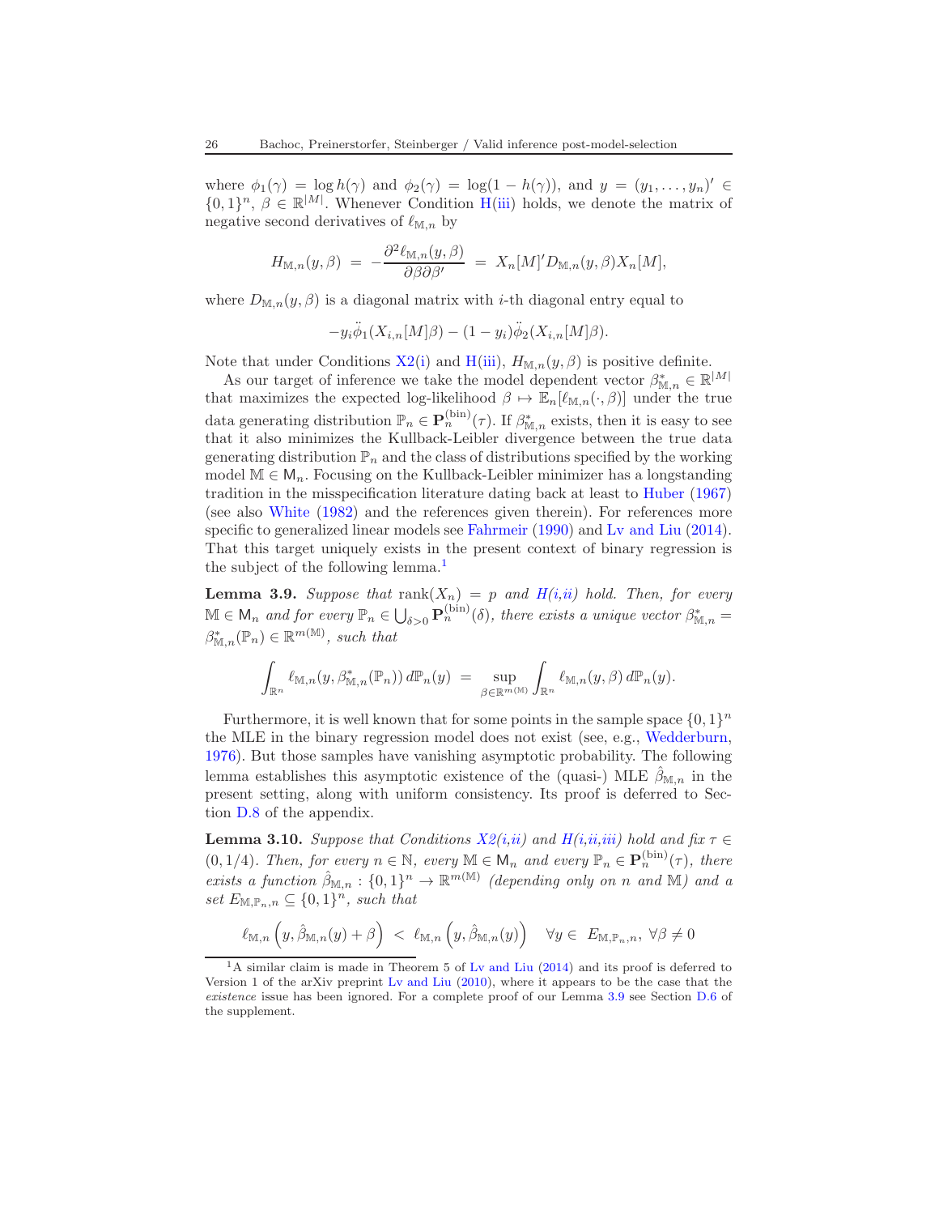where $\phi_1(\gamma) = \log h(\gamma)$ and $\phi_2(\gamma) = \log(1 - h(\gamma))$, and $y = (y_1, \dots, y_n)' \in \{0,1\}^n$, $\beta \in \mathbb{R}^{|M|}$. Whenever Condition H(iii) holds, we denote the matrix of negative second derivatives of $\ell_{\mathbb{M},n}$ by

$$H_{\mathbb{M},n}(y,\beta) \; = \; -\frac{\partial^2 \ell_{\mathbb{M},n}(y,\beta)}{\partial\beta\partial\beta'} \; = \; X_n[M]' D_{\mathbb{M},n}(y,\beta) X_n[M],$$

where $D_{\mathbb{M},n}(y,\beta)$ is a diagonal matrix with $i$-th diagonal entry equal to

$$-y_i \ddot{\phi}_1(X_{i,n}[M]\beta) - (1-y_i)\ddot{\phi}_2(X_{i,n}[M]\beta).$$

Note that under Conditions X2(i) and H(iii), $H_{\mathbb{M},n}(y,\beta)$ is positive definite.

As our target of inference we take the model dependent vector $\beta^*_{\mathbb{M},n} \in \mathbb{R}^{|M|}$ that maximizes the expected log-likelihood $\beta \mapsto \mathbb{E}_n[\ell_{\mathbb{M},n}(\cdot,\beta)]$ under the true data generating distribution $\mathbb{P}_n \in \mathbf{P}_n^{(\mathrm{bin})}(\tau)$. If $\beta^*_{\mathbb{M},n}$ exists, then it is easy to see that it also minimizes the Kullback-Leibler divergence between the true data generating distribution $\mathbb{P}_n$ and the class of distributions specified by the working model $\mathbb{M} \in \mathsf{M}_n$. Focusing on the Kullback-Leibler minimizer has a longstanding tradition in the misspecification literature dating back at least to Huber (1967) (see also White (1982) and the references given therein). For references more specific to generalized linear models see Fahrmeir (1990) and Lv and Liu (2014). That this target uniquely exists in the present context of binary regression is the subject of the following lemma.[1]

**Lemma 3.9.** *Suppose that* $\operatorname{rank}(X_n) = p$ *and H(i,ii) hold. Then, for every* $\mathbb{M} \in \mathsf{M}_n$ *and for every* $\mathbb{P}_n \in \bigcup_{\delta>0} \mathbf{P}_n^{(\mathrm{bin})}(\delta)$, *there exists a unique vector* $\beta^*_{\mathbb{M},n} = \beta^*_{\mathbb{M},n}(\mathbb{P}_n) \in \mathbb{R}^{m(\mathbb{M})}$, *such that*

$$\int_{\mathbb{R}^n} \ell_{\mathbb{M},n}(y, \beta^*_{\mathbb{M},n}(\mathbb{P}_n))\, d\mathbb{P}_n(y) \; = \; \sup_{\beta \in \mathbb{R}^{m(\mathbb{M})}} \int_{\mathbb{R}^n} \ell_{\mathbb{M},n}(y,\beta)\, d\mathbb{P}_n(y).$$

Furthermore, it is well known that for some points in the sample space $\{0,1\}^n$ the MLE in the binary regression model does not exist (see, e.g., Wedderburn, 1976). But those samples have vanishing asymptotic probability. The following lemma establishes this asymptotic existence of the (quasi-) MLE $\hat{\beta}_{\mathbb{M},n}$ in the present setting, along with uniform consistency. Its proof is deferred to Section D.8 of the appendix.

**Lemma 3.10.** *Suppose that Conditions X2(i,ii) and H(i,ii,iii) hold and fix* $\tau \in (0, 1/4)$. *Then, for every* $n \in \mathbb{N}$, *every* $\mathbb{M} \in \mathsf{M}_n$ *and every* $\mathbb{P}_n \in \mathbf{P}_n^{(\mathrm{bin})}(\tau)$, *there exists a function* $\hat{\beta}_{\mathbb{M},n} : \{0,1\}^n \to \mathbb{R}^{m(\mathbb{M})}$ *(depending only on* $n$ *and* $\mathbb{M}$*) and a set* $E_{\mathbb{M},\mathbb{P}_n,n} \subseteq \{0,1\}^n$, *such that*

$$\ell_{\mathbb{M},n}\left(y, \hat{\beta}_{\mathbb{M},n}(y) + \beta\right) \; < \; \ell_{\mathbb{M},n}\left(y, \hat{\beta}_{\mathbb{M},n}(y)\right) \quad \forall y \in \; E_{\mathbb{M},\mathbb{P}_n,n}, \; \forall \beta \neq 0$$

[1] A similar claim is made in Theorem 5 of Lv and Liu (2014) and its proof is deferred to Version 1 of the arXiv preprint Lv and Liu (2010), where it appears to be the case that the *existence* issue has been ignored. For a complete proof of our Lemma 3.9 see Section D.6 of the supplement.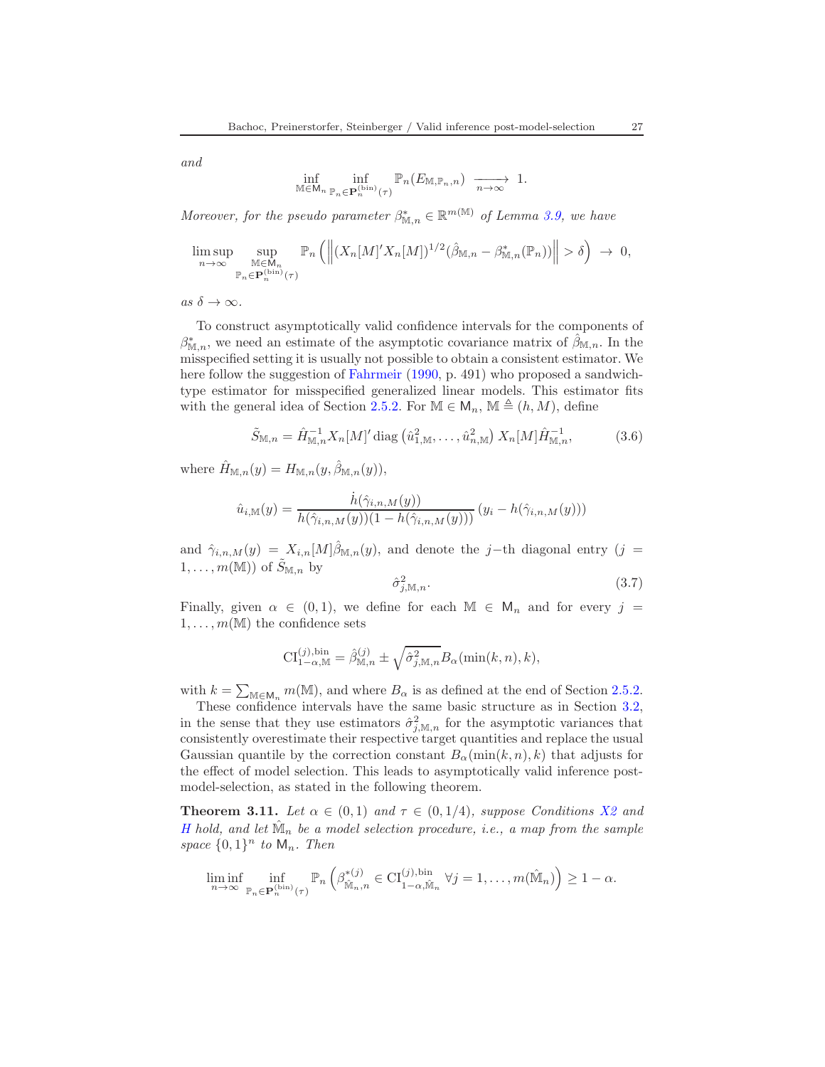*and*

$$\inf_{\mathbb{M}\in\mathsf{M}_n} \inf_{\mathbb{P}_n\in\mathbf{P}_n^{(\mathrm{bin})}(\tau)} \mathbb{P}_n(E_{\mathbb{M},\mathbb{P}_n,n}) \xrightarrow[n\to\infty]{} 1.$$

*Moreover, for the pseudo parameter $\beta^*_{\mathbb{M},n} \in \mathbb{R}^{m(\mathbb{M})}$ of Lemma 3.9, we have*

$$\limsup_{n\to\infty} \sup_{\substack{\mathbb{M}\in\mathsf{M}_n \\ \mathbb{P}_n\in\mathbf{P}_n^{(\mathrm{bin})}(\tau)}} \mathbb{P}_n\left( \left\| (X_n[M]'X_n[M])^{1/2}(\hat{\beta}_{\mathbb{M},n} - \beta^*_{\mathbb{M},n}(\mathbb{P}_n)) \right\| > \delta \right) \to 0,$$

*as $\delta \to \infty$.*

To construct asymptotically valid confidence intervals for the components of $\beta^*_{\mathbb{M},n}$, we need an estimate of the asymptotic covariance matrix of $\hat{\beta}_{\mathbb{M},n}$. In the misspecified setting it is usually not possible to obtain a consistent estimator. We here follow the suggestion of Fahrmeir (1990, p. 491) who proposed a sandwich-type estimator for misspecified generalized linear models. This estimator fits with the general idea of Section 2.5.2. For $\mathbb{M} \in \mathsf{M}_n$, $\mathbb{M} \triangleq (h, M)$, define

$$\tilde{S}_{\mathbb{M},n} = \hat{H}^{-1}_{\mathbb{M},n} X_n[M]' \operatorname{diag}\left(\hat{u}^2_{1,\mathbb{M}}, \ldots, \hat{u}^2_{n,\mathbb{M}}\right) X_n[M] \hat{H}^{-1}_{\mathbb{M},n}, \tag{3.6}$$

where $\hat{H}_{\mathbb{M},n}(y) = H_{\mathbb{M},n}(y, \hat{\beta}_{\mathbb{M},n}(y))$,

$$\hat{u}_{i,\mathbb{M}}(y) = \frac{\dot{h}(\hat{\gamma}_{i,n,M}(y))}{h(\hat{\gamma}_{i,n,M}(y))(1 - h(\hat{\gamma}_{i,n,M}(y)))} \left(y_i - h(\hat{\gamma}_{i,n,M}(y))\right)$$

and $\hat{\gamma}_{i,n,M}(y) = X_{i,n}[M]\hat{\beta}_{\mathbb{M},n}(y)$, and denote the $j-$th diagonal entry ($j = 1, \ldots, m(\mathbb{M})$) of $\tilde{S}_{\mathbb{M},n}$ by

$$\hat{\sigma}^2_{j,\mathbb{M},n}. \tag{3.7}$$

Finally, given $\alpha \in (0, 1)$, we define for each $\mathbb{M} \in \mathsf{M}_n$ and for every $j = 1, \ldots, m(\mathbb{M})$ the confidence sets

$$\mathrm{CI}^{(j),\mathrm{bin}}_{1-\alpha,\mathbb{M}} = \hat{\beta}^{(j)}_{\mathbb{M},n} \pm \sqrt{\hat{\sigma}^2_{j,\mathbb{M},n}} B_\alpha(\min(k,n), k),$$

with $k = \sum_{\mathbb{M}\in\mathsf{M}_n} m(\mathbb{M})$, and where $B_\alpha$ is as defined at the end of Section 2.5.2.

These confidence intervals have the same basic structure as in Section 3.2, in the sense that they use estimators $\hat{\sigma}^2_{j,\mathbb{M},n}$ for the asymptotic variances that consistently overestimate their respective target quantities and replace the usual Gaussian quantile by the correction constant $B_\alpha(\min(k,n), k)$ that adjusts for the effect of model selection. This leads to asymptotically valid inference post-model-selection, as stated in the following theorem.

**Theorem 3.11.** *Let $\alpha \in (0, 1)$ and $\tau \in (0, 1/4)$, suppose Conditions X2 and H hold, and let $\hat{\mathbb{M}}_n$ be a model selection procedure, i.e., a map from the sample space $\{0, 1\}^n$ to $\mathsf{M}_n$. Then*

$$\liminf_{n\to\infty} \inf_{\mathbb{P}_n\in\mathbf{P}_n^{(\mathrm{bin})}(\tau)} \mathbb{P}_n\left( \beta^{*(j)}_{\hat{\mathbb{M}}_n,n} \in \mathrm{CI}^{(j),\mathrm{bin}}_{1-\alpha,\hat{\mathbb{M}}_n} \;\; \forall j = 1, \ldots, m(\hat{\mathbb{M}}_n) \right) \geq 1 - \alpha.$$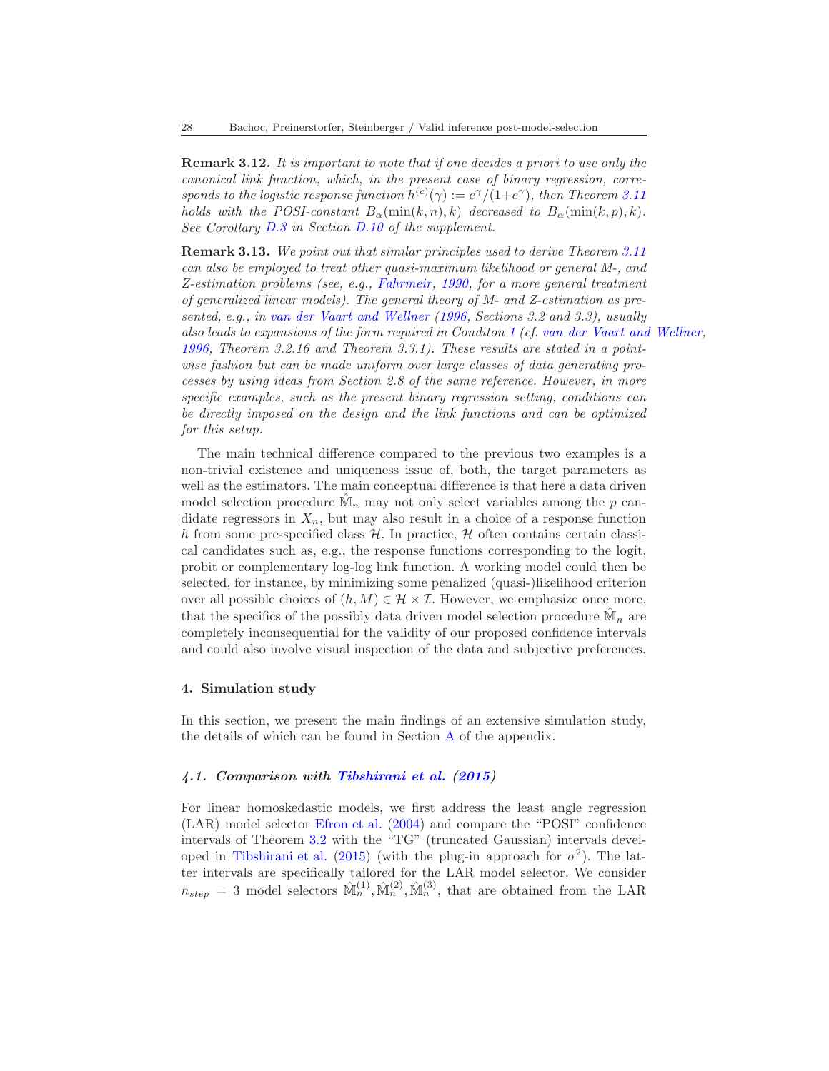**Remark 3.12.** *It is important to note that if one decides a priori to use only the canonical link function, which, in the present case of binary regression, corresponds to the logistic response function $h^{(c)}(\gamma) := e^{\gamma}/(1+e^{\gamma})$, then Theorem 3.11 holds with the POSI-constant $B_\alpha(\min(k,n),k)$ decreased to $B_\alpha(\min(k,p),k)$. See Corollary D.3 in Section D.10 of the supplement.*

**Remark 3.13.** *We point out that similar principles used to derive Theorem 3.11 can also be employed to treat other quasi-maximum likelihood or general M-, and Z-estimation problems (see, e.g., Fahrmeir, 1990, for a more general treatment of generalized linear models). The general theory of M- and Z-estimation as presented, e.g., in van der Vaart and Wellner (1996, Sections 3.2 and 3.3), usually also leads to expansions of the form required in Conditon 1 (cf. van der Vaart and Wellner, 1996, Theorem 3.2.16 and Theorem 3.3.1). These results are stated in a pointwise fashion but can be made uniform over large classes of data generating processes by using ideas from Section 2.8 of the same reference. However, in more specific examples, such as the present binary regression setting, conditions can be directly imposed on the design and the link functions and can be optimized for this setup.*

The main technical difference compared to the previous two examples is a non-trivial existence and uniqueness issue of, both, the target parameters as well as the estimators. The main conceptual difference is that here a data driven model selection procedure $\hat{\mathbb{M}}_n$ may not only select variables among the $p$ candidate regressors in $X_n$, but may also result in a choice of a response function $h$ from some pre-specified class $\mathcal{H}$. In practice, $\mathcal{H}$ often contains certain classical candidates such as, e.g., the response functions corresponding to the logit, probit or complementary log-log link function. A working model could then be selected, for instance, by minimizing some penalized (quasi-)likelihood criterion over all possible choices of $(h, M) \in \mathcal{H} \times \mathcal{I}$. However, we emphasize once more, that the specifics of the possibly data driven model selection procedure $\hat{\mathbb{M}}_n$ are completely inconsequential for the validity of our proposed confidence intervals and could also involve visual inspection of the data and subjective preferences.

## 4. Simulation study

In this section, we present the main findings of an extensive simulation study, the details of which can be found in Section A of the appendix.

### *4.1. Comparison with Tibshirani et al. (2015)*

For linear homoskedastic models, we first address the least angle regression (LAR) model selector Efron et al. (2004) and compare the "POSI" confidence intervals of Theorem 3.2 with the "TG" (truncated Gaussian) intervals developed in Tibshirani et al. (2015) (with the plug-in approach for $\sigma^2$). The latter intervals are specifically tailored for the LAR model selector. We consider $n_{step} = 3$ model selectors $\hat{\mathbb{M}}_n^{(1)}, \hat{\mathbb{M}}_n^{(2)}, \hat{\mathbb{M}}_n^{(3)}$, that are obtained from the LAR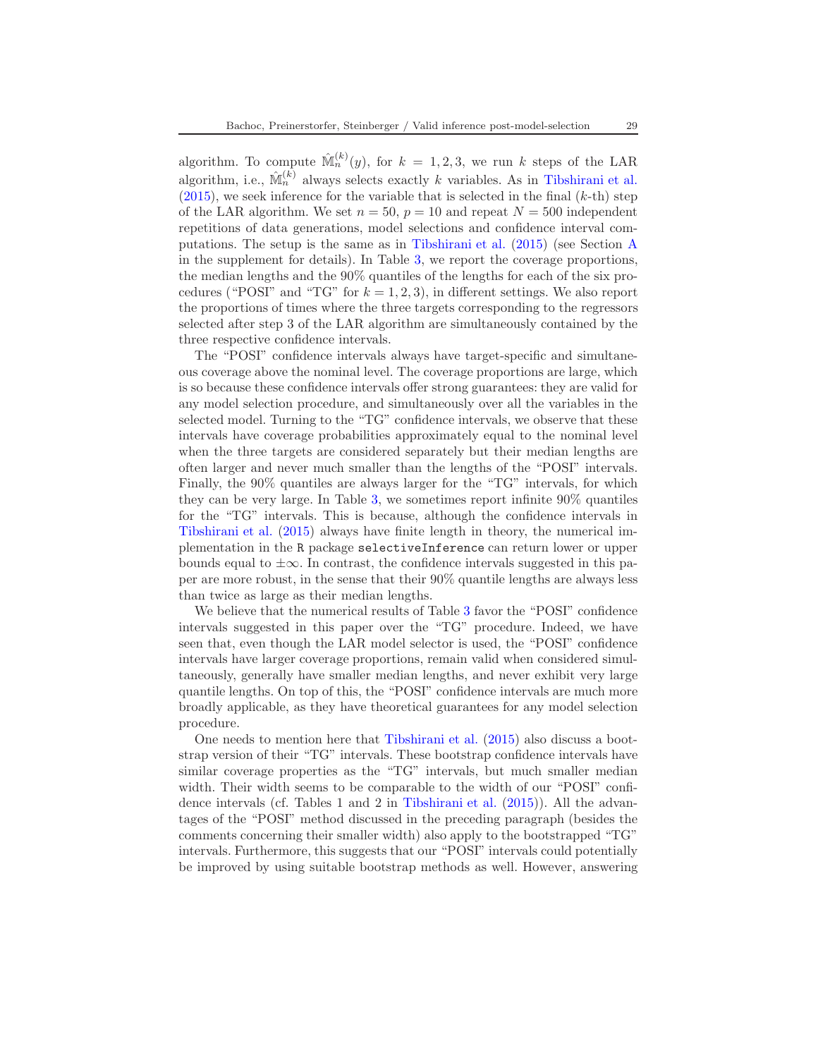algorithm. To compute $\hat{\mathbb{M}}_n^{(k)}(y)$, for $k = 1, 2, 3$, we run $k$ steps of the LAR algorithm, i.e., $\hat{\mathbb{M}}_n^{(k)}$ always selects exactly $k$ variables. As in Tibshirani et al. (2015), we seek inference for the variable that is selected in the final ($k$-th) step of the LAR algorithm. We set $n = 50$, $p = 10$ and repeat $N = 500$ independent repetitions of data generations, model selections and confidence interval computations. The setup is the same as in Tibshirani et al. (2015) (see Section A in the supplement for details). In Table 3, we report the coverage proportions, the median lengths and the 90% quantiles of the lengths for each of the six procedures ("POSI" and "TG" for $k = 1, 2, 3$), in different settings. We also report the proportions of times where the three targets corresponding to the regressors selected after step 3 of the LAR algorithm are simultaneously contained by the three respective confidence intervals.

The "POSI" confidence intervals always have target-specific and simultaneous coverage above the nominal level. The coverage proportions are large, which is so because these confidence intervals offer strong guarantees: they are valid for any model selection procedure, and simultaneously over all the variables in the selected model. Turning to the "TG" confidence intervals, we observe that these intervals have coverage probabilities approximately equal to the nominal level when the three targets are considered separately but their median lengths are often larger and never much smaller than the lengths of the "POSI" intervals. Finally, the 90% quantiles are always larger for the "TG" intervals, for which they can be very large. In Table 3, we sometimes report infinite 90% quantiles for the "TG" intervals. This is because, although the confidence intervals in Tibshirani et al. (2015) always have finite length in theory, the numerical implementation in the `R` package `selectiveInference` can return lower or upper bounds equal to $\pm\infty$. In contrast, the confidence intervals suggested in this paper are more robust, in the sense that their 90% quantile lengths are always less than twice as large as their median lengths.

We believe that the numerical results of Table 3 favor the "POSI" confidence intervals suggested in this paper over the "TG" procedure. Indeed, we have seen that, even though the LAR model selector is used, the "POSI" confidence intervals have larger coverage proportions, remain valid when considered simultaneously, generally have smaller median lengths, and never exhibit very large quantile lengths. On top of this, the "POSI" confidence intervals are much more broadly applicable, as they have theoretical guarantees for any model selection procedure.

One needs to mention here that Tibshirani et al. (2015) also discuss a bootstrap version of their "TG" intervals. These bootstrap confidence intervals have similar coverage properties as the "TG" intervals, but much smaller median width. Their width seems to be comparable to the width of our "POSI" confidence intervals (cf. Tables 1 and 2 in Tibshirani et al. (2015)). All the advantages of the "POSI" method discussed in the preceding paragraph (besides the comments concerning their smaller width) also apply to the bootstrapped "TG" intervals. Furthermore, this suggests that our "POSI" intervals could potentially be improved by using suitable bootstrap methods as well. However, answering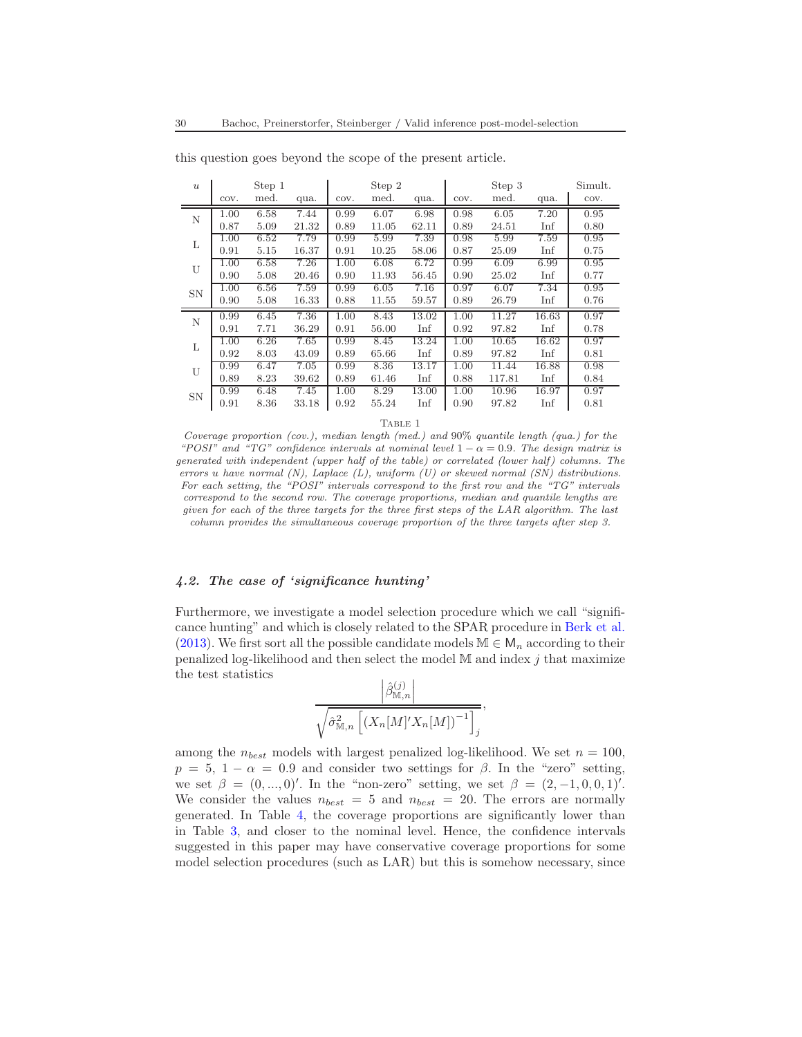this question goes beyond the scope of the present article.

| $u$ | Step 1 | | | Step 2 | | | Step 3 | | | Simult. |
|---|---|---|---|---|---|---|---|---|---|---|
| | cov. | med. | qua. | cov. | med. | qua. | cov. | med. | qua. | cov. |
| N | 1.00 | 6.58 | 7.44 | 0.99 | 6.07 | 6.98 | 0.98 | 6.05 | 7.20 | 0.95 |
| | 0.87 | 5.09 | 21.32 | 0.89 | 11.05 | 62.11 | 0.89 | 24.51 | Inf | 0.80 |
| L | 1.00 | 6.52 | 7.79 | 0.99 | 5.99 | 7.39 | 0.98 | 5.99 | 7.59 | 0.95 |
| | 0.91 | 5.15 | 16.37 | 0.91 | 10.25 | 58.06 | 0.87 | 25.09 | Inf | 0.75 |
| U | 1.00 | 6.58 | 7.26 | 1.00 | 6.08 | 6.72 | 0.99 | 6.09 | 6.99 | 0.95 |
| | 0.90 | 5.08 | 20.46 | 0.90 | 11.93 | 56.45 | 0.90 | 25.02 | Inf | 0.77 |
| SN | 1.00 | 6.56 | 7.59 | 0.99 | 6.05 | 7.16 | 0.97 | 6.07 | 7.34 | 0.95 |
| | 0.90 | 5.08 | 16.33 | 0.88 | 11.55 | 59.57 | 0.89 | 26.79 | Inf | 0.76 |
| N | 0.99 | 6.45 | 7.36 | 1.00 | 8.43 | 13.02 | 1.00 | 11.27 | 16.63 | 0.97 |
| | 0.91 | 7.71 | 36.29 | 0.91 | 56.00 | Inf | 0.92 | 97.82 | Inf | 0.78 |
| L | 1.00 | 6.26 | 7.65 | 0.99 | 8.45 | 13.24 | 1.00 | 10.65 | 16.62 | 0.97 |
| | 0.92 | 8.03 | 43.09 | 0.89 | 65.66 | Inf | 0.89 | 97.82 | Inf | 0.81 |
| U | 0.99 | 6.47 | 7.05 | 0.99 | 8.36 | 13.17 | 1.00 | 11.44 | 16.88 | 0.98 |
| | 0.89 | 8.23 | 39.62 | 0.89 | 61.46 | Inf | 0.88 | 117.81 | Inf | 0.84 |
| SN | 0.99 | 6.48 | 7.45 | 1.00 | 8.29 | 13.00 | 1.00 | 10.96 | 16.97 | 0.97 |
| | 0.91 | 8.36 | 33.18 | 0.92 | 55.24 | Inf | 0.90 | 97.82 | Inf | 0.81 |

Table 1

*Coverage proportion (cov.), median length (med.) and 90% quantile length (qua.) for the "POSI" and "TG" confidence intervals at nominal level $1-\alpha = 0.9$. The design matrix is generated with independent (upper half of the table) or correlated (lower half) columns. The errors u have normal (N), Laplace (L), uniform (U) or skewed normal (SN) distributions. For each setting, the "POSI" intervals correspond to the first row and the "TG" intervals correspond to the second row. The coverage proportions, median and quantile lengths are given for each of the three targets for the three first steps of the LAR algorithm. The last column provides the simultaneous coverage proportion of the three targets after step 3.*

### 4.2. The case of 'significance hunting'

Furthermore, we investigate a model selection procedure which we call "significance hunting" and which is closely related to the SPAR procedure in Berk et al. (2013). We first sort all the possible candidate models $\mathbb{M} \in \mathsf{M}_n$ according to their penalized log-likelihood and then select the model $\mathbb{M}$ and index $j$ that maximize the test statistics

$$\frac{\left|\hat{\beta}^{(j)}_{\mathbb{M},n}\right|}{\sqrt{\hat{\sigma}^2_{\mathbb{M},n}\left[\left(X_n[M]'X_n[M]\right)^{-1}\right]_j}},$$

among the $n_{best}$ models with largest penalized log-likelihood. We set $n = 100$, $p = 5$, $1 - \alpha = 0.9$ and consider two settings for $\beta$. In the "zero" setting, we set $\beta = (0, ..., 0)'$. In the "non-zero" setting, we set $\beta = (2, -1, 0, 0, 1)'$. We consider the values $n_{best} = 5$ and $n_{best} = 20$. The errors are normally generated. In Table 4, the coverage proportions are significantly lower than in Table 3, and closer to the nominal level. Hence, the confidence intervals suggested in this paper may have conservative coverage proportions for some model selection procedures (such as LAR) but this is somehow necessary, since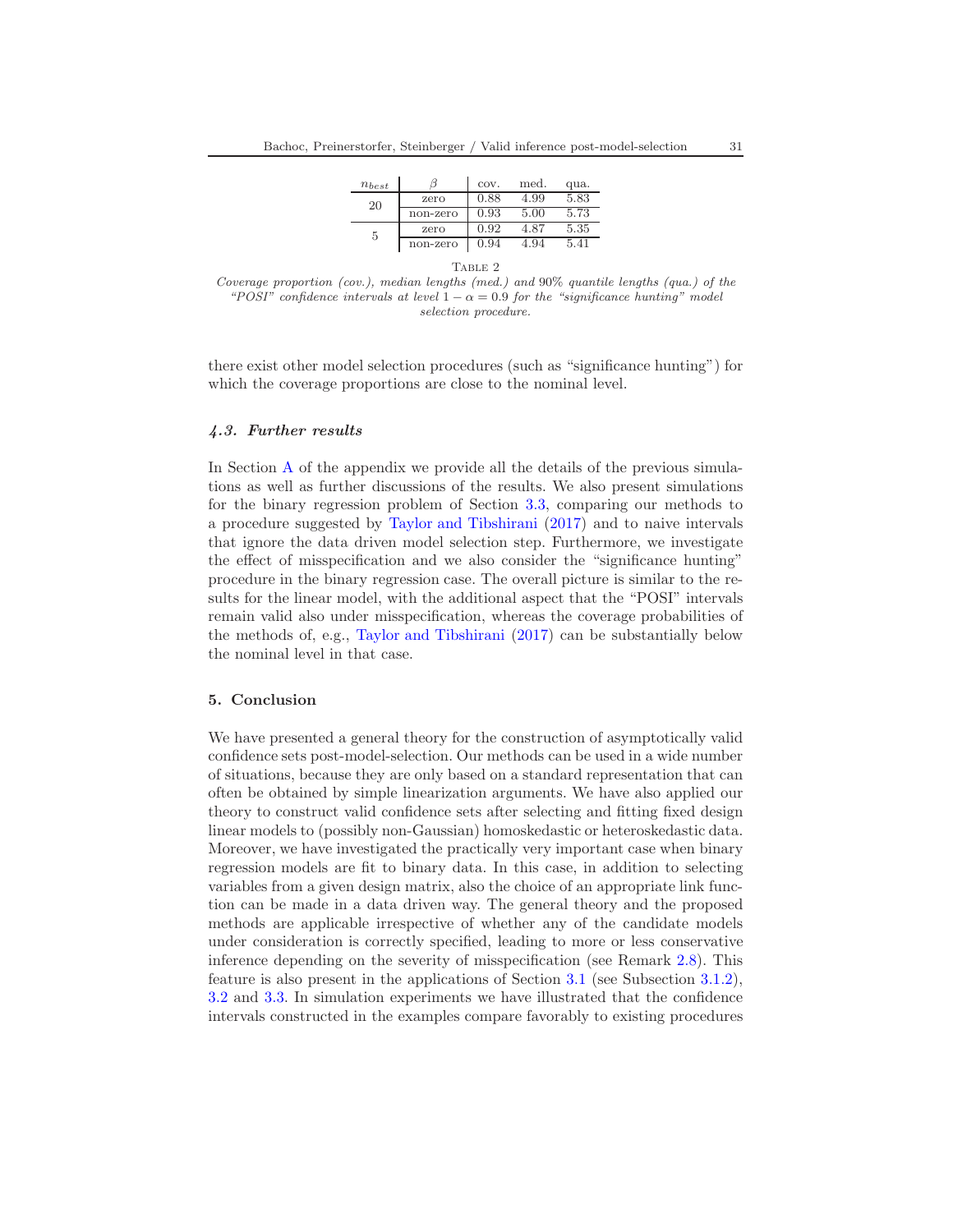| $n_{best}$ | $\beta$ | cov. | med. | qua. |
|---|---|---|---|---|
| 20 | zero | 0.88 | 4.99 | 5.83 |
| | non-zero | 0.93 | 5.00 | 5.73 |
| 5 | zero | 0.92 | 4.87 | 5.35 |
| | non-zero | 0.94 | 4.94 | 5.41 |

TABLE 2

*Coverage proportion (cov.), median lengths (med.) and 90% quantile lengths (qua.) of the "POSI" confidence intervals at level $1 - \alpha = 0.9$ for the "significance hunting" model selection procedure.*

there exist other model selection procedures (such as "significance hunting") for which the coverage proportions are close to the nominal level.

### *4.3. Further results*

In Section A of the appendix we provide all the details of the previous simulations as well as further discussions of the results. We also present simulations for the binary regression problem of Section 3.3, comparing our methods to a procedure suggested by Taylor and Tibshirani (2017) and to naive intervals that ignore the data driven model selection step. Furthermore, we investigate the effect of misspecification and we also consider the "significance hunting" procedure in the binary regression case. The overall picture is similar to the results for the linear model, with the additional aspect that the "POSI" intervals remain valid also under misspecification, whereas the coverage probabilities of the methods of, e.g., Taylor and Tibshirani (2017) can be substantially below the nominal level in that case.

## 5. Conclusion

We have presented a general theory for the construction of asymptotically valid confidence sets post-model-selection. Our methods can be used in a wide number of situations, because they are only based on a standard representation that can often be obtained by simple linearization arguments. We have also applied our theory to construct valid confidence sets after selecting and fitting fixed design linear models to (possibly non-Gaussian) homoskedastic or heteroskedastic data. Moreover, we have investigated the practically very important case when binary regression models are fit to binary data. In this case, in addition to selecting variables from a given design matrix, also the choice of an appropriate link function can be made in a data driven way. The general theory and the proposed methods are applicable irrespective of whether any of the candidate models under consideration is correctly specified, leading to more or less conservative inference depending on the severity of misspecification (see Remark 2.8). This feature is also present in the applications of Section 3.1 (see Subsection 3.1.2), 3.2 and 3.3. In simulation experiments we have illustrated that the confidence intervals constructed in the examples compare favorably to existing procedures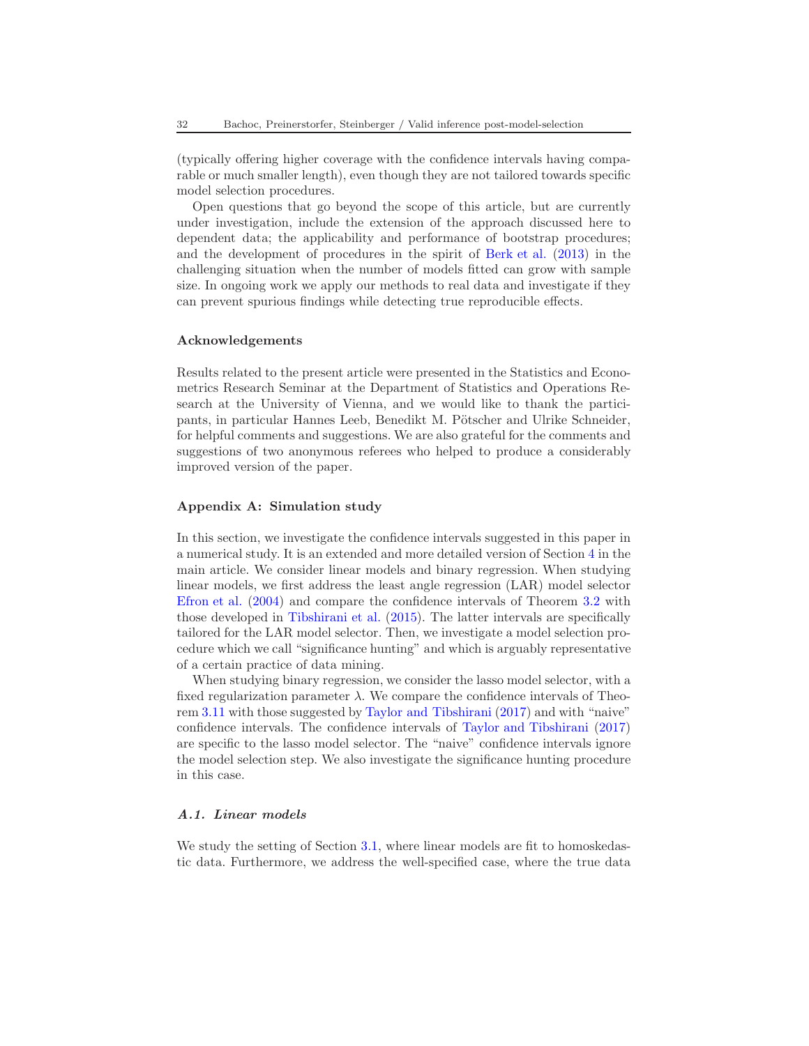(typically offering higher coverage with the confidence intervals having comparable or much smaller length), even though they are not tailored towards specific model selection procedures.

Open questions that go beyond the scope of this article, but are currently under investigation, include the extension of the approach discussed here to dependent data; the applicability and performance of bootstrap procedures; and the development of procedures in the spirit of Berk et al. (2013) in the challenging situation when the number of models fitted can grow with sample size. In ongoing work we apply our methods to real data and investigate if they can prevent spurious findings while detecting true reproducible effects.

### Acknowledgements

Results related to the present article were presented in the Statistics and Econometrics Research Seminar at the Department of Statistics and Operations Research at the University of Vienna, and we would like to thank the participants, in particular Hannes Leeb, Benedikt M. Pötscher and Ulrike Schneider, for helpful comments and suggestions. We are also grateful for the comments and suggestions of two anonymous referees who helped to produce a considerably improved version of the paper.

## Appendix A: Simulation study

In this section, we investigate the confidence intervals suggested in this paper in a numerical study. It is an extended and more detailed version of Section 4 in the main article. We consider linear models and binary regression. When studying linear models, we first address the least angle regression (LAR) model selector Efron et al. (2004) and compare the confidence intervals of Theorem 3.2 with those developed in Tibshirani et al. (2015). The latter intervals are specifically tailored for the LAR model selector. Then, we investigate a model selection procedure which we call "significance hunting" and which is arguably representative of a certain practice of data mining.

When studying binary regression, we consider the lasso model selector, with a fixed regularization parameter $\lambda$. We compare the confidence intervals of Theorem 3.11 with those suggested by Taylor and Tibshirani (2017) and with "naive" confidence intervals. The confidence intervals of Taylor and Tibshirani (2017) are specific to the lasso model selector. The "naive" confidence intervals ignore the model selection step. We also investigate the significance hunting procedure in this case.

### *A.1. Linear models*

We study the setting of Section 3.1, where linear models are fit to homoskedastic data. Furthermore, we address the well-specified case, where the true data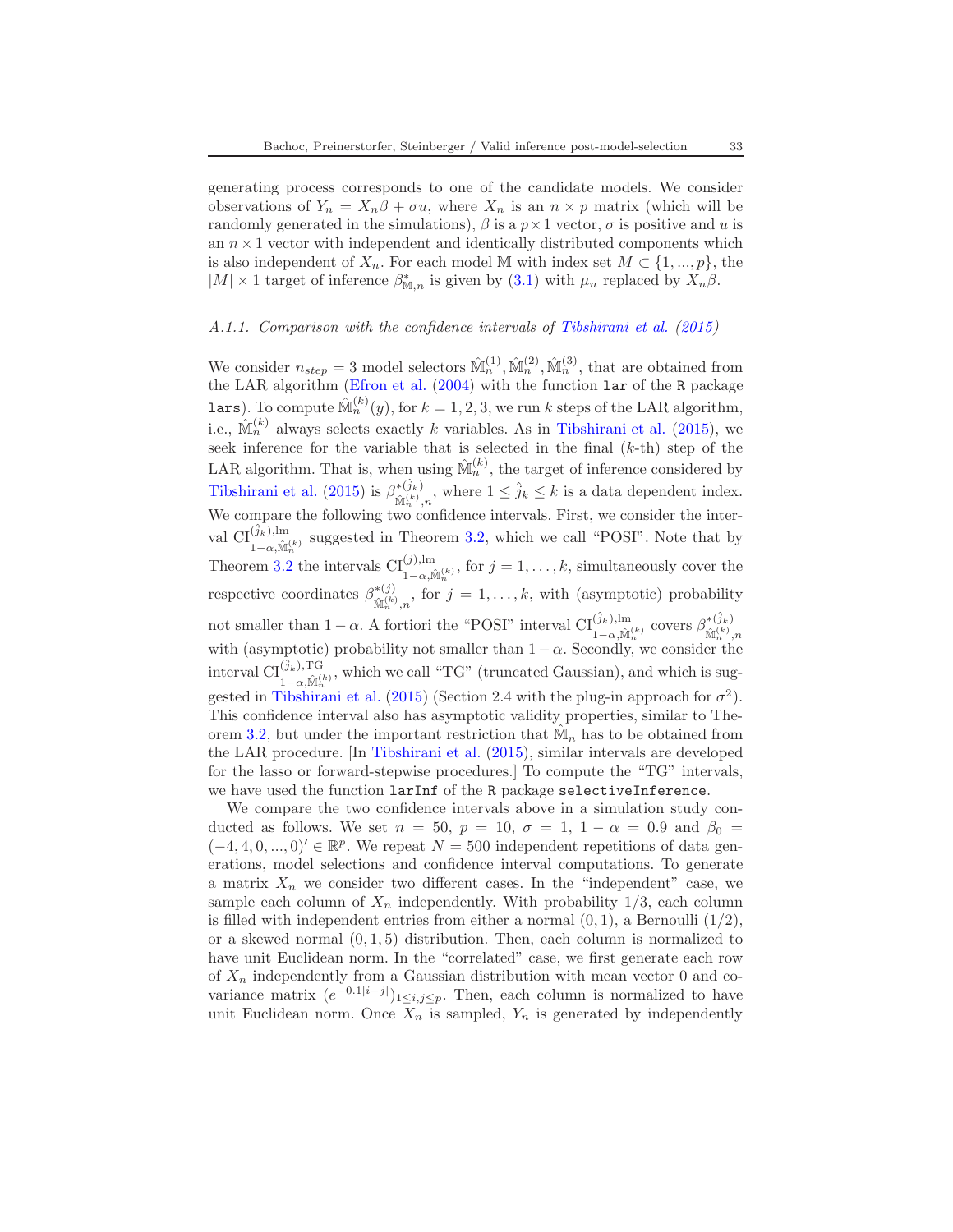generating process corresponds to one of the candidate models. We consider observations of $Y_n = X_n\beta + \sigma u$, where $X_n$ is an $n \times p$ matrix (which will be randomly generated in the simulations), $\beta$ is a $p \times 1$ vector, $\sigma$ is positive and $u$ is an $n \times 1$ vector with independent and identically distributed components which is also independent of $X_n$. For each model $\mathbb{M}$ with index set $M \subset \{1, ..., p\}$, the $|M| \times 1$ target of inference $\beta^*_{\mathbb{M},n}$ is given by (3.1) with $\mu_n$ replaced by $X_n\beta$.

### A.1.1. Comparison with the confidence intervals of Tibshirani et al. (2015)

We consider $n_{step} = 3$ model selectors $\hat{\mathbb{M}}_n^{(1)}, \hat{\mathbb{M}}_n^{(2)}, \hat{\mathbb{M}}_n^{(3)}$, that are obtained from the LAR algorithm (Efron et al. (2004) with the function `lar` of the `R` package `lars`). To compute $\hat{\mathbb{M}}_n^{(k)}(y)$, for $k = 1, 2, 3$, we run $k$ steps of the LAR algorithm, i.e., $\hat{\mathbb{M}}_n^{(k)}$ always selects exactly $k$ variables. As in Tibshirani et al. (2015), we seek inference for the variable that is selected in the final ($k$-th) step of the LAR algorithm. That is, when using $\hat{\mathbb{M}}_n^{(k)}$, the target of inference considered by Tibshirani et al. (2015) is $\beta^{*(\hat{j}_k)}_{\hat{\mathbb{M}}_n^{(k)},n}$, where $1 \leq \hat{j}_k \leq k$ is a data dependent index. We compare the following two confidence intervals. First, we consider the interval $\mathrm{CI}^{(\hat{j}_k),\mathrm{lm}}_{1-\alpha,\hat{\mathbb{M}}_n^{(k)}}$ suggested in Theorem 3.2, which we call "POSI". Note that by Theorem 3.2 the intervals $\mathrm{CI}^{(j),\mathrm{lm}}_{1-\alpha,\hat{\mathbb{M}}_n^{(k)}}$, for $j = 1, \ldots, k$, simultaneously cover the respective coordinates $\beta^{*(j)}_{\hat{\mathbb{M}}_n^{(k)},n}$, for $j = 1, \ldots, k$, with (asymptotic) probability not smaller than $1 - \alpha$. A fortiori the "POSI" interval $\mathrm{CI}^{(\hat{j}_k),\mathrm{lm}}_{1-\alpha,\hat{\mathbb{M}}_n^{(k)}}$ covers $\beta^{*(\hat{j}_k)}_{\hat{\mathbb{M}}_n^{(k)},n}$ with (asymptotic) probability not smaller than $1 - \alpha$. Secondly, we consider the interval $\mathrm{CI}^{(\hat{j}_k),\mathrm{TG}}_{1-\alpha,\hat{\mathbb{M}}_n^{(k)}}$, which we call "TG" (truncated Gaussian), and which is suggested in Tibshirani et al. (2015) (Section 2.4 with the plug-in approach for $\sigma^2$). This confidence interval also has asymptotic validity properties, similar to Theorem 3.2, but under the important restriction that $\hat{\mathbb{M}}_n$ has to be obtained from the LAR procedure. [In Tibshirani et al. (2015), similar intervals are developed for the lasso or forward-stepwise procedures.] To compute the "TG" intervals, we have used the function `larInf` of the `R` package `selectiveInference`.

We compare the two confidence intervals above in a simulation study conducted as follows. We set $n = 50$, $p = 10$, $\sigma = 1$, $1 - \alpha = 0.9$ and $\beta_0 = (-4, 4, 0, ..., 0)' \in \mathbb{R}^p$. We repeat $N = 500$ independent repetitions of data generations, model selections and confidence interval computations. To generate a matrix $X_n$ we consider two different cases. In the "independent" case, we sample each column of $X_n$ independently. With probability $1/3$, each column is filled with independent entries from either a normal $(0, 1)$, a Bernoulli $(1/2)$, or a skewed normal $(0, 1, 5)$ distribution. Then, each column is normalized to have unit Euclidean norm. In the "correlated" case, we first generate each row of $X_n$ independently from a Gaussian distribution with mean vector 0 and covariance matrix $(e^{-0.1|i-j|})_{1 \leq i,j \leq p}$. Then, each column is normalized to have unit Euclidean norm. Once $X_n$ is sampled, $Y_n$ is generated by independently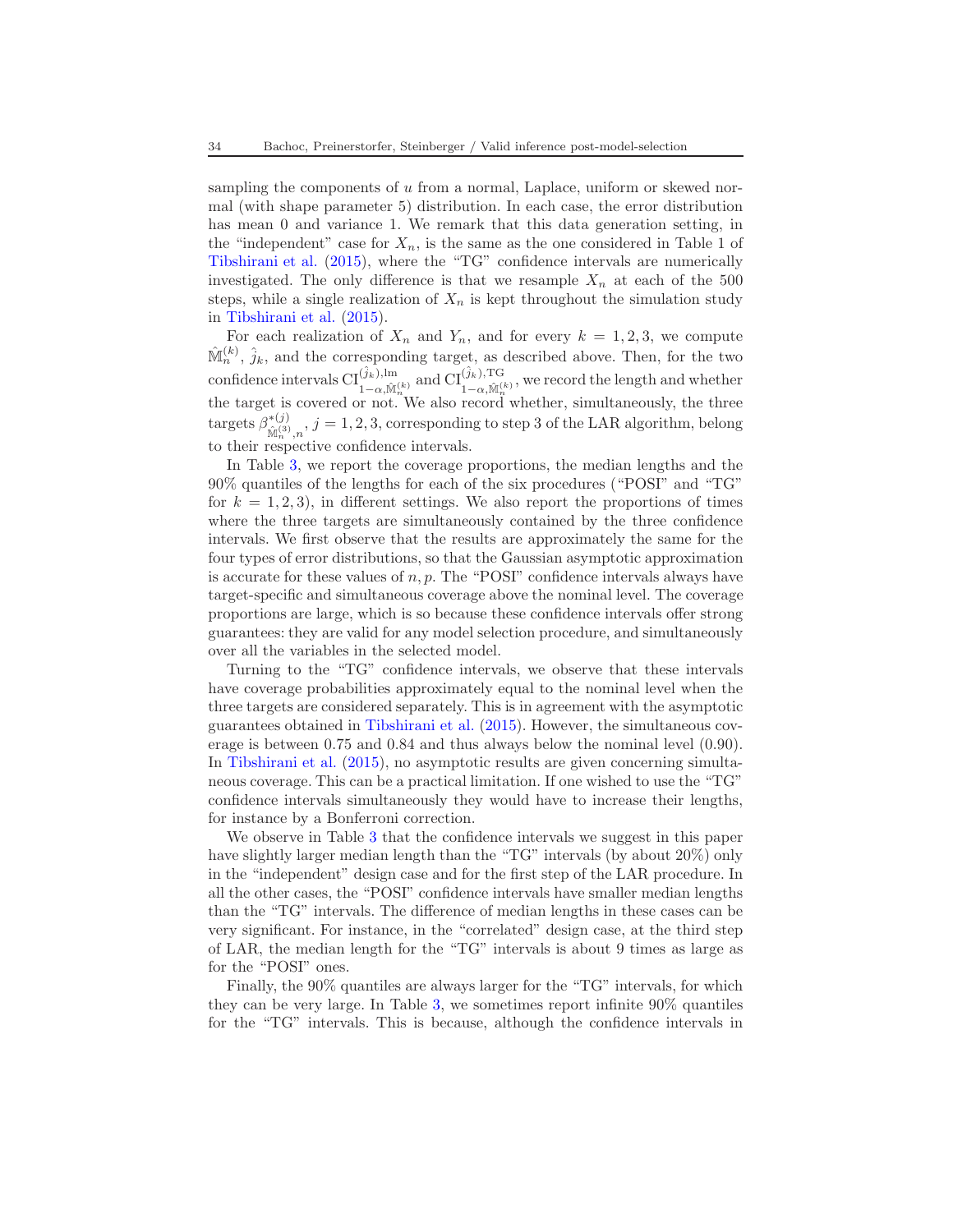sampling the components of $u$ from a normal, Laplace, uniform or skewed normal (with shape parameter 5) distribution. In each case, the error distribution has mean 0 and variance 1. We remark that this data generation setting, in the "independent" case for $X_n$, is the same as the one considered in Table 1 of Tibshirani et al. (2015), where the "TG" confidence intervals are numerically investigated. The only difference is that we resample $X_n$ at each of the 500 steps, while a single realization of $X_n$ is kept throughout the simulation study in Tibshirani et al. (2015).

For each realization of $X_n$ and $Y_n$, and for every $k = 1, 2, 3$, we compute $\hat{\mathbb{M}}_n^{(k)}$, $\hat{j}_k$, and the corresponding target, as described above. Then, for the two confidence intervals $\mathrm{CI}^{(\hat{j}_k),\mathrm{lm}}_{1-\alpha,\hat{\mathbb{M}}_n^{(k)}}$ and $\mathrm{CI}^{(\hat{j}_k),\mathrm{TG}}_{1-\alpha,\hat{\mathbb{M}}_n^{(k)}}$, we record the length and whether the target is covered or not. We also record whether, simultaneously, the three targets $\beta^{*(j)}_{\hat{\mathbb{M}}_n^{(3)},n}$, $j = 1, 2, 3$, corresponding to step 3 of the LAR algorithm, belong to their respective confidence intervals.

In Table 3, we report the coverage proportions, the median lengths and the 90% quantiles of the lengths for each of the six procedures ("POSI" and "TG" for $k = 1, 2, 3$), in different settings. We also report the proportions of times where the three targets are simultaneously contained by the three confidence intervals. We first observe that the results are approximately the same for the four types of error distributions, so that the Gaussian asymptotic approximation is accurate for these values of $n, p$. The "POSI" confidence intervals always have target-specific and simultaneous coverage above the nominal level. The coverage proportions are large, which is so because these confidence intervals offer strong guarantees: they are valid for any model selection procedure, and simultaneously over all the variables in the selected model.

Turning to the "TG" confidence intervals, we observe that these intervals have coverage probabilities approximately equal to the nominal level when the three targets are considered separately. This is in agreement with the asymptotic guarantees obtained in Tibshirani et al. (2015). However, the simultaneous coverage is between 0.75 and 0.84 and thus always below the nominal level (0.90). In Tibshirani et al. (2015), no asymptotic results are given concerning simultaneous coverage. This can be a practical limitation. If one wished to use the "TG" confidence intervals simultaneously they would have to increase their lengths, for instance by a Bonferroni correction.

We observe in Table 3 that the confidence intervals we suggest in this paper have slightly larger median length than the "TG" intervals (by about 20%) only in the "independent" design case and for the first step of the LAR procedure. In all the other cases, the "POSI" confidence intervals have smaller median lengths than the "TG" intervals. The difference of median lengths in these cases can be very significant. For instance, in the "correlated" design case, at the third step of LAR, the median length for the "TG" intervals is about 9 times as large as for the "POSI" ones.

Finally, the 90% quantiles are always larger for the "TG" intervals, for which they can be very large. In Table 3, we sometimes report infinite 90% quantiles for the "TG" intervals. This is because, although the confidence intervals in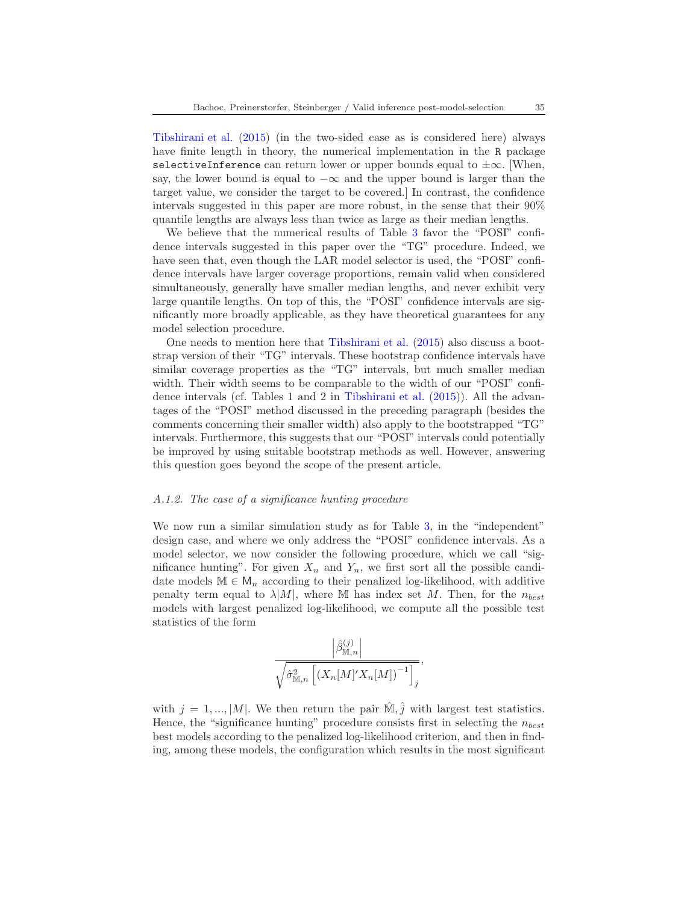Tibshirani et al. (2015) (in the two-sided case as is considered here) always have finite length in theory, the numerical implementation in the R package `selectiveInference` can return lower or upper bounds equal to $\pm\infty$. [When, say, the lower bound is equal to $-\infty$ and the upper bound is larger than the target value, we consider the target to be covered.] In contrast, the confidence intervals suggested in this paper are more robust, in the sense that their 90% quantile lengths are always less than twice as large as their median lengths.

We believe that the numerical results of Table 3 favor the "POSI" confidence intervals suggested in this paper over the "TG" procedure. Indeed, we have seen that, even though the LAR model selector is used, the "POSI" confidence intervals have larger coverage proportions, remain valid when considered simultaneously, generally have smaller median lengths, and never exhibit very large quantile lengths. On top of this, the "POSI" confidence intervals are significantly more broadly applicable, as they have theoretical guarantees for any model selection procedure.

One needs to mention here that Tibshirani et al. (2015) also discuss a bootstrap version of their "TG" intervals. These bootstrap confidence intervals have similar coverage properties as the "TG" intervals, but much smaller median width. Their width seems to be comparable to the width of our "POSI" confidence intervals (cf. Tables 1 and 2 in Tibshirani et al. (2015)). All the advantages of the "POSI" method discussed in the preceding paragraph (besides the comments concerning their smaller width) also apply to the bootstrapped "TG" intervals. Furthermore, this suggests that our "POSI" intervals could potentially be improved by using suitable bootstrap methods as well. However, answering this question goes beyond the scope of the present article.

#### *A.1.2. The case of a significance hunting procedure*

We now run a similar simulation study as for Table 3, in the "independent" design case, and where we only address the "POSI" confidence intervals. As a model selector, we now consider the following procedure, which we call "significance hunting". For given $X_n$ and $Y_n$, we first sort all the possible candidate models $\mathbb{M} \in \mathsf{M}_n$ according to their penalized log-likelihood, with additive penalty term equal to $\lambda|M|$, where $\mathbb{M}$ has index set $M$. Then, for the $n_{best}$ models with largest penalized log-likelihood, we compute all the possible test statistics of the form

$$\frac{\left|\hat{\beta}^{(j)}_{\mathbb{M},n}\right|}{\sqrt{\hat{\sigma}^2_{\mathbb{M},n}\left[(X_n[M]'X_n[M])^{-1}\right]_j}},$$

with $j = 1, ..., |M|$. We then return the pair $\hat{\mathbb{M}}, \hat{j}$ with largest test statistics. Hence, the "significance hunting" procedure consists first in selecting the $n_{best}$ best models according to the penalized log-likelihood criterion, and then in finding, among these models, the configuration which results in the most significant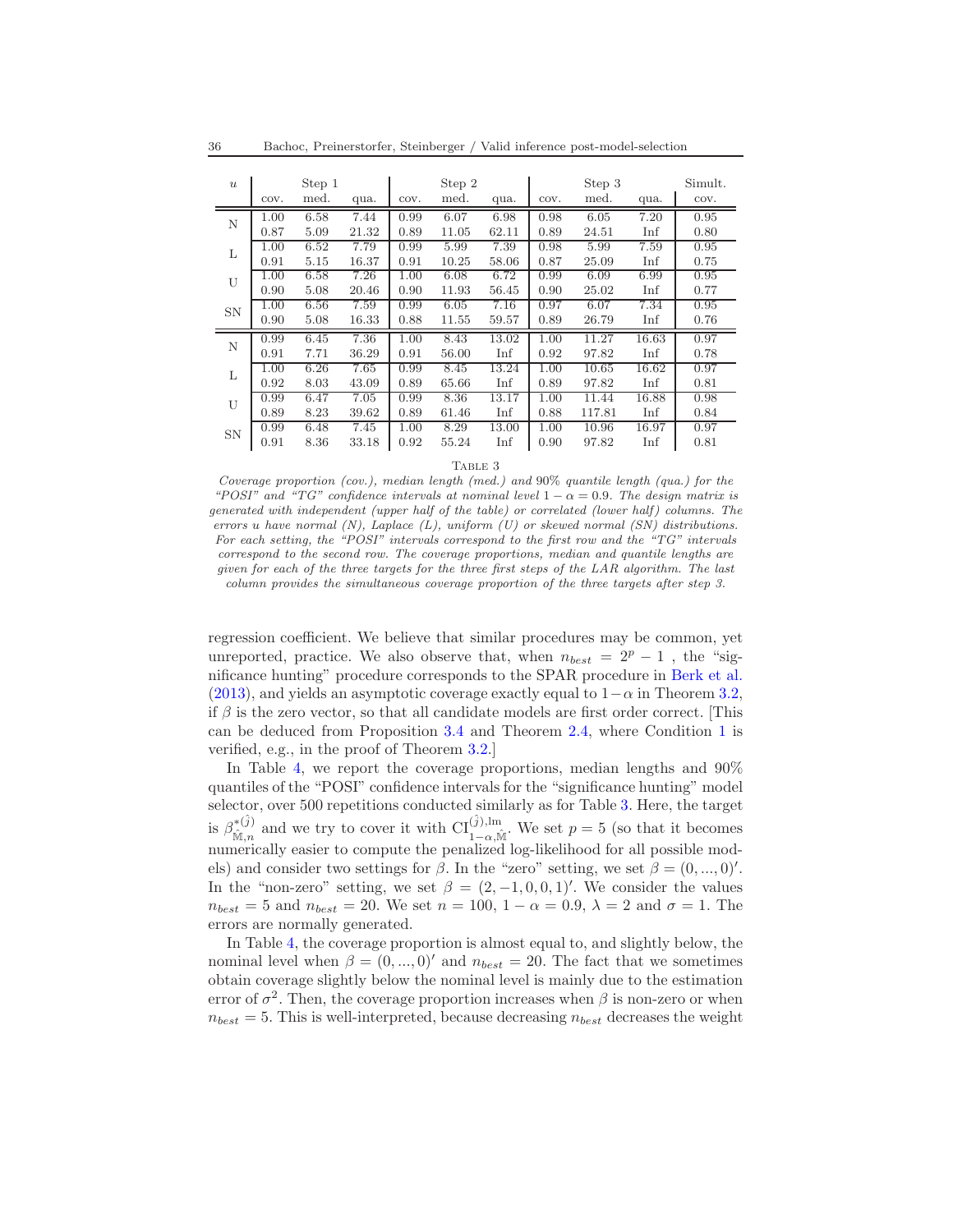| $u$ | Step 1 | | | Step 2 | | | Step 3 | | | Simult. |
|---|---|---|---|---|---|---|---|---|---|---|
| | cov. | med. | qua. | cov. | med. | qua. | cov. | med. | qua. | cov. |
| N | 1.00 | 6.58 | 7.44 | 0.99 | 6.07 | 6.98 | 0.98 | 6.05 | 7.20 | 0.95 |
| | 0.87 | 5.09 | 21.32 | 0.89 | 11.05 | 62.11 | 0.89 | 24.51 | Inf | 0.80 |
| L | 1.00 | 6.52 | 7.79 | 0.99 | 5.99 | 7.39 | 0.98 | 5.99 | 7.59 | 0.95 |
| | 0.91 | 5.15 | 16.37 | 0.91 | 10.25 | 58.06 | 0.87 | 25.09 | Inf | 0.75 |
| U | 1.00 | 6.58 | 7.26 | 1.00 | 6.08 | 6.72 | 0.99 | 6.09 | 6.99 | 0.95 |
| | 0.90 | 5.08 | 20.46 | 0.90 | 11.93 | 56.45 | 0.90 | 25.02 | Inf | 0.77 |
| SN | 1.00 | 6.56 | 7.59 | 0.99 | 6.05 | 7.16 | 0.97 | 6.07 | 7.34 | 0.95 |
| | 0.90 | 5.08 | 16.33 | 0.88 | 11.55 | 59.57 | 0.89 | 26.79 | Inf | 0.76 |
| N | 0.99 | 6.45 | 7.36 | 1.00 | 8.43 | 13.02 | 1.00 | 11.27 | 16.63 | 0.97 |
| | 0.91 | 7.71 | 36.29 | 0.91 | 56.00 | Inf | 0.92 | 97.82 | Inf | 0.78 |
| L | 1.00 | 6.26 | 7.65 | 0.99 | 8.45 | 13.24 | 1.00 | 10.65 | 16.62 | 0.97 |
| | 0.92 | 8.03 | 43.09 | 0.89 | 65.66 | Inf | 0.89 | 97.82 | Inf | 0.81 |
| U | 0.99 | 6.47 | 7.05 | 0.99 | 8.36 | 13.17 | 1.00 | 11.44 | 16.88 | 0.98 |
| | 0.89 | 8.23 | 39.62 | 0.89 | 61.46 | Inf | 0.88 | 117.81 | Inf | 0.84 |
| SN | 0.99 | 6.48 | 7.45 | 1.00 | 8.29 | 13.00 | 1.00 | 10.96 | 16.97 | 0.97 |
| | 0.91 | 8.36 | 33.18 | 0.92 | 55.24 | Inf | 0.90 | 97.82 | Inf | 0.81 |

TABLE 3

*Coverage proportion (cov.), median length (med.) and 90% quantile length (qua.) for the "POSI" and "TG" confidence intervals at nominal level $1-\alpha = 0.9$. The design matrix is generated with independent (upper half of the table) or correlated (lower half) columns. The errors u have normal (N), Laplace (L), uniform (U) or skewed normal (SN) distributions. For each setting, the "POSI" intervals correspond to the first row and the "TG" intervals correspond to the second row. The coverage proportions, median and quantile lengths are given for each of the three targets for the three first steps of the LAR algorithm. The last column provides the simultaneous coverage proportion of the three targets after step 3.*

regression coefficient. We believe that similar procedures may be common, yet unreported, practice. We also observe that, when $n_{best} = 2^p - 1$ , the "significance hunting" procedure corresponds to the SPAR procedure in Berk et al. (2013), and yields an asymptotic coverage exactly equal to $1-\alpha$ in Theorem 3.2, if $\beta$ is the zero vector, so that all candidate models are first order correct. [This can be deduced from Proposition 3.4 and Theorem 2.4, where Condition 1 is verified, e.g., in the proof of Theorem 3.2.]

In Table 4, we report the coverage proportions, median lengths and 90% quantiles of the "POSI" confidence intervals for the "significance hunting" model selector, over 500 repetitions conducted similarly as for Table 3. Here, the target is $\beta^{*(\hat{j})}_{\hat{\mathbb{M}},n}$ and we try to cover it with $\mathrm{CI}^{(\hat{j}),\mathrm{lm}}_{1-\alpha,\hat{\mathbb{M}}}$. We set $p = 5$ (so that it becomes numerically easier to compute the penalized log-likelihood for all possible models) and consider two settings for $\beta$. In the "zero" setting, we set $\beta = (0, ..., 0)'$. In the "non-zero" setting, we set $\beta = (2, -1, 0, 0, 1)'$. We consider the values $n_{best} = 5$ and $n_{best} = 20$. We set $n = 100$, $1 - \alpha = 0.9$, $\lambda = 2$ and $\sigma = 1$. The errors are normally generated.

In Table 4, the coverage proportion is almost equal to, and slightly below, the nominal level when $\beta = (0, ..., 0)'$ and $n_{best} = 20$. The fact that we sometimes obtain coverage slightly below the nominal level is mainly due to the estimation error of $\sigma^2$. Then, the coverage proportion increases when $\beta$ is non-zero or when $n_{best} = 5$. This is well-interpreted, because decreasing $n_{best}$ decreases the weight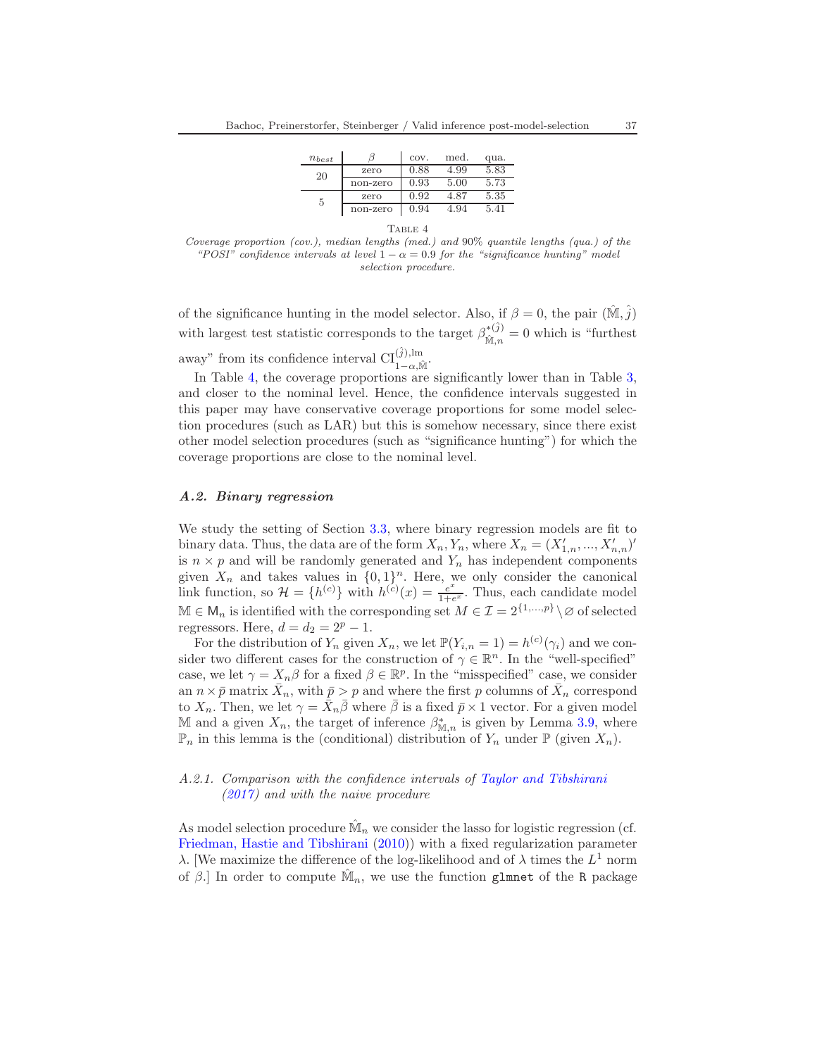| $n_{best}$ | $\beta$ | cov. | med. | qua. |
|---|---|---|---|---|
| 20 | zero | 0.88 | 4.99 | 5.83 |
| | non-zero | 0.93 | 5.00 | 5.73 |
| 5 | zero | 0.92 | 4.87 | 5.35 |
| | non-zero | 0.94 | 4.94 | 5.41 |

TABLE 4

*Coverage proportion (cov.), median lengths (med.) and 90% quantile lengths (qua.) of the "POSI" confidence intervals at level $1-\alpha = 0.9$ for the "significance hunting" model selection procedure.*

of the significance hunting in the model selector. Also, if $\beta = 0$, the pair $(\hat{\mathbb{M}}, \hat{j})$ with largest test statistic corresponds to the target $\beta^{*(\hat{j})}_{\hat{\mathbb{M}},n} = 0$ which is "furthest away" from its confidence interval $\mathrm{CI}^{(\hat{j}),\mathrm{lm}}_{1-\alpha,\hat{\mathbb{M}}}$.

In Table 4, the coverage proportions are significantly lower than in Table 3, and closer to the nominal level. Hence, the confidence intervals suggested in this paper may have conservative coverage proportions for some model selection procedures (such as LAR) but this is somehow necessary, since there exist other model selection procedures (such as "significance hunting") for which the coverage proportions are close to the nominal level.

### *A.2. Binary regression*

We study the setting of Section 3.3, where binary regression models are fit to binary data. Thus, the data are of the form $X_n, Y_n$, where $X_n = (X'_{1,n}, ..., X'_{n,n})'$ is $n \times p$ and will be randomly generated and $Y_n$ has independent components given $X_n$ and takes values in $\{0,1\}^n$. Here, we only consider the canonical link function, so $\mathcal{H} = \{h^{(c)}\}$ with $h^{(c)}(x) = \frac{e^x}{1+e^x}$. Thus, each candidate model $\mathbb{M} \in \mathsf{M}_n$ is identified with the corresponding set $M \in \mathcal{I} = 2^{\{1,...,p\}} \setminus \varnothing$ of selected regressors. Here, $d = d_2 = 2^p - 1$.

For the distribution of $Y_n$ given $X_n$, we let $\mathbb{P}(Y_{i,n} = 1) = h^{(c)}(\gamma_i)$ and we consider two different cases for the construction of $\gamma \in \mathbb{R}^n$. In the "well-specified" case, we let $\gamma = X_n\beta$ for a fixed $\beta \in \mathbb{R}^p$. In the "misspecified" case, we consider an $n \times \bar{p}$ matrix $\bar{X}_n$, with $\bar{p} > p$ and where the first $p$ columns of $\bar{X}_n$ correspond to $X_n$. Then, we let $\gamma = \bar{X}_n\bar{\beta}$ where $\bar{\beta}$ is a fixed $\bar{p} \times 1$ vector. For a given model $\mathbb{M}$ and a given $X_n$, the target of inference $\beta^*_{\mathbb{M},n}$ is given by Lemma 3.9, where $\mathbb{P}_n$ in this lemma is the (conditional) distribution of $Y_n$ under $\mathbb{P}$ (given $X_n$).

#### *A.2.1. Comparison with the confidence intervals of Taylor and Tibshirani (2017) and with the naive procedure*

As model selection procedure $\hat{\mathbb{M}}_n$ we consider the lasso for logistic regression (cf. Friedman, Hastie and Tibshirani (2010)) with a fixed regularization parameter $\lambda$. [We maximize the difference of the log-likelihood and of $\lambda$ times the $L^1$ norm of $\beta$.] In order to compute $\hat{\mathbb{M}}_n$, we use the function `glmnet` of the `R` package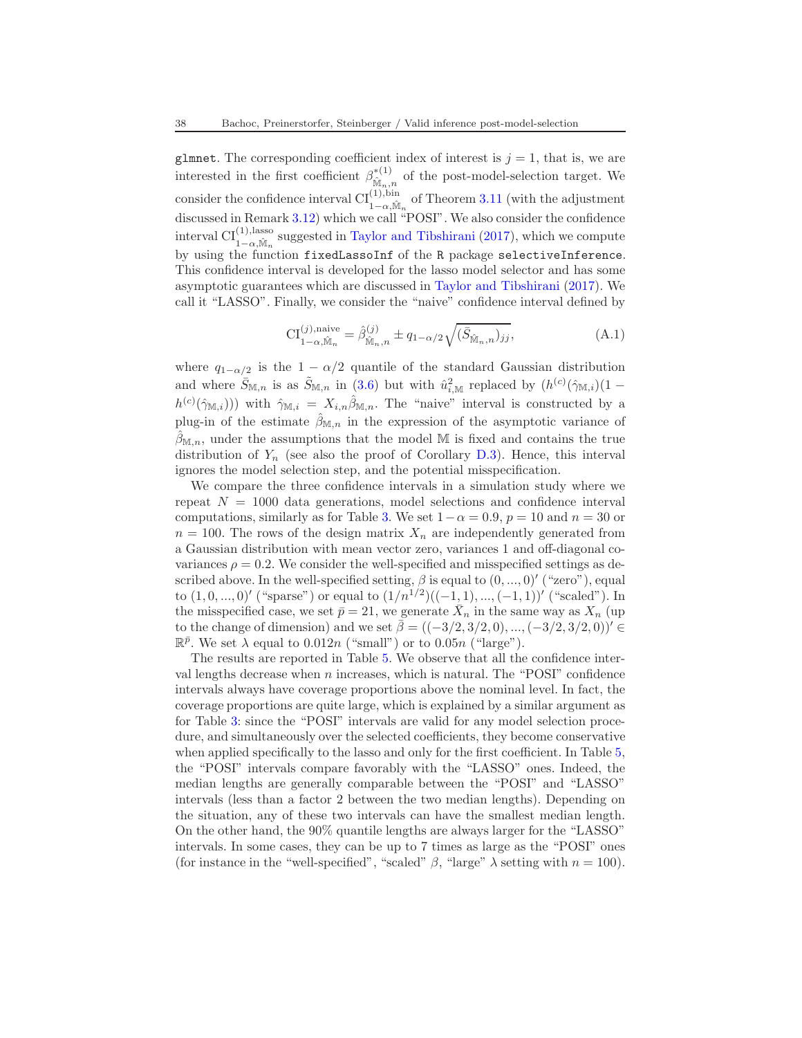`glmnet`. The corresponding coefficient index of interest is $j = 1$, that is, we are interested in the first coefficient $\beta^{*(1)}_{\hat{\mathbb{M}}_n,n}$ of the post-model-selection target. We consider the confidence interval $\mathrm{CI}^{(1),\mathrm{bin}}_{1-\alpha,\hat{\mathbb{M}}_n}$ of Theorem 3.11 (with the adjustment discussed in Remark 3.12) which we call "POSI". We also consider the confidence interval $\mathrm{CI}^{(1),\mathrm{lasso}}_{1-\alpha,\hat{\mathbb{M}}_n}$ suggested in Taylor and Tibshirani (2017), which we compute by using the function `fixedLassoInf` of the `R` package `selectiveInference`. This confidence interval is developed for the lasso model selector and has some asymptotic guarantees which are discussed in Taylor and Tibshirani (2017). We call it "LASSO". Finally, we consider the "naive" confidence interval defined by

$$\mathrm{CI}^{(j),\mathrm{naive}}_{1-\alpha,\hat{\mathbb{M}}_n} = \hat{\beta}^{(j)}_{\hat{\mathbb{M}}_n,n} \pm q_{1-\alpha/2}\sqrt{(\bar{S}_{\hat{\mathbb{M}}_n,n})_{jj}}, \tag{A.1}$$

where $q_{1-\alpha/2}$ is the $1-\alpha/2$ quantile of the standard Gaussian distribution and where $\bar{S}_{\mathbb{M},n}$ is as $\tilde{S}_{\mathbb{M},n}$ in (3.6) but with $\hat{u}^2_{i,\mathbb{M}}$ replaced by $(h^{(c)}(\hat{\gamma}_{\mathbb{M},i})(1 - h^{(c)}(\hat{\gamma}_{\mathbb{M},i}))$ with $\hat{\gamma}_{\mathbb{M},i} = X_{i,n}\hat{\beta}_{\mathbb{M},n}$. The "naive" interval is constructed by a plug-in of the estimate $\hat{\beta}_{\mathbb{M},n}$ in the expression of the asymptotic variance of $\hat{\beta}_{\mathbb{M},n}$, under the assumptions that the model $\mathbb{M}$ is fixed and contains the true distribution of $Y_n$ (see also the proof of Corollary D.3). Hence, this interval ignores the model selection step, and the potential misspecification.

We compare the three confidence intervals in a simulation study where we repeat $N = 1000$ data generations, model selections and confidence interval computations, similarly as for Table 3. We set $1-\alpha = 0.9$, $p = 10$ and $n = 30$ or $n = 100$. The rows of the design matrix $X_n$ are independently generated from a Gaussian distribution with mean vector zero, variances 1 and off-diagonal covariances $\rho = 0.2$. We consider the well-specified and misspecified settings as described above. In the well-specified setting, $\beta$ is equal to $(0, ..., 0)'$ ("zero"), equal to $(1, 0, ..., 0)'$ ("sparse") or equal to $(1/n^{1/2})((-1, 1), ..., (-1, 1))'$ ("scaled"). In the misspecified case, we set $\bar{p} = 21$, we generate $\bar{X}_n$ in the same way as $X_n$ (up to the change of dimension) and we set $\bar{\beta} = ((-3/2, 3/2, 0), ..., (-3/2, 3/2, 0))' \in \mathbb{R}^{\bar{p}}$. We set $\lambda$ equal to $0.012n$ ("small") or to $0.05n$ ("large").

The results are reported in Table 5. We observe that all the confidence interval lengths decrease when $n$ increases, which is natural. The "POSI" confidence intervals always have coverage proportions above the nominal level. In fact, the coverage proportions are quite large, which is explained by a similar argument as for Table 3: since the "POSI" intervals are valid for any model selection procedure, and simultaneously over the selected coefficients, they become conservative when applied specifically to the lasso and only for the first coefficient. In Table 5, the "POSI" intervals compare favorably with the "LASSO" ones. Indeed, the median lengths are generally comparable between the "POSI" and "LASSO" intervals (less than a factor 2 between the two median lengths). Depending on the situation, any of these two intervals can have the smallest median length. On the other hand, the 90% quantile lengths are always larger for the "LASSO" intervals. In some cases, they can be up to 7 times as large as the "POSI" ones (for instance in the "well-specified", "scaled" $\beta$, "large" $\lambda$ setting with $n = 100$).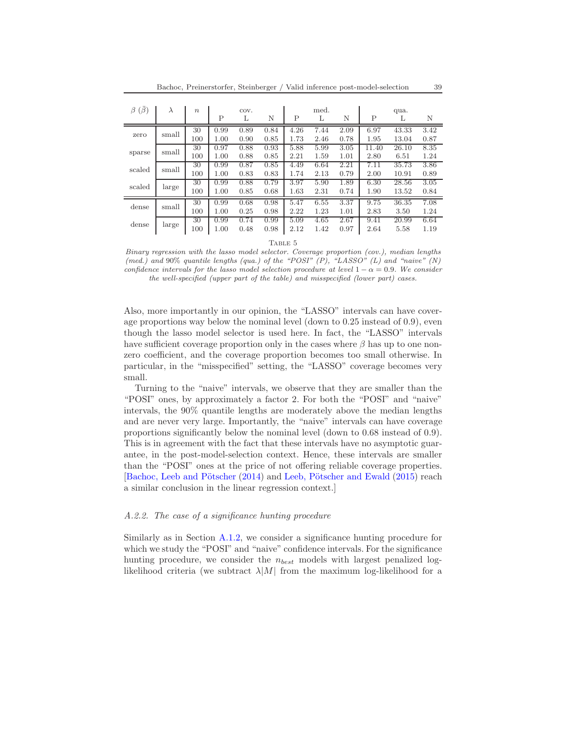| $\beta$ ($\bar{\beta}$) | $\lambda$ | $n$ | cov. | | | med. | | | qua. | | |
|---|---|---|---|---|---|---|---|---|---|---|---|
| | | | P | L | N | P | L | N | P | L | N |
| zero | small | 30 | 0.99 | 0.89 | 0.84 | 4.26 | 7.44 | 2.09 | 6.97 | 43.33 | 3.42 |
| | | 100 | 1.00 | 0.90 | 0.85 | 1.73 | 2.46 | 0.78 | 1.95 | 13.04 | 0.87 |
| sparse | small | 30 | 0.97 | 0.88 | 0.93 | 5.88 | 5.99 | 3.05 | 11.40 | 26.10 | 8.35 |
| | | 100 | 1.00 | 0.88 | 0.85 | 2.21 | 1.59 | 1.01 | 2.80 | 6.51 | 1.24 |
| scaled | small | 30 | 0.99 | 0.87 | 0.85 | 4.49 | 6.64 | 2.21 | 7.11 | 35.73 | 3.86 |
| | | 100 | 1.00 | 0.83 | 0.83 | 1.74 | 2.13 | 0.79 | 2.00 | 10.91 | 0.89 |
| scaled | large | 30 | 0.99 | 0.88 | 0.79 | 3.97 | 5.90 | 1.89 | 6.30 | 28.56 | 3.05 |
| | | 100 | 1.00 | 0.85 | 0.68 | 1.63 | 2.31 | 0.74 | 1.90 | 13.52 | 0.84 |
| dense | small | 30 | 0.99 | 0.68 | 0.98 | 5.47 | 6.55 | 3.37 | 9.75 | 36.35 | 7.08 |
| | | 100 | 1.00 | 0.25 | 0.98 | 2.22 | 1.23 | 1.01 | 2.83 | 3.50 | 1.24 |
| dense | large | 30 | 0.99 | 0.74 | 0.99 | 5.09 | 4.65 | 2.67 | 9.41 | 20.99 | 6.64 |
| | | 100 | 1.00 | 0.48 | 0.98 | 2.12 | 1.42 | 0.97 | 2.64 | 5.58 | 1.19 |

Table 5

*Binary regression with the lasso model selector. Coverage proportion (cov.), median lengths (med.) and 90% quantile lengths (qua.) of the "POSI" (P), "LASSO" (L) and "naive" (N) confidence intervals for the lasso model selection procedure at level $1 - \alpha = 0.9$. We consider the well-specified (upper part of the table) and misspecified (lower part) cases.*

Also, more importantly in our opinion, the "LASSO" intervals can have coverage proportions way below the nominal level (down to 0.25 instead of 0.9), even though the lasso model selector is used here. In fact, the "LASSO" intervals have sufficient coverage proportion only in the cases where $\beta$ has up to one nonzero coefficient, and the coverage proportion becomes too small otherwise. In particular, in the "misspecified" setting, the "LASSO" coverage becomes very small.

Turning to the "naive" intervals, we observe that they are smaller than the "POSI" ones, by approximately a factor 2. For both the "POSI" and "naive" intervals, the 90% quantile lengths are moderately above the median lengths and are never very large. Importantly, the "naive" intervals can have coverage proportions significantly below the nominal level (down to 0.68 instead of 0.9). This is in agreement with the fact that these intervals have no asymptotic guarantee, in the post-model-selection context. Hence, these intervals are smaller than the "POSI" ones at the price of not offering reliable coverage properties. [Bachoc, Leeb and Pötscher (2014) and Leeb, Pötscher and Ewald (2015) reach a similar conclusion in the linear regression context.]

### A.2.2. The case of a significance hunting procedure

Similarly as in Section A.1.2, we consider a significance hunting procedure for which we study the "POSI" and "naive" confidence intervals. For the significance hunting procedure, we consider the $n_{best}$ models with largest penalized log-likelihood criteria (we subtract $\lambda|M|$ from the maximum log-likelihood for a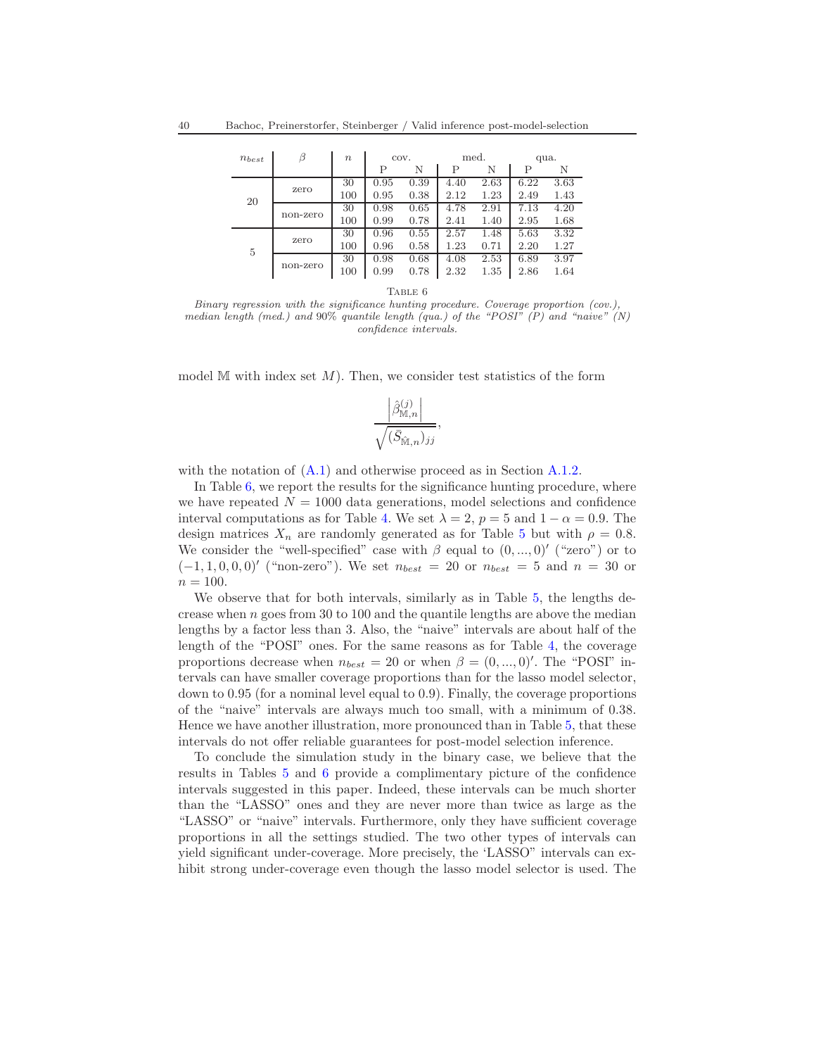| $n_{best}$ | $\beta$ | $n$ | cov. | | med. | | qua. | |
|---|---|---|---|---|---|---|---|---|
| | | | P | N | P | N | P | N |
| 20 | zero | 30 | 0.95 | 0.39 | 4.40 | 2.63 | 6.22 | 3.63 |
| | | 100 | 0.95 | 0.38 | 2.12 | 1.23 | 2.49 | 1.43 |
| | non-zero | 30 | 0.98 | 0.65 | 4.78 | 2.91 | 7.13 | 4.20 |
| | | 100 | 0.99 | 0.78 | 2.41 | 1.40 | 2.95 | 1.68 |
| 5 | zero | 30 | 0.96 | 0.55 | 2.57 | 1.48 | 5.63 | 3.32 |
| | | 100 | 0.96 | 0.58 | 1.23 | 0.71 | 2.20 | 1.27 |
| | non-zero | 30 | 0.98 | 0.68 | 4.08 | 2.53 | 6.89 | 3.97 |
| | | 100 | 0.99 | 0.78 | 2.32 | 1.35 | 2.86 | 1.64 |

TABLE 6

*Binary regression with the significance hunting procedure. Coverage proportion (cov.), median length (med.) and 90% quantile length (qua.) of the "POSI" (P) and "naive" (N) confidence intervals.*

model $\mathbb{M}$ with index set $M$). Then, we consider test statistics of the form

$$\frac{\left|\hat{\beta}^{(j)}_{\mathbb{M},n}\right|}{\sqrt{(\bar{S}_{\hat{\mathbb{M}},n})_{jj}}},$$

with the notation of (A.1) and otherwise proceed as in Section A.1.2.

In Table 6, we report the results for the significance hunting procedure, where we have repeated $N = 1000$ data generations, model selections and confidence interval computations as for Table 4. We set $\lambda = 2$, $p = 5$ and $1 - \alpha = 0.9$. The design matrices $X_n$ are randomly generated as for Table 5 but with $\rho = 0.8$. We consider the "well-specified" case with $\beta$ equal to $(0, ..., 0)'$ ("zero") or to $(-1, 1, 0, 0, 0)'$ ("non-zero"). We set $n_{best} = 20$ or $n_{best} = 5$ and $n = 30$ or $n = 100$.

We observe that for both intervals, similarly as in Table 5, the lengths decrease when $n$ goes from 30 to 100 and the quantile lengths are above the median lengths by a factor less than 3. Also, the "naive" intervals are about half of the length of the "POSI" ones. For the same reasons as for Table 4, the coverage proportions decrease when $n_{best} = 20$ or when $\beta = (0, ..., 0)'$. The "POSI" intervals can have smaller coverage proportions than for the lasso model selector, down to 0.95 (for a nominal level equal to 0.9). Finally, the coverage proportions of the "naive" intervals are always much too small, with a minimum of 0.38. Hence we have another illustration, more pronounced than in Table 5, that these intervals do not offer reliable guarantees for post-model selection inference.

To conclude the simulation study in the binary case, we believe that the results in Tables 5 and 6 provide a complimentary picture of the confidence intervals suggested in this paper. Indeed, these intervals can be much shorter than the "LASSO" ones and they are never more than twice as large as the "LASSO" or "naive" intervals. Furthermore, only they have sufficient coverage proportions in all the settings studied. The two other types of intervals can yield significant under-coverage. More precisely, the 'LASSO" intervals can exhibit strong under-coverage even though the lasso model selector is used. The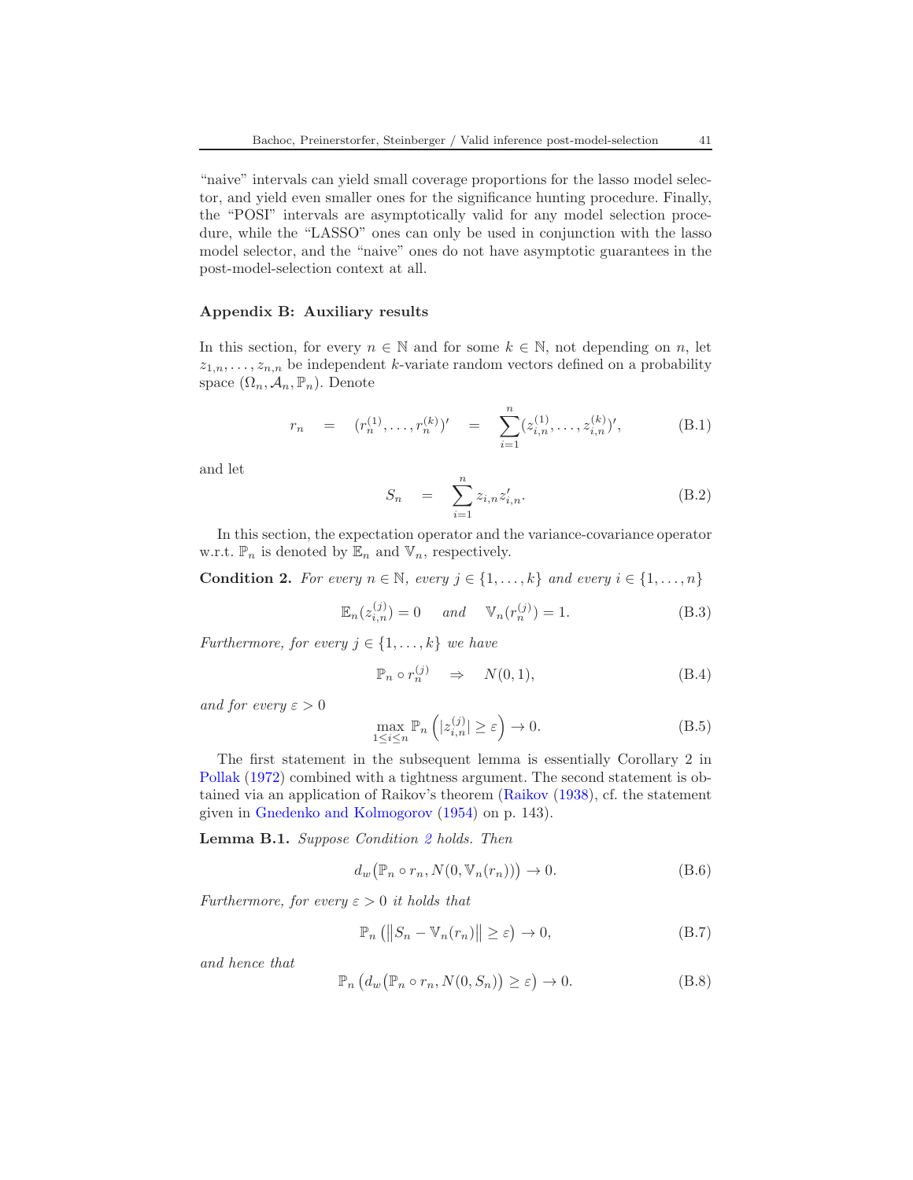"naive" intervals can yield small coverage proportions for the lasso model selector, and yield even smaller ones for the significance hunting procedure. Finally, the "POSI" intervals are asymptotically valid for any model selection procedure, while the "LASSO" ones can only be used in conjunction with the lasso model selector, and the "naive" ones do not have asymptotic guarantees in the post-model-selection context at all.

## Appendix B: Auxiliary results

In this section, for every $n \in \mathbb{N}$ and for some $k \in \mathbb{N}$, not depending on $n$, let $z_{1,n}, \ldots, z_{n,n}$ be independent $k$-variate random vectors defined on a probability space $(\Omega_n, \mathcal{A}_n, \mathbb{P}_n)$. Denote

$$r_n \quad = \quad (r_n^{(1)}, \ldots, r_n^{(k)})' \quad = \quad \sum_{i=1}^{n} (z_{i,n}^{(1)}, \ldots, z_{i,n}^{(k)})', \tag{B.1}$$

and let

$$S_n \quad = \quad \sum_{i=1}^{n} z_{i,n} z_{i,n}'. \tag{B.2}$$

In this section, the expectation operator and the variance-covariance operator w.r.t. $\mathbb{P}_n$ is denoted by $\mathbb{E}_n$ and $\mathbb{V}_n$, respectively.

**Condition 2.** *For every $n \in \mathbb{N}$, every $j \in \{1, \ldots, k\}$ and every $i \in \{1, \ldots, n\}$*

$$\mathbb{E}_n(z_{i,n}^{(j)}) = 0 \quad \text{ and } \quad \mathbb{V}_n(r_n^{(j)}) = 1. \tag{B.3}$$

*Furthermore, for every $j \in \{1, \ldots, k\}$ we have*

$$\mathbb{P}_n \circ r_n^{(j)} \quad \Rightarrow \quad N(0, 1), \tag{B.4}$$

*and for every $\varepsilon > 0$*

$$\max_{1 \le i \le n} \mathbb{P}_n \left( |z_{i,n}^{(j)}| \ge \varepsilon \right) \to 0. \tag{B.5}$$

The first statement in the subsequent lemma is essentially Corollary 2 in Pollak (1972) combined with a tightness argument. The second statement is obtained via an application of Raikov's theorem (Raikov (1938), cf. the statement given in Gnedenko and Kolmogorov (1954) on p. 143).

**Lemma B.1.** *Suppose Condition 2 holds. Then*

$$d_w\big(\mathbb{P}_n \circ r_n, N(0, \mathbb{V}_n(r_n))\big) \to 0. \tag{B.6}$$

*Furthermore, for every $\varepsilon > 0$ it holds that*

$$\mathbb{P}_n \left( \left\| S_n - \mathbb{V}_n(r_n) \right\| \ge \varepsilon \right) \to 0, \tag{B.7}$$

*and hence that*

$$\mathbb{P}_n \left( d_w\big(\mathbb{P}_n \circ r_n, N(0, S_n)\big) \ge \varepsilon \right) \to 0. \tag{B.8}$$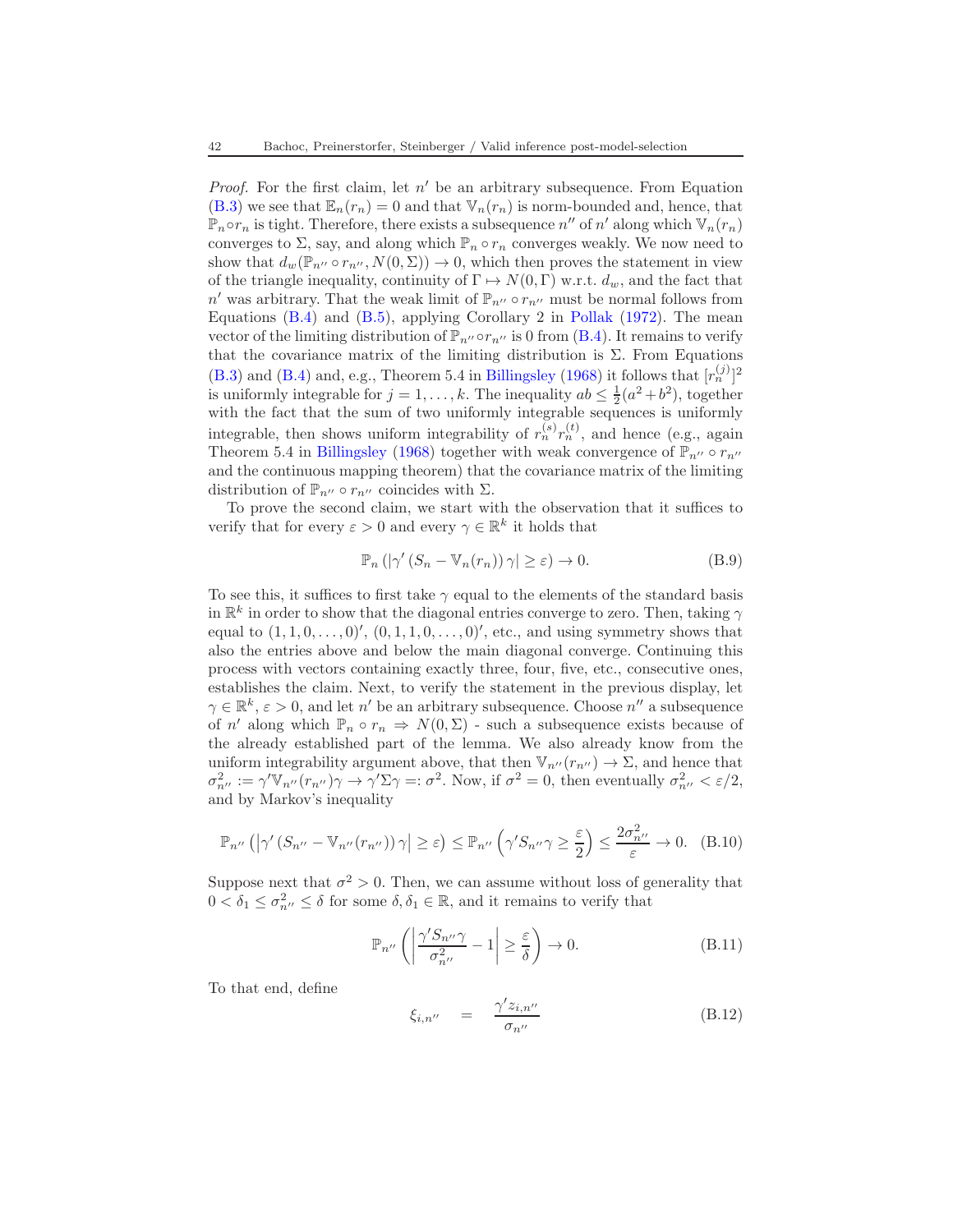*Proof.* For the first claim, let $n'$ be an arbitrary subsequence. From Equation (B.3) we see that $\mathbb{E}_n(r_n) = 0$ and that $\mathbb{V}_n(r_n)$ is norm-bounded and, hence, that $\mathbb{P}_n \circ r_n$ is tight. Therefore, there exists a subsequence $n''$ of $n'$ along which $\mathbb{V}_n(r_n)$ converges to $\Sigma$, say, and along which $\mathbb{P}_n \circ r_n$ converges weakly. We now need to show that $d_w(\mathbb{P}_{n''} \circ r_{n''}, N(0, \Sigma)) \to 0$, which then proves the statement in view of the triangle inequality, continuity of $\Gamma \mapsto N(0, \Gamma)$ w.r.t. $d_w$, and the fact that $n'$ was arbitrary. That the weak limit of $\mathbb{P}_{n''} \circ r_{n''}$ must be normal follows from Equations (B.4) and (B.5), applying Corollary 2 in Pollak (1972). The mean vector of the limiting distribution of $\mathbb{P}_{n''} \circ r_{n''}$ is 0 from (B.4). It remains to verify that the covariance matrix of the limiting distribution is $\Sigma$. From Equations (B.3) and (B.4) and, e.g., Theorem 5.4 in Billingsley (1968) it follows that $[r_n^{(j)}]^2$ is uniformly integrable for $j = 1, \ldots, k$. The inequality $ab \leq \frac{1}{2}(a^2 + b^2)$, together with the fact that the sum of two uniformly integrable sequences is uniformly integrable, then shows uniform integrability of $r_n^{(s)} r_n^{(t)}$, and hence (e.g., again Theorem 5.4 in Billingsley (1968) together with weak convergence of $\mathbb{P}_{n''} \circ r_{n''}$ and the continuous mapping theorem) that the covariance matrix of the limiting distribution of $\mathbb{P}_{n''} \circ r_{n''}$ coincides with $\Sigma$.

To prove the second claim, we start with the observation that it suffices to verify that for every $\varepsilon > 0$ and every $\gamma \in \mathbb{R}^k$ it holds that

$$\mathbb{P}_n \left( |\gamma' \left( S_n - \mathbb{V}_n(r_n) \right) \gamma| \geq \varepsilon \right) \to 0. \tag{B.9}$$

To see this, it suffices to first take $\gamma$ equal to the elements of the standard basis in $\mathbb{R}^k$ in order to show that the diagonal entries converge to zero. Then, taking $\gamma$ equal to $(1, 1, 0, \ldots, 0)'$, $(0, 1, 1, 0, \ldots, 0)'$, etc., and using symmetry shows that also the entries above and below the main diagonal converge. Continuing this process with vectors containing exactly three, four, five, etc., consecutive ones, establishes the claim. Next, to verify the statement in the previous display, let $\gamma \in \mathbb{R}^k$, $\varepsilon > 0$, and let $n'$ be an arbitrary subsequence. Choose $n''$ a subsequence of $n'$ along which $\mathbb{P}_n \circ r_n \Rightarrow N(0, \Sigma)$ - such a subsequence exists because of the already established part of the lemma. We also already know from the uniform integrability argument above, that then $\mathbb{V}_{n''}(r_{n''}) \to \Sigma$, and hence that $\sigma_{n''}^2 := \gamma' \mathbb{V}_{n''}(r_{n''}) \gamma \to \gamma' \Sigma \gamma =: \sigma^2$. Now, if $\sigma^2 = 0$, then eventually $\sigma_{n''}^2 < \varepsilon/2$, and by Markov's inequality

$$\mathbb{P}_{n''} \left( \left| \gamma' \left( S_{n''} - \mathbb{V}_{n''}(r_{n''}) \right) \gamma \right| \geq \varepsilon \right) \leq \mathbb{P}_{n''} \left( \gamma' S_{n''} \gamma \geq \frac{\varepsilon}{2} \right) \leq \frac{2\sigma_{n''}^2}{\varepsilon} \to 0. \tag{B.10}$$

Suppose next that $\sigma^2 > 0$. Then, we can assume without loss of generality that $0 < \delta_1 \leq \sigma_{n''}^2 \leq \delta$ for some $\delta, \delta_1 \in \mathbb{R}$, and it remains to verify that

$$\mathbb{P}_{n''} \left( \left| \frac{\gamma' S_{n''} \gamma}{\sigma_{n''}^2} - 1 \right| \geq \frac{\varepsilon}{\delta} \right) \to 0. \tag{B.11}$$

To that end, define

$$\xi_{i,n''} \quad = \quad \frac{\gamma' z_{i,n''}}{\sigma_{n''}} \tag{B.12}$$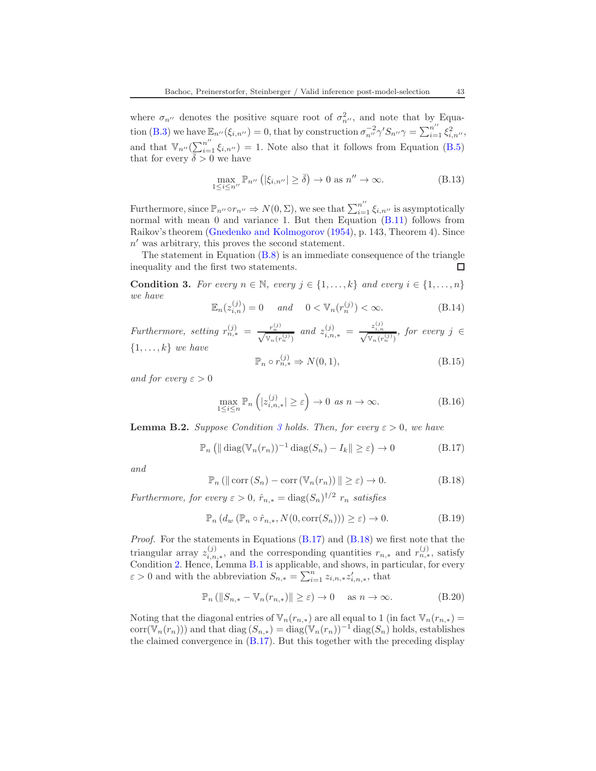where $\sigma_{n''}$ denotes the positive square root of $\sigma^2_{n''}$, and note that by Equation (B.3) we have $\mathbb{E}_{n''}(\xi_{i,n''}) = 0$, that by construction $\sigma_{n''}^{-2}\gamma' S_{n''}\gamma = \sum_{i=1}^{n''} \xi^2_{i,n''}$, and that $\mathbb{V}_{n''}(\sum_{i=1}^{n''} \xi_{i,n''}) = 1$. Note also that it follows from Equation (B.5) that for every $\bar{\delta} > 0$ we have

$$\max_{1 \le i \le n''} \mathbb{P}_{n''}\left(|\xi_{i,n''}| \ge \bar{\delta}\right) \to 0 \text{ as } n'' \to \infty. \tag{B.13}$$

Furthermore, since $\mathbb{P}_{n''} \circ r_{n''} \Rightarrow N(0, \Sigma)$, we see that $\sum_{i=1}^{n''} \xi_{i,n''}$ is asymptotically normal with mean 0 and variance 1. But then Equation (B.11) follows from Raikov's theorem (Gnedenko and Kolmogorov (1954), p. 143, Theorem 4). Since $n'$ was arbitrary, this proves the second statement.

The statement in Equation (B.8) is an immediate consequence of the triangle inequality and the first two statements. ☐

**Condition 3.** *For every $n \in \mathbb{N}$, every $j \in \{1, \ldots, k\}$ and every $i \in \{1, \ldots, n\}$ we have*

$$\mathbb{E}_n(z^{(j)}_{i,n}) = 0 \quad \text{ and } \quad 0 < \mathbb{V}_n(r^{(j)}_n) < \infty. \tag{B.14}$$

*Furthermore, setting $r^{(j)}_{n,*} = \frac{r^{(j)}_n}{\sqrt{\mathbb{V}_n(r^{(j)}_n)}}$ and $z^{(j)}_{i,n,*} = \frac{z^{(j)}_{i,n}}{\sqrt{\mathbb{V}_n(r^{(j)}_n)}}$, for every $j \in \{1, \ldots, k\}$ we have*

$$\mathbb{P}_n \circ r^{(j)}_{n,*} \Rightarrow N(0, 1), \tag{B.15}$$

*and for every $\varepsilon > 0$*

$$\max_{1 \le i \le n} \mathbb{P}_n\left(|z^{(j)}_{i,n,*}| \ge \varepsilon\right) \to 0 \text{ as } n \to \infty. \tag{B.16}$$

**Lemma B.2.** *Suppose Condition 3 holds. Then, for every $\varepsilon > 0$, we have*

$$\mathbb{P}_n\left(\| \operatorname{diag}(\mathbb{V}_n(r_n))^{-1} \operatorname{diag}(S_n) - I_k \| \ge \varepsilon\right) \to 0 \tag{B.17}$$

*and*

$$\mathbb{P}_n\left(\| \operatorname{corr}(S_n) - \operatorname{corr}(\mathbb{V}_n(r_n)) \| \ge \varepsilon\right) \to 0. \tag{B.18}$$

*Furthermore, for every $\varepsilon > 0$, $\hat{r}_{n,*} = \operatorname{diag}(S_n)^{\dagger/2}\, r_n$ satisfies*

$$\mathbb{P}_n\left(d_w\left(\mathbb{P}_n \circ \hat{r}_{n,*}, N(0, \operatorname{corr}(S_n))\right) \ge \varepsilon\right) \to 0. \tag{B.19}$$

*Proof.* For the statements in Equations (B.17) and (B.18) we first note that the triangular array $z^{(j)}_{i,n,*}$, and the corresponding quantities $r_{n,*}$ and $r^{(j)}_{n,*}$, satisfy Condition 2. Hence, Lemma B.1 is applicable, and shows, in particular, for every $\varepsilon > 0$ and with the abbreviation $S_{n,*} = \sum_{i=1}^n z_{i,n,*} z'_{i,n,*}$, that

$$\mathbb{P}_n\left(\|S_{n,*} - \mathbb{V}_n(r_{n,*})\| \ge \varepsilon\right) \to 0 \quad \text{ as } n \to \infty. \tag{B.20}$$

Noting that the diagonal entries of $\mathbb{V}_n(r_{n,*})$ are all equal to 1 (in fact $\mathbb{V}_n(r_{n,*}) = \operatorname{corr}(\mathbb{V}_n(r_n))$) and that $\operatorname{diag}(S_{n,*}) = \operatorname{diag}(\mathbb{V}_n(r_n))^{-1} \operatorname{diag}(S_n)$ holds, establishes the claimed convergence in (B.17). But this together with the preceding display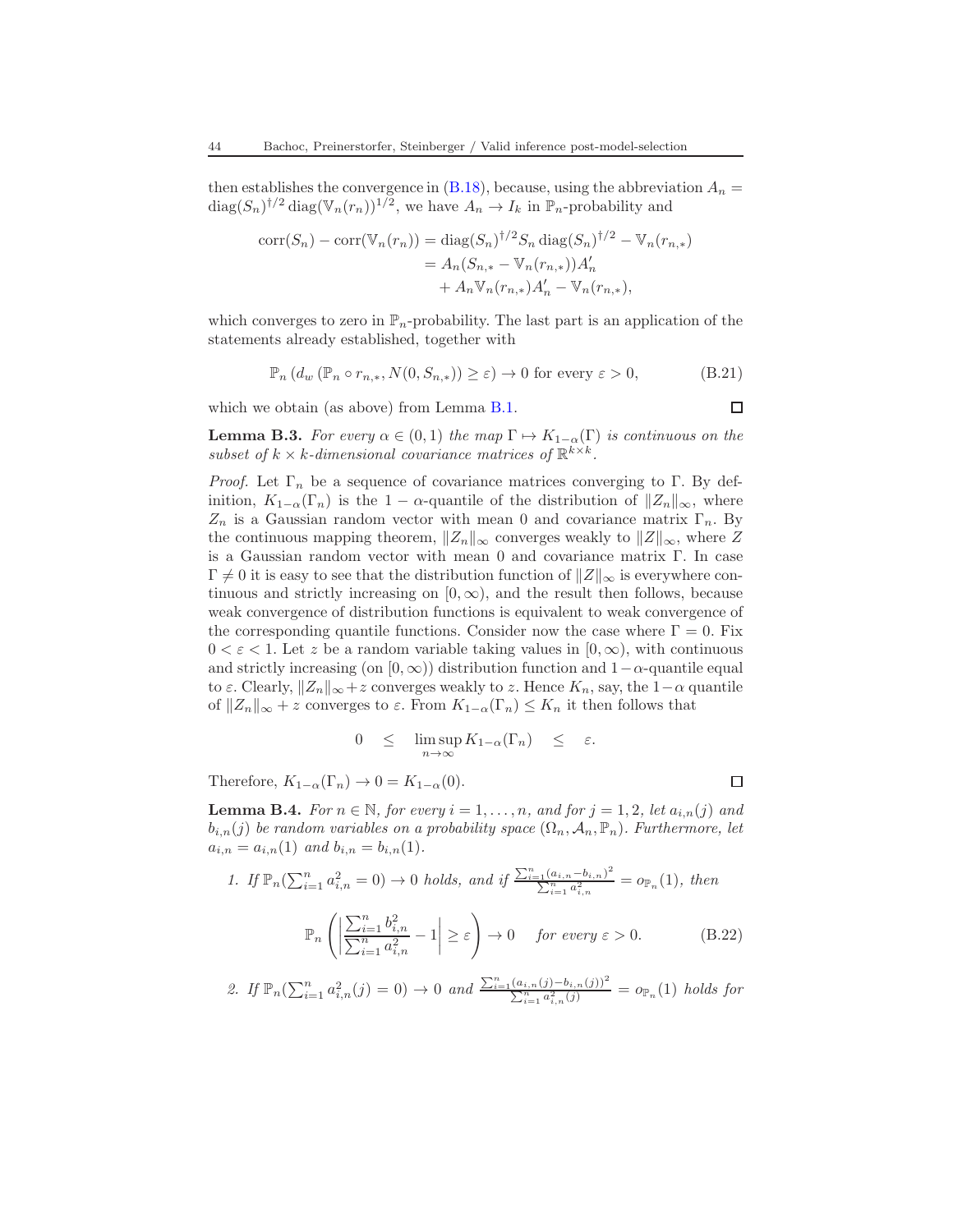then establishes the convergence in (B.18), because, using the abbreviation $A_n = \operatorname{diag}(S_n)^{\dagger/2} \operatorname{diag}(\mathbb{V}_n(r_n))^{1/2}$, we have $A_n \to I_k$ in $\mathbb{P}_n$-probability and

$$
\begin{aligned}
\operatorname{corr}(S_n) - \operatorname{corr}(\mathbb{V}_n(r_n)) &= \operatorname{diag}(S_n)^{\dagger/2} S_n \operatorname{diag}(S_n)^{\dagger/2} - \mathbb{V}_n(r_{n,*}) \\
&= A_n(S_{n,*} - \mathbb{V}_n(r_{n,*}))A_n' \\
&\quad + A_n \mathbb{V}_n(r_{n,*})A_n' - \mathbb{V}_n(r_{n,*}),
\end{aligned}
$$

which converges to zero in $\mathbb{P}_n$-probability. The last part is an application of the statements already established, together with

$$
\mathbb{P}_n\left(d_w\left(\mathbb{P}_n \circ r_{n,*}, N(0, S_{n,*})\right) \geq \varepsilon\right) \to 0 \text{ for every } \varepsilon > 0, \tag{B.21}
$$

which we obtain (as above) from Lemma B.1. $\square$

**Lemma B.3.** *For every $\alpha \in (0,1)$ the map $\Gamma \mapsto K_{1-\alpha}(\Gamma)$ is continuous on the subset of $k \times k$-dimensional covariance matrices of $\mathbb{R}^{k\times k}$.*

*Proof.* Let $\Gamma_n$ be a sequence of covariance matrices converging to $\Gamma$. By definition, $K_{1-\alpha}(\Gamma_n)$ is the $1-\alpha$-quantile of the distribution of $\|Z_n\|_\infty$, where $Z_n$ is a Gaussian random vector with mean 0 and covariance matrix $\Gamma_n$. By the continuous mapping theorem, $\|Z_n\|_\infty$ converges weakly to $\|Z\|_\infty$, where $Z$ is a Gaussian random vector with mean 0 and covariance matrix $\Gamma$. In case $\Gamma \neq 0$ it is easy to see that the distribution function of $\|Z\|_\infty$ is everywhere continuous and strictly increasing on $[0,\infty)$, and the result then follows, because weak convergence of distribution functions is equivalent to weak convergence of the corresponding quantile functions. Consider now the case where $\Gamma = 0$. Fix $0 < \varepsilon < 1$. Let $z$ be a random variable taking values in $[0,\infty)$, with continuous and strictly increasing (on $[0,\infty)$) distribution function and $1-\alpha$-quantile equal to $\varepsilon$. Clearly, $\|Z_n\|_\infty + z$ converges weakly to $z$. Hence $K_n$, say, the $1-\alpha$ quantile of $\|Z_n\|_\infty + z$ converges to $\varepsilon$. From $K_{1-\alpha}(\Gamma_n) \leq K_n$ it then follows that

$$
0 \quad \leq \quad \limsup_{n\to\infty} K_{1-\alpha}(\Gamma_n) \quad \leq \quad \varepsilon.
$$

Therefore, $K_{1-\alpha}(\Gamma_n) \to 0 = K_{1-\alpha}(0)$. $\square$

**Lemma B.4.** *For $n \in \mathbb{N}$, for every $i = 1,\ldots,n$, and for $j = 1,2$, let $a_{i,n}(j)$ and $b_{i,n}(j)$ be random variables on a probability space $(\Omega_n, \mathcal{A}_n, \mathbb{P}_n)$. Furthermore, let $a_{i,n} = a_{i,n}(1)$ and $b_{i,n} = b_{i,n}(1)$.*

1. *If $\mathbb{P}_n(\sum_{i=1}^n a_{i,n}^2 = 0) \to 0$ holds, and if $\frac{\sum_{i=1}^n (a_{i,n} - b_{i,n})^2}{\sum_{i=1}^n a_{i,n}^2} = o_{\mathbb{P}_n}(1)$, then*

$$
\mathbb{P}_n\left(\left|\frac{\sum_{i=1}^n b_{i,n}^2}{\sum_{i=1}^n a_{i,n}^2} - 1\right| \geq \varepsilon\right) \to 0 \quad \textit{for every } \varepsilon > 0. \tag{B.22}
$$

2. *If $\mathbb{P}_n(\sum_{i=1}^n a_{i,n}^2(j) = 0) \to 0$ and $\frac{\sum_{i=1}^n (a_{i,n}(j) - b_{i,n}(j))^2}{\sum_{i=1}^n a_{i,n}^2(j)} = o_{\mathbb{P}_n}(1)$ holds for*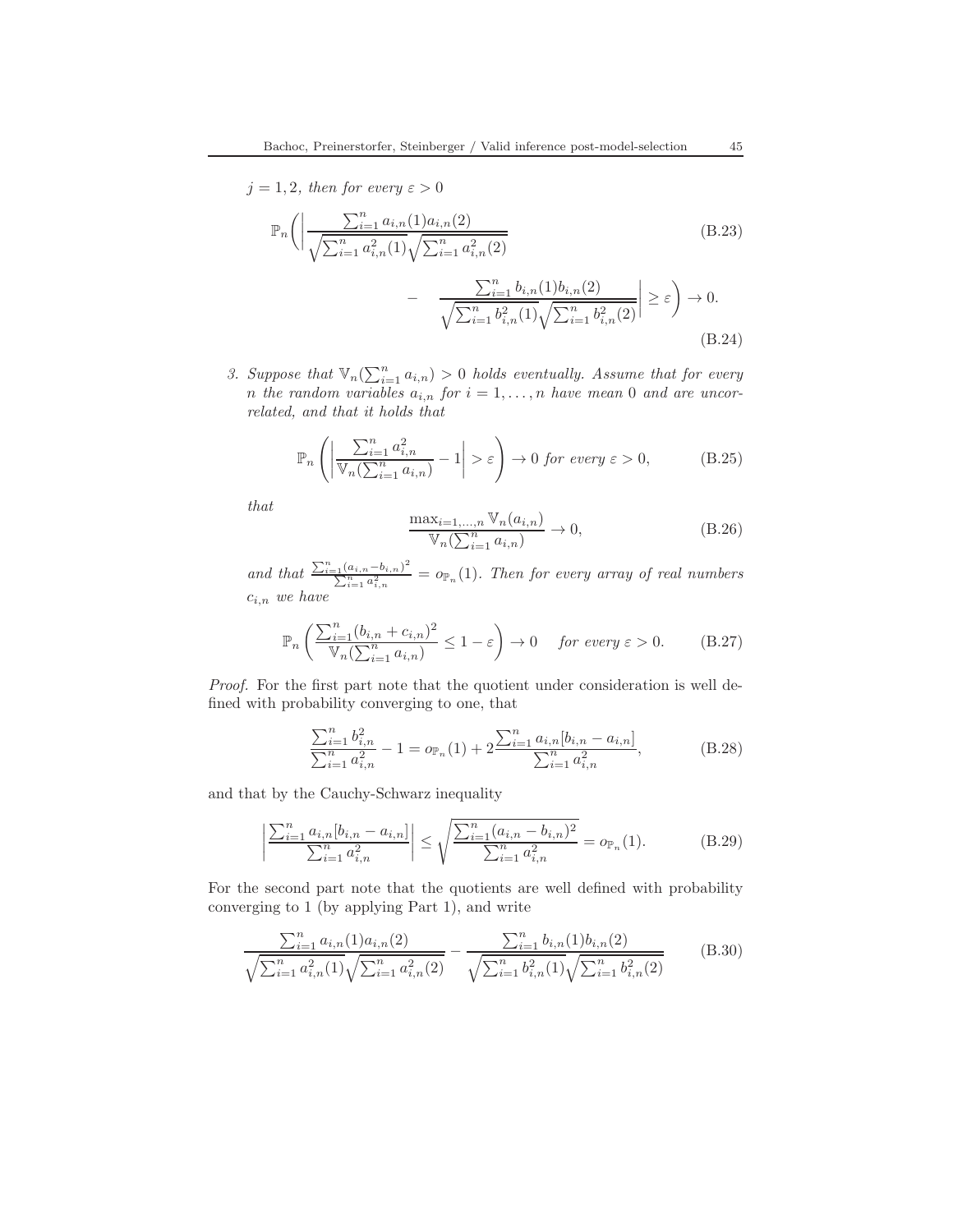$j = 1, 2$, *then for every* $\varepsilon > 0$

$$
\mathbb{P}_n\Bigg( \Bigg| \frac{\sum_{i=1}^n a_{i,n}(1) a_{i,n}(2)}{\sqrt{\sum_{i=1}^n a_{i,n}^2(1)} \sqrt{\sum_{i=1}^n a_{i,n}^2(2)}} \tag{B.23}
$$

$$
- \quad \frac{\sum_{i=1}^n b_{i,n}(1) b_{i,n}(2)}{\sqrt{\sum_{i=1}^n b_{i,n}^2(1)} \sqrt{\sum_{i=1}^n b_{i,n}^2(2)}} \Bigg| \geq \varepsilon \Bigg) \to 0. \tag{B.24}
$$

3. *Suppose that* $\mathbb{V}_n(\sum_{i=1}^n a_{i,n}) > 0$ *holds eventually. Assume that for every* $n$ *the random variables* $a_{i,n}$ *for* $i = 1, \ldots, n$ *have mean* $0$ *and are uncorrelated, and that it holds that*

$$
\mathbb{P}_n \left( \left| \frac{\sum_{i=1}^n a_{i,n}^2}{\mathbb{V}_n(\sum_{i=1}^n a_{i,n})} - 1 \right| > \varepsilon \right) \to 0 \text{ for every } \varepsilon > 0, \tag{B.25}
$$

*that*

$$
\frac{\max_{i=1,\ldots,n} \mathbb{V}_n(a_{i,n})}{\mathbb{V}_n(\sum_{i=1}^n a_{i,n})} \to 0, \tag{B.26}
$$

*and that* $\frac{\sum_{i=1}^n (a_{i,n} - b_{i,n})^2}{\sum_{i=1}^n a_{i,n}^2} = o_{\mathbb{P}_n}(1)$. *Then for every array of real numbers* $c_{i,n}$ *we have*

$$
\mathbb{P}_n \left( \frac{\sum_{i=1}^n (b_{i,n} + c_{i,n})^2}{\mathbb{V}_n(\sum_{i=1}^n a_{i,n})} \leq 1 - \varepsilon \right) \to 0 \quad \text{ for every } \varepsilon > 0. \tag{B.27}
$$

*Proof.* For the first part note that the quotient under consideration is well defined with probability converging to one, that

$$
\frac{\sum_{i=1}^n b_{i,n}^2}{\sum_{i=1}^n a_{i,n}^2} - 1 = o_{\mathbb{P}_n}(1) + 2 \frac{\sum_{i=1}^n a_{i,n}[b_{i,n} - a_{i,n}]}{\sum_{i=1}^n a_{i,n}^2}, \tag{B.28}
$$

and that by the Cauchy-Schwarz inequality

$$
\left| \frac{\sum_{i=1}^n a_{i,n}[b_{i,n} - a_{i,n}]}{\sum_{i=1}^n a_{i,n}^2} \right| \leq \sqrt{\frac{\sum_{i=1}^n (a_{i,n} - b_{i,n})^2}{\sum_{i=1}^n a_{i,n}^2}} = o_{\mathbb{P}_n}(1). \tag{B.29}
$$

For the second part note that the quotients are well defined with probability converging to 1 (by applying Part 1), and write

$$
\frac{\sum_{i=1}^n a_{i,n}(1) a_{i,n}(2)}{\sqrt{\sum_{i=1}^n a_{i,n}^2(1)} \sqrt{\sum_{i=1}^n a_{i,n}^2(2)}} - \frac{\sum_{i=1}^n b_{i,n}(1) b_{i,n}(2)}{\sqrt{\sum_{i=1}^n b_{i,n}^2(1)} \sqrt{\sum_{i=1}^n b_{i,n}^2(2)}} \tag{B.30}
$$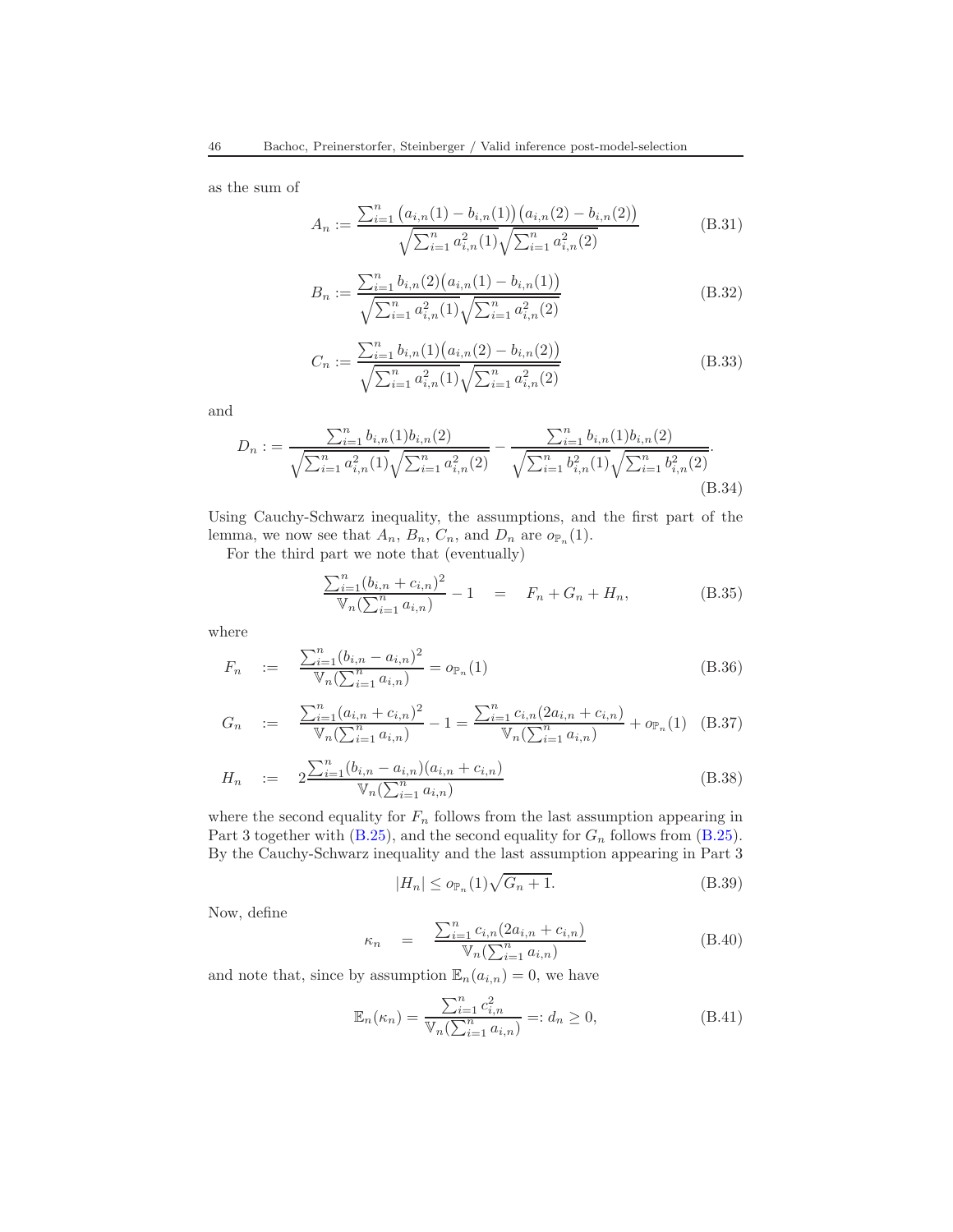as the sum of

$$A_n := \frac{\sum_{i=1}^n \big(a_{i,n}(1) - b_{i,n}(1)\big)\big(a_{i,n}(2) - b_{i,n}(2)\big)}{\sqrt{\sum_{i=1}^n a_{i,n}^2(1)}\sqrt{\sum_{i=1}^n a_{i,n}^2(2)}} \tag{B.31}$$

$$B_n := \frac{\sum_{i=1}^n b_{i,n}(2)\big(a_{i,n}(1) - b_{i,n}(1)\big)}{\sqrt{\sum_{i=1}^n a_{i,n}^2(1)}\sqrt{\sum_{i=1}^n a_{i,n}^2(2)}} \tag{B.32}$$

$$C_n := \frac{\sum_{i=1}^n b_{i,n}(1)\big(a_{i,n}(2) - b_{i,n}(2)\big)}{\sqrt{\sum_{i=1}^n a_{i,n}^2(1)}\sqrt{\sum_{i=1}^n a_{i,n}^2(2)}} \tag{B.33}$$

and

$$D_n := \frac{\sum_{i=1}^n b_{i,n}(1) b_{i,n}(2)}{\sqrt{\sum_{i=1}^n a_{i,n}^2(1)}\sqrt{\sum_{i=1}^n a_{i,n}^2(2)}} - \frac{\sum_{i=1}^n b_{i,n}(1) b_{i,n}(2)}{\sqrt{\sum_{i=1}^n b_{i,n}^2(1)}\sqrt{\sum_{i=1}^n b_{i,n}^2(2)}}. \tag{B.34}$$

Using Cauchy-Schwarz inequality, the assumptions, and the first part of the lemma, we now see that $A_n$, $B_n$, $C_n$, and $D_n$ are $o_{\mathbb{P}_n}(1)$.

For the third part we note that (eventually)

$$\frac{\sum_{i=1}^n (b_{i,n} + c_{i,n})^2}{\mathbb{V}_n(\sum_{i=1}^n a_{i,n})} - 1 \quad = \quad F_n + G_n + H_n, \tag{B.35}$$

where

$$F_n \quad := \quad \frac{\sum_{i=1}^n (b_{i,n} - a_{i,n})^2}{\mathbb{V}_n(\sum_{i=1}^n a_{i,n})} = o_{\mathbb{P}_n}(1) \tag{B.36}$$

$$G_n \quad := \quad \frac{\sum_{i=1}^n (a_{i,n} + c_{i,n})^2}{\mathbb{V}_n(\sum_{i=1}^n a_{i,n})} - 1 = \frac{\sum_{i=1}^n c_{i,n}(2a_{i,n} + c_{i,n})}{\mathbb{V}_n(\sum_{i=1}^n a_{i,n})} + o_{\mathbb{P}_n}(1) \tag{B.37}$$

$$H_n \quad := \quad 2\frac{\sum_{i=1}^n (b_{i,n} - a_{i,n})(a_{i,n} + c_{i,n})}{\mathbb{V}_n(\sum_{i=1}^n a_{i,n})} \tag{B.38}$$

where the second equality for $F_n$ follows from the last assumption appearing in Part 3 together with (B.25), and the second equality for $G_n$ follows from (B.25). By the Cauchy-Schwarz inequality and the last assumption appearing in Part 3

$$|H_n| \leq o_{\mathbb{P}_n}(1)\sqrt{G_n + 1}. \tag{B.39}$$

Now, define

$$\kappa_n \quad = \quad \frac{\sum_{i=1}^n c_{i,n}(2a_{i,n} + c_{i,n})}{\mathbb{V}_n(\sum_{i=1}^n a_{i,n})} \tag{B.40}$$

and note that, since by assumption $\mathbb{E}_n(a_{i,n}) = 0$, we have

$$\mathbb{E}_n(\kappa_n) = \frac{\sum_{i=1}^n c_{i,n}^2}{\mathbb{V}_n(\sum_{i=1}^n a_{i,n})} =: d_n \geq 0, \tag{B.41}$$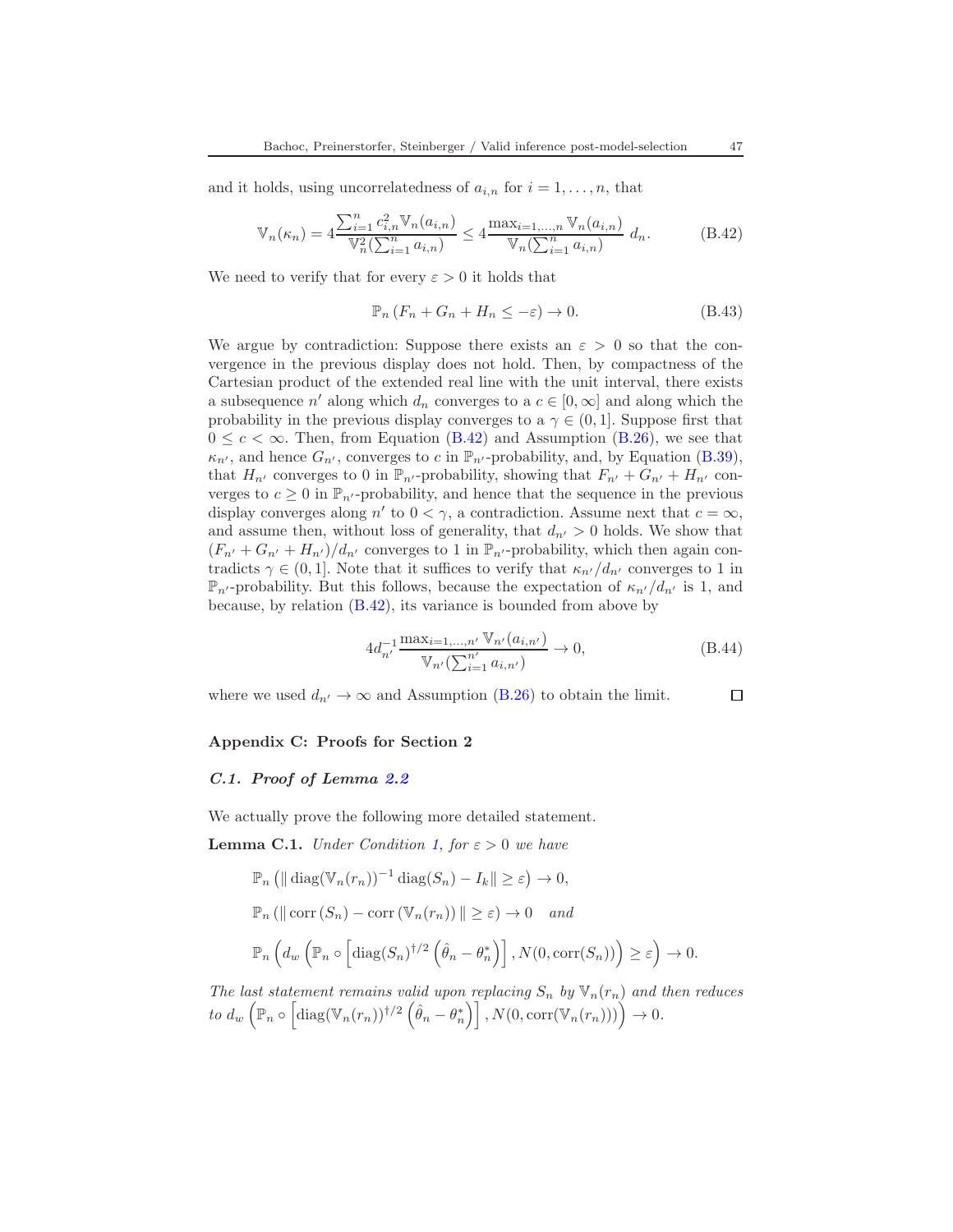and it holds, using uncorrelatedness of $a_{i,n}$ for $i = 1, \ldots, n$, that

$$\mathbb{V}_n(\kappa_n) = 4\frac{\sum_{i=1}^n c_{i,n}^2 \mathbb{V}_n(a_{i,n})}{\mathbb{V}_n^2(\sum_{i=1}^n a_{i,n})} \leq 4\frac{\max_{i=1,\ldots,n} \mathbb{V}_n(a_{i,n})}{\mathbb{V}_n(\sum_{i=1}^n a_{i,n})}\ d_n. \tag{B.42}$$

We need to verify that for every $\varepsilon > 0$ it holds that

$$\mathbb{P}_n\left(F_n + G_n + H_n \leq -\varepsilon\right) \to 0. \tag{B.43}$$

We argue by contradiction: Suppose there exists an $\varepsilon > 0$ so that the convergence in the previous display does not hold. Then, by compactness of the Cartesian product of the extended real line with the unit interval, there exists a subsequence $n'$ along which $d_n$ converges to a $c \in [0, \infty]$ and along which the probability in the previous display converges to a $\gamma \in (0, 1]$. Suppose first that $0 \leq c < \infty$. Then, from Equation (B.42) and Assumption (B.26), we see that $\kappa_{n'}$, and hence $G_{n'}$, converges to $c$ in $\mathbb{P}_{n'}$-probability, and, by Equation (B.39), that $H_{n'}$ converges to 0 in $\mathbb{P}_{n'}$-probability, showing that $F_{n'} + G_{n'} + H_{n'}$ converges to $c \geq 0$ in $\mathbb{P}_{n'}$-probability, and hence that the sequence in the previous display converges along $n'$ to $0 < \gamma$, a contradiction. Assume next that $c = \infty$, and assume then, without loss of generality, that $d_{n'} > 0$ holds. We show that $(F_{n'} + G_{n'} + H_{n'})/d_{n'}$ converges to 1 in $\mathbb{P}_{n'}$-probability, which then again contradicts $\gamma \in (0, 1]$. Note that it suffices to verify that $\kappa_{n'}/d_{n'}$ converges to 1 in $\mathbb{P}_{n'}$-probability. But this follows, because the expectation of $\kappa_{n'}/d_{n'}$ is 1, and because, by relation (B.42), its variance is bounded from above by

$$4d_{n'}^{-1}\frac{\max_{i=1,\ldots,n'} \mathbb{V}_{n'}(a_{i,n'})}{\mathbb{V}_{n'}(\sum_{i=1}^{n'} a_{i,n'})} \to 0, \tag{B.44}$$

where we used $d_{n'} \to \infty$ and Assumption (B.26) to obtain the limit. □

## Appendix C: Proofs for Section 2

### C.1. Proof of Lemma 2.2

We actually prove the following more detailed statement.

**Lemma C.1.** *Under Condition 1, for $\varepsilon > 0$ we have*

$$\mathbb{P}_n\left(\|\operatorname{diag}(\mathbb{V}_n(r_n))^{-1}\operatorname{diag}(S_n) - I_k\| \geq \varepsilon\right) \to 0,$$

$$\mathbb{P}_n\left(\|\operatorname{corr}(S_n) - \operatorname{corr}(\mathbb{V}_n(r_n))\| \geq \varepsilon\right) \to 0 \quad \textit{and}$$

$$\mathbb{P}_n\left(d_w\left(\mathbb{P}_n \circ \left[\operatorname{diag}(S_n)^{\dagger/2}\left(\hat{\theta}_n - \theta_n^*\right)\right], N(0, \operatorname{corr}(S_n))\right) \geq \varepsilon\right) \to 0.$$

*The last statement remains valid upon replacing $S_n$ by $\mathbb{V}_n(r_n)$ and then reduces to $d_w\left(\mathbb{P}_n \circ \left[\operatorname{diag}(\mathbb{V}_n(r_n))^{\dagger/2}\left(\hat{\theta}_n - \theta_n^*\right)\right], N(0, \operatorname{corr}(\mathbb{V}_n(r_n)))\right) \to 0$.*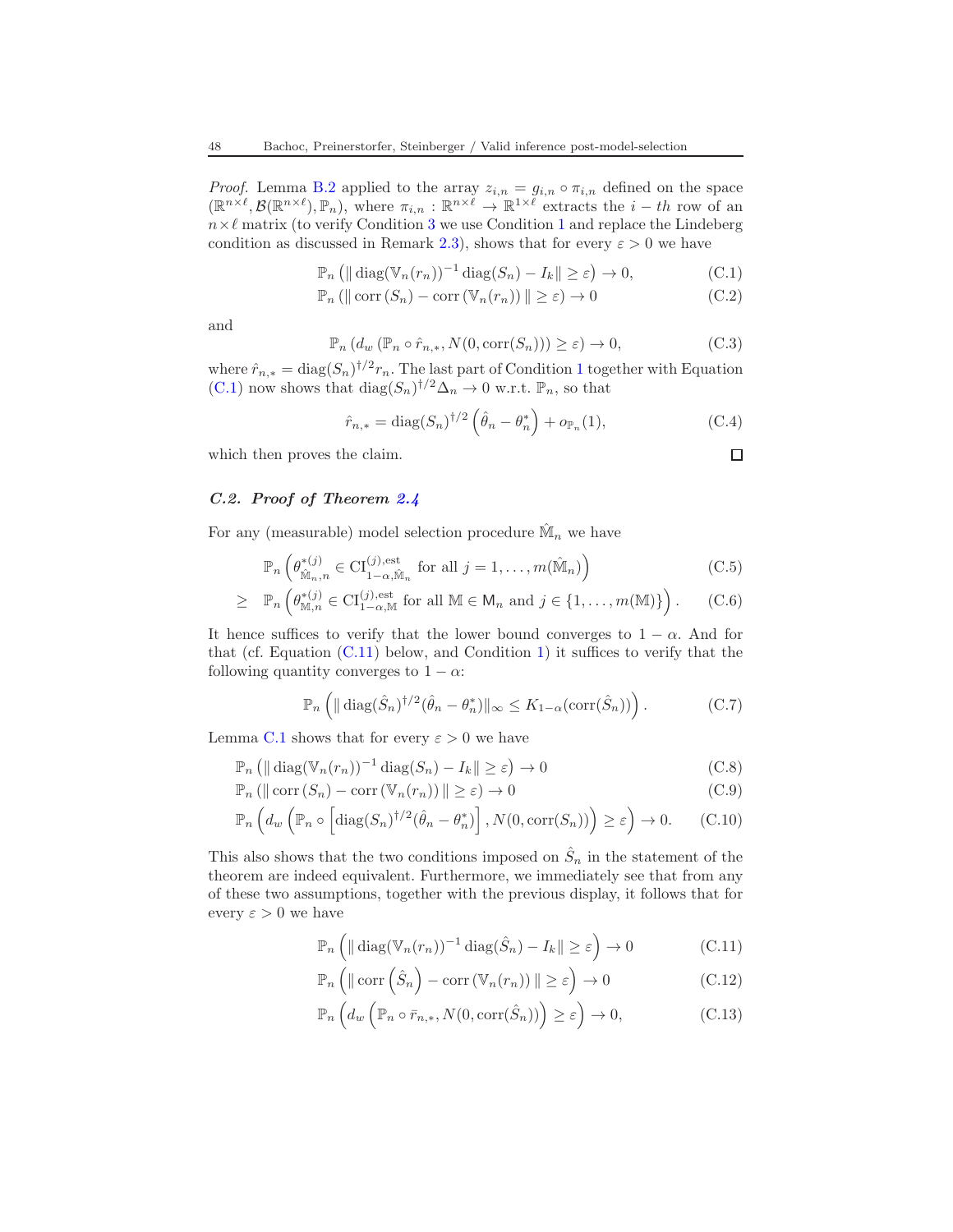*Proof.* Lemma B.2 applied to the array $z_{i,n} = g_{i,n} \circ \pi_{i,n}$ defined on the space $(\mathbb{R}^{n\times \ell}, \mathcal{B}(\mathbb{R}^{n\times \ell}), \mathbb{P}_n)$, where $\pi_{i,n} : \mathbb{R}^{n\times \ell} \to \mathbb{R}^{1\times \ell}$ extracts the $i-th$ row of an $n \times \ell$ matrix (to verify Condition 3 we use Condition 1 and replace the Lindeberg condition as discussed in Remark 2.3), shows that for every $\varepsilon > 0$ we have

$$\mathbb{P}_n \left( \| \operatorname{diag}(\mathbb{V}_n(r_n))^{-1} \operatorname{diag}(S_n) - I_k \| \geq \varepsilon \right) \to 0, \tag{C.1}$$

$$\mathbb{P}_n \left( \| \operatorname{corr}(S_n) - \operatorname{corr}(\mathbb{V}_n(r_n)) \| \geq \varepsilon \right) \to 0 \tag{C.2}$$

and

$$\mathbb{P}_n \left( d_w \left( \mathbb{P}_n \circ \hat{r}_{n,*}, N(0, \operatorname{corr}(S_n)) \right) \geq \varepsilon \right) \to 0, \tag{C.3}$$

where $\hat{r}_{n,*} = \operatorname{diag}(S_n)^{\dagger/2} r_n$. The last part of Condition 1 together with Equation (C.1) now shows that $\operatorname{diag}(S_n)^{\dagger/2} \Delta_n \to 0$ w.r.t. $\mathbb{P}_n$, so that

$$\hat{r}_{n,*} = \operatorname{diag}(S_n)^{\dagger/2} \left( \hat{\theta}_n - \theta_n^* \right) + o_{\mathbb{P}_n}(1), \tag{C.4}$$

which then proves the claim. ☐

### C.2. Proof of Theorem 2.4

For any (measurable) model selection procedure $\hat{\mathbb{M}}_n$ we have

$$\mathbb{P}_n \left( \theta^{*(j)}_{\hat{\mathbb{M}}_n, n} \in \mathrm{CI}^{(j),\mathrm{est}}_{1-\alpha, \hat{\mathbb{M}}_n} \text{ for all } j = 1, \ldots, m(\hat{\mathbb{M}}_n) \right) \tag{C.5}$$

$$\geq \quad \mathbb{P}_n \left( \theta^{*(j)}_{\mathbb{M}, n} \in \mathrm{CI}^{(j),\mathrm{est}}_{1-\alpha, \mathbb{M}} \text{ for all } \mathbb{M} \in \mathsf{M}_n \text{ and } j \in \{1, \ldots, m(\mathbb{M})\} \right). \tag{C.6}$$

It hence suffices to verify that the lower bound converges to $1 - \alpha$. And for that (cf. Equation (C.11) below, and Condition 1) it suffices to verify that the following quantity converges to $1 - \alpha$:

$$\mathbb{P}_n \left( \| \operatorname{diag}(\hat{S}_n)^{\dagger/2} (\hat{\theta}_n - \theta_n^*) \|_\infty \leq K_{1-\alpha}(\operatorname{corr}(\hat{S}_n)) \right). \tag{C.7}$$

Lemma C.1 shows that for every $\varepsilon > 0$ we have

$$\mathbb{P}_n \left( \| \operatorname{diag}(\mathbb{V}_n(r_n))^{-1} \operatorname{diag}(S_n) - I_k \| \geq \varepsilon \right) \to 0 \tag{C.8}$$

$$\mathbb{P}_n \left( \| \operatorname{corr}(S_n) - \operatorname{corr}(\mathbb{V}_n(r_n)) \| \geq \varepsilon \right) \to 0 \tag{C.9}$$

$$\mathbb{P}_n \left( d_w \left( \mathbb{P}_n \circ \left[ \operatorname{diag}(S_n)^{\dagger/2} (\hat{\theta}_n - \theta_n^*) \right], N(0, \operatorname{corr}(S_n)) \right) \geq \varepsilon \right) \to 0. \tag{C.10}$$

This also shows that the two conditions imposed on $\hat{S}_n$ in the statement of the theorem are indeed equivalent. Furthermore, we immediately see that from any of these two assumptions, together with the previous display, it follows that for every $\varepsilon > 0$ we have

$$\mathbb{P}_n \left( \| \operatorname{diag}(\mathbb{V}_n(r_n))^{-1} \operatorname{diag}(\hat{S}_n) - I_k \| \geq \varepsilon \right) \to 0 \tag{C.11}$$

$$\mathbb{P}_n \left( \| \operatorname{corr}\left(\hat{S}_n\right) - \operatorname{corr}(\mathbb{V}_n(r_n)) \| \geq \varepsilon \right) \to 0 \tag{C.12}$$

$$\mathbb{P}_n \left( d_w \left( \mathbb{P}_n \circ \bar{r}_{n,*}, N(0, \operatorname{corr}(\hat{S}_n)) \right) \geq \varepsilon \right) \to 0, \tag{C.13}$$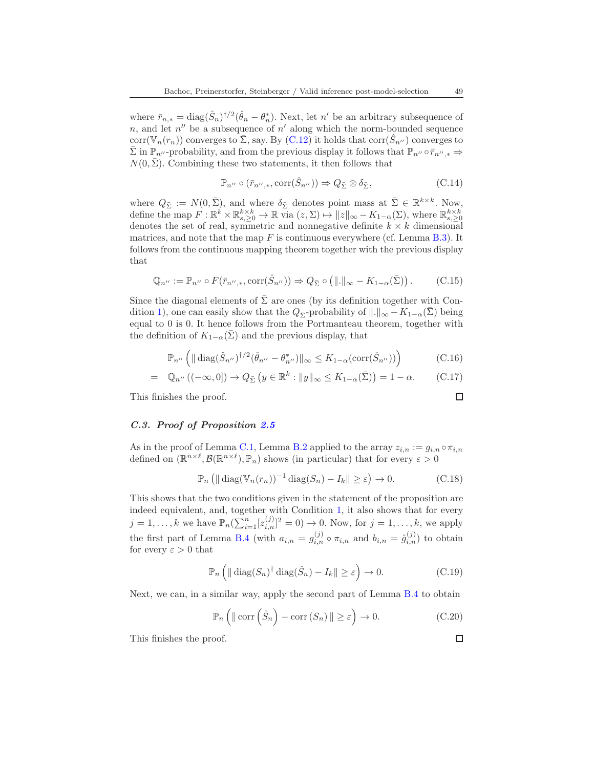where $\bar{r}_{n,*} = \operatorname{diag}(\hat{S}_n)^{\dagger/2}(\hat{\theta}_n - \theta_n^*)$. Next, let $n'$ be an arbitrary subsequence of $n$, and let $n''$ be a subsequence of $n'$ along which the norm-bounded sequence $\operatorname{corr}(\mathbb{V}_n(r_n))$ converges to $\bar{\Sigma}$, say. By (C.12) it holds that $\operatorname{corr}(\hat{S}_{n''})$ converges to $\bar{\Sigma}$ in $\mathbb{P}_{n''}$-probability, and from the previous display it follows that $\mathbb{P}_{n''} \circ \bar{r}_{n'',*} \Rightarrow N(0, \bar{\Sigma})$. Combining these two statements, it then follows that

$$\mathbb{P}_{n''} \circ (\bar{r}_{n'',*}, \operatorname{corr}(\hat{S}_{n''})) \Rightarrow Q_{\bar{\Sigma}} \otimes \delta_{\bar{\Sigma}}, \tag{C.14}$$

where $Q_{\bar{\Sigma}} := N(0, \bar{\Sigma})$, and where $\delta_{\bar{\Sigma}}$ denotes point mass at $\bar{\Sigma} \in \mathbb{R}^{k \times k}$. Now, define the map $F : \mathbb{R}^k \times \mathbb{R}^{k \times k}_{s,\geq 0} \to \mathbb{R}$ via $(z, \Sigma) \mapsto \|z\|_\infty - K_{1-\alpha}(\Sigma)$, where $\mathbb{R}^{k \times k}_{s,\geq 0}$ denotes the set of real, symmetric and nonnegative definite $k \times k$ dimensional matrices, and note that the map $F$ is continuous everywhere (cf. Lemma B.3). It follows from the continuous mapping theorem together with the previous display that

$$\mathbb{Q}_{n''} := \mathbb{P}_{n''} \circ F(\bar{r}_{n'',*}, \operatorname{corr}(\hat{S}_{n''})) \Rightarrow Q_{\bar{\Sigma}} \circ \left(\|.\|_\infty - K_{1-\alpha}(\bar{\Sigma})\right). \tag{C.15}$$

Since the diagonal elements of $\bar{\Sigma}$ are ones (by its definition together with Condition 1), one can easily show that the $Q_{\bar{\Sigma}}$-probability of $\|.\|_\infty - K_{1-\alpha}(\bar{\Sigma})$ being equal to 0 is 0. It hence follows from the Portmanteau theorem, together with the definition of $K_{1-\alpha}(\bar{\Sigma})$ and the previous display, that

$$\mathbb{P}_{n''}\left(\|\operatorname{diag}(\hat{S}_{n''})^{\dagger/2}(\hat{\theta}_{n''} - \theta^*_{n''})\|_\infty \leq K_{1-\alpha}(\operatorname{corr}(\hat{S}_{n''}))\right) \tag{C.16}$$

$$= \quad \mathbb{Q}_{n''}\left((-\infty, 0]\right) \to Q_{\bar{\Sigma}}\left(y \in \mathbb{R}^k : \|y\|_\infty \leq K_{1-\alpha}(\bar{\Sigma})\right) = 1 - \alpha. \tag{C.17}$$

This finishes the proof. □

### C.3. Proof of Proposition 2.5

As in the proof of Lemma C.1, Lemma B.2 applied to the array $z_{i,n} := g_{i,n} \circ \pi_{i,n}$ defined on $(\mathbb{R}^{n \times \ell}, \mathcal{B}(\mathbb{R}^{n \times \ell}), \mathbb{P}_n)$ shows (in particular) that for every $\varepsilon > 0$

$$\mathbb{P}_n\left(\|\operatorname{diag}(\mathbb{V}_n(r_n))^{-1}\operatorname{diag}(S_n) - I_k\| \geq \varepsilon\right) \to 0. \tag{C.18}$$

This shows that the two conditions given in the statement of the proposition are indeed equivalent, and, together with Condition 1, it also shows that for every $j = 1, \ldots, k$ we have $\mathbb{P}_n(\sum_{i=1}^n [z_{i,n}^{(j)}]^2 = 0) \to 0$. Now, for $j = 1, \ldots, k$, we apply the first part of Lemma B.4 (with $a_{i,n} = g_{i,n}^{(j)} \circ \pi_{i,n}$ and $b_{i,n} = \hat{g}_{i,n}^{(j)}$) to obtain for every $\varepsilon > 0$ that

$$\mathbb{P}_n\left(\|\operatorname{diag}(S_n)^\dagger \operatorname{diag}(\hat{S}_n) - I_k\| \geq \varepsilon\right) \to 0. \tag{C.19}$$

Next, we can, in a similar way, apply the second part of Lemma B.4 to obtain

$$\mathbb{P}_n\left(\|\operatorname{corr}\left(\hat{S}_n\right) - \operatorname{corr}\left(S_n\right)\| \geq \varepsilon\right) \to 0. \tag{C.20}$$

This finishes the proof. □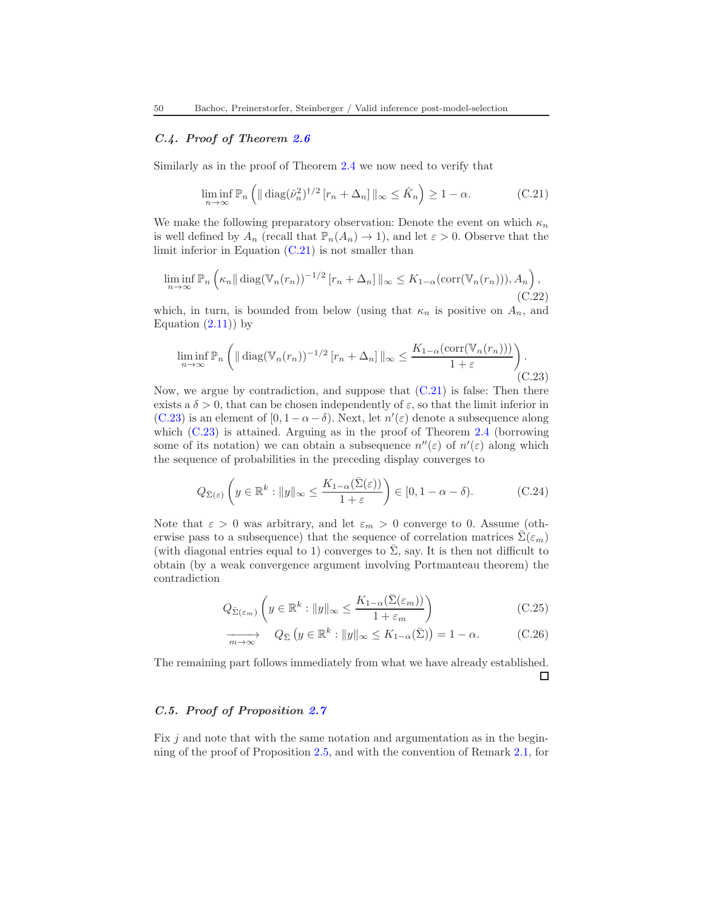### C.4. Proof of Theorem 2.6

Similarly as in the proof of Theorem 2.4 we now need to verify that

$$\liminf_{n\to\infty} \mathbb{P}_n\left( \| \operatorname{diag}(\hat{\nu}_n^2)^{\dagger/2} \left[ r_n + \Delta_n \right] \|_\infty \leq \hat{K}_n \right) \geq 1-\alpha. \tag{C.21}$$

We make the following preparatory observation: Denote the event on which $\kappa_n$ is well defined by $A_n$ (recall that $\mathbb{P}_n(A_n) \to 1$), and let $\varepsilon > 0$. Observe that the limit inferior in Equation (C.21) is not smaller than

$$\liminf_{n\to\infty} \mathbb{P}_n\left( \kappa_n \| \operatorname{diag}(\mathbb{V}_n(r_n))^{-1/2} \left[ r_n + \Delta_n \right] \|_\infty \leq K_{1-\alpha}(\operatorname{corr}(\mathbb{V}_n(r_n))), A_n \right), \tag{C.22}$$

which, in turn, is bounded from below (using that $\kappa_n$ is positive on $A_n$, and Equation (2.11)) by

$$\liminf_{n\to\infty} \mathbb{P}_n\left( \| \operatorname{diag}(\mathbb{V}_n(r_n))^{-1/2} \left[ r_n + \Delta_n \right] \|_\infty \leq \frac{K_{1-\alpha}(\operatorname{corr}(\mathbb{V}_n(r_n)))}{1+\varepsilon} \right). \tag{C.23}$$

Now, we argue by contradiction, and suppose that (C.21) is false: Then there exists a $\delta > 0$, that can be chosen independently of $\varepsilon$, so that the limit inferior in (C.23) is an element of $[0, 1-\alpha-\delta)$. Next, let $n'(\varepsilon)$ denote a subsequence along which (C.23) is attained. Arguing as in the proof of Theorem 2.4 (borrowing some of its notation) we can obtain a subsequence $n''(\varepsilon)$ of $n'(\varepsilon)$ along which the sequence of probabilities in the preceding display converges to

$$Q_{\bar{\Sigma}(\varepsilon)}\left( y \in \mathbb{R}^k : \|y\|_\infty \leq \frac{K_{1-\alpha}(\bar{\Sigma}(\varepsilon))}{1+\varepsilon} \right) \in [0, 1-\alpha-\delta). \tag{C.24}$$

Note that $\varepsilon > 0$ was arbitrary, and let $\varepsilon_m > 0$ converge to 0. Assume (otherwise pass to a subsequence) that the sequence of correlation matrices $\bar{\Sigma}(\varepsilon_m)$ (with diagonal entries equal to 1) converges to $\bar{\Sigma}$, say. It is then not difficult to obtain (by a weak convergence argument involving Portmanteau theorem) the contradiction

$$Q_{\bar{\Sigma}(\varepsilon_m)}\left( y \in \mathbb{R}^k : \|y\|_\infty \leq \frac{K_{1-\alpha}(\bar{\Sigma}(\varepsilon_m))}{1+\varepsilon_m} \right) \tag{C.25}$$

$$\xrightarrow[m\to\infty]{} \quad Q_{\bar{\Sigma}}\left( y \in \mathbb{R}^k : \|y\|_\infty \leq K_{1-\alpha}(\bar{\Sigma}) \right) = 1-\alpha. \tag{C.26}$$

The remaining part follows immediately from what we have already established. □

### C.5. Proof of Proposition 2.7

Fix $j$ and note that with the same notation and argumentation as in the beginning of the proof of Proposition 2.5, and with the convention of Remark 2.1, for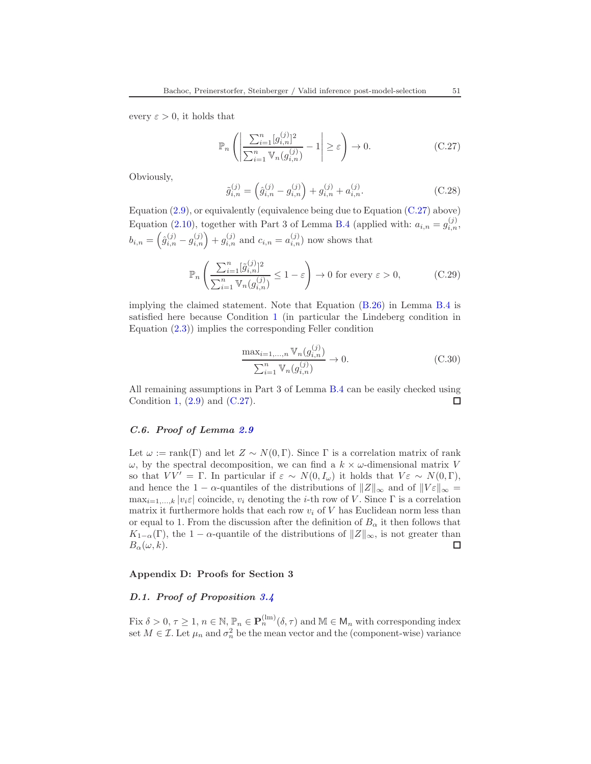every $\varepsilon > 0$, it holds that

$$\mathbb{P}_n\left(\left|\frac{\sum_{i=1}^n [g_{i,n}^{(j)}]^2}{\sum_{i=1}^n \mathbb{V}_n(g_{i,n}^{(j)})} - 1\right| \geq \varepsilon\right) \to 0. \tag{C.27}$$

Obviously,

$$\tilde{g}_{i,n}^{(j)} = \left(\hat{g}_{i,n}^{(j)} - g_{i,n}^{(j)}\right) + g_{i,n}^{(j)} + a_{i,n}^{(j)}. \tag{C.28}$$

Equation (2.9), or equivalently (equivalence being due to Equation (C.27) above) Equation (2.10), together with Part 3 of Lemma B.4 (applied with: $a_{i,n} = g_{i,n}^{(j)}$, $b_{i,n} = \left(\hat{g}_{i,n}^{(j)} - g_{i,n}^{(j)}\right) + g_{i,n}^{(j)}$ and $c_{i,n} = a_{i,n}^{(j)}$) now shows that

$$\mathbb{P}_n\left(\frac{\sum_{i=1}^n [\tilde{g}_{i,n}^{(j)}]^2}{\sum_{i=1}^n \mathbb{V}_n(g_{i,n}^{(j)})} \leq 1 - \varepsilon\right) \to 0 \text{ for every } \varepsilon > 0, \tag{C.29}$$

implying the claimed statement. Note that Equation (B.26) in Lemma B.4 is satisfied here because Condition 1 (in particular the Lindeberg condition in Equation (2.3)) implies the corresponding Feller condition

$$\frac{\max_{i=1,\ldots,n} \mathbb{V}_n(g_{i,n}^{(j)})}{\sum_{i=1}^n \mathbb{V}_n(g_{i,n}^{(j)})} \to 0. \tag{C.30}$$

All remaining assumptions in Part 3 of Lemma B.4 can be easily checked using Condition 1, (2.9) and (C.27). ☐

### C.6. Proof of Lemma 2.9

Let $\omega := \operatorname{rank}(\Gamma)$ and let $Z \sim N(0, \Gamma)$. Since $\Gamma$ is a correlation matrix of rank $\omega$, by the spectral decomposition, we can find a $k \times \omega$-dimensional matrix $V$ so that $VV' = \Gamma$. In particular if $\varepsilon \sim N(0, I_\omega)$ it holds that $V\varepsilon \sim N(0, \Gamma)$, and hence the $1 - \alpha$-quantiles of the distributions of $\|Z\|_\infty$ and of $\|V\varepsilon\|_\infty = \max_{i=1,\ldots,k} |v_i \varepsilon|$ coincide, $v_i$ denoting the $i$-th row of $V$. Since $\Gamma$ is a correlation matrix it furthermore holds that each row $v_i$ of $V$ has Euclidean norm less than or equal to 1. From the discussion after the definition of $B_\alpha$ it then follows that $K_{1-\alpha}(\Gamma)$, the $1 - \alpha$-quantile of the distributions of $\|Z\|_\infty$, is not greater than $B_\alpha(\omega, k)$. ☐

## Appendix D: Proofs for Section 3

### D.1. Proof of Proposition 3.4

Fix $\delta > 0$, $\tau \geq 1$, $n \in \mathbb{N}$, $\mathbb{P}_n \in \mathbf{P}_n^{(\mathrm{lm})}(\delta, \tau)$ and $\mathbb{M} \in \mathsf{M}_n$ with corresponding index set $M \in \mathcal{I}$. Let $\mu_n$ and $\sigma_n^2$ be the mean vector and the (component-wise) variance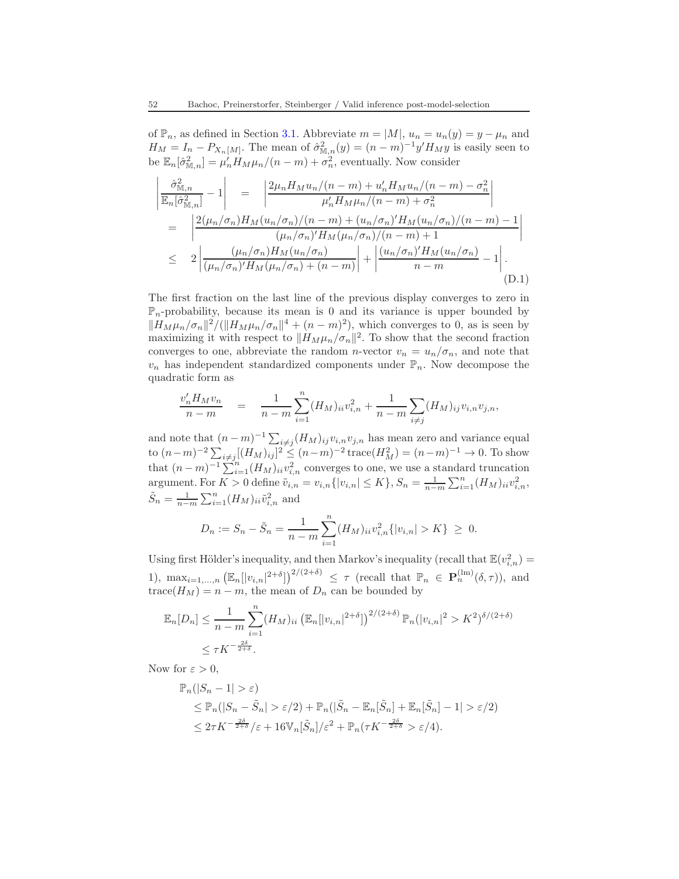of $\mathbb{P}_n$, as defined in Section 3.1. Abbreviate $m = |M|$, $u_n = u_n(y) = y - \mu_n$ and $H_M = I_n - P_{X_n[M]}$. The mean of $\hat{\sigma}^2_{\mathbb{M},n}(y) = (n-m)^{-1} y' H_M y$ is easily seen to be $\mathbb{E}_n[\hat{\sigma}^2_{\mathbb{M},n}] = \mu_n' H_M \mu_n/(n-m) + \sigma_n^2$, eventually. Now consider

$$
\begin{aligned}
\left| \frac{\hat{\sigma}^2_{\mathbb{M},n}}{\mathbb{E}_n[\hat{\sigma}^2_{\mathbb{M},n}]} - 1 \right| &= \left| \frac{2\mu_n H_M u_n/(n-m) + u_n' H_M u_n/(n-m) - \sigma_n^2}{\mu_n' H_M \mu_n/(n-m) + \sigma_n^2} \right| \\
&= \left| \frac{2(\mu_n/\sigma_n) H_M (u_n/\sigma_n)/(n-m) + (u_n/\sigma_n)' H_M (u_n/\sigma_n)/(n-m) - 1}{(\mu_n/\sigma_n)' H_M (\mu_n/\sigma_n)/(n-m) + 1} \right| \\
&\leq 2 \left| \frac{(\mu_n/\sigma_n) H_M (u_n/\sigma_n)}{(\mu_n/\sigma_n)' H_M (\mu_n/\sigma_n) + (n-m)} \right| + \left| \frac{(u_n/\sigma_n)' H_M (u_n/\sigma_n)}{n-m} - 1 \right|. \qquad \text{(D.1)}
\end{aligned}
$$

The first fraction on the last line of the previous display converges to zero in $\mathbb{P}_n$-probability, because its mean is 0 and its variance is upper bounded by $\|H_M \mu_n/\sigma_n\|^2 / (\|H_M \mu_n/\sigma_n\|^4 + (n-m)^2)$, which converges to 0, as is seen by maximizing it with respect to $\|H_M \mu_n/\sigma_n\|^2$. To show that the second fraction converges to one, abbreviate the random $n$-vector $v_n = u_n/\sigma_n$, and note that $v_n$ has independent standardized components under $\mathbb{P}_n$. Now decompose the quadratic form as

$$
\frac{v_n' H_M v_n}{n-m} = \frac{1}{n-m} \sum_{i=1}^n (H_M)_{ii} v_{i,n}^2 + \frac{1}{n-m} \sum_{i \neq j} (H_M)_{ij} v_{i,n} v_{j,n},
$$

and note that $(n-m)^{-1} \sum_{i \neq j} (H_M)_{ij} v_{i,n} v_{j,n}$ has mean zero and variance equal to $(n-m)^{-2} \sum_{i \neq j} [(H_M)_{ij}]^2 \leq (n-m)^{-2} \operatorname{trace}(H_M^2) = (n-m)^{-1} \to 0$. To show that $(n-m)^{-1} \sum_{i=1}^n (H_M)_{ii} v_{i,n}^2$ converges to one, we use a standard truncation argument. For $K > 0$ define $\tilde{v}_{i,n} = v_{i,n}\{|v_{i,n}| \leq K\}$, $S_n = \frac{1}{n-m} \sum_{i=1}^n (H_M)_{ii} v_{i,n}^2$, $\tilde{S}_n = \frac{1}{n-m} \sum_{i=1}^n (H_M)_{ii} \tilde{v}_{i,n}^2$ and

$$
D_n := S_n - \tilde{S}_n = \frac{1}{n-m} \sum_{i=1}^n (H_M)_{ii} v_{i,n}^2 \{|v_{i,n}| > K\} \geq 0.
$$

Using first Hölder's inequality, and then Markov's inequality (recall that $\mathbb{E}(v_{i,n}^2) = 1$), $\max_{i=1,\ldots,n} \left(\mathbb{E}_n[|v_{i,n}|^{2+\delta}]\right)^{2/(2+\delta)} \leq \tau$ (recall that $\mathbb{P}_n \in \mathbf{P}_n^{(\mathrm{lm})}(\delta, \tau)$), and $\operatorname{trace}(H_M) = n - m$, the mean of $D_n$ can be bounded by

$$
\begin{aligned}
\mathbb{E}_n[D_n] &\leq \frac{1}{n-m} \sum_{i=1}^n (H_M)_{ii} \left(\mathbb{E}_n[|v_{i,n}|^{2+\delta}]\right)^{2/(2+\delta)} \mathbb{P}_n(|v_{i,n}|^2 > K^2)^{\delta/(2+\delta)} \\
&\leq \tau K^{-\frac{2\delta}{2+\delta}}.
\end{aligned}
$$

Now for $\varepsilon > 0$,

$$
\begin{aligned}
&\mathbb{P}_n(|S_n - 1| > \varepsilon) \\
&\leq \mathbb{P}_n(|S_n - \tilde{S}_n| > \varepsilon/2) + \mathbb{P}_n(|\tilde{S}_n - \mathbb{E}_n[\tilde{S}_n] + \mathbb{E}_n[\tilde{S}_n] - 1| > \varepsilon/2) \\
&\leq 2\tau K^{-\frac{2\delta}{2+\delta}}/\varepsilon + 16 \mathbb{V}_n[\tilde{S}_n]/\varepsilon^2 + \mathbb{P}_n(\tau K^{-\frac{2\delta}{2+\delta}} > \varepsilon/4).
\end{aligned}
$$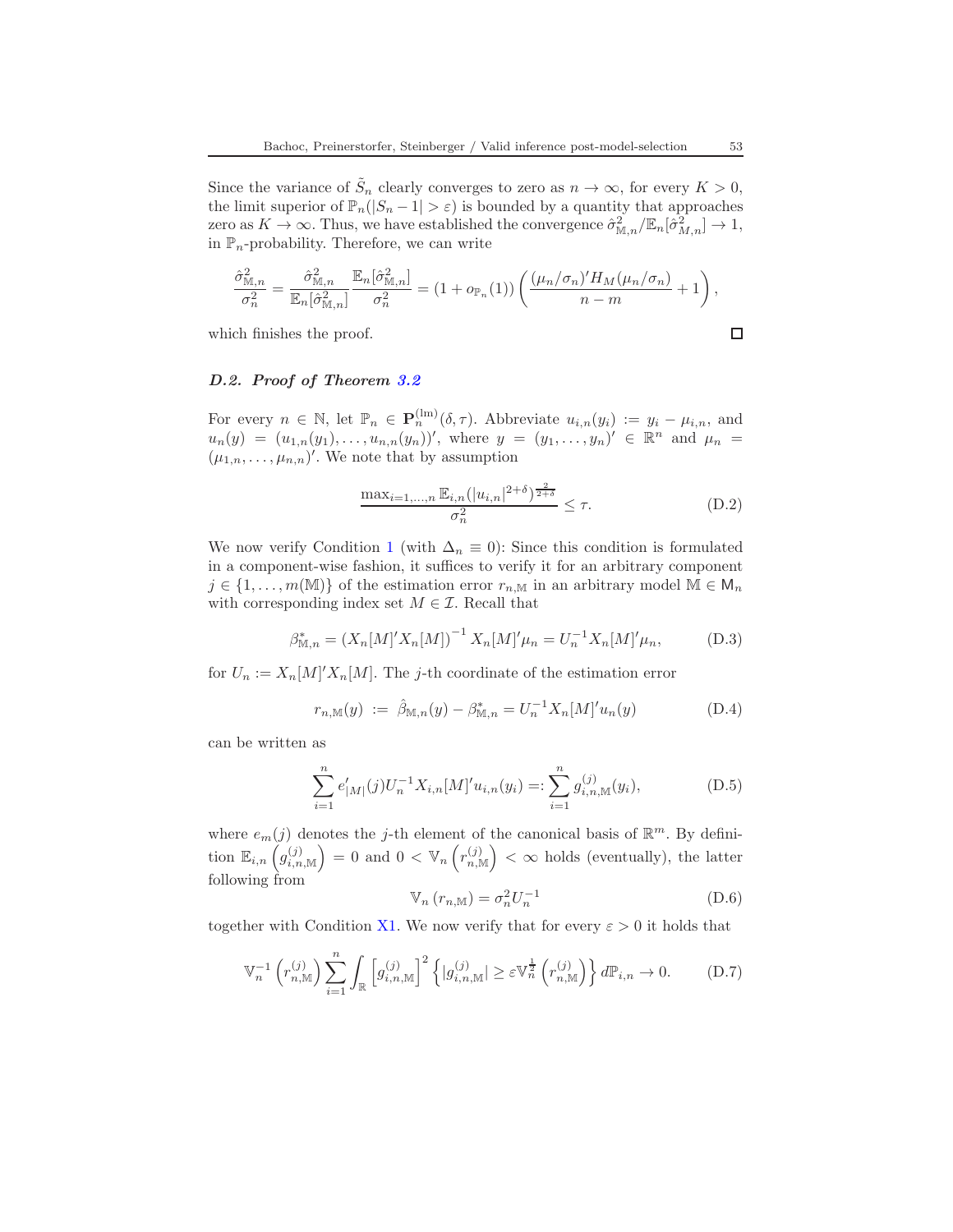Since the variance of $\tilde{S}_n$ clearly converges to zero as $n \to \infty$, for every $K > 0$, the limit superior of $\mathbb{P}_n(|S_n - 1| > \varepsilon)$ is bounded by a quantity that approaches zero as $K \to \infty$. Thus, we have established the convergence $\hat{\sigma}^2_{\mathbb{M},n}/\mathbb{E}_n[\hat{\sigma}^2_{M,n}] \to 1$, in $\mathbb{P}_n$-probability. Therefore, we can write

$$\frac{\hat{\sigma}^2_{\mathbb{M},n}}{\sigma^2_n} = \frac{\hat{\sigma}^2_{\mathbb{M},n}}{\mathbb{E}_n[\hat{\sigma}^2_{\mathbb{M},n}]} \frac{\mathbb{E}_n[\hat{\sigma}^2_{\mathbb{M},n}]}{\sigma^2_n} = (1 + o_{\mathbb{P}_n}(1)) \left( \frac{(\mu_n/\sigma_n)' H_M (\mu_n/\sigma_n)}{n - m} + 1 \right),$$

which finishes the proof. □

### *D.2. Proof of Theorem 3.2*

For every $n \in \mathbb{N}$, let $\mathbb{P}_n \in \mathbf{P}^{(\mathrm{lm})}_n(\delta, \tau)$. Abbreviate $u_{i,n}(y_i) := y_i - \mu_{i,n}$, and $u_n(y) = (u_{1,n}(y_1), \ldots, u_{n,n}(y_n))'$, where $y = (y_1, \ldots, y_n)' \in \mathbb{R}^n$ and $\mu_n = (\mu_{1,n}, \ldots, \mu_{n,n})'$. We note that by assumption

$$\frac{\max_{i=1,\ldots,n} \mathbb{E}_{i,n}(|u_{i,n}|^{2+\delta})^{\frac{2}{2+\delta}}}{\sigma^2_n} \leq \tau. \tag{D.2}$$

We now verify Condition 1 (with $\Delta_n \equiv 0$): Since this condition is formulated in a component-wise fashion, it suffices to verify it for an arbitrary component $j \in \{1, \ldots, m(\mathbb{M})\}$ of the estimation error $r_{n,\mathbb{M}}$ in an arbitrary model $\mathbb{M} \in \mathsf{M}_n$ with corresponding index set $M \in \mathcal{I}$. Recall that

$$\beta^*_{\mathbb{M},n} = \left(X_n[M]'X_n[M]\right)^{-1} X_n[M]'\mu_n = U_n^{-1} X_n[M]'\mu_n, \tag{D.3}$$

for $U_n := X_n[M]'X_n[M]$. The $j$-th coordinate of the estimation error

$$r_{n,\mathbb{M}}(y) \;:=\; \hat{\beta}_{\mathbb{M},n}(y) - \beta^*_{\mathbb{M},n} = U_n^{-1} X_n[M]' u_n(y) \tag{D.4}$$

can be written as

$$\sum_{i=1}^n e'_{|M|}(j) U_n^{-1} X_{i,n}[M]' u_{i,n}(y_i) =: \sum_{i=1}^n g^{(j)}_{i,n,\mathbb{M}}(y_i), \tag{D.5}$$

where $e_m(j)$ denotes the $j$-th element of the canonical basis of $\mathbb{R}^m$. By definition $\mathbb{E}_{i,n}\left(g^{(j)}_{i,n,\mathbb{M}}\right) = 0$ and $0 < \mathbb{V}_n\left(r^{(j)}_{n,\mathbb{M}}\right) < \infty$ holds (eventually), the latter following from

$$\mathbb{V}_n\left(r_{n,\mathbb{M}}\right) = \sigma^2_n U_n^{-1} \tag{D.6}$$

together with Condition X1. We now verify that for every $\varepsilon > 0$ it holds that

$$\mathbb{V}_n^{-1}\left(r^{(j)}_{n,\mathbb{M}}\right) \sum_{i=1}^n \int_{\mathbb{R}} \left[g^{(j)}_{i,n,\mathbb{M}}\right]^2 \left\{|g^{(j)}_{i,n,\mathbb{M}}| \geq \varepsilon \mathbb{V}_n^{\frac{1}{2}}\left(r^{(j)}_{n,\mathbb{M}}\right)\right\} d\mathbb{P}_{i,n} \to 0. \tag{D.7}$$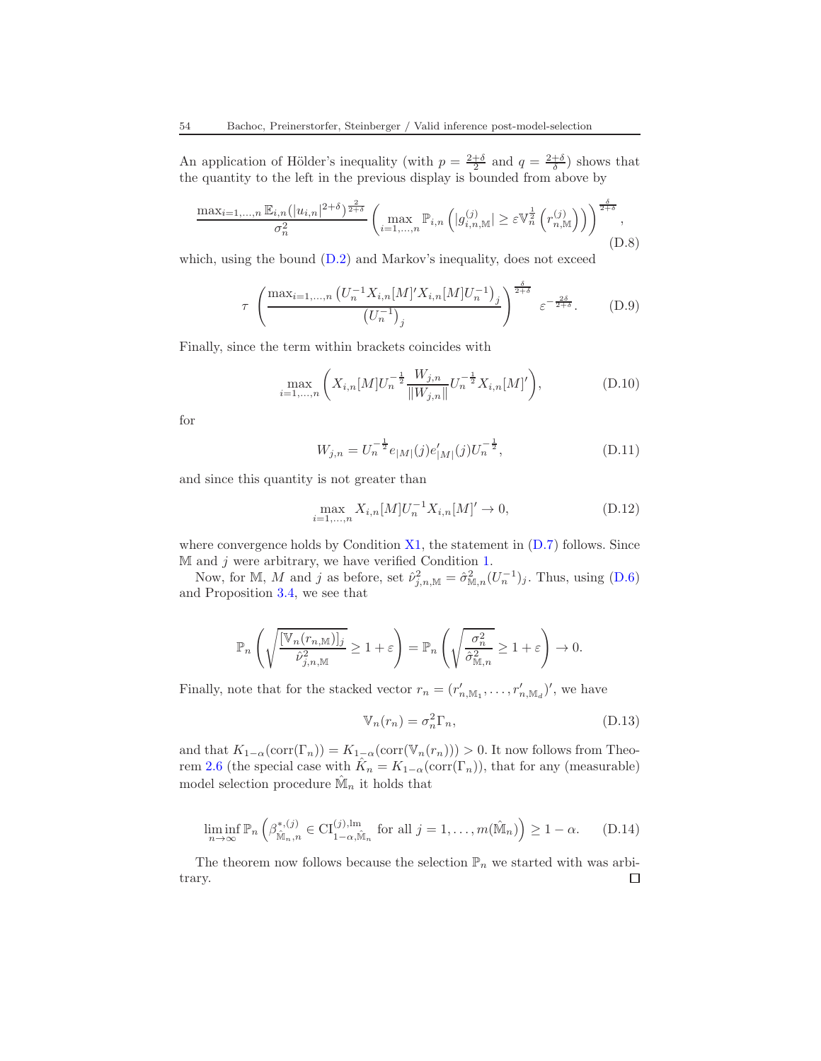An application of Hölder's inequality (with $p = \frac{2+\delta}{2}$ and $q = \frac{2+\delta}{\delta}$) shows that the quantity to the left in the previous display is bounded from above by

$$\frac{\max_{i=1,\ldots,n} \mathbb{E}_{i,n}(|u_{i,n}|^{2+\delta})^{\frac{2}{2+\delta}}}{\sigma_n^2} \left( \max_{i=1,\ldots,n} \mathbb{P}_{i,n}\left( |g_{i,n,\mathbb{M}}^{(j)}| \geq \varepsilon \mathbb{V}_n^{\frac{1}{2}}\left(r_{n,\mathbb{M}}^{(j)}\right) \right) \right)^{\frac{\delta}{2+\delta}}, \tag{D.8}$$

which, using the bound (D.2) and Markov's inequality, does not exceed

$$\tau \left( \frac{\max_{i=1,\ldots,n} \left(U_n^{-1} X_{i,n}[M]' X_{i,n}[M] U_n^{-1}\right)_j}{\left(U_n^{-1}\right)_j} \right)^{\frac{\delta}{2+\delta}} \varepsilon^{-\frac{2\delta}{2+\delta}}. \tag{D.9}$$

Finally, since the term within brackets coincides with

$$\max_{i=1,\ldots,n} \left( X_{i,n}[M] U_n^{-\frac{1}{2}} \frac{W_{j,n}}{\|W_{j,n}\|} U_n^{-\frac{1}{2}} X_{i,n}[M]' \right), \tag{D.10}$$

for

$$W_{j,n} = U_n^{-\frac{1}{2}} e_{|M|}(j) e_{|M|}'(j) U_n^{-\frac{1}{2}}, \tag{D.11}$$

and since this quantity is not greater than

$$\max_{i=1,\ldots,n} X_{i,n}[M] U_n^{-1} X_{i,n}[M]' \to 0, \tag{D.12}$$

where convergence holds by Condition X1, the statement in (D.7) follows. Since $\mathbb{M}$ and $j$ are arbitrary, we have verified Condition 1.

Now, for $\mathbb{M}$, $M$ and $j$ as before, set $\hat{\nu}_{j,n,\mathbb{M}}^2 = \hat{\sigma}_{\mathbb{M},n}^2 (U_n^{-1})_j$. Thus, using (D.6) and Proposition 3.4, we see that

$$\mathbb{P}_n\left( \sqrt{\frac{[\mathbb{V}_n(r_{n,\mathbb{M}})]_j}{\hat{\nu}_{j,n,\mathbb{M}}^2}} \geq 1 + \varepsilon \right) = \mathbb{P}_n\left( \sqrt{\frac{\sigma_n^2}{\hat{\sigma}_{\mathbb{M},n}^2}} \geq 1 + \varepsilon \right) \to 0.$$

Finally, note that for the stacked vector $r_n = (r_{n,\mathbb{M}_1}', \ldots, r_{n,\mathbb{M}_d}')'$, we have

$$\mathbb{V}_n(r_n) = \sigma_n^2 \Gamma_n, \tag{D.13}$$

and that $K_{1-\alpha}(\operatorname{corr}(\Gamma_n)) = K_{1-\alpha}(\operatorname{corr}(\mathbb{V}_n(r_n))) > 0$. It now follows from Theorem 2.6 (the special case with $\hat{K}_n = K_{1-\alpha}(\operatorname{corr}(\Gamma_n))$, that for any (measurable) model selection procedure $\hat{\mathbb{M}}_n$ it holds that

$$\liminf_{n\to\infty} \mathbb{P}_n\left( \beta_{\hat{\mathbb{M}}_n,n}^{*,(j)} \in \mathrm{CI}_{1-\alpha,\hat{\mathbb{M}}_n}^{(j),\mathrm{lm}} \text{ for all } j = 1, \ldots, m(\hat{\mathbb{M}}_n) \right) \geq 1 - \alpha. \tag{D.14}$$

The theorem now follows because the selection $\mathbb{P}_n$ we started with was arbitrary. $\square$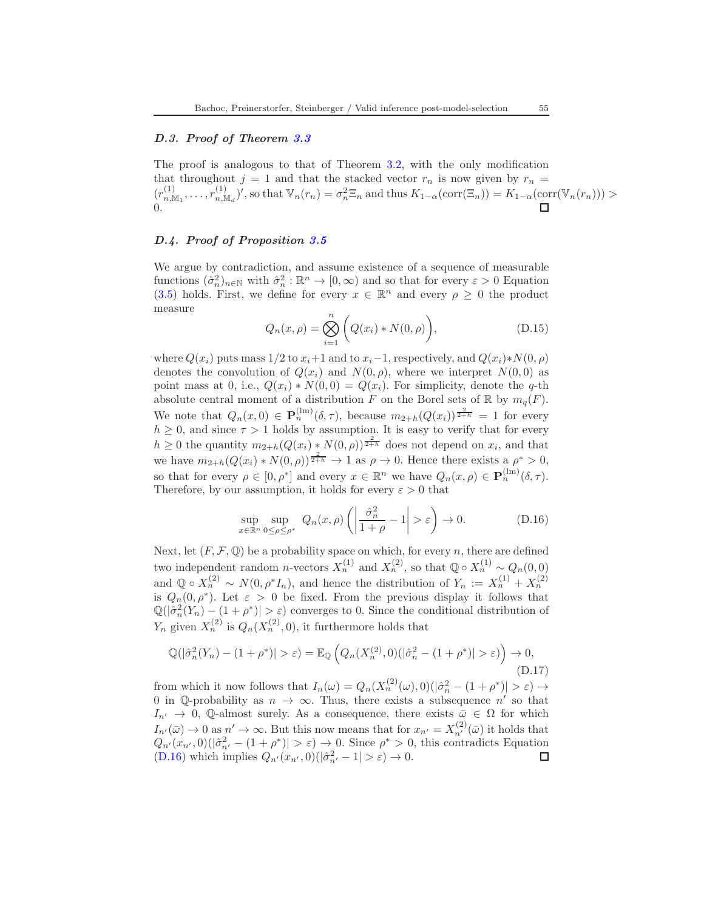### D.3. Proof of Theorem 3.3

The proof is analogous to that of Theorem 3.2, with the only modification that throughout $j = 1$ and that the stacked vector $r_n$ is now given by $r_n = (r^{(1)}_{n,\mathbb{M}_1}, \ldots, r^{(1)}_{n,\mathbb{M}_d})'$, so that $\mathbb{V}_n(r_n) = \sigma_n^2 \Xi_n$ and thus $K_{1-\alpha}(\mathrm{corr}(\Xi_n)) = K_{1-\alpha}(\mathrm{corr}(\mathbb{V}_n(r_n))) > 0$. □

### D.4. Proof of Proposition 3.5

We argue by contradiction, and assume existence of a sequence of measurable functions $(\hat{\sigma}^2_n)_{n\in\mathbb{N}}$ with $\hat{\sigma}^2_n : \mathbb{R}^n \to [0, \infty)$ and so that for every $\varepsilon > 0$ Equation (3.5) holds. First, we define for every $x \in \mathbb{R}^n$ and every $\rho \geq 0$ the product measure

$$Q_n(x, \rho) = \bigotimes_{i=1}^{n} \bigg( Q(x_i) * N(0, \rho) \bigg), \tag{D.15}$$

where $Q(x_i)$ puts mass $1/2$ to $x_i+1$ and to $x_i-1$, respectively, and $Q(x_i)*N(0, \rho)$ denotes the convolution of $Q(x_i)$ and $N(0, \rho)$, where we interpret $N(0, 0)$ as point mass at 0, i.e., $Q(x_i) * N(0, 0) = Q(x_i)$. For simplicity, denote the $q$-th absolute central moment of a distribution $F$ on the Borel sets of $\mathbb{R}$ by $m_q(F)$. We note that $Q_n(x, 0) \in \mathbf{P}^{(\mathrm{lm})}_n(\delta, \tau)$, because $m_{2+h}(Q(x_i))^{\frac{2}{2+h}} = 1$ for every $h \geq 0$, and since $\tau > 1$ holds by assumption. It is easy to verify that for every $h \geq 0$ the quantity $m_{2+h}(Q(x_i) * N(0, \rho))^{\frac{2}{2+h}}$ does not depend on $x_i$, and that we have $m_{2+h}(Q(x_i) * N(0, \rho))^{\frac{2}{2+h}} \to 1$ as $\rho \to 0$. Hence there exists a $\rho^* > 0$, so that for every $\rho \in [0, \rho^*]$ and every $x \in \mathbb{R}^n$ we have $Q_n(x, \rho) \in \mathbf{P}^{(\mathrm{lm})}_n(\delta, \tau)$. Therefore, by our assumption, it holds for every $\varepsilon > 0$ that

$$\sup_{x\in\mathbb{R}^n} \sup_{0\leq\rho\leq\rho^*} Q_n(x, \rho) \left( \left| \frac{\hat{\sigma}^2_n}{1+\rho} - 1 \right| > \varepsilon \right) \to 0. \tag{D.16}$$

Next, let $(F, \mathcal{F}, \mathbb{Q})$ be a probability space on which, for every $n$, there are defined two independent random $n$-vectors $X^{(1)}_n$ and $X^{(2)}_n$, so that $\mathbb{Q} \circ X^{(1)}_n \sim Q_n(0, 0)$ and $\mathbb{Q} \circ X^{(2)}_n \sim N(0, \rho^* I_n)$, and hence the distribution of $Y_n := X^{(1)}_n + X^{(2)}_n$ is $Q_n(0, \rho^*)$. Let $\varepsilon > 0$ be fixed. From the previous display it follows that $\mathbb{Q}(|\hat{\sigma}^2_n(Y_n) - (1 + \rho^*)| > \varepsilon)$ converges to 0. Since the conditional distribution of $Y_n$ given $X^{(2)}_n$ is $Q_n(X^{(2)}_n, 0)$, it furthermore holds that

$$\mathbb{Q}(|\hat{\sigma}^2_n(Y_n) - (1 + \rho^*)| > \varepsilon) = \mathbb{E}_{\mathbb{Q}} \left( Q_n(X^{(2)}_n, 0)(|\hat{\sigma}^2_n - (1 + \rho^*)| > \varepsilon) \right) \to 0, \tag{D.17}$$

from which it now follows that $I_n(\omega) = Q_n(X^{(2)}_n(\omega), 0)(|\hat{\sigma}^2_n - (1 + \rho^*)| > \varepsilon) \to 0$ in $\mathbb{Q}$-probability as $n \to \infty$. Thus, there exists a subsequence $n'$ so that $I_{n'} \to 0$, $\mathbb{Q}$-almost surely. As a consequence, there exists $\bar{\omega} \in \Omega$ for which $I_{n'}(\bar{\omega}) \to 0$ as $n' \to \infty$. But this now means that for $x_{n'} = X^{(2)}_{n'}(\bar{\omega})$ it holds that $Q_{n'}(x_{n'}, 0)(|\hat{\sigma}^2_{n'} - (1 + \rho^*)| > \varepsilon) \to 0$. Since $\rho^* > 0$, this contradicts Equation (D.16) which implies $Q_{n'}(x_{n'}, 0)(|\hat{\sigma}^2_{n'} - 1| > \varepsilon) \to 0$. □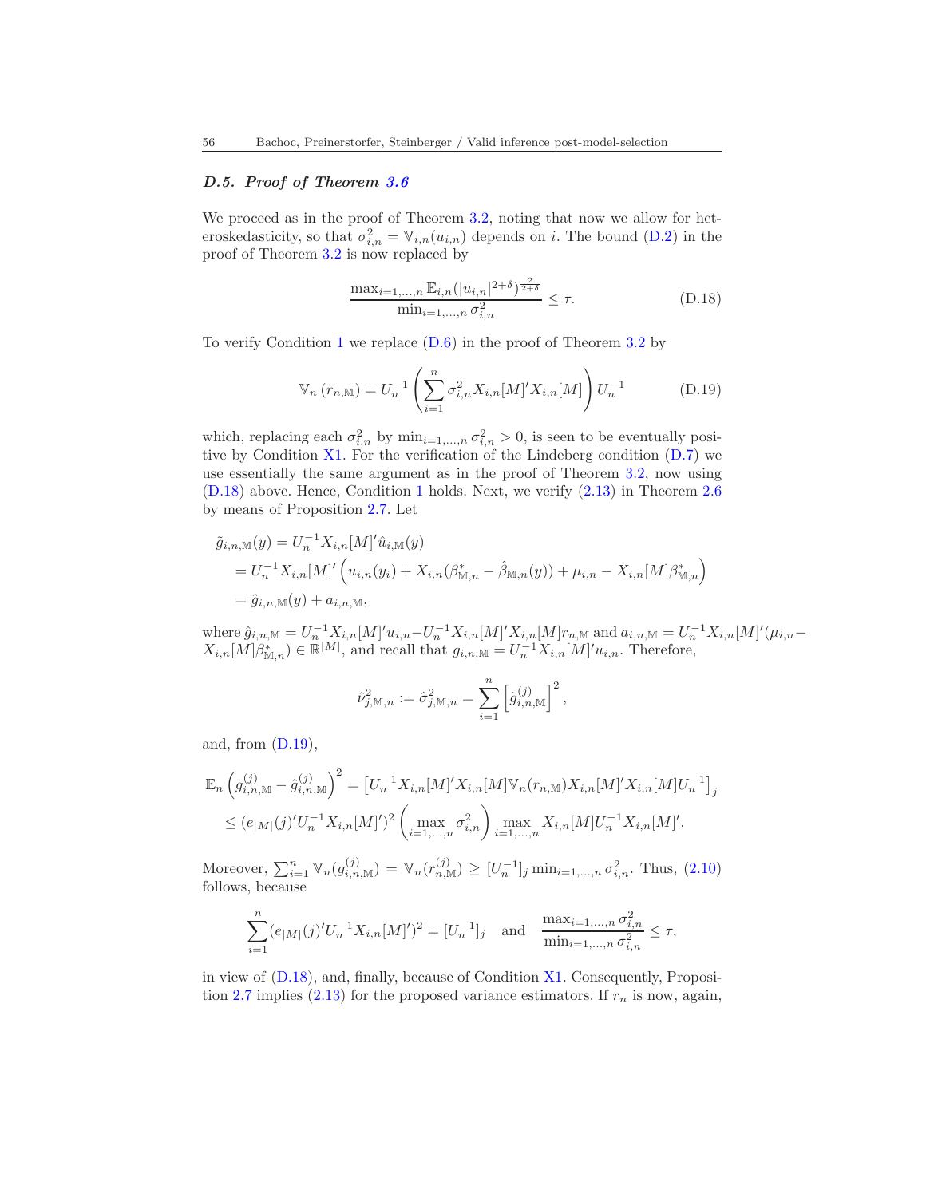### D.5. Proof of Theorem 3.6

We proceed as in the proof of Theorem 3.2, noting that now we allow for heteroskedasticity, so that $\sigma_{i,n}^2 = \mathbb{V}_{i,n}(u_{i,n})$ depends on $i$. The bound (D.2) in the proof of Theorem 3.2 is now replaced by

$$\frac{\max_{i=1,\dots,n} \mathbb{E}_{i,n}(|u_{i,n}|^{2+\delta})^{\frac{2}{2+\delta}}}{\min_{i=1,\dots,n} \sigma_{i,n}^2} \leq \tau. \tag{D.18}$$

To verify Condition 1 we replace (D.6) in the proof of Theorem 3.2 by

$$\mathbb{V}_n\left(r_{n,\mathbb{M}}\right) = U_n^{-1}\left(\sum_{i=1}^n \sigma_{i,n}^2 X_{i,n}[M]' X_{i,n}[M]\right) U_n^{-1} \tag{D.19}$$

which, replacing each $\sigma_{i,n}^2$ by $\min_{i=1,\dots,n} \sigma_{i,n}^2 > 0$, is seen to be eventually positive by Condition X1. For the verification of the Lindeberg condition (D.7) we use essentially the same argument as in the proof of Theorem 3.2, now using (D.18) above. Hence, Condition 1 holds. Next, we verify (2.13) in Theorem 2.6 by means of Proposition 2.7. Let

$$\begin{aligned}
\tilde{g}_{i,n,\mathbb{M}}(y) &= U_n^{-1} X_{i,n}[M]' \hat{u}_{i,\mathbb{M}}(y) \\
&= U_n^{-1} X_{i,n}[M]' \left(u_{i,n}(y_i) + X_{i,n}(\beta^*_{\mathbb{M},n} - \hat{\beta}_{\mathbb{M},n}(y)) + \mu_{i,n} - X_{i,n}[M]\beta^*_{\mathbb{M},n}\right) \\
&= \hat{g}_{i,n,\mathbb{M}}(y) + a_{i,n,\mathbb{M}},
\end{aligned}$$

where $\hat{g}_{i,n,\mathbb{M}} = U_n^{-1} X_{i,n}[M]' u_{i,n} - U_n^{-1} X_{i,n}[M]' X_{i,n}[M] r_{n,\mathbb{M}}$ and $a_{i,n,\mathbb{M}} = U_n^{-1} X_{i,n}[M]'(\mu_{i,n} - X_{i,n}[M]\beta^*_{\mathbb{M},n}) \in \mathbb{R}^{|M|}$, and recall that $g_{i,n,\mathbb{M}} = U_n^{-1} X_{i,n}[M]' u_{i,n}$. Therefore,

$$\hat{\nu}^2_{j,\mathbb{M},n} := \hat{\sigma}^2_{j,\mathbb{M},n} = \sum_{i=1}^n \left[\tilde{g}^{(j)}_{i,n,\mathbb{M}}\right]^2,$$

and, from (D.19),

$$\begin{aligned}
\mathbb{E}_n\left(g^{(j)}_{i,n,\mathbb{M}} - \hat{g}^{(j)}_{i,n,\mathbb{M}}\right)^2 &= \left[U_n^{-1} X_{i,n}[M]' X_{i,n}[M] \mathbb{V}_n(r_{n,\mathbb{M}}) X_{i,n}[M]' X_{i,n}[M] U_n^{-1}\right]_j \\
&\leq (e_{|M|}(j)' U_n^{-1} X_{i,n}[M]')^2 \left(\max_{i=1,\dots,n} \sigma_{i,n}^2\right) \max_{i=1,\dots,n} X_{i,n}[M] U_n^{-1} X_{i,n}[M]'.
\end{aligned}$$

Moreover, $\sum_{i=1}^n \mathbb{V}_n(g^{(j)}_{i,n,\mathbb{M}}) = \mathbb{V}_n(r^{(j)}_{n,\mathbb{M}}) \geq [U_n^{-1}]_j \min_{i=1,\dots,n} \sigma_{i,n}^2$. Thus, (2.10) follows, because

$$\sum_{i=1}^n (e_{|M|}(j)' U_n^{-1} X_{i,n}[M]')^2 = [U_n^{-1}]_j \quad \text{and} \quad \frac{\max_{i=1,\dots,n} \sigma_{i,n}^2}{\min_{i=1,\dots,n} \sigma_{i,n}^2} \leq \tau,$$

in view of (D.18), and, finally, because of Condition X1. Consequently, Proposition 2.7 implies (2.13) for the proposed variance estimators. If $r_n$ is now, again,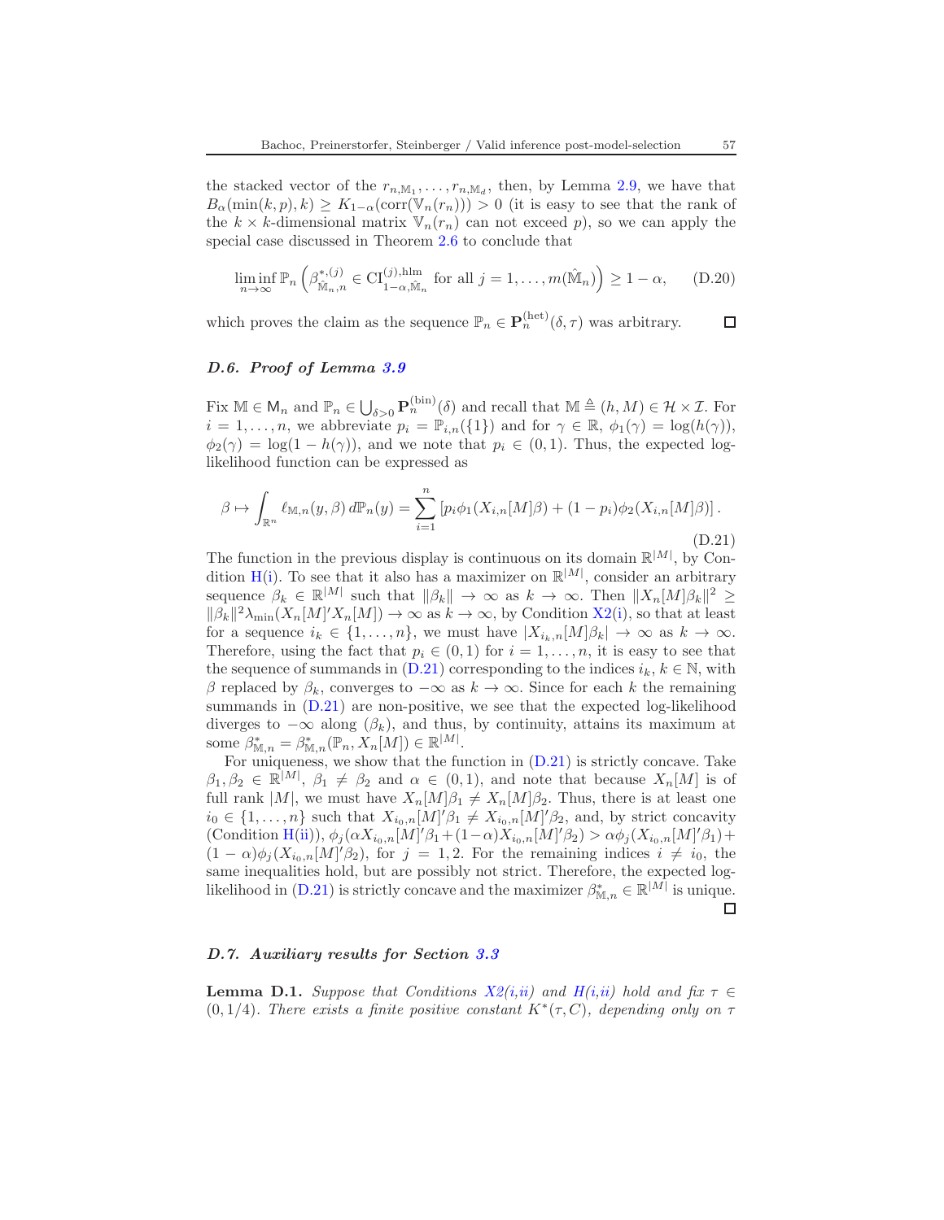the stacked vector of the $r_{n,\mathbb{M}_1}, \ldots, r_{n,\mathbb{M}_d}$, then, by Lemma 2.9, we have that $B_\alpha(\min(k,p),k) \geq K_{1-\alpha}(\text{corr}(\mathbb{V}_n(r_n))) > 0$ (it is easy to see that the rank of the $k \times k$-dimensional matrix $\mathbb{V}_n(r_n)$ can not exceed $p$), so we can apply the special case discussed in Theorem 2.6 to conclude that

$$\liminf_{n\to\infty} \mathbb{P}_n \left( \beta^{*,(j)}_{\hat{\mathbb{M}}_n,n} \in \text{CI}^{(j),\text{hlm}}_{1-\alpha,\hat{\mathbb{M}}_n} \text{ for all } j = 1,\ldots,m(\hat{\mathbb{M}}_n) \right) \geq 1-\alpha, \tag{D.20}$$

which proves the claim as the sequence $\mathbb{P}_n \in \mathbf{P}^{(\text{het})}_n(\delta,\tau)$ was arbitrary. ☐

### D.6. Proof of Lemma 3.9

Fix $\mathbb{M} \in \mathsf{M}_n$ and $\mathbb{P}_n \in \bigcup_{\delta>0} \mathbf{P}^{(\text{bin})}_n(\delta)$ and recall that $\mathbb{M} \triangleq (h, M) \in \mathcal{H} \times \mathcal{I}$. For $i = 1,\ldots,n$, we abbreviate $p_i = \mathbb{P}_{i,n}(\{1\})$ and for $\gamma \in \mathbb{R}$, $\phi_1(\gamma) = \log(h(\gamma))$, $\phi_2(\gamma) = \log(1-h(\gamma))$, and we note that $p_i \in (0,1)$. Thus, the expected log-likelihood function can be expressed as

$$\beta \mapsto \int_{\mathbb{R}^n} \ell_{\mathbb{M},n}(y,\beta)\, d\mathbb{P}_n(y) = \sum_{i=1}^n \left[ p_i \phi_1(X_{i,n}[M]\beta) + (1-p_i)\phi_2(X_{i,n}[M]\beta) \right]. \tag{D.21}$$

The function in the previous display is continuous on its domain $\mathbb{R}^{|M|}$, by Condition H(i). To see that it also has a maximizer on $\mathbb{R}^{|M|}$, consider an arbitrary sequence $\beta_k \in \mathbb{R}^{|M|}$ such that $\|\beta_k\| \to \infty$ as $k \to \infty$. Then $\|X_n[M]\beta_k\|^2 \geq \|\beta_k\|^2 \lambda_{\min}(X_n[M]'X_n[M]) \to \infty$ as $k \to \infty$, by Condition X2(i), so that at least for a sequence $i_k \in \{1,\ldots,n\}$, we must have $|X_{i_k,n}[M]\beta_k| \to \infty$ as $k \to \infty$. Therefore, using the fact that $p_i \in (0,1)$ for $i = 1,\ldots,n$, it is easy to see that the sequence of summands in (D.21) corresponding to the indices $i_k$, $k \in \mathbb{N}$, with $\beta$ replaced by $\beta_k$, converges to $-\infty$ as $k \to \infty$. Since for each $k$ the remaining summands in (D.21) are non-positive, we see that the expected log-likelihood diverges to $-\infty$ along $(\beta_k)$, and thus, by continuity, attains its maximum at some $\beta^*_{\mathbb{M},n} = \beta^*_{\mathbb{M},n}(\mathbb{P}_n, X_n[M]) \in \mathbb{R}^{|M|}$.

For uniqueness, we show that the function in (D.21) is strictly concave. Take $\beta_1, \beta_2 \in \mathbb{R}^{|M|}$, $\beta_1 \neq \beta_2$ and $\alpha \in (0,1)$, and note that because $X_n[M]$ is of full rank $|M|$, we must have $X_n[M]\beta_1 \neq X_n[M]\beta_2$. Thus, there is at least one $i_0 \in \{1,\ldots,n\}$ such that $X_{i_0,n}[M]'\beta_1 \neq X_{i_0,n}[M]'\beta_2$, and, by strict concavity (Condition H(ii)), $\phi_j(\alpha X_{i_0,n}[M]'\beta_1 + (1-\alpha)X_{i_0,n}[M]'\beta_2) > \alpha\phi_j(X_{i_0,n}[M]'\beta_1) + (1-\alpha)\phi_j(X_{i_0,n}[M]'\beta_2)$, for $j = 1,2$. For the remaining indices $i \neq i_0$, the same inequalities hold, but are possibly not strict. Therefore, the expected log-likelihood in (D.21) is strictly concave and the maximizer $\beta^*_{\mathbb{M},n} \in \mathbb{R}^{|M|}$ is unique. ☐

### D.7. Auxiliary results for Section 3.3

**Lemma D.1.** *Suppose that Conditions X2(i,ii) and H(i,ii) hold and fix $\tau \in (0,1/4)$. There exists a finite positive constant $K^*(\tau, C)$, depending only on $\tau$*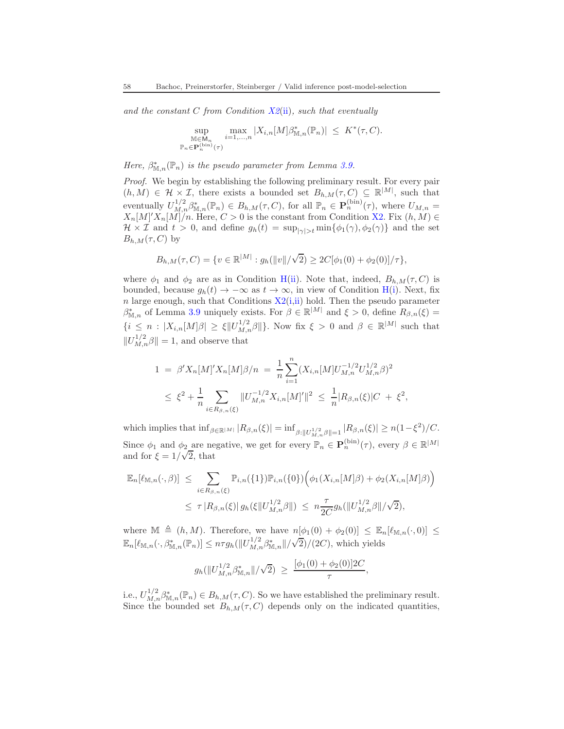*and the constant $C$ from Condition X2(ii), such that eventually*

$$\sup_{\substack{\mathbb{M}\in\mathsf{M}_n \\ \mathbb{P}_n\in\mathbf{P}_n^{(\mathrm{bin})}(\tau)}} \max_{i=1,\dots,n} |X_{i,n}[M]\beta^*_{\mathbb{M},n}(\mathbb{P}_n)| \;\leq\; K^*(\tau, C).$$

*Here, $\beta^*_{\mathbb{M},n}(\mathbb{P}_n)$ is the pseudo parameter from Lemma 3.9.*

*Proof.* We begin by establishing the following preliminary result. For every pair $(h, M) \in \mathcal{H} \times \mathcal{I}$, there exists a bounded set $B_{h,M}(\tau, C) \subseteq \mathbb{R}^{|M|}$, such that eventually $U_{M,n}^{1/2}\beta^*_{\mathbb{M},n}(\mathbb{P}_n) \in B_{h,M}(\tau, C)$, for all $\mathbb{P}_n \in \mathbf{P}_n^{(\mathrm{bin})}(\tau)$, where $U_{M,n} = X_n[M]'X_n[M]/n$. Here, $C > 0$ is the constant from Condition X2. Fix $(h, M) \in \mathcal{H} \times \mathcal{I}$ and $t > 0$, and define $g_h(t) = \sup_{|\gamma|>t}\min\{\phi_1(\gamma), \phi_2(\gamma)\}$ and the set $B_{h,M}(\tau, C)$ by

$$B_{h,M}(\tau, C) = \{v \in \mathbb{R}^{|M|} : g_h(\|v\|/\sqrt{2}) \geq 2C[\phi_1(0) + \phi_2(0)]/\tau\},$$

where $\phi_1$ and $\phi_2$ are as in Condition H(ii). Note that, indeed, $B_{h,M}(\tau, C)$ is bounded, because $g_h(t) \to -\infty$ as $t \to \infty$, in view of Condition H(i). Next, fix $n$ large enough, such that Conditions X2(i,ii) hold. Then the pseudo parameter $\beta^*_{\mathbb{M},n}$ of Lemma 3.9 uniquely exists. For $\beta \in \mathbb{R}^{|M|}$ and $\xi > 0$, define $R_{\beta,n}(\xi) = \{i \leq n : |X_{i,n}[M]\beta| \geq \xi\|U_{M,n}^{1/2}\beta\|\}$. Now fix $\xi > 0$ and $\beta \in \mathbb{R}^{|M|}$ such that $\|U_{M,n}^{1/2}\beta\| = 1$, and observe that

$$\begin{aligned}
1 \;&=\; \beta' X_n[M]'X_n[M]\beta/n \;=\; \frac{1}{n}\sum_{i=1}^n (X_{i,n}[M]U_{M,n}^{-1/2}U_{M,n}^{1/2}\beta)^2 \\
&\leq\; \xi^2 + \frac{1}{n}\sum_{i\in R_{\beta,n}(\xi)} \|U_{M,n}^{-1/2}X_{i,n}[M]'\|^2 \;\leq\; \frac{1}{n}|R_{\beta,n}(\xi)|C \;+\; \xi^2,
\end{aligned}$$

which implies that $\inf_{\beta\in\mathbb{R}^{|M|}} |R_{\beta,n}(\xi)| = \inf_{\beta:\|U_{M,n}^{1/2}\beta\|=1} |R_{\beta,n}(\xi)| \geq n(1-\xi^2)/C$. Since $\phi_1$ and $\phi_2$ are negative, we get for every $\mathbb{P}_n \in \mathbf{P}_n^{(\mathrm{bin})}(\tau)$, every $\beta \in \mathbb{R}^{|M|}$ and for $\xi = 1/\sqrt{2}$, that

$$\begin{aligned}
\mathbb{E}_n[\ell_{\mathbb{M},n}(\cdot, \beta)] \;&\leq\; \sum_{i\in R_{\beta,n}(\xi)} \mathbb{P}_{i,n}(\{1\})\mathbb{P}_{i,n}(\{0\})\Big(\phi_1(X_{i,n}[M]\beta) + \phi_2(X_{i,n}[M]\beta)\Big) \\
&\leq\; \tau\,|R_{\beta,n}(\xi)|\, g_h(\xi\|U_{M,n}^{1/2}\beta\|) \;\leq\; n\frac{\tau}{2C}g_h(\|U_{M,n}^{1/2}\beta\|/\sqrt{2}),
\end{aligned}$$

where $\mathbb{M} \triangleq (h, M)$. Therefore, we have $n[\phi_1(0) + \phi_2(0)] \leq \mathbb{E}_n[\ell_{\mathbb{M},n}(\cdot, 0)] \leq \mathbb{E}_n[\ell_{\mathbb{M},n}(\cdot, \beta^*_{\mathbb{M},n}(\mathbb{P}_n))] \leq n\tau g_h(\|U_{M,n}^{1/2}\beta^*_{\mathbb{M},n}\|/\sqrt{2})/(2C)$, which yields

$$g_h(\|U_{M,n}^{1/2}\beta^*_{\mathbb{M},n}\|/\sqrt{2}) \;\geq\; \frac{[\phi_1(0) + \phi_2(0)]2C}{\tau},$$

i.e., $U_{M,n}^{1/2}\beta^*_{\mathbb{M},n}(\mathbb{P}_n) \in B_{h,M}(\tau, C)$. So we have established the preliminary result. Since the bounded set $B_{h,M}(\tau, C)$ depends only on the indicated quantities,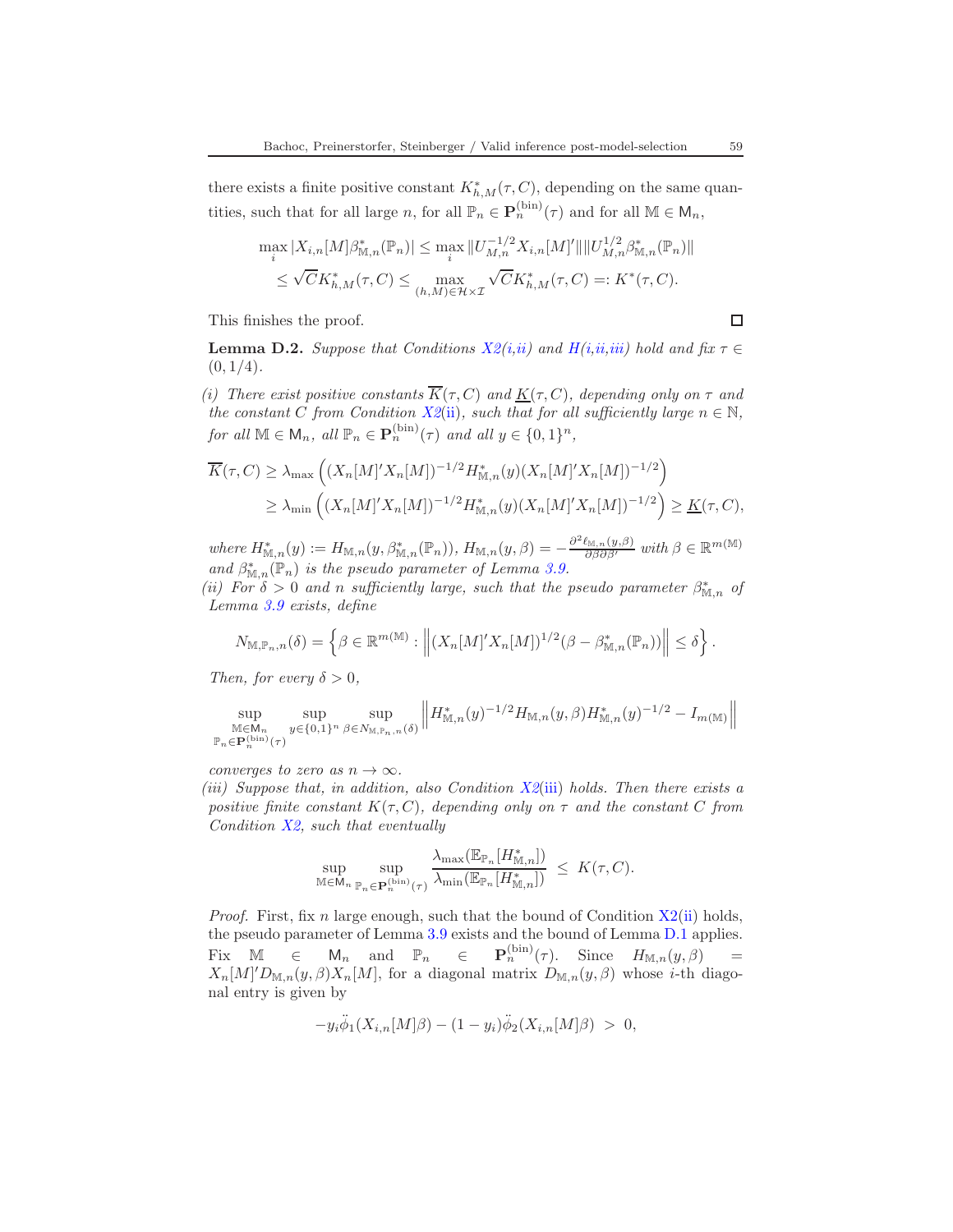there exists a finite positive constant $K^*_{h,M}(\tau, C)$, depending on the same quantities, such that for all large $n$, for all $\mathbb{P}_n \in \mathbf{P}_n^{(\mathrm{bin})}(\tau)$ and for all $\mathbb{M} \in \mathsf{M}_n$,

$$\max_i |X_{i,n}[M]\beta^*_{\mathbb{M},n}(\mathbb{P}_n)| \leq \max_i \|U_{M,n}^{-1/2} X_{i,n}[M]'\| \|U_{M,n}^{1/2}\beta^*_{\mathbb{M},n}(\mathbb{P}_n)\|$$
$$\leq \sqrt{C} K^*_{h,M}(\tau, C) \leq \max_{(h,M)\in\mathcal{H}\times\mathcal{I}} \sqrt{C} K^*_{h,M}(\tau, C) =: K^*(\tau, C).$$

This finishes the proof. $\square$

**Lemma D.2.** *Suppose that Conditions X2(i,ii) and H(i,ii,iii) hold and fix $\tau \in (0, 1/4)$.*

*(i) There exist positive constants $\overline{K}(\tau, C)$ and $\underline{K}(\tau, C)$, depending only on $\tau$ and the constant $C$ from Condition X2(ii), such that for all sufficiently large $n \in \mathbb{N}$, for all $\mathbb{M} \in \mathsf{M}_n$, all $\mathbb{P}_n \in \mathbf{P}_n^{(\mathrm{bin})}(\tau)$ and all $y \in \{0,1\}^n$,*

$$\overline{K}(\tau, C) \geq \lambda_{\max}\left((X_n[M]'X_n[M])^{-1/2} H^*_{\mathbb{M},n}(y)(X_n[M]'X_n[M])^{-1/2}\right)$$
$$\geq \lambda_{\min}\left((X_n[M]'X_n[M])^{-1/2} H^*_{\mathbb{M},n}(y)(X_n[M]'X_n[M])^{-1/2}\right) \geq \underline{K}(\tau, C),$$

*where $H^*_{\mathbb{M},n}(y) := H_{\mathbb{M},n}(y, \beta^*_{\mathbb{M},n}(\mathbb{P}_n))$, $H_{\mathbb{M},n}(y,\beta) = -\frac{\partial^2 \ell_{\mathbb{M},n}(y,\beta)}{\partial\beta\partial\beta'}$ with $\beta \in \mathbb{R}^{m(\mathbb{M})}$ and $\beta^*_{\mathbb{M},n}(\mathbb{P}_n)$ is the pseudo parameter of Lemma 3.9.*

*(ii) For $\delta > 0$ and $n$ sufficiently large, such that the pseudo parameter $\beta^*_{\mathbb{M},n}$ of Lemma 3.9 exists, define*

$$N_{\mathbb{M},\mathbb{P}_n,n}(\delta) = \left\{\beta \in \mathbb{R}^{m(\mathbb{M})} : \left\|(X_n[M]'X_n[M])^{1/2}(\beta - \beta^*_{\mathbb{M},n}(\mathbb{P}_n))\right\| \leq \delta\right\}.$$

*Then, for every $\delta > 0$,*

$$\sup_{\substack{\mathbb{M}\in\mathsf{M}_n \\ \mathbb{P}_n\in\mathbf{P}_n^{(\mathrm{bin})}(\tau)}} \sup_{y\in\{0,1\}^n} \sup_{\beta\in N_{\mathbb{M},\mathbb{P}_n,n}(\delta)} \left\|H^*_{\mathbb{M},n}(y)^{-1/2} H_{\mathbb{M},n}(y,\beta) H^*_{\mathbb{M},n}(y)^{-1/2} - I_{m(\mathbb{M})}\right\|$$

*converges to zero as $n \to \infty$.*

*(iii) Suppose that, in addition, also Condition X2(iii) holds. Then there exists a positive finite constant $K(\tau, C)$, depending only on $\tau$ and the constant $C$ from Condition X2, such that eventually*

$$\sup_{\mathbb{M}\in\mathsf{M}_n} \sup_{\mathbb{P}_n\in\mathbf{P}_n^{(\mathrm{bin})}(\tau)} \frac{\lambda_{\max}(\mathbb{E}_{\mathbb{P}_n}[H^*_{\mathbb{M},n}])}{\lambda_{\min}(\mathbb{E}_{\mathbb{P}_n}[H^*_{\mathbb{M},n}])} \leq K(\tau, C).$$

*Proof.* First, fix $n$ large enough, such that the bound of Condition X2(ii) holds, the pseudo parameter of Lemma 3.9 exists and the bound of Lemma D.1 applies. Fix $\mathbb{M} \in \mathsf{M}_n$ and $\mathbb{P}_n \in \mathbf{P}_n^{(\mathrm{bin})}(\tau)$. Since $H_{\mathbb{M},n}(y,\beta) = X_n[M]'D_{\mathbb{M},n}(y,\beta)X_n[M]$, for a diagonal matrix $D_{\mathbb{M},n}(y,\beta)$ whose $i$-th diagonal entry is given by

$$-y_i\ddot{\phi}_1(X_{i,n}[M]\beta) - (1-y_i)\ddot{\phi}_2(X_{i,n}[M]\beta) > 0,$$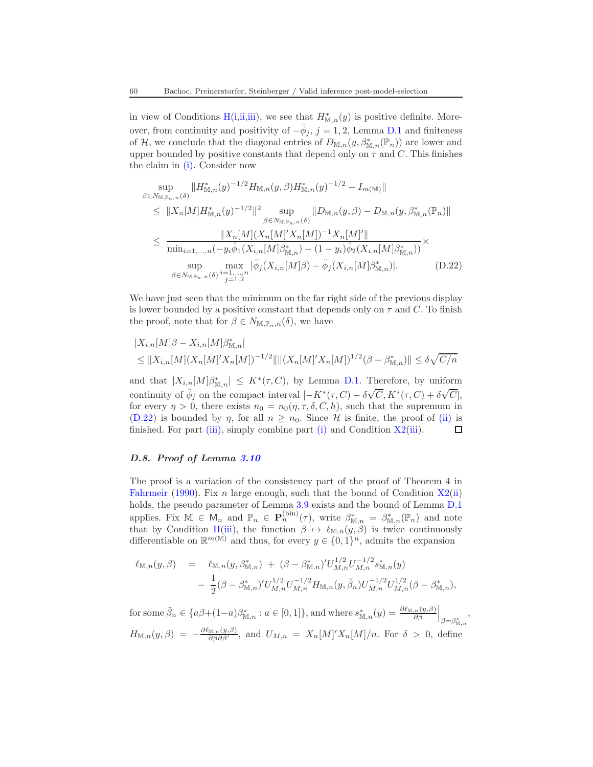in view of Conditions H(i,ii,iii), we see that $H^*_{\mathbb{M},n}(y)$ is positive definite. Moreover, from continuity and positivity of $-\ddot{\phi}_j$, $j = 1, 2$, Lemma D.1 and finiteness of $\mathcal{H}$, we conclude that the diagonal entries of $D_{\mathbb{M},n}(y, \beta^*_{\mathbb{M},n}(\mathbb{P}_n))$ are lower and upper bounded by positive constants that depend only on $\tau$ and $C$. This finishes the claim in (i). Consider now

$$
\begin{aligned}
&\sup_{\beta \in N_{\mathbb{M},\mathbb{P}_n,n}(\delta)} \|H^*_{\mathbb{M},n}(y)^{-1/2} H_{\mathbb{M},n}(y,\beta) H^*_{\mathbb{M},n}(y)^{-1/2} - I_{m(\mathbb{M})}\| \\
&\leq \|X_n[M] H^*_{\mathbb{M},n}(y)^{-1/2}\|^2 \sup_{\beta \in N_{\mathbb{M},\mathbb{P}_n,n}(\delta)} \|D_{\mathbb{M},n}(y,\beta) - D_{\mathbb{M},n}(y, \beta^*_{\mathbb{M},n}(\mathbb{P}_n))\| \\
&\leq \frac{\|X_n[M](X_n[M]'X_n[M])^{-1}X_n[M]'\|}{\min_{i=1,\ldots,n}(-y_i\ddot{\phi}_1(X_{i,n}[M]\beta^*_{\mathbb{M},n}) - (1-y_i)\ddot{\phi}_2(X_{i,n}[M]\beta^*_{\mathbb{M},n}))} \times \\
&\qquad \sup_{\beta \in N_{\mathbb{M},\mathbb{P}_n,n}(\delta)} \max_{\substack{i=1,\ldots,n \\ j=1,2}} |\ddot{\phi}_j(X_{i,n}[M]\beta) - \ddot{\phi}_j(X_{i,n}[M]\beta^*_{\mathbb{M},n})|. \qquad \text{(D.22)}
\end{aligned}
$$

We have just seen that the minimum on the far right side of the previous display is lower bounded by a positive constant that depends only on $\tau$ and $C$. To finish the proof, note that for $\beta \in N_{\mathbb{M},\mathbb{P}_n,n}(\delta)$, we have

$$
\begin{aligned}
&|X_{i,n}[M]\beta - X_{i,n}[M]\beta^*_{\mathbb{M},n}| \\
&\leq \|X_{i,n}[M](X_n[M]'X_n[M])^{-1/2}\| \|(X_n[M]'X_n[M])^{1/2}(\beta - \beta^*_{\mathbb{M},n})\| \leq \delta\sqrt{C/n}
\end{aligned}
$$

and that $|X_{i,n}[M]\beta^*_{\mathbb{M},n}| \leq K^*(\tau, C)$, by Lemma D.1. Therefore, by uniform continuity of $\ddot{\phi}_j$ on the compact interval $[-K^*(\tau,C) - \delta\sqrt{C}, K^*(\tau,C) + \delta\sqrt{C}]$, for every $\eta > 0$, there exists $n_0 = n_0(\eta, \tau, \delta, C, h)$, such that the supremum in (D.22) is bounded by $\eta$, for all $n \geq n_0$. Since $\mathcal{H}$ is finite, the proof of (ii) is finished. For part (iii), simply combine part (i) and Condition X2(iii). ◻

### *D.8. Proof of Lemma 3.10*

The proof is a variation of the consistency part of the proof of Theorem 4 in Fahrmeir (1990). Fix $n$ large enough, such that the bound of Condition X2(ii) holds, the pseudo parameter of Lemma 3.9 exists and the bound of Lemma D.1 applies. Fix $\mathbb{M} \in \mathsf{M}_n$ and $\mathbb{P}_n \in \mathbf{P}_n^{(\mathrm{bin})}(\tau)$, write $\beta^*_{\mathbb{M},n} = \beta^*_{\mathbb{M},n}(\mathbb{P}_n)$ and note that by Condition H(iii), the function $\beta \mapsto \ell_{\mathbb{M},n}(y,\beta)$ is twice continuously differentiable on $\mathbb{R}^{m(\mathbb{M})}$ and thus, for every $y \in \{0,1\}^n$, admits the expansion

$$
\begin{aligned}
\ell_{\mathbb{M},n}(y,\beta) \;&=\; \ell_{\mathbb{M},n}(y,\beta^*_{\mathbb{M},n}) \;+\; (\beta - \beta^*_{\mathbb{M},n})' U^{1/2}_{M,n} U^{-1/2}_{M,n} s^*_{\mathbb{M},n}(y) \\
&\quad -\; \frac{1}{2}(\beta - \beta^*_{\mathbb{M},n})' U^{1/2}_{M,n} U^{-1/2}_{M,n} H_{\mathbb{M},n}(y,\tilde{\beta}_n) U^{-1/2}_{M,n} U^{1/2}_{M,n}(\beta - \beta^*_{\mathbb{M},n}),
\end{aligned}
$$

for some $\tilde{\beta}_n \in \{a\beta + (1-a)\beta^*_{\mathbb{M},n} : a \in [0,1]\}$, and where $s^*_{\mathbb{M},n}(y) = \frac{\partial \ell_{\mathbb{M},n}(y,\beta)}{\partial \beta}\Big|_{\beta=\beta^*_{\mathbb{M},n}}$, $H_{\mathbb{M},n}(y,\beta) = -\frac{\partial \ell_{\mathbb{M},n}(y,\beta)}{\partial\beta\partial\beta'}$, and $U_{M,n} = X_n[M]'X_n[M]/n$. For $\delta > 0$, define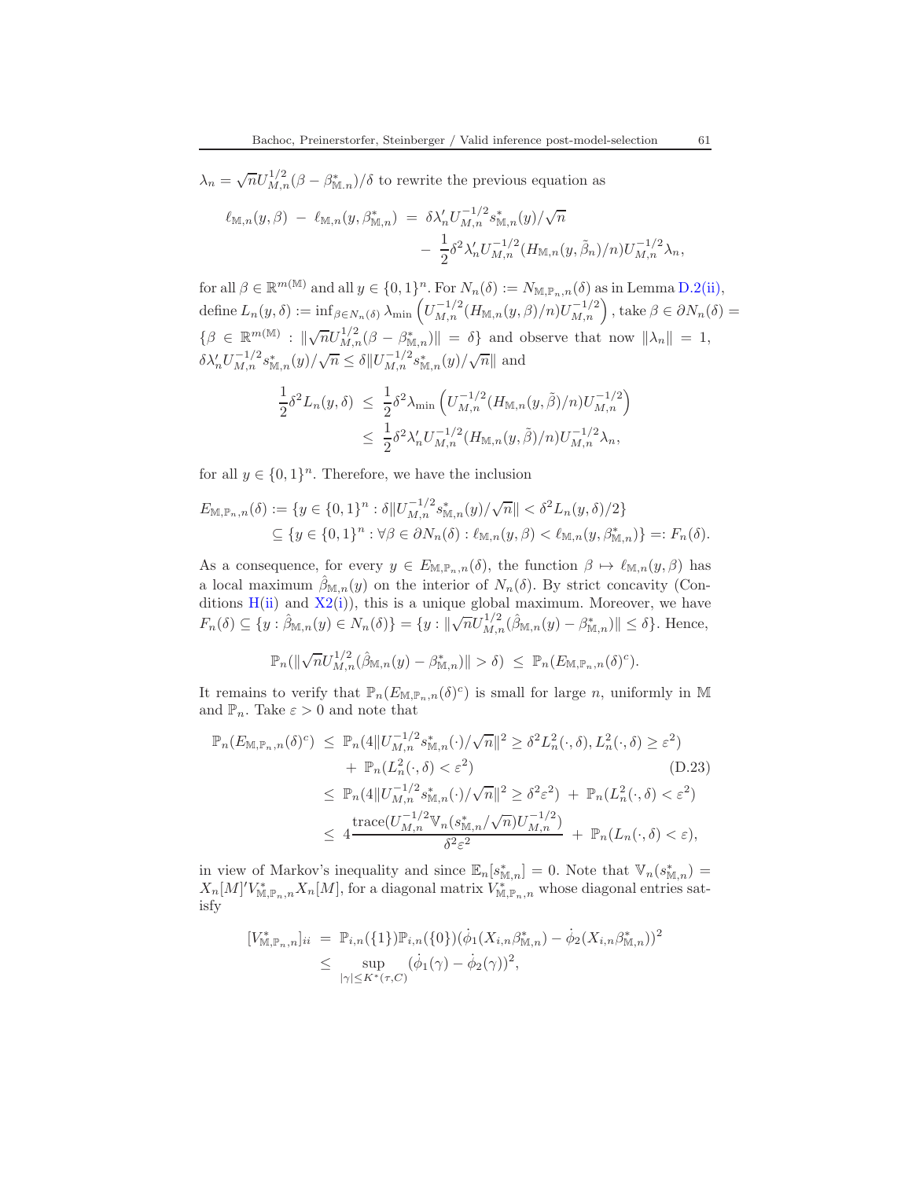$\lambda_n = \sqrt{n}U_{M,n}^{1/2}(\beta - \beta^*_{\mathbb{M}.n})/\delta$ to rewrite the previous equation as

$$\begin{aligned}\ell_{\mathbb{M},n}(y,\beta) \;-\; \ell_{\mathbb{M},n}(y,\beta^*_{\mathbb{M},n}) \;&=\; \delta\lambda_n' U_{M,n}^{-1/2} s^*_{\mathbb{M},n}(y)/\sqrt{n} \\ &\quad -\; \frac{1}{2}\delta^2 \lambda_n' U_{M,n}^{-1/2}(H_{\mathbb{M},n}(y,\tilde{\beta}_n)/n)U_{M,n}^{-1/2}\lambda_n,\end{aligned}$$

for all $\beta \in \mathbb{R}^{m(\mathbb{M})}$ and all $y \in \{0,1\}^n$. For $N_n(\delta) := N_{\mathbb{M},\mathbb{P}_n,n}(\delta)$ as in Lemma D.2(ii), define $L_n(y,\delta) := \inf_{\beta\in N_n(\delta)} \lambda_{\min}\left(U_{M,n}^{-1/2}(H_{\mathbb{M},n}(y,\beta)/n)U_{M,n}^{-1/2}\right)$, take $\beta \in \partial N_n(\delta) = \{\beta \in \mathbb{R}^{m(\mathbb{M})} : \|\sqrt{n}U_{M,n}^{1/2}(\beta - \beta^*_{\mathbb{M},n})\| = \delta\}$ and observe that now $\|\lambda_n\| = 1$, $\delta\lambda_n' U_{M,n}^{-1/2} s^*_{\mathbb{M},n}(y)/\sqrt{n} \le \delta\|U_{M,n}^{-1/2} s^*_{\mathbb{M},n}(y)/\sqrt{n}\|$ and

$$\begin{aligned}\frac{1}{2}\delta^2 L_n(y,\delta) \;&\le\; \frac{1}{2}\delta^2 \lambda_{\min}\left(U_{M,n}^{-1/2}(H_{\mathbb{M},n}(y,\tilde{\beta})/n)U_{M,n}^{-1/2}\right) \\ &\le\; \frac{1}{2}\delta^2 \lambda_n' U_{M,n}^{-1/2}(H_{\mathbb{M},n}(y,\tilde{\beta})/n)U_{M,n}^{-1/2}\lambda_n,\end{aligned}$$

for all $y \in \{0,1\}^n$. Therefore, we have the inclusion

$$\begin{aligned}E_{\mathbb{M},\mathbb{P}_n,n}(\delta) &:= \{y \in \{0,1\}^n : \delta\|U_{M,n}^{-1/2} s^*_{\mathbb{M},n}(y)/\sqrt{n}\| < \delta^2 L_n(y,\delta)/2\} \\ &\subseteq \{y \in \{0,1\}^n : \forall \beta \in \partial N_n(\delta) : \ell_{\mathbb{M},n}(y,\beta) < \ell_{\mathbb{M},n}(y,\beta^*_{\mathbb{M},n})\} =: F_n(\delta).\end{aligned}$$

As a consequence, for every $y \in E_{\mathbb{M},\mathbb{P}_n,n}(\delta)$, the function $\beta \mapsto \ell_{\mathbb{M},n}(y,\beta)$ has a local maximum $\hat{\beta}_{\mathbb{M},n}(y)$ on the interior of $N_n(\delta)$. By strict concavity (Conditions H(ii) and X2(i)), this is a unique global maximum. Moreover, we have $F_n(\delta) \subseteq \{y : \hat{\beta}_{\mathbb{M},n}(y) \in N_n(\delta)\} = \{y : \|\sqrt{n}U_{M,n}^{1/2}(\hat{\beta}_{\mathbb{M},n}(y) - \beta^*_{\mathbb{M},n})\| \le \delta\}$. Hence,

$$\mathbb{P}_n(\|\sqrt{n}U_{M,n}^{1/2}(\hat{\beta}_{\mathbb{M},n}(y) - \beta^*_{\mathbb{M},n})\| > \delta) \;\le\; \mathbb{P}_n(E_{\mathbb{M},\mathbb{P}_n,n}(\delta)^c).$$

It remains to verify that $\mathbb{P}_n(E_{\mathbb{M},\mathbb{P}_n,n}(\delta)^c)$ is small for large $n$, uniformly in $\mathbb{M}$ and $\mathbb{P}_n$. Take $\varepsilon > 0$ and note that

$$\begin{aligned}\mathbb{P}_n(E_{\mathbb{M},\mathbb{P}_n,n}(\delta)^c) \;&\le\; \mathbb{P}_n(4\|U_{M,n}^{-1/2} s^*_{\mathbb{M},n}(\cdot)/\sqrt{n}\|^2 \ge \delta^2 L_n^2(\cdot,\delta), L_n^2(\cdot,\delta) \ge \varepsilon^2) \\ &\quad +\; \mathbb{P}_n(L_n^2(\cdot,\delta) < \varepsilon^2) \qquad\qquad\qquad\qquad\qquad\qquad \text{(D.23)} \\ &\le\; \mathbb{P}_n(4\|U_{M,n}^{-1/2} s^*_{\mathbb{M},n}(\cdot)/\sqrt{n}\|^2 \ge \delta^2\varepsilon^2) \;+\; \mathbb{P}_n(L_n^2(\cdot,\delta) < \varepsilon^2) \\ &\le\; 4\frac{\operatorname{trace}(U_{M,n}^{-1/2}\mathbb{V}_n(s^*_{\mathbb{M},n}/\sqrt{n})U_{M,n}^{-1/2})}{\delta^2\varepsilon^2} \;+\; \mathbb{P}_n(L_n(\cdot,\delta) < \varepsilon),\end{aligned}$$

in view of Markov's inequality and since $\mathbb{E}_n[s^*_{\mathbb{M},n}] = 0$. Note that $\mathbb{V}_n(s^*_{\mathbb{M},n}) = X_n[M]'V^*_{\mathbb{M},\mathbb{P}_n,n}X_n[M]$, for a diagonal matrix $V^*_{\mathbb{M},\mathbb{P}_n,n}$ whose diagonal entries satisfy

$$\begin{aligned}[V^*_{\mathbb{M},\mathbb{P}_n,n}]_{ii} \;&=\; \mathbb{P}_{i,n}(\{1\})\mathbb{P}_{i,n}(\{0\})(\dot{\phi}_1(X_{i,n}\beta^*_{\mathbb{M},n}) - \dot{\phi}_2(X_{i,n}\beta^*_{\mathbb{M},n}))^2 \\ &\le\; \sup_{|\gamma|\le K^*(\tau,C)} (\dot{\phi}_1(\gamma) - \dot{\phi}_2(\gamma))^2,\end{aligned}$$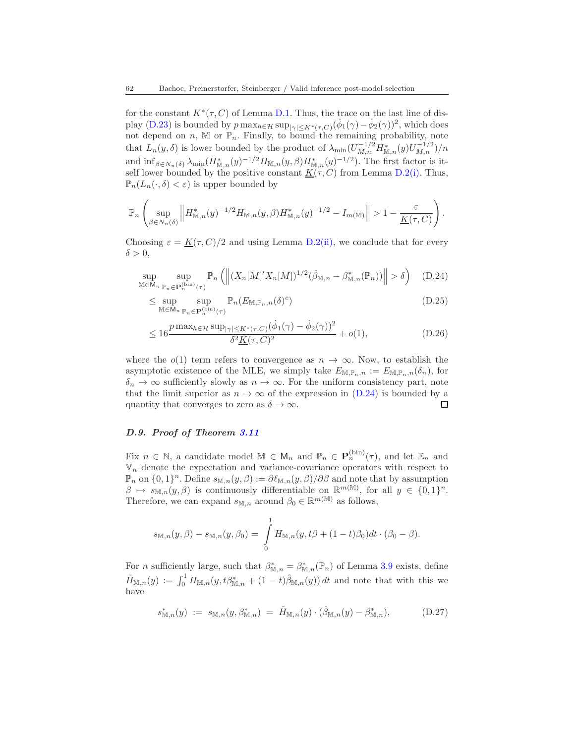for the constant $K^*(\tau, C)$ of Lemma D.1. Thus, the trace on the last line of display (D.23) is bounded by $p \max_{h\in\mathcal{H}} \sup_{|\gamma|\le K^*(\tau,C)}(\dot\phi_1(\gamma) - \dot\phi_2(\gamma))^2$, which does not depend on $n$, $\mathbb{M}$ or $\mathbb{P}_n$. Finally, to bound the remaining probability, note that $L_n(y,\delta)$ is lower bounded by the product of $\lambda_{\min}(U_{M,n}^{-1/2} H^*_{\mathbb{M},n}(y) U_{M,n}^{-1/2})/n$ and $\inf_{\beta\in N_n(\delta)} \lambda_{\min}(H^*_{\mathbb{M},n}(y)^{-1/2} H_{\mathbb{M},n}(y,\beta) H^*_{\mathbb{M},n}(y)^{-1/2})$. The first factor is itself lower bounded by the positive constant $\underline{K}(\tau, C)$ from Lemma D.2(i). Thus, $\mathbb{P}_n(L_n(\cdot,\delta) < \varepsilon)$ is upper bounded by

$$\mathbb{P}_n\left(\sup_{\beta\in N_n(\delta)} \left\| H^*_{\mathbb{M},n}(y)^{-1/2} H_{\mathbb{M},n}(y,\beta) H^*_{\mathbb{M},n}(y)^{-1/2} - I_{m(\mathbb{M})}\right\| > 1 - \frac{\varepsilon}{\underline{K}(\tau,C)}\right).$$

Choosing $\varepsilon = \underline{K}(\tau, C)/2$ and using Lemma D.2(ii), we conclude that for every $\delta > 0$,

$$\sup_{\mathbb{M}\in\mathsf{M}_n} \sup_{\mathbb{P}_n\in\mathbf{P}_n^{(\text{bin})}(\tau)} \mathbb{P}_n\left(\left\|(X_n[M]'X_n[M])^{1/2}(\hat\beta_{\mathbb{M},n} - \beta^*_{\mathbb{M},n}(\mathbb{P}_n))\right\| > \delta\right) \tag{D.24}$$

$$\le \sup_{\mathbb{M}\in\mathsf{M}_n} \sup_{\mathbb{P}_n\in\mathbf{P}_n^{(\text{bin})}(\tau)} \mathbb{P}_n(E_{\mathbb{M},\mathbb{P}_n,n}(\delta)^c) \tag{D.25}$$

$$\le 16 \frac{p \max_{h\in\mathcal{H}} \sup_{|\gamma|\le K^*(\tau,C)}(\dot\phi_1(\gamma) - \dot\phi_2(\gamma))^2}{\delta^2 \underline{K}(\tau,C)^2} + o(1), \tag{D.26}$$

where the $o(1)$ term refers to convergence as $n\to\infty$. Now, to establish the asymptotic existence of the MLE, we simply take $E_{\mathbb{M},\mathbb{P}_n,n} := E_{\mathbb{M},\mathbb{P}_n,n}(\delta_n)$, for $\delta_n \to \infty$ sufficiently slowly as $n\to\infty$. For the uniform consistency part, note that the limit superior as $n\to\infty$ of the expression in (D.24) is bounded by a quantity that converges to zero as $\delta\to\infty$. □

### *D.9. Proof of Theorem 3.11*

Fix $n\in\mathbb{N}$, a candidate model $\mathbb{M}\in\mathsf{M}_n$ and $\mathbb{P}_n\in\mathbf{P}_n^{(\text{bin})}(\tau)$, and let $\mathbb{E}_n$ and $\mathbb{V}_n$ denote the expectation and variance-covariance operators with respect to $\mathbb{P}_n$ on $\{0,1\}^n$. Define $s_{\mathbb{M},n}(y,\beta) := \partial\ell_{\mathbb{M},n}(y,\beta)/\partial\beta$ and note that by assumption $\beta\mapsto s_{\mathbb{M},n}(y,\beta)$ is continuously differentiable on $\mathbb{R}^{m(\mathbb{M})}$, for all $y\in\{0,1\}^n$. Therefore, we can expand $s_{\mathbb{M},n}$ around $\beta_0\in\mathbb{R}^{m(\mathbb{M})}$ as follows,

$$s_{\mathbb{M},n}(y,\beta) - s_{\mathbb{M},n}(y,\beta_0) = \int_0^1 H_{\mathbb{M},n}(y, t\beta + (1-t)\beta_0)dt \cdot (\beta_0 - \beta).$$

For $n$ sufficiently large, such that $\beta^*_{\mathbb{M},n} = \beta^*_{\mathbb{M},n}(\mathbb{P}_n)$ of Lemma 3.9 exists, define $\tilde H_{\mathbb{M},n}(y) := \int_0^1 H_{\mathbb{M},n}(y, t\beta^*_{\mathbb{M},n} + (1-t)\hat\beta_{\mathbb{M},n}(y))\,dt$ and note that with this we have

$$s^*_{\mathbb{M},n}(y) \;:=\; s_{\mathbb{M},n}(y,\beta^*_{\mathbb{M},n}) \;=\; \tilde H_{\mathbb{M},n}(y)\cdot(\hat\beta_{\mathbb{M},n}(y) - \beta^*_{\mathbb{M},n}), \tag{D.27}$$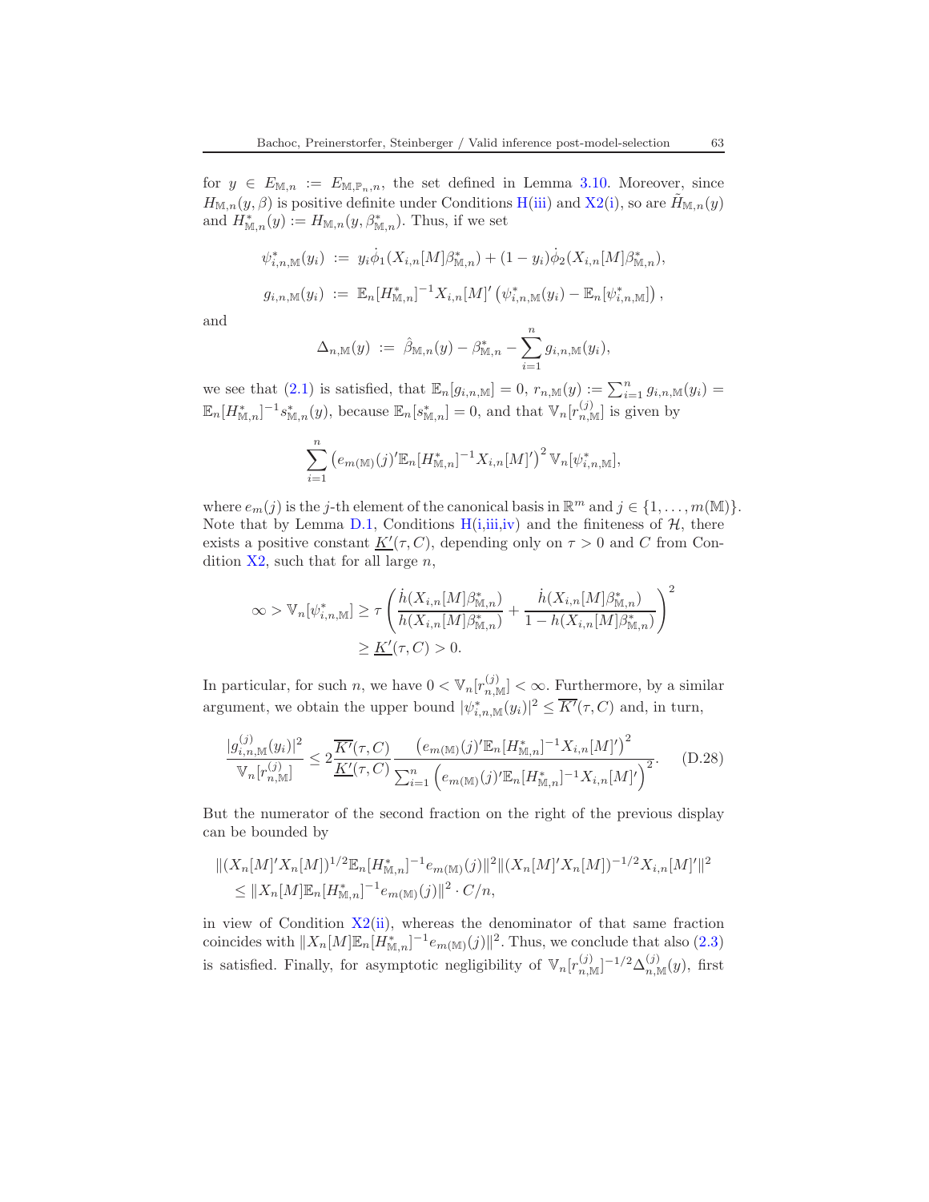for $y \in E_{\mathbb{M},n} := E_{\mathbb{M},\mathbb{P}_n,n}$, the set defined in Lemma 3.10. Moreover, since $H_{\mathbb{M},n}(y,\beta)$ is positive definite under Conditions H(iii) and X2(i), so are $\tilde{H}_{\mathbb{M},n}(y)$ and $H^*_{\mathbb{M},n}(y) := H_{\mathbb{M},n}(y, \beta^*_{\mathbb{M},n})$. Thus, if we set

$$
\begin{aligned}
\psi^*_{i,n,\mathbb{M}}(y_i) &:= y_i \dot{\phi}_1(X_{i,n}[M]\beta^*_{\mathbb{M},n}) + (1-y_i)\dot{\phi}_2(X_{i,n}[M]\beta^*_{\mathbb{M},n}),\\
g_{i,n,\mathbb{M}}(y_i) &:= \mathbb{E}_n[H^*_{\mathbb{M},n}]^{-1} X_{i,n}[M]' \left(\psi^*_{i,n,\mathbb{M}}(y_i) - \mathbb{E}_n[\psi^*_{i,n,\mathbb{M}}]\right),
\end{aligned}
$$

and

$$
\Delta_{n,\mathbb{M}}(y) := \hat{\beta}_{\mathbb{M},n}(y) - \beta^*_{\mathbb{M},n} - \sum_{i=1}^n g_{i,n,\mathbb{M}}(y_i),
$$

we see that (2.1) is satisfied, that $\mathbb{E}_n[g_{i,n,\mathbb{M}}] = 0$, $r_{n,\mathbb{M}}(y) := \sum_{i=1}^n g_{i,n,\mathbb{M}}(y_i) = \mathbb{E}_n[H^*_{\mathbb{M},n}]^{-1} s^*_{\mathbb{M},n}(y)$, because $\mathbb{E}_n[s^*_{\mathbb{M},n}] = 0$, and that $\mathbb{V}_n[r^{(j)}_{n,\mathbb{M}}]$ is given by

$$
\sum_{i=1}^n \left(e_{m(\mathbb{M})}(j)' \mathbb{E}_n[H^*_{\mathbb{M},n}]^{-1} X_{i,n}[M]'\right)^2 \mathbb{V}_n[\psi^*_{i,n,\mathbb{M}}],
$$

where $e_m(j)$ is the $j$-th element of the canonical basis in $\mathbb{R}^m$ and $j \in \{1,\dots,m(\mathbb{M})\}$. Note that by Lemma D.1, Conditions H(i,iii,iv) and the finiteness of $\mathcal{H}$, there exists a positive constant $\underline{K'}(\tau, C)$, depending only on $\tau > 0$ and $C$ from Condition X2, such that for all large $n$,

$$
\begin{aligned}
\infty > \mathbb{V}_n[\psi^*_{i,n,\mathbb{M}}] &\geq \tau \left( \frac{\dot{h}(X_{i,n}[M]\beta^*_{\mathbb{M},n})}{h(X_{i,n}[M]\beta^*_{\mathbb{M},n})} + \frac{\dot{h}(X_{i,n}[M]\beta^*_{\mathbb{M},n})}{1 - h(X_{i,n}[M]\beta^*_{\mathbb{M},n})} \right)^2 \\
&\geq \underline{K'}(\tau, C) > 0.
\end{aligned}
$$

In particular, for such $n$, we have $0 < \mathbb{V}_n[r^{(j)}_{n,\mathbb{M}}] < \infty$. Furthermore, by a similar argument, we obtain the upper bound $|\psi^*_{i,n,\mathbb{M}}(y_i)|^2 \leq \overline{K'}(\tau, C)$ and, in turn,

$$
\frac{|g^{(j)}_{i,n,\mathbb{M}}(y_i)|^2}{\mathbb{V}_n[r^{(j)}_{n,\mathbb{M}}]} \leq 2 \frac{\overline{K'}(\tau, C)}{\underline{K'}(\tau, C)} \frac{\left(e_{m(\mathbb{M})}(j)' \mathbb{E}_n[H^*_{\mathbb{M},n}]^{-1} X_{i,n}[M]'\right)^2}{\sum_{i=1}^n \left(e_{m(\mathbb{M})}(j)' \mathbb{E}_n[H^*_{\mathbb{M},n}]^{-1} X_{i,n}[M]'\right)^2}. \tag{D.28}
$$

But the numerator of the second fraction on the right of the previous display can be bounded by

$$
\begin{aligned}
&\|(X_n[M]'X_n[M])^{1/2} \mathbb{E}_n[H^*_{\mathbb{M},n}]^{-1} e_{m(\mathbb{M})}(j)\|^2 \|(X_n[M]'X_n[M])^{-1/2} X_{i,n}[M]'\|^2 \\
&\quad \leq \|X_n[M] \mathbb{E}_n[H^*_{\mathbb{M},n}]^{-1} e_{m(\mathbb{M})}(j)\|^2 \cdot C/n,
\end{aligned}
$$

in view of Condition X2(ii), whereas the denominator of that same fraction coincides with $\|X_n[M]\mathbb{E}_n[H^*_{\mathbb{M},n}]^{-1} e_{m(\mathbb{M})}(j)\|^2$. Thus, we conclude that also (2.3) is satisfied. Finally, for asymptotic negligibility of $\mathbb{V}_n[r^{(j)}_{n,\mathbb{M}}]^{-1/2} \Delta^{(j)}_{n,\mathbb{M}}(y)$, first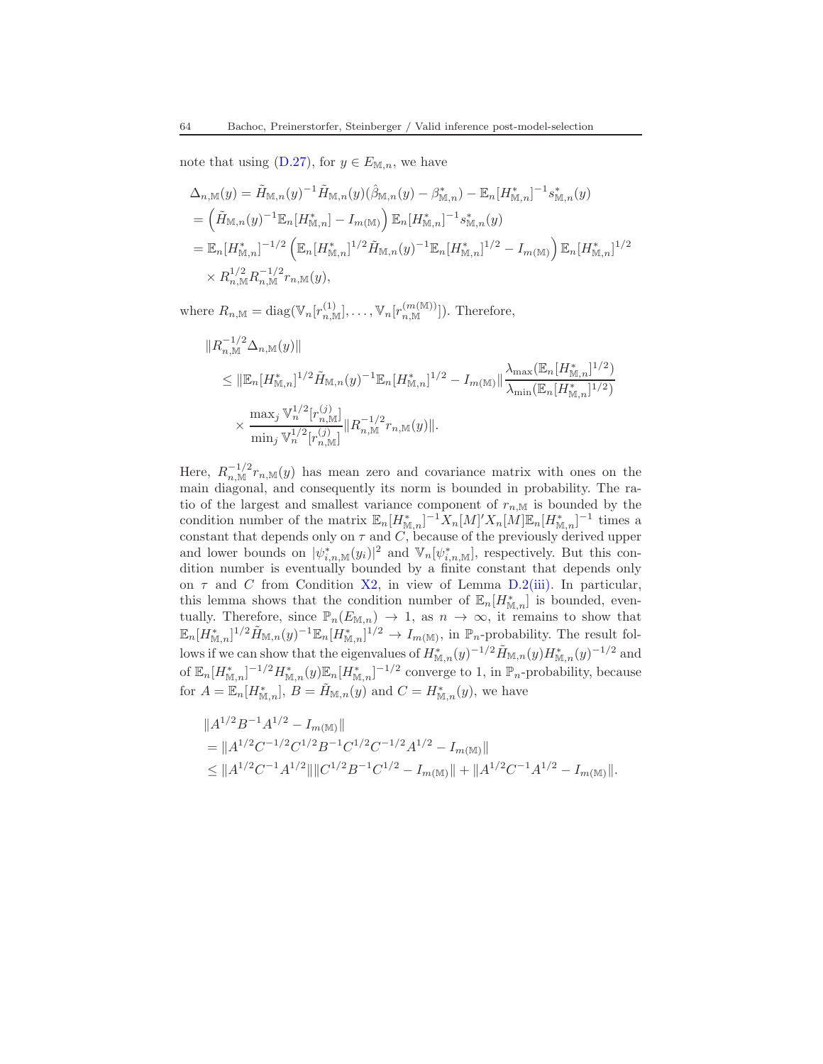note that using (D.27), for $y \in E_{\mathbb{M},n}$, we have

$$
\begin{aligned}
\Delta_{n,\mathbb{M}}(y) &= \tilde{H}_{\mathbb{M},n}(y)^{-1}\tilde{H}_{\mathbb{M},n}(y)(\hat{\beta}_{\mathbb{M},n}(y) - \beta^*_{\mathbb{M},n}) - \mathbb{E}_n[H^*_{\mathbb{M},n}]^{-1}s^*_{\mathbb{M},n}(y) \\
&= \left(\tilde{H}_{\mathbb{M},n}(y)^{-1}\mathbb{E}_n[H^*_{\mathbb{M},n}] - I_{m(\mathbb{M})}\right)\mathbb{E}_n[H^*_{\mathbb{M},n}]^{-1}s^*_{\mathbb{M},n}(y) \\
&= \mathbb{E}_n[H^*_{\mathbb{M},n}]^{-1/2}\left(\mathbb{E}_n[H^*_{\mathbb{M},n}]^{1/2}\tilde{H}_{\mathbb{M},n}(y)^{-1}\mathbb{E}_n[H^*_{\mathbb{M},n}]^{1/2} - I_{m(\mathbb{M})}\right)\mathbb{E}_n[H^*_{\mathbb{M},n}]^{1/2} \\
&\quad \times R^{1/2}_{n,\mathbb{M}}R^{-1/2}_{n,\mathbb{M}}r_{n,\mathbb{M}}(y),
\end{aligned}
$$

where $R_{n,\mathbb{M}} = \operatorname{diag}(\mathbb{V}_n[r^{(1)}_{n,\mathbb{M}}], \ldots, \mathbb{V}_n[r^{(m(\mathbb{M}))}_{n,\mathbb{M}}])$. Therefore,

$$
\begin{aligned}
&\|R^{-1/2}_{n,\mathbb{M}}\Delta_{n,\mathbb{M}}(y)\| \\
&\quad \leq \|\mathbb{E}_n[H^*_{\mathbb{M},n}]^{1/2}\tilde{H}_{\mathbb{M},n}(y)^{-1}\mathbb{E}_n[H^*_{\mathbb{M},n}]^{1/2} - I_{m(\mathbb{M})}\|\frac{\lambda_{\max}(\mathbb{E}_n[H^*_{\mathbb{M},n}]^{1/2})}{\lambda_{\min}(\mathbb{E}_n[H^*_{\mathbb{M},n}]^{1/2})} \\
&\quad\quad \times \frac{\max_j \mathbb{V}^{1/2}_n[r^{(j)}_{n,\mathbb{M}}]}{\min_j \mathbb{V}^{1/2}_n[r^{(j)}_{n,\mathbb{M}}]}\|R^{-1/2}_{n,\mathbb{M}}r_{n,\mathbb{M}}(y)\|.
\end{aligned}
$$

Here, $R^{-1/2}_{n,\mathbb{M}}r_{n,\mathbb{M}}(y)$ has mean zero and covariance matrix with ones on the main diagonal, and consequently its norm is bounded in probability. The ratio of the largest and smallest variance component of $r_{n,\mathbb{M}}$ is bounded by the condition number of the matrix $\mathbb{E}_n[H^*_{\mathbb{M},n}]^{-1}X_n[M]'X_n[M]\mathbb{E}_n[H^*_{\mathbb{M},n}]^{-1}$ times a constant that depends only on $\tau$ and $C$, because of the previously derived upper and lower bounds on $|\psi^*_{i,n,\mathbb{M}}(y_i)|^2$ and $\mathbb{V}_n[\psi^*_{i,n,\mathbb{M}}]$, respectively. But this condition number is eventually bounded by a finite constant that depends only on $\tau$ and $C$ from Condition X2, in view of Lemma D.2(iii). In particular, this lemma shows that the condition number of $\mathbb{E}_n[H^*_{\mathbb{M},n}]$ is bounded, eventually. Therefore, since $\mathbb{P}_n(E_{\mathbb{M},n}) \to 1$, as $n \to \infty$, it remains to show that $\mathbb{E}_n[H^*_{\mathbb{M},n}]^{1/2}\tilde{H}_{\mathbb{M},n}(y)^{-1}\mathbb{E}_n[H^*_{\mathbb{M},n}]^{1/2} \to I_{m(\mathbb{M})}$, in $\mathbb{P}_n$-probability. The result follows if we can show that the eigenvalues of $H^*_{\mathbb{M},n}(y)^{-1/2}\tilde{H}_{\mathbb{M},n}(y)H^*_{\mathbb{M},n}(y)^{-1/2}$ and of $\mathbb{E}_n[H^*_{\mathbb{M},n}]^{-1/2}H^*_{\mathbb{M},n}(y)\mathbb{E}_n[H^*_{\mathbb{M},n}]^{-1/2}$ converge to 1, in $\mathbb{P}_n$-probability, because for $A = \mathbb{E}_n[H^*_{\mathbb{M},n}]$, $B = \tilde{H}_{\mathbb{M},n}(y)$ and $C = H^*_{\mathbb{M},n}(y)$, we have

$$
\begin{aligned}
&\|A^{1/2}B^{-1}A^{1/2} - I_{m(\mathbb{M})}\| \\
&= \|A^{1/2}C^{-1/2}C^{1/2}B^{-1}C^{1/2}C^{-1/2}A^{1/2} - I_{m(\mathbb{M})}\| \\
&\leq \|A^{1/2}C^{-1}A^{1/2}\|\|C^{1/2}B^{-1}C^{1/2} - I_{m(\mathbb{M})}\| + \|A^{1/2}C^{-1}A^{1/2} - I_{m(\mathbb{M})}\|.
\end{aligned}
$$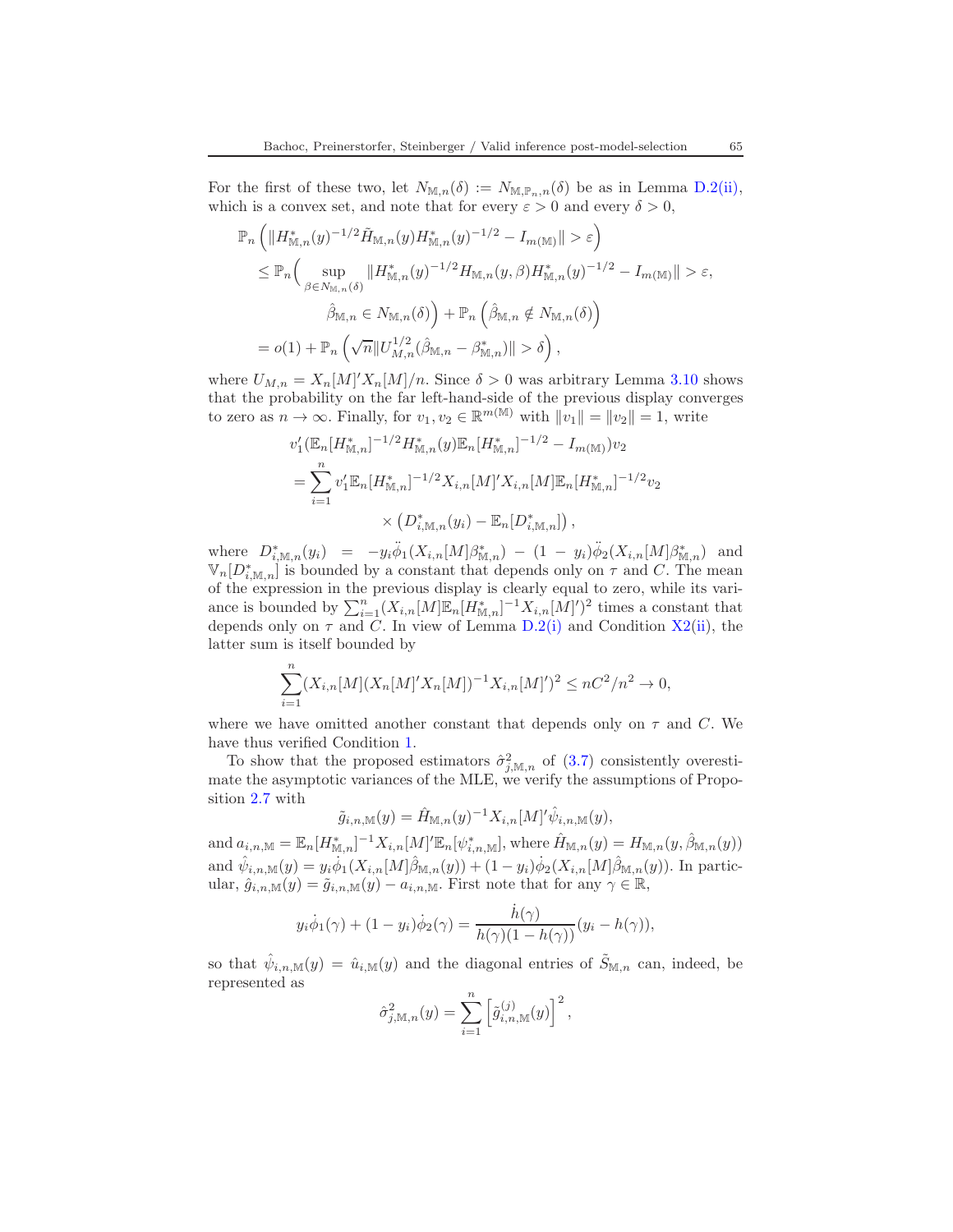For the first of these two, let $N_{\mathbb{M},n}(\delta) := N_{\mathbb{M},\mathbb{P}_n,n}(\delta)$ be as in Lemma D.2(ii), which is a convex set, and note that for every $\varepsilon > 0$ and every $\delta > 0$,

$$
\begin{aligned}
&\mathbb{P}_n\left(\|H^*_{\mathbb{M},n}(y)^{-1/2}\tilde{H}_{\mathbb{M},n}(y)H^*_{\mathbb{M},n}(y)^{-1/2} - I_{m(\mathbb{M})}\| > \varepsilon\right) \\
&\leq \mathbb{P}_n\Big(\sup_{\beta \in N_{\mathbb{M},n}(\delta)} \|H^*_{\mathbb{M},n}(y)^{-1/2}H_{\mathbb{M},n}(y,\beta)H^*_{\mathbb{M},n}(y)^{-1/2} - I_{m(\mathbb{M})}\| > \varepsilon, \\
&\qquad\qquad \hat{\beta}_{\mathbb{M},n} \in N_{\mathbb{M},n}(\delta)\Big) + \mathbb{P}_n\left(\hat{\beta}_{\mathbb{M},n} \notin N_{\mathbb{M},n}(\delta)\right) \\
&= o(1) + \mathbb{P}_n\left(\sqrt{n}\|U^{1/2}_{M,n}(\hat{\beta}_{\mathbb{M},n} - \beta^*_{\mathbb{M},n})\| > \delta\right),
\end{aligned}
$$

where $U_{M,n} = X_n[M]'X_n[M]/n$. Since $\delta > 0$ was arbitrary Lemma 3.10 shows that the probability on the far left-hand-side of the previous display converges to zero as $n \to \infty$. Finally, for $v_1, v_2 \in \mathbb{R}^{m(\mathbb{M})}$ with $\|v_1\| = \|v_2\| = 1$, write

$$
\begin{aligned}
&v_1'(\mathbb{E}_n[H^*_{\mathbb{M},n}]^{-1/2}H^*_{\mathbb{M},n}(y)\mathbb{E}_n[H^*_{\mathbb{M},n}]^{-1/2} - I_{m(\mathbb{M})})v_2 \\
&= \sum_{i=1}^n v_1'\mathbb{E}_n[H^*_{\mathbb{M},n}]^{-1/2}X_{i,n}[M]'X_{i,n}[M]\mathbb{E}_n[H^*_{\mathbb{M},n}]^{-1/2}v_2 \\
&\qquad\qquad \times \left(D^*_{i,\mathbb{M},n}(y_i) - \mathbb{E}_n[D^*_{i,\mathbb{M},n}]\right),
\end{aligned}
$$

where $D^*_{i,\mathbb{M},n}(y_i) = -y_i\ddot{\phi}_1(X_{i,n}[M]\beta^*_{\mathbb{M},n}) - (1-y_i)\ddot{\phi}_2(X_{i,n}[M]\beta^*_{\mathbb{M},n})$ and $\mathbb{V}_n[D^*_{i,\mathbb{M},n}]$ is bounded by a constant that depends only on $\tau$ and $C$. The mean of the expression in the previous display is clearly equal to zero, while its variance is bounded by $\sum_{i=1}^n (X_{i,n}[M]\mathbb{E}_n[H^*_{\mathbb{M},n}]^{-1}X_{i,n}[M]')^2$ times a constant that depends only on $\tau$ and $C$. In view of Lemma D.2(i) and Condition X2(ii), the latter sum is itself bounded by

$$
\sum_{i=1}^n (X_{i,n}[M](X_n[M]'X_n[M])^{-1}X_{i,n}[M]')^2 \leq nC^2/n^2 \to 0,
$$

where we have omitted another constant that depends only on $\tau$ and $C$. We have thus verified Condition 1.

To show that the proposed estimators $\hat{\sigma}^2_{j,\mathbb{M},n}$ of (3.7) consistently overestimate the asymptotic variances of the MLE, we verify the assumptions of Proposition 2.7 with

$$
\tilde{g}_{i,n,\mathbb{M}}(y) = \hat{H}_{\mathbb{M},n}(y)^{-1}X_{i,n}[M]'\hat{\psi}_{i,n,\mathbb{M}}(y),
$$

and $a_{i,n,\mathbb{M}} = \mathbb{E}_n[H^*_{\mathbb{M},n}]^{-1}X_{i,n}[M]'\mathbb{E}_n[\psi^*_{i,n,\mathbb{M}}]$, where $\hat{H}_{\mathbb{M},n}(y) = H_{\mathbb{M},n}(y, \hat{\beta}_{\mathbb{M},n}(y))$ and $\hat{\psi}_{i,n,\mathbb{M}}(y) = y_i\dot{\phi}_1(X_{i,n}[M]\hat{\beta}_{\mathbb{M},n}(y)) + (1-y_i)\dot{\phi}_2(X_{i,n}[M]\hat{\beta}_{\mathbb{M},n}(y))$. In particular, $\hat{g}_{i,n,\mathbb{M}}(y) = \tilde{g}_{i,n,\mathbb{M}}(y) - a_{i,n,\mathbb{M}}$. First note that for any $\gamma \in \mathbb{R}$,

$$
y_i\dot{\phi}_1(\gamma) + (1-y_i)\dot{\phi}_2(\gamma) = \frac{\dot{h}(\gamma)}{h(\gamma)(1-h(\gamma))}(y_i - h(\gamma)),
$$

so that $\hat{\psi}_{i,n,\mathbb{M}}(y) = \hat{u}_{i,\mathbb{M}}(y)$ and the diagonal entries of $\tilde{S}_{\mathbb{M},n}$ can, indeed, be represented as

$$
\hat{\sigma}^2_{j,\mathbb{M},n}(y) = \sum_{i=1}^n \left[\tilde{g}^{(j)}_{i,n,\mathbb{M}}(y)\right]^2,
$$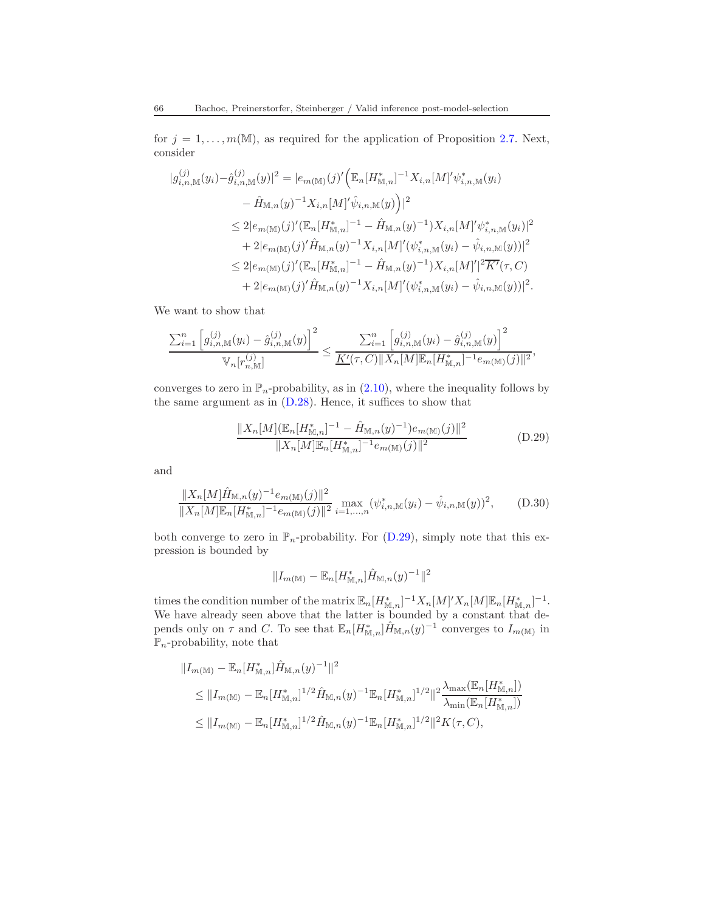for $j = 1, \ldots, m(\mathbb{M})$, as required for the application of Proposition 2.7. Next, consider

$$
\begin{aligned}
|g^{(j)}_{i,n,\mathbb{M}}(y_i) - \hat{g}^{(j)}_{i,n,\mathbb{M}}(y)|^2 &= |e_{m(\mathbb{M})}(j)' \Big( \mathbb{E}_n[H^*_{\mathbb{M},n}]^{-1} X_{i,n}[M]' \psi^*_{i,n,\mathbb{M}}(y_i) \\
&\quad - \hat{H}_{\mathbb{M},n}(y)^{-1} X_{i,n}[M]' \hat{\psi}_{i,n,\mathbb{M}}(y) \Big)|^2 \\
&\leq 2|e_{m(\mathbb{M})}(j)' (\mathbb{E}_n[H^*_{\mathbb{M},n}]^{-1} - \hat{H}_{\mathbb{M},n}(y)^{-1}) X_{i,n}[M]' \psi^*_{i,n,\mathbb{M}}(y_i)|^2 \\
&\quad + 2|e_{m(\mathbb{M})}(j)' \hat{H}_{\mathbb{M},n}(y)^{-1} X_{i,n}[M]' (\psi^*_{i,n,\mathbb{M}}(y_i) - \hat{\psi}_{i,n,\mathbb{M}}(y))|^2 \\
&\leq 2|e_{m(\mathbb{M})}(j)' (\mathbb{E}_n[H^*_{\mathbb{M},n}]^{-1} - \hat{H}_{\mathbb{M},n}(y)^{-1}) X_{i,n}[M]'|^2 \overline{K'}(\tau, C) \\
&\quad + 2|e_{m(\mathbb{M})}(j)' \hat{H}_{\mathbb{M},n}(y)^{-1} X_{i,n}[M]' (\psi^*_{i,n,\mathbb{M}}(y_i) - \hat{\psi}_{i,n,\mathbb{M}}(y))|^2.
\end{aligned}
$$

We want to show that

$$
\frac{\sum_{i=1}^n \left[ g^{(j)}_{i,n,\mathbb{M}}(y_i) - \hat{g}^{(j)}_{i,n,\mathbb{M}}(y) \right]^2}{\mathbb{V}_n[r^{(j)}_{n,\mathbb{M}}]} \leq \frac{\sum_{i=1}^n \left[ g^{(j)}_{i,n,\mathbb{M}}(y_i) - \hat{g}^{(j)}_{i,n,\mathbb{M}}(y) \right]^2}{\underline{K'}(\tau, C) \|X_n[M] \mathbb{E}_n[H^*_{\mathbb{M},n}]^{-1} e_{m(\mathbb{M})}(j)\|^2},
$$

converges to zero in $\mathbb{P}_n$-probability, as in (2.10), where the inequality follows by the same argument as in (D.28). Hence, it suffices to show that

$$
\frac{\|X_n[M](\mathbb{E}_n[H^*_{\mathbb{M},n}]^{-1} - \hat{H}_{\mathbb{M},n}(y)^{-1}) e_{m(\mathbb{M})}(j)\|^2}{\|X_n[M] \mathbb{E}_n[H^*_{\mathbb{M},n}]^{-1} e_{m(\mathbb{M})}(j)\|^2} \tag{D.29}
$$

and

$$
\frac{\|X_n[M] \hat{H}_{\mathbb{M},n}(y)^{-1} e_{m(\mathbb{M})}(j)\|^2}{\|X_n[M] \mathbb{E}_n[H^*_{\mathbb{M},n}]^{-1} e_{m(\mathbb{M})}(j)\|^2} \max_{i=1,\ldots,n} (\psi^*_{i,n,\mathbb{M}}(y_i) - \hat{\psi}_{i,n,\mathbb{M}}(y))^2, \tag{D.30}
$$

both converge to zero in $\mathbb{P}_n$-probability. For (D.29), simply note that this expression is bounded by

$$
\|I_{m(\mathbb{M})} - \mathbb{E}_n[H^*_{\mathbb{M},n}] \hat{H}_{\mathbb{M},n}(y)^{-1}\|^2
$$

times the condition number of the matrix $\mathbb{E}_n[H^*_{\mathbb{M},n}]^{-1} X_n[M]' X_n[M] \mathbb{E}_n[H^*_{\mathbb{M},n}]^{-1}$. We have already seen above that the latter is bounded by a constant that depends only on $\tau$ and $C$. To see that $\mathbb{E}_n[H^*_{\mathbb{M},n}] \hat{H}_{\mathbb{M},n}(y)^{-1}$ converges to $I_{m(\mathbb{M})}$ in $\mathbb{P}_n$-probability, note that

$$
\begin{aligned}
\|I_{m(\mathbb{M})} &- \mathbb{E}_n[H^*_{\mathbb{M},n}] \hat{H}_{\mathbb{M},n}(y)^{-1}\|^2 \\
&\leq \|I_{m(\mathbb{M})} - \mathbb{E}_n[H^*_{\mathbb{M},n}]^{1/2} \hat{H}_{\mathbb{M},n}(y)^{-1} \mathbb{E}_n[H^*_{\mathbb{M},n}]^{1/2}\|^2 \frac{\lambda_{\max}(\mathbb{E}_n[H^*_{\mathbb{M},n}])}{\lambda_{\min}(\mathbb{E}_n[H^*_{\mathbb{M},n}])} \\
&\leq \|I_{m(\mathbb{M})} - \mathbb{E}_n[H^*_{\mathbb{M},n}]^{1/2} \hat{H}_{\mathbb{M},n}(y)^{-1} \mathbb{E}_n[H^*_{\mathbb{M},n}]^{1/2}\|^2 K(\tau, C),
\end{aligned}
$$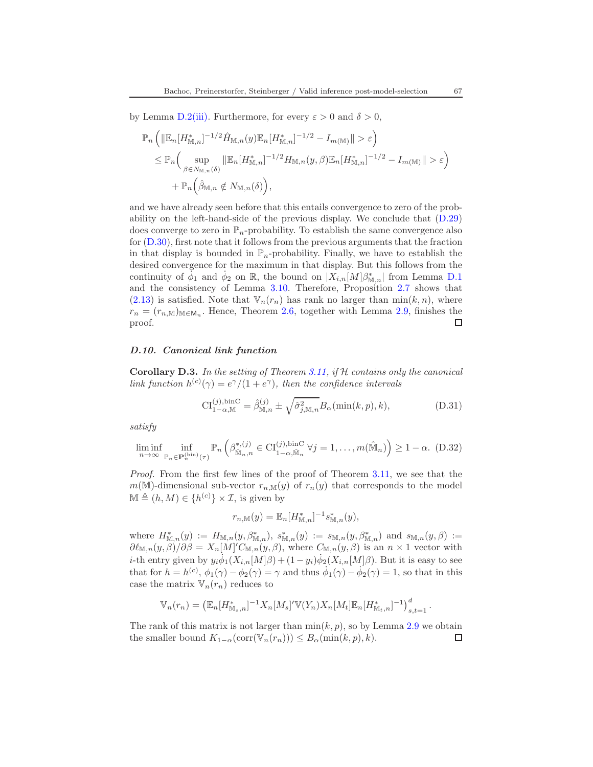by Lemma D.2(iii). Furthermore, for every $\varepsilon > 0$ and $\delta > 0$,

$$
\begin{aligned}
&\mathbb{P}_n\left(\|\mathbb{E}_n[H^*_{\mathbb{M},n}]^{-1/2}\hat{H}_{\mathbb{M},n}(y)\mathbb{E}_n[H^*_{\mathbb{M},n}]^{-1/2} - I_{m(\mathbb{M})}\| > \varepsilon\right)\\
&\quad\leq \mathbb{P}_n\Big(\sup_{\beta \in N_{\mathbb{M},n}(\delta)} \|\mathbb{E}_n[H^*_{\mathbb{M},n}]^{-1/2}H_{\mathbb{M},n}(y,\beta)\mathbb{E}_n[H^*_{\mathbb{M},n}]^{-1/2} - I_{m(\mathbb{M})}\| > \varepsilon\Big)\\
&\qquad + \mathbb{P}_n\Big(\hat{\beta}_{\mathbb{M},n} \notin N_{\mathbb{M},n}(\delta)\Big),
\end{aligned}
$$

and we have already seen before that this entails convergence to zero of the probability on the left-hand-side of the previous display. We conclude that (D.29) does converge to zero in $\mathbb{P}_n$-probability. To establish the same convergence also for (D.30), first note that it follows from the previous arguments that the fraction in that display is bounded in $\mathbb{P}_n$-probability. Finally, we have to establish the desired convergence for the maximum in that display. But this follows from the continuity of $\dot{\phi}_1$ and $\dot{\phi}_2$ on $\mathbb{R}$, the bound on $|X_{i,n}[M]\beta^*_{\mathbb{M},n}|$ from Lemma D.1 and the consistency of Lemma 3.10. Therefore, Proposition 2.7 shows that (2.13) is satisfied. Note that $\mathbb{V}_n(r_n)$ has rank no larger than $\min(k,n)$, where $r_n = (r_{n,\mathbb{M}})_{\mathbb{M}\in\mathsf{M}_n}$. Hence, Theorem 2.6, together with Lemma 2.9, finishes the proof. ☐

### *D.10. Canonical link function*

**Corollary D.3.** *In the setting of Theorem 3.11, if $\mathcal{H}$ contains only the canonical link function $h^{(c)}(\gamma) = e^{\gamma}/(1+e^{\gamma})$, then the confidence intervals*

$$
\mathrm{CI}^{(j),\mathrm{binC}}_{1-\alpha,\mathbb{M}} = \hat{\beta}^{(j)}_{\mathbb{M},n} \pm \sqrt{\hat{\sigma}^2_{j,\mathbb{M},n}}\, B_\alpha(\min(k,p),k), \tag{D.31}
$$

*satisfy*

$$
\liminf_{n\to\infty} \inf_{\mathbb{P}_n \in \mathbf{P}^{(\mathrm{bin})}_n(\tau)} \mathbb{P}_n\left(\beta^{*,(j)}_{\hat{\mathbb{M}}_n,n} \in \mathrm{CI}^{(j),\mathrm{binC}}_{1-\alpha,\hat{\mathbb{M}}_n}\ \forall j = 1,\ldots,m(\hat{\mathbb{M}}_n)\right) \geq 1-\alpha. \tag{D.32}
$$

*Proof.* From the first few lines of the proof of Theorem 3.11, we see that the $m(\mathbb{M})$-dimensional sub-vector $r_{n,\mathbb{M}}(y)$ of $r_n(y)$ that corresponds to the model $\mathbb{M} \triangleq (h,M) \in \{h^{(c)}\}\times\mathcal{I}$, is given by

$$
r_{n,\mathbb{M}}(y) = \mathbb{E}_n[H^*_{\mathbb{M},n}]^{-1}s^*_{\mathbb{M},n}(y),
$$

where $H^*_{\mathbb{M},n}(y) := H_{\mathbb{M},n}(y,\beta^*_{\mathbb{M},n})$, $s^*_{\mathbb{M},n}(y) := s_{\mathbb{M},n}(y,\beta^*_{\mathbb{M},n})$ and $s_{\mathbb{M},n}(y,\beta) := \partial\ell_{\mathbb{M},n}(y,\beta)/\partial\beta = X_n[M]'C_{\mathbb{M},n}(y,\beta)$, where $C_{\mathbb{M},n}(y,\beta)$ is an $n\times 1$ vector with $i$-th entry given by $y_i\dot{\phi}_1(X_{i,n}[M]\beta) + (1-y_i)\dot{\phi}_2(X_{i,n}[M]\beta)$. But it is easy to see that for $h = h^{(c)}$, $\phi_1(\gamma) - \phi_2(\gamma) = \gamma$ and thus $\dot{\phi}_1(\gamma) - \dot{\phi}_2(\gamma) = 1$, so that in this case the matrix $\mathbb{V}_n(r_n)$ reduces to

$$
\mathbb{V}_n(r_n) = \left(\mathbb{E}_n[H^*_{\mathbb{M}_s,n}]^{-1}X_n[M_s]'\mathbb{V}(Y_n)X_n[M_t]\mathbb{E}_n[H^*_{\mathbb{M}_t,n}]^{-1}\right)^d_{s,t=1}.
$$

The rank of this matrix is not larger than $\min(k,p)$, so by Lemma 2.9 we obtain the smaller bound $K_{1-\alpha}(\mathrm{corr}(\mathbb{V}_n(r_n))) \leq B_\alpha(\min(k,p),k)$. ☐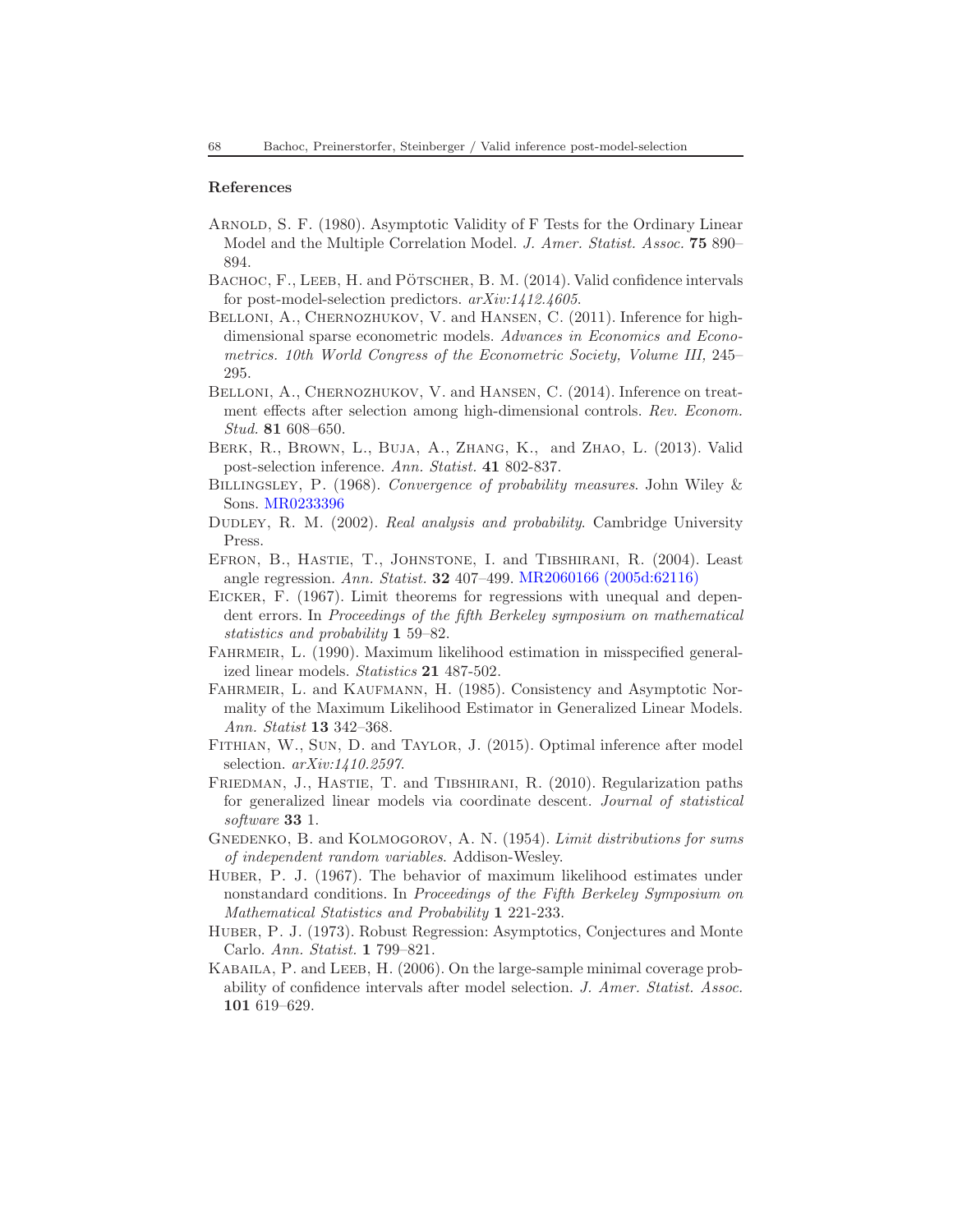## References

Arnold, S. F. (1980). Asymptotic Validity of F Tests for the Ordinary Linear Model and the Multiple Correlation Model. *J. Amer. Statist. Assoc.* **75** 890–894.

Bachoc, F., Leeb, H. and Pötscher, B. M. (2014). Valid confidence intervals for post-model-selection predictors. *arXiv:1412.4605*.

Belloni, A., Chernozhukov, V. and Hansen, C. (2011). Inference for high-dimensional sparse econometric models. *Advances in Economics and Econometrics. 10th World Congress of the Econometric Society, Volume III,* 245–295.

Belloni, A., Chernozhukov, V. and Hansen, C. (2014). Inference on treatment effects after selection among high-dimensional controls. *Rev. Econom. Stud.* **81** 608–650.

Berk, R., Brown, L., Buja, A., Zhang, K., and Zhao, L. (2013). Valid post-selection inference. *Ann. Statist.* **41** 802-837.

Billingsley, P. (1968). *Convergence of probability measures*. John Wiley & Sons. MR0233396

Dudley, R. M. (2002). *Real analysis and probability*. Cambridge University Press.

Efron, B., Hastie, T., Johnstone, I. and Tibshirani, R. (2004). Least angle regression. *Ann. Statist.* **32** 407–499. MR2060166 (2005d:62116)

Eicker, F. (1967). Limit theorems for regressions with unequal and dependent errors. In *Proceedings of the fifth Berkeley symposium on mathematical statistics and probability* **1** 59–82.

Fahrmeir, L. (1990). Maximum likelihood estimation in misspecified generalized linear models. *Statistics* **21** 487-502.

Fahrmeir, L. and Kaufmann, H. (1985). Consistency and Asymptotic Normality of the Maximum Likelihood Estimator in Generalized Linear Models. *Ann. Statist* **13** 342–368.

Fithian, W., Sun, D. and Taylor, J. (2015). Optimal inference after model selection. *arXiv:1410.2597*.

Friedman, J., Hastie, T. and Tibshirani, R. (2010). Regularization paths for generalized linear models via coordinate descent. *Journal of statistical software* **33** 1.

Gnedenko, B. and Kolmogorov, A. N. (1954). *Limit distributions for sums of independent random variables*. Addison-Wesley.

Huber, P. J. (1967). The behavior of maximum likelihood estimates under nonstandard conditions. In *Proceedings of the Fifth Berkeley Symposium on Mathematical Statistics and Probability* **1** 221-233.

Huber, P. J. (1973). Robust Regression: Asymptotics, Conjectures and Monte Carlo. *Ann. Statist.* **1** 799–821.

Kabaila, P. and Leeb, H. (2006). On the large-sample minimal coverage probability of confidence intervals after model selection. *J. Amer. Statist. Assoc.* **101** 619–629.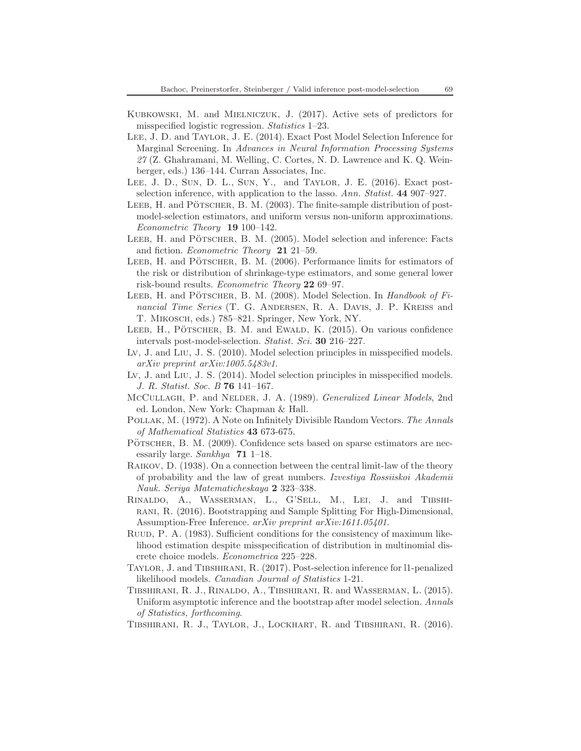Kubkowski, M. and Mielniczuk, J. (2017). Active sets of predictors for misspecified logistic regression. *Statistics* 1–23.

Lee, J. D. and Taylor, J. E. (2014). Exact Post Model Selection Inference for Marginal Screening. In *Advances in Neural Information Processing Systems 27* (Z. Ghahramani, M. Welling, C. Cortes, N. D. Lawrence and K. Q. Weinberger, eds.) 136–144. Curran Associates, Inc.

Lee, J. D., Sun, D. L., Sun, Y., and Taylor, J. E. (2016). Exact post-selection inference, with application to the lasso. *Ann. Statist.* **44** 907–927.

Leeb, H. and Pötscher, B. M. (2003). The finite-sample distribution of post-model-selection estimators, and uniform versus non-uniform approximations. *Econometric Theory* **19** 100–142.

Leeb, H. and Pötscher, B. M. (2005). Model selection and inference: Facts and fiction. *Econometric Theory* **21** 21–59.

Leeb, H. and Pötscher, B. M. (2006). Performance limits for estimators of the risk or distribution of shrinkage-type estimators, and some general lower risk-bound results. *Econometric Theory* **22** 69–97.

Leeb, H. and Pötscher, B. M. (2008). Model Selection. In *Handbook of Financial Time Series* (T. G. Andersen, R. A. Davis, J. P. Kreiss and T. Mikosch, eds.) 785–821. Springer, New York, NY.

Leeb, H., Pötscher, B. M. and Ewald, K. (2015). On various confidence intervals post-model-selection. *Statist. Sci.* **30** 216–227.

Lv, J. and Liu, J. S. (2010). Model selection principles in misspecified models. *arXiv preprint arXiv:1005.5483v1*.

Lv, J. and Liu, J. S. (2014). Model selection principles in misspecified models. *J. R. Statist. Soc. B* **76** 141–167.

McCullagh, P. and Nelder, J. A. (1989). *Generalized Linear Models*, 2nd ed. London, New York: Chapman & Hall.

Pollak, M. (1972). A Note on Infinitely Divisible Random Vectors. *The Annals of Mathematical Statistics* **43** 673-675.

Pötscher, B. M. (2009). Confidence sets based on sparse estimators are necessarily large. *Sankhya* **71** 1–18.

Raikov, D. (1938). On a connection between the central limit-law of the theory of probability and the law of great numbers. *Izvestiya Rossiiskoi Akademii Nauk. Seriya Matematicheskaya* **2** 323–338.

Rinaldo, A., Wasserman, L., G'Sell, M., Lei, J. and Tibshirani, R. (2016). Bootstrapping and Sample Splitting For High-Dimensional, Assumption-Free Inference. *arXiv preprint arXiv:1611.05401*.

Ruud, P. A. (1983). Sufficient conditions for the consistency of maximum likelihood estimation despite misspecification of distribution in multinomial discrete choice models. *Econometrica* 225–228.

Taylor, J. and Tibshirani, R. (2017). Post-selection inference for l1-penalized likelihood models. *Canadian Journal of Statistics* 1-21.

Tibshirani, R. J., Rinaldo, A., Tibshirani, R. and Wasserman, L. (2015). Uniform asymptotic inference and the bootstrap after model selection. *Annals of Statistics, forthcoming*.

Tibshirani, R. J., Taylor, J., Lockhart, R. and Tibshirani, R. (2016).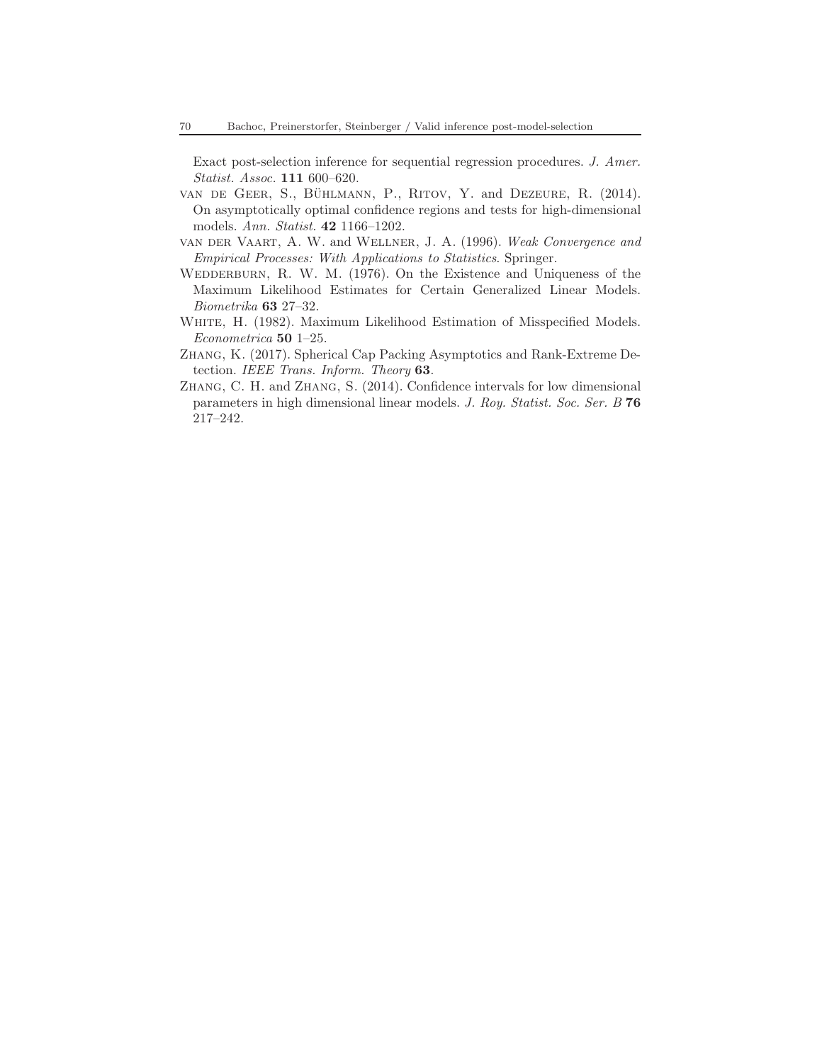Exact post-selection inference for sequential regression procedures. *J. Amer. Statist. Assoc.* **111** 600–620.

van de Geer, S., Bühlmann, P., Ritov, Y. and Dezeure, R. (2014). On asymptotically optimal confidence regions and tests for high-dimensional models. *Ann. Statist.* **42** 1166–1202.

van der Vaart, A. W. and Wellner, J. A. (1996). *Weak Convergence and Empirical Processes: With Applications to Statistics*. Springer.

Wedderburn, R. W. M. (1976). On the Existence and Uniqueness of the Maximum Likelihood Estimates for Certain Generalized Linear Models. *Biometrika* **63** 27–32.

White, H. (1982). Maximum Likelihood Estimation of Misspecified Models. *Econometrica* **50** 1–25.

Zhang, K. (2017). Spherical Cap Packing Asymptotics and Rank-Extreme Detection. *IEEE Trans. Inform. Theory* **63**.

Zhang, C. H. and Zhang, S. (2014). Confidence intervals for low dimensional parameters in high dimensional linear models. *J. Roy. Statist. Soc. Ser. B* **76** 217–242.